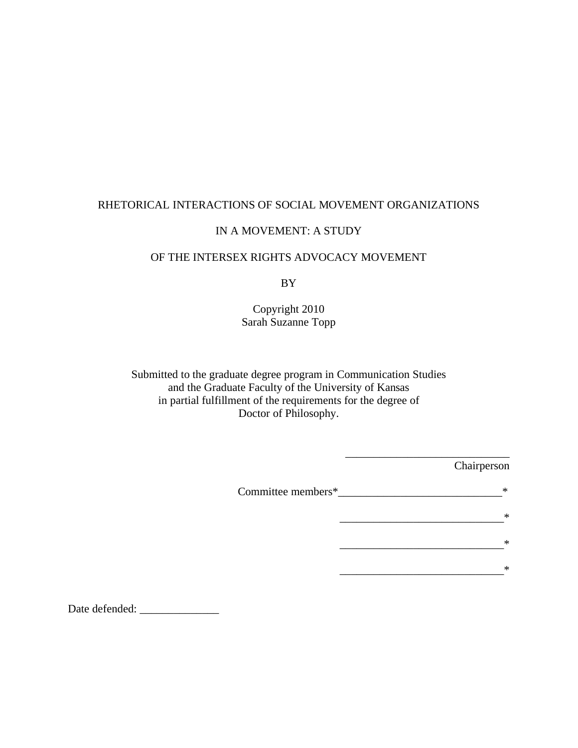RHETORICAL INTERACTIONS OF SOCIAL MOVEMENT ORGANIZATIONS

IN A MOVEMENT: A STUDY

OF THE INTERSEX RIGHTS ADVOCACY MOVEMENT

BY

Copyright 2010
Sarah Suzanne Topp

Submitted to the graduate degree program in Communication Studies
and the Graduate Faculty of the University of Kansas
in partial fulfillment of the requirements for the degree of
Doctor of Philosophy.

_____________________________
Chairperson

Committee members*_____________________________*

_____________________________*

_____________________________*

_____________________________*

Date defended: ______________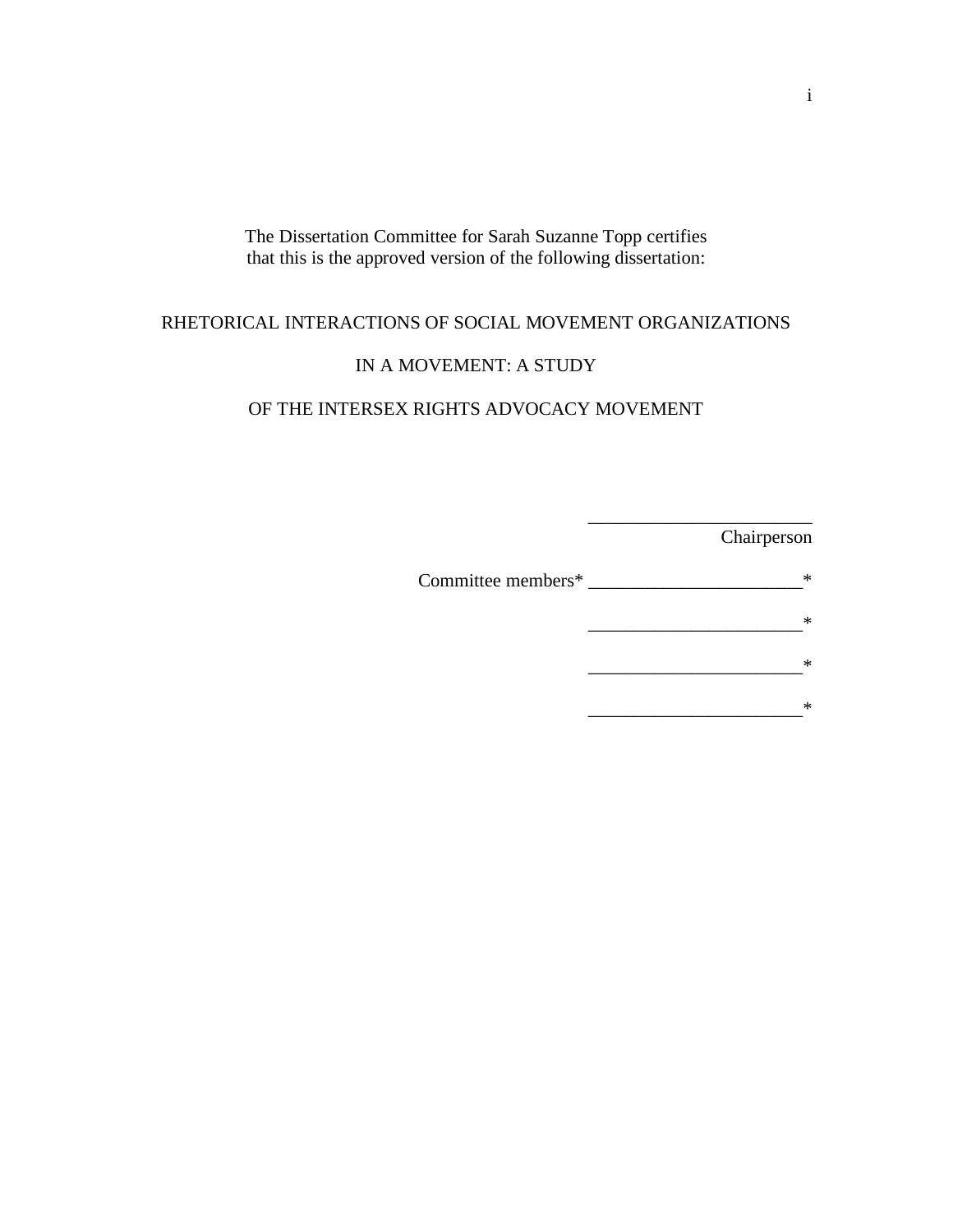The Dissertation Committee for Sarah Suzanne Topp certifies
that this is the approved version of the following dissertation:

RHETORICAL INTERACTIONS OF SOCIAL MOVEMENT ORGANIZATIONS

IN A MOVEMENT: A STUDY

OF THE INTERSEX RIGHTS ADVOCACY MOVEMENT

________________________
Chairperson

Committee members* ______________________*

______________________*

______________________*

______________________*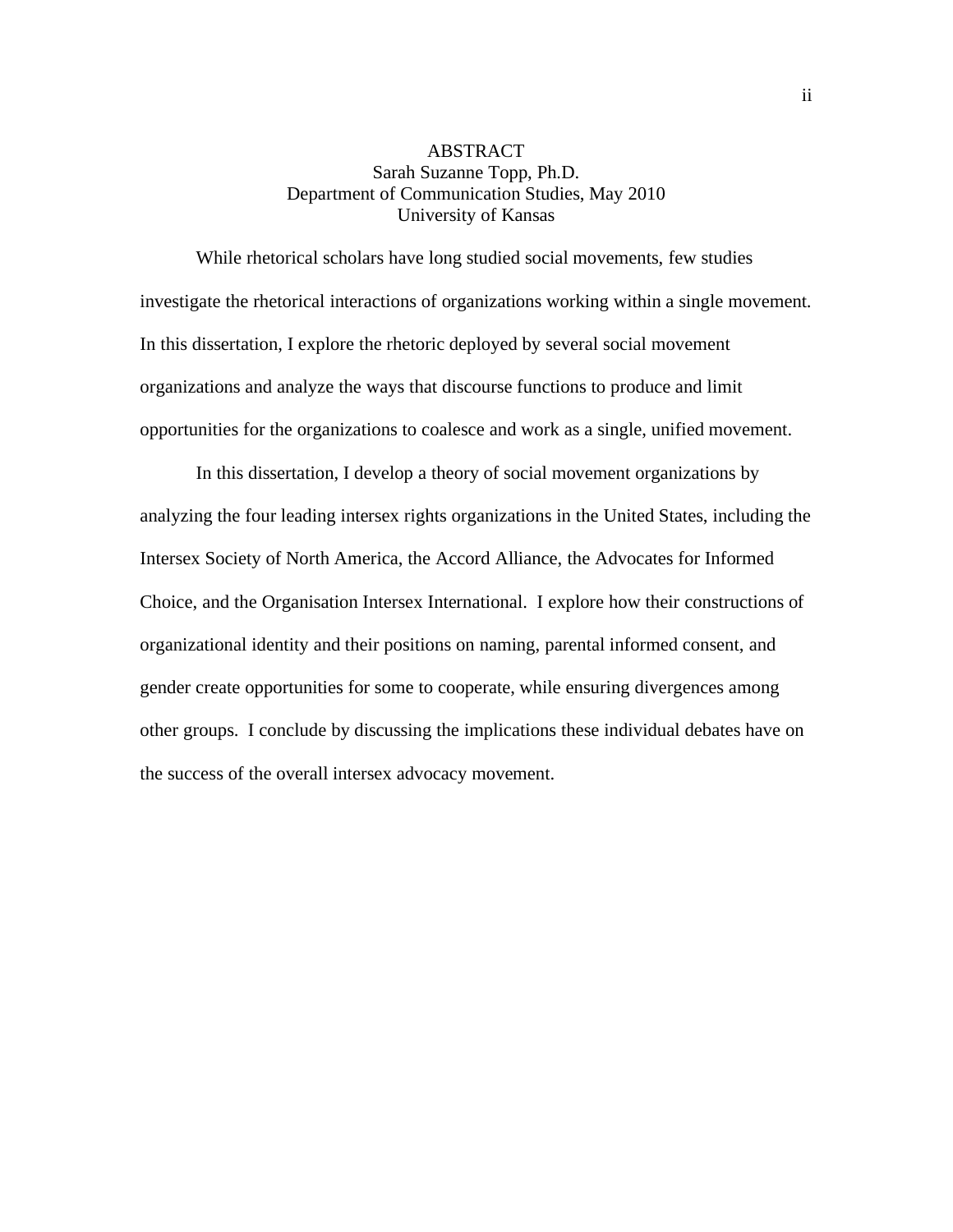# ABSTRACT

Sarah Suzanne Topp, Ph.D.
Department of Communication Studies, May 2010
University of Kansas

While rhetorical scholars have long studied social movements, few studies investigate the rhetorical interactions of organizations working within a single movement. In this dissertation, I explore the rhetoric deployed by several social movement organizations and analyze the ways that discourse functions to produce and limit opportunities for the organizations to coalesce and work as a single, unified movement.

In this dissertation, I develop a theory of social movement organizations by analyzing the four leading intersex rights organizations in the United States, including the Intersex Society of North America, the Accord Alliance, the Advocates for Informed Choice, and the Organisation Intersex International. I explore how their constructions of organizational identity and their positions on naming, parental informed consent, and gender create opportunities for some to cooperate, while ensuring divergences among other groups. I conclude by discussing the implications these individual debates have on the success of the overall intersex advocacy movement.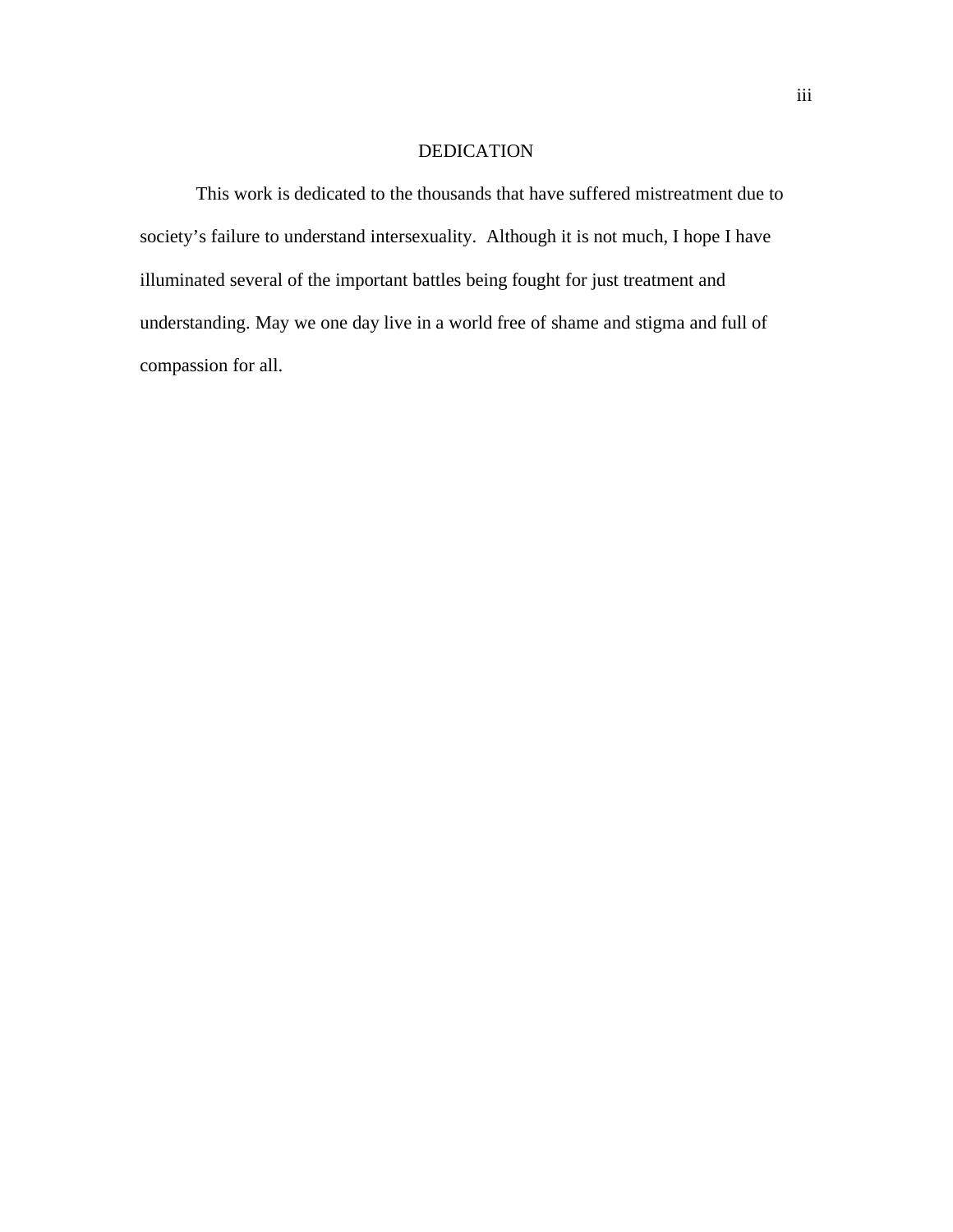# DEDICATION

This work is dedicated to the thousands that have suffered mistreatment due to society's failure to understand intersexuality. Although it is not much, I hope I have illuminated several of the important battles being fought for just treatment and understanding. May we one day live in a world free of shame and stigma and full of compassion for all.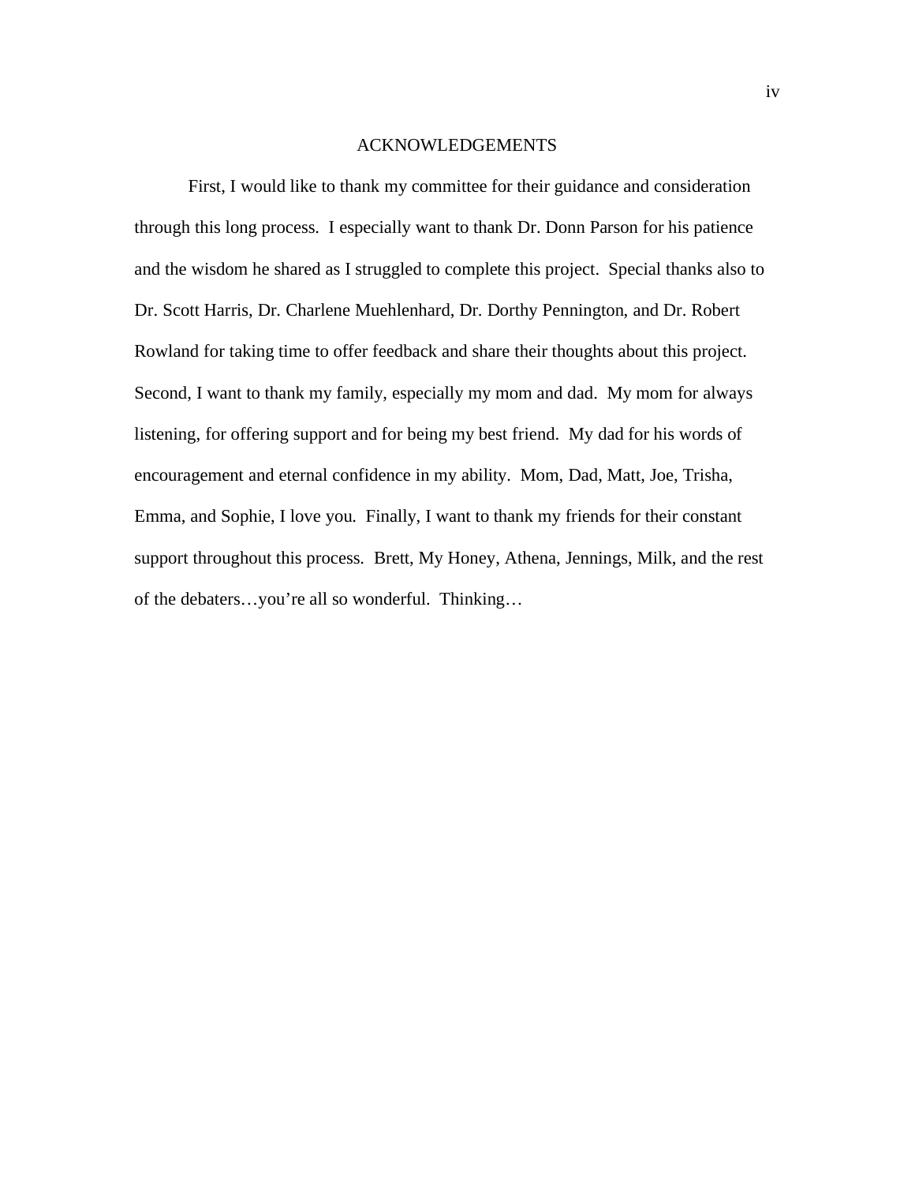# ACKNOWLEDGEMENTS

First, I would like to thank my committee for their guidance and consideration through this long process. I especially want to thank Dr. Donn Parson for his patience and the wisdom he shared as I struggled to complete this project. Special thanks also to Dr. Scott Harris, Dr. Charlene Muehlenhard, Dr. Dorthy Pennington, and Dr. Robert Rowland for taking time to offer feedback and share their thoughts about this project. Second, I want to thank my family, especially my mom and dad. My mom for always listening, for offering support and for being my best friend. My dad for his words of encouragement and eternal confidence in my ability. Mom, Dad, Matt, Joe, Trisha, Emma, and Sophie, I love you. Finally, I want to thank my friends for their constant support throughout this process. Brett, My Honey, Athena, Jennings, Milk, and the rest of the debaters…you're all so wonderful. Thinking…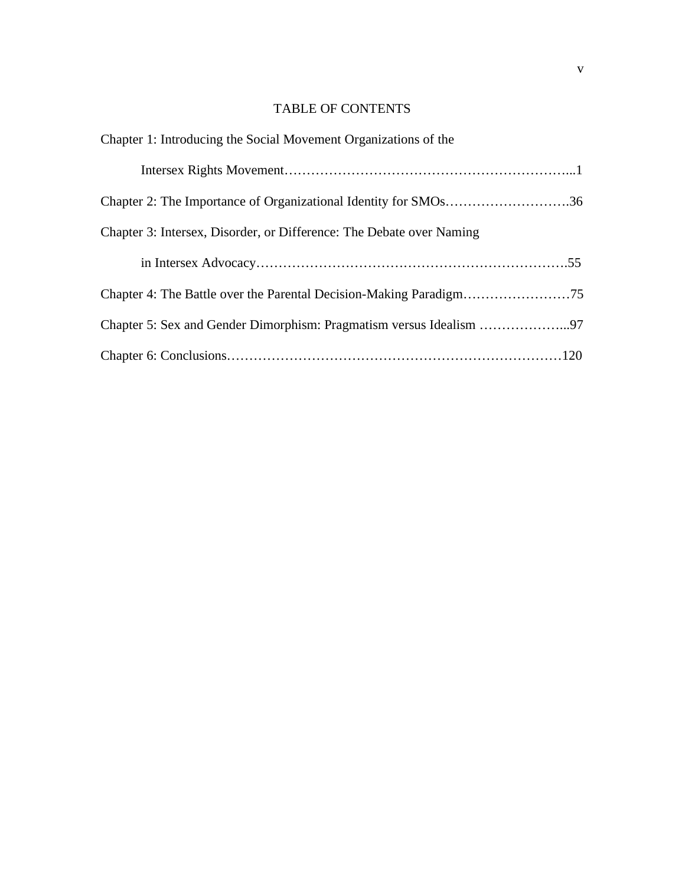# TABLE OF CONTENTS

Chapter 1: Introducing the Social Movement Organizations of the Intersex Rights Movement……………………………………………………………...1

Chapter 2: The Importance of Organizational Identity for SMOs……………………….36

Chapter 3: Intersex, Disorder, or Difference: The Debate over Naming in Intersex Advocacy…………………………………………………………….55

Chapter 4: The Battle over the Parental Decision-Making Paradigm……………………75

Chapter 5: Sex and Gender Dimorphism: Pragmatism versus Idealism ………………...97

Chapter 6: Conclusions…………………………………………………………………120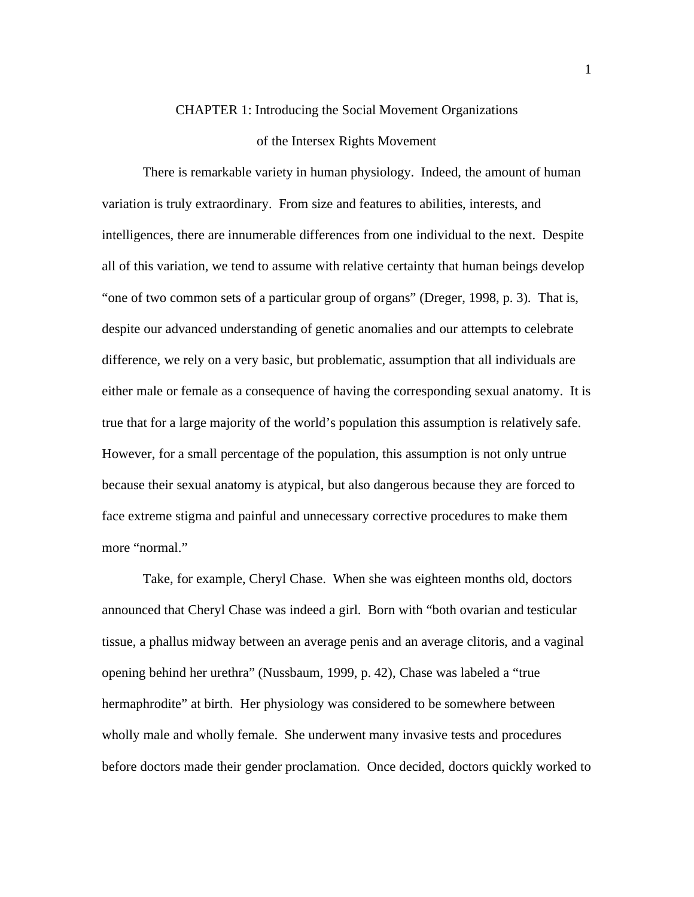# CHAPTER 1: Introducing the Social Movement Organizations of the Intersex Rights Movement

There is remarkable variety in human physiology. Indeed, the amount of human variation is truly extraordinary. From size and features to abilities, interests, and intelligences, there are innumerable differences from one individual to the next. Despite all of this variation, we tend to assume with relative certainty that human beings develop "one of two common sets of a particular group of organs" (Dreger, 1998, p. 3). That is, despite our advanced understanding of genetic anomalies and our attempts to celebrate difference, we rely on a very basic, but problematic, assumption that all individuals are either male or female as a consequence of having the corresponding sexual anatomy. It is true that for a large majority of the world's population this assumption is relatively safe. However, for a small percentage of the population, this assumption is not only untrue because their sexual anatomy is atypical, but also dangerous because they are forced to face extreme stigma and painful and unnecessary corrective procedures to make them more "normal."

Take, for example, Cheryl Chase. When she was eighteen months old, doctors announced that Cheryl Chase was indeed a girl. Born with "both ovarian and testicular tissue, a phallus midway between an average penis and an average clitoris, and a vaginal opening behind her urethra" (Nussbaum, 1999, p. 42), Chase was labeled a "true hermaphrodite" at birth. Her physiology was considered to be somewhere between wholly male and wholly female. She underwent many invasive tests and procedures before doctors made their gender proclamation. Once decided, doctors quickly worked to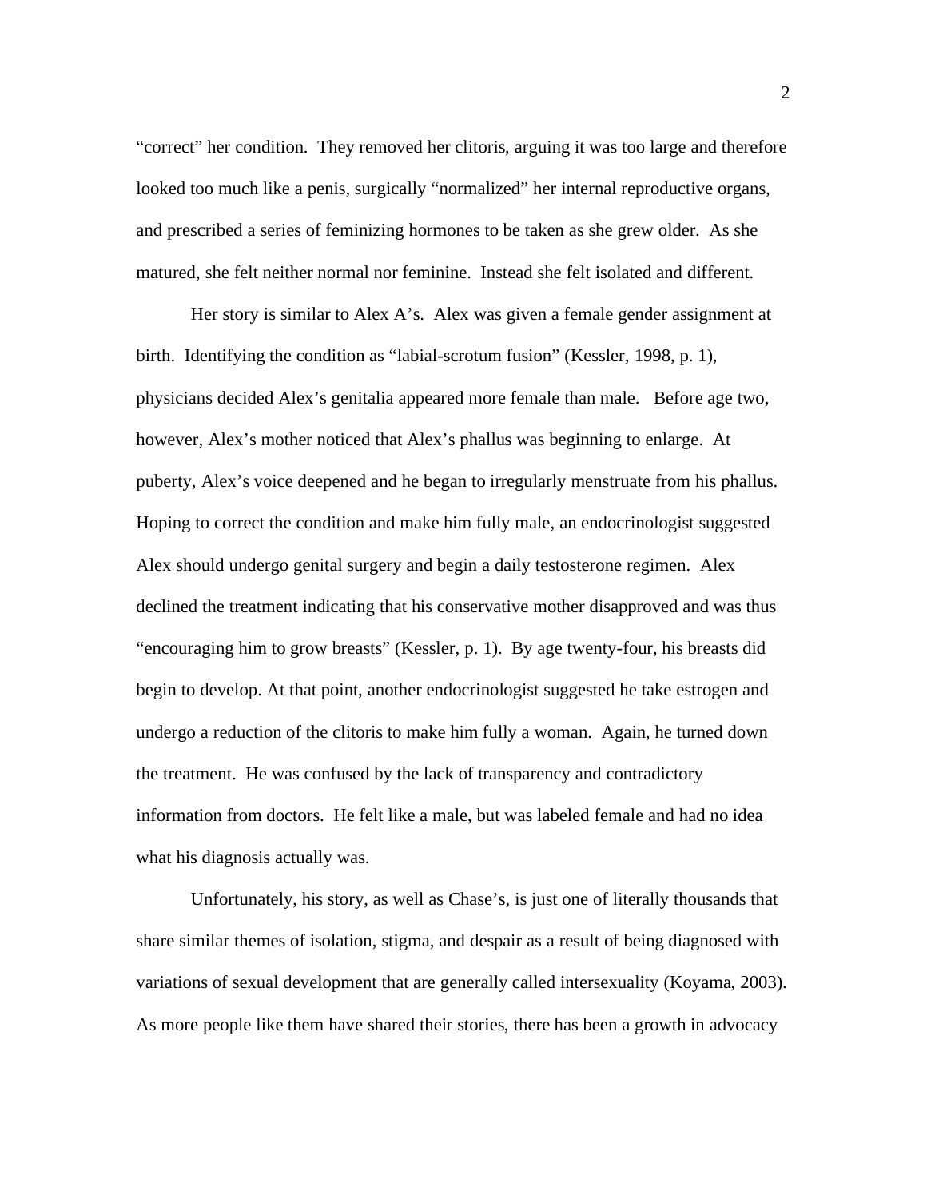"correct" her condition. They removed her clitoris, arguing it was too large and therefore looked too much like a penis, surgically "normalized" her internal reproductive organs, and prescribed a series of feminizing hormones to be taken as she grew older. As she matured, she felt neither normal nor feminine. Instead she felt isolated and different.

Her story is similar to Alex A's. Alex was given a female gender assignment at birth. Identifying the condition as "labial-scrotum fusion" (Kessler, 1998, p. 1), physicians decided Alex's genitalia appeared more female than male. Before age two, however, Alex's mother noticed that Alex's phallus was beginning to enlarge. At puberty, Alex's voice deepened and he began to irregularly menstruate from his phallus. Hoping to correct the condition and make him fully male, an endocrinologist suggested Alex should undergo genital surgery and begin a daily testosterone regimen. Alex declined the treatment indicating that his conservative mother disapproved and was thus "encouraging him to grow breasts" (Kessler, p. 1). By age twenty-four, his breasts did begin to develop. At that point, another endocrinologist suggested he take estrogen and undergo a reduction of the clitoris to make him fully a woman. Again, he turned down the treatment. He was confused by the lack of transparency and contradictory information from doctors. He felt like a male, but was labeled female and had no idea what his diagnosis actually was.

Unfortunately, his story, as well as Chase's, is just one of literally thousands that share similar themes of isolation, stigma, and despair as a result of being diagnosed with variations of sexual development that are generally called intersexuality (Koyama, 2003). As more people like them have shared their stories, there has been a growth in advocacy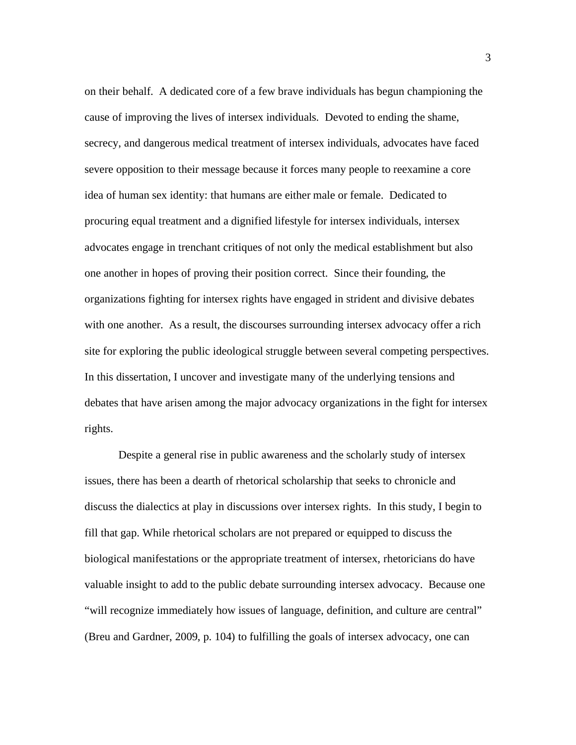on their behalf. A dedicated core of a few brave individuals has begun championing the cause of improving the lives of intersex individuals. Devoted to ending the shame, secrecy, and dangerous medical treatment of intersex individuals, advocates have faced severe opposition to their message because it forces many people to reexamine a core idea of human sex identity: that humans are either male or female. Dedicated to procuring equal treatment and a dignified lifestyle for intersex individuals, intersex advocates engage in trenchant critiques of not only the medical establishment but also one another in hopes of proving their position correct. Since their founding, the organizations fighting for intersex rights have engaged in strident and divisive debates with one another. As a result, the discourses surrounding intersex advocacy offer a rich site for exploring the public ideological struggle between several competing perspectives. In this dissertation, I uncover and investigate many of the underlying tensions and debates that have arisen among the major advocacy organizations in the fight for intersex rights.

Despite a general rise in public awareness and the scholarly study of intersex issues, there has been a dearth of rhetorical scholarship that seeks to chronicle and discuss the dialectics at play in discussions over intersex rights. In this study, I begin to fill that gap. While rhetorical scholars are not prepared or equipped to discuss the biological manifestations or the appropriate treatment of intersex, rhetoricians do have valuable insight to add to the public debate surrounding intersex advocacy. Because one "will recognize immediately how issues of language, definition, and culture are central" (Breu and Gardner, 2009, p. 104) to fulfilling the goals of intersex advocacy, one can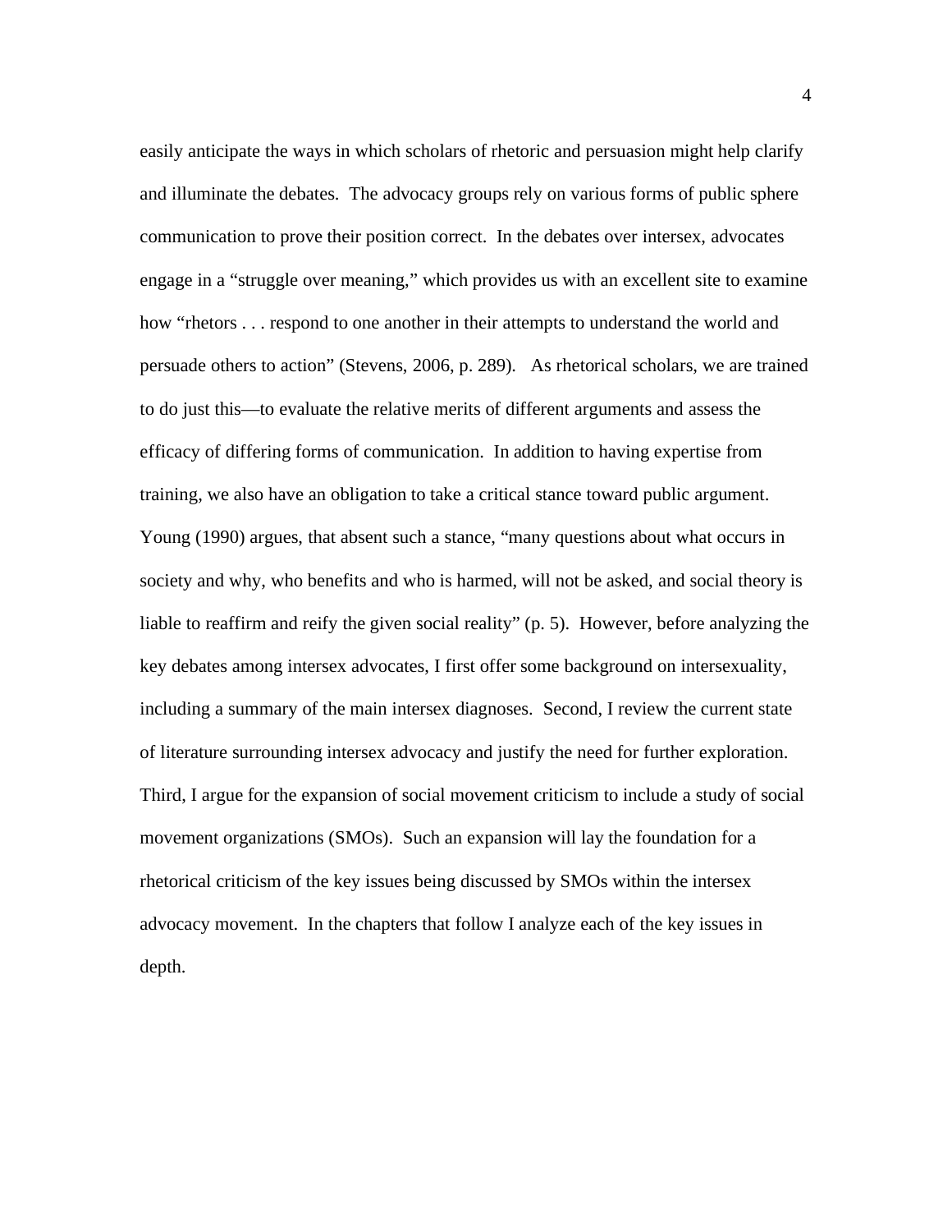easily anticipate the ways in which scholars of rhetoric and persuasion might help clarify and illuminate the debates. The advocacy groups rely on various forms of public sphere communication to prove their position correct. In the debates over intersex, advocates engage in a "struggle over meaning," which provides us with an excellent site to examine how "rhetors . . . respond to one another in their attempts to understand the world and persuade others to action" (Stevens, 2006, p. 289). As rhetorical scholars, we are trained to do just this—to evaluate the relative merits of different arguments and assess the efficacy of differing forms of communication. In addition to having expertise from training, we also have an obligation to take a critical stance toward public argument. Young (1990) argues, that absent such a stance, "many questions about what occurs in society and why, who benefits and who is harmed, will not be asked, and social theory is liable to reaffirm and reify the given social reality" (p. 5). However, before analyzing the key debates among intersex advocates, I first offer some background on intersexuality, including a summary of the main intersex diagnoses. Second, I review the current state of literature surrounding intersex advocacy and justify the need for further exploration. Third, I argue for the expansion of social movement criticism to include a study of social movement organizations (SMOs). Such an expansion will lay the foundation for a rhetorical criticism of the key issues being discussed by SMOs within the intersex advocacy movement. In the chapters that follow I analyze each of the key issues in depth.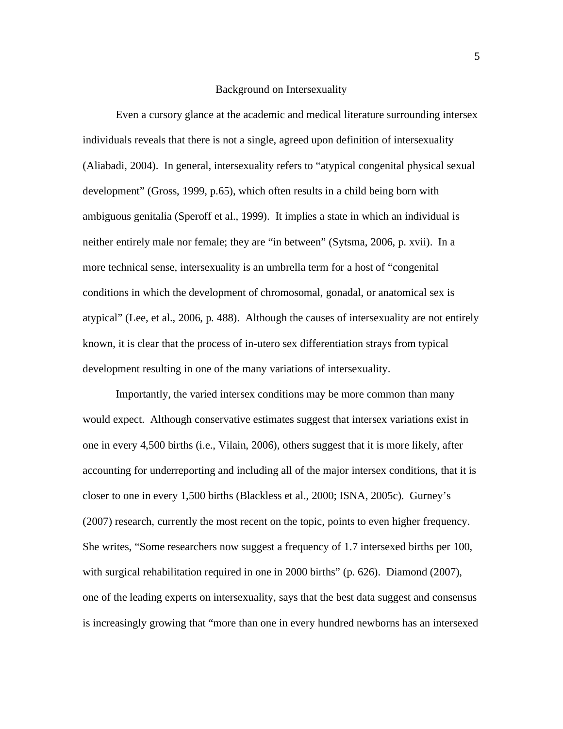## Background on Intersexuality

Even a cursory glance at the academic and medical literature surrounding intersex individuals reveals that there is not a single, agreed upon definition of intersexuality (Aliabadi, 2004). In general, intersexuality refers to "atypical congenital physical sexual development" (Gross, 1999, p.65), which often results in a child being born with ambiguous genitalia (Speroff et al., 1999). It implies a state in which an individual is neither entirely male nor female; they are "in between" (Sytsma, 2006, p. xvii). In a more technical sense, intersexuality is an umbrella term for a host of "congenital conditions in which the development of chromosomal, gonadal, or anatomical sex is atypical" (Lee, et al., 2006, p. 488). Although the causes of intersexuality are not entirely known, it is clear that the process of in-utero sex differentiation strays from typical development resulting in one of the many variations of intersexuality.

Importantly, the varied intersex conditions may be more common than many would expect. Although conservative estimates suggest that intersex variations exist in one in every 4,500 births (i.e., Vilain, 2006), others suggest that it is more likely, after accounting for underreporting and including all of the major intersex conditions, that it is closer to one in every 1,500 births (Blackless et al., 2000; ISNA, 2005c). Gurney's (2007) research, currently the most recent on the topic, points to even higher frequency. She writes, "Some researchers now suggest a frequency of 1.7 intersexed births per 100, with surgical rehabilitation required in one in 2000 births" (p. 626). Diamond (2007), one of the leading experts on intersexuality, says that the best data suggest and consensus is increasingly growing that "more than one in every hundred newborns has an intersexed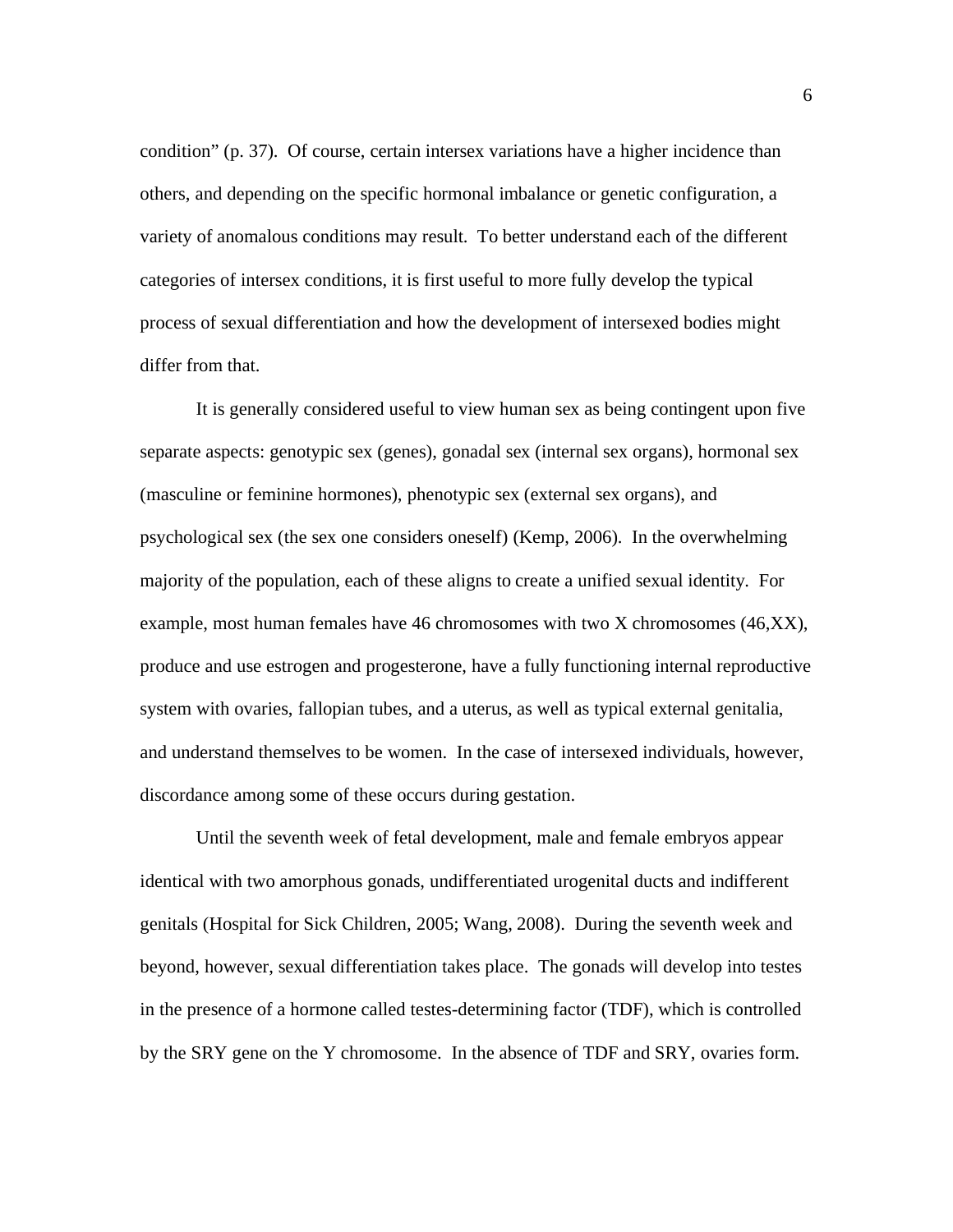condition" (p. 37). Of course, certain intersex variations have a higher incidence than others, and depending on the specific hormonal imbalance or genetic configuration, a variety of anomalous conditions may result. To better understand each of the different categories of intersex conditions, it is first useful to more fully develop the typical process of sexual differentiation and how the development of intersexed bodies might differ from that.

It is generally considered useful to view human sex as being contingent upon five separate aspects: genotypic sex (genes), gonadal sex (internal sex organs), hormonal sex (masculine or feminine hormones), phenotypic sex (external sex organs), and psychological sex (the sex one considers oneself) (Kemp, 2006). In the overwhelming majority of the population, each of these aligns to create a unified sexual identity. For example, most human females have 46 chromosomes with two X chromosomes (46,XX), produce and use estrogen and progesterone, have a fully functioning internal reproductive system with ovaries, fallopian tubes, and a uterus, as well as typical external genitalia, and understand themselves to be women. In the case of intersexed individuals, however, discordance among some of these occurs during gestation.

Until the seventh week of fetal development, male and female embryos appear identical with two amorphous gonads, undifferentiated urogenital ducts and indifferent genitals (Hospital for Sick Children, 2005; Wang, 2008). During the seventh week and beyond, however, sexual differentiation takes place. The gonads will develop into testes in the presence of a hormone called testes-determining factor (TDF), which is controlled by the SRY gene on the Y chromosome. In the absence of TDF and SRY, ovaries form.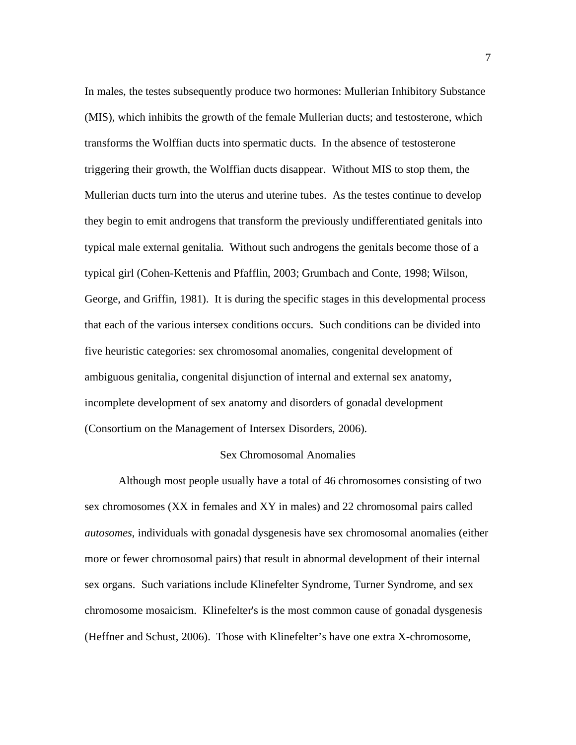In males, the testes subsequently produce two hormones: Mullerian Inhibitory Substance (MIS), which inhibits the growth of the female Mullerian ducts; and testosterone, which transforms the Wolffian ducts into spermatic ducts. In the absence of testosterone triggering their growth, the Wolffian ducts disappear. Without MIS to stop them, the Mullerian ducts turn into the uterus and uterine tubes. As the testes continue to develop they begin to emit androgens that transform the previously undifferentiated genitals into typical male external genitalia. Without such androgens the genitals become those of a typical girl (Cohen-Kettenis and Pfafflin, 2003; Grumbach and Conte, 1998; Wilson, George, and Griffin, 1981). It is during the specific stages in this developmental process that each of the various intersex conditions occurs. Such conditions can be divided into five heuristic categories: sex chromosomal anomalies, congenital development of ambiguous genitalia, congenital disjunction of internal and external sex anatomy, incomplete development of sex anatomy and disorders of gonadal development (Consortium on the Management of Intersex Disorders, 2006).

## Sex Chromosomal Anomalies

Although most people usually have a total of 46 chromosomes consisting of two sex chromosomes (XX in females and XY in males) and 22 chromosomal pairs called *autosomes*, individuals with gonadal dysgenesis have sex chromosomal anomalies (either more or fewer chromosomal pairs) that result in abnormal development of their internal sex organs. Such variations include Klinefelter Syndrome, Turner Syndrome, and sex chromosome mosaicism. Klinefelter's is the most common cause of gonadal dysgenesis (Heffner and Schust, 2006). Those with Klinefelter's have one extra X-chromosome,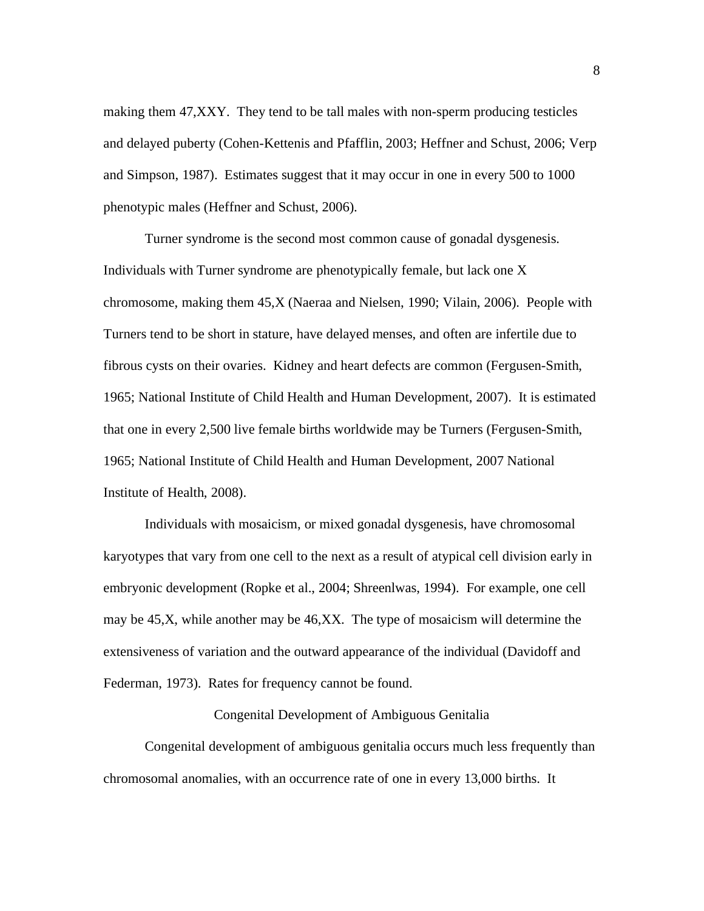making them 47,XXY. They tend to be tall males with non-sperm producing testicles and delayed puberty (Cohen-Kettenis and Pfafflin, 2003; Heffner and Schust, 2006; Verp and Simpson, 1987). Estimates suggest that it may occur in one in every 500 to 1000 phenotypic males (Heffner and Schust, 2006).

Turner syndrome is the second most common cause of gonadal dysgenesis. Individuals with Turner syndrome are phenotypically female, but lack one X chromosome, making them 45,X (Naeraa and Nielsen, 1990; Vilain, 2006). People with Turners tend to be short in stature, have delayed menses, and often are infertile due to fibrous cysts on their ovaries. Kidney and heart defects are common (Fergusen-Smith, 1965; National Institute of Child Health and Human Development, 2007). It is estimated that one in every 2,500 live female births worldwide may be Turners (Fergusen-Smith, 1965; National Institute of Child Health and Human Development, 2007 National Institute of Health, 2008).

Individuals with mosaicism, or mixed gonadal dysgenesis, have chromosomal karyotypes that vary from one cell to the next as a result of atypical cell division early in embryonic development (Ropke et al., 2004; Shreenlwas, 1994). For example, one cell may be 45,X, while another may be 46,XX. The type of mosaicism will determine the extensiveness of variation and the outward appearance of the individual (Davidoff and Federman, 1973). Rates for frequency cannot be found.

## Congenital Development of Ambiguous Genitalia

Congenital development of ambiguous genitalia occurs much less frequently than chromosomal anomalies, with an occurrence rate of one in every 13,000 births. It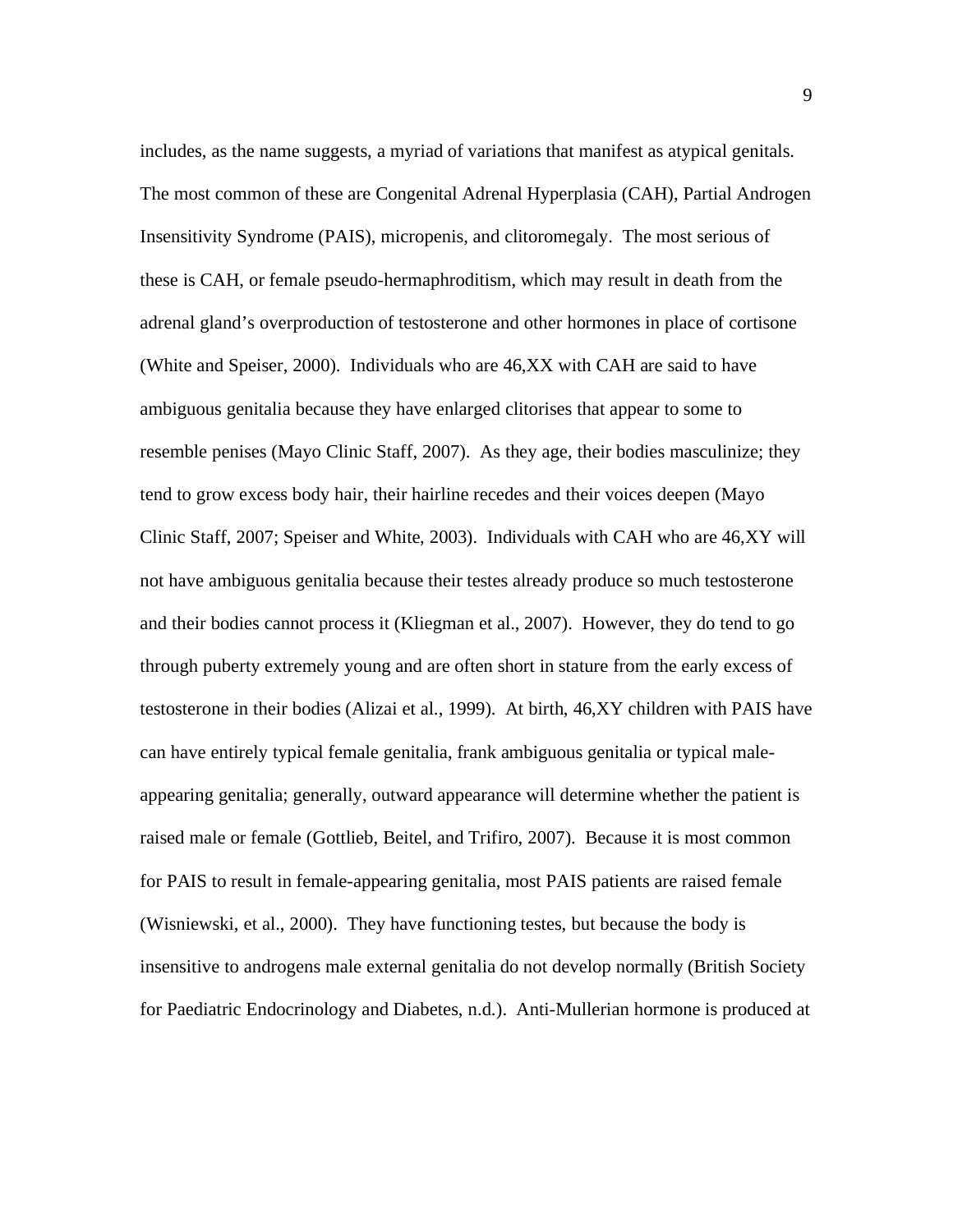includes, as the name suggests, a myriad of variations that manifest as atypical genitals. The most common of these are Congenital Adrenal Hyperplasia (CAH), Partial Androgen Insensitivity Syndrome (PAIS), micropenis, and clitoromegaly. The most serious of these is CAH, or female pseudo-hermaphroditism, which may result in death from the adrenal gland's overproduction of testosterone and other hormones in place of cortisone (White and Speiser, 2000). Individuals who are 46,XX with CAH are said to have ambiguous genitalia because they have enlarged clitorises that appear to some to resemble penises (Mayo Clinic Staff, 2007). As they age, their bodies masculinize; they tend to grow excess body hair, their hairline recedes and their voices deepen (Mayo Clinic Staff, 2007; Speiser and White, 2003). Individuals with CAH who are 46,XY will not have ambiguous genitalia because their testes already produce so much testosterone and their bodies cannot process it (Kliegman et al., 2007). However, they do tend to go through puberty extremely young and are often short in stature from the early excess of testosterone in their bodies (Alizai et al., 1999). At birth, 46,XY children with PAIS have can have entirely typical female genitalia, frank ambiguous genitalia or typical male-appearing genitalia; generally, outward appearance will determine whether the patient is raised male or female (Gottlieb, Beitel, and Trifiro, 2007). Because it is most common for PAIS to result in female-appearing genitalia, most PAIS patients are raised female (Wisniewski, et al., 2000). They have functioning testes, but because the body is insensitive to androgens male external genitalia do not develop normally (British Society for Paediatric Endocrinology and Diabetes, n.d.). Anti-Mullerian hormone is produced at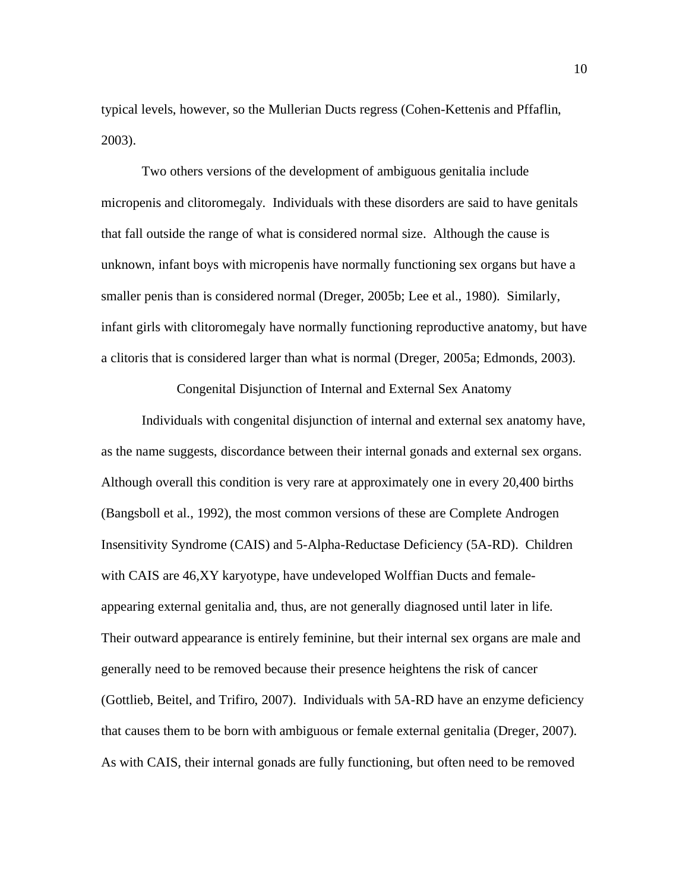typical levels, however, so the Mullerian Ducts regress (Cohen-Kettenis and Pffaflin, 2003).

Two others versions of the development of ambiguous genitalia include micropenis and clitoromegaly. Individuals with these disorders are said to have genitals that fall outside the range of what is considered normal size. Although the cause is unknown, infant boys with micropenis have normally functioning sex organs but have a smaller penis than is considered normal (Dreger, 2005b; Lee et al., 1980). Similarly, infant girls with clitoromegaly have normally functioning reproductive anatomy, but have a clitoris that is considered larger than what is normal (Dreger, 2005a; Edmonds, 2003).

## Congenital Disjunction of Internal and External Sex Anatomy

Individuals with congenital disjunction of internal and external sex anatomy have, as the name suggests, discordance between their internal gonads and external sex organs. Although overall this condition is very rare at approximately one in every 20,400 births (Bangsboll et al., 1992), the most common versions of these are Complete Androgen Insensitivity Syndrome (CAIS) and 5-Alpha-Reductase Deficiency (5A-RD). Children with CAIS are 46,XY karyotype, have undeveloped Wolffian Ducts and female-appearing external genitalia and, thus, are not generally diagnosed until later in life. Their outward appearance is entirely feminine, but their internal sex organs are male and generally need to be removed because their presence heightens the risk of cancer (Gottlieb, Beitel, and Trifiro, 2007). Individuals with 5A-RD have an enzyme deficiency that causes them to be born with ambiguous or female external genitalia (Dreger, 2007). As with CAIS, their internal gonads are fully functioning, but often need to be removed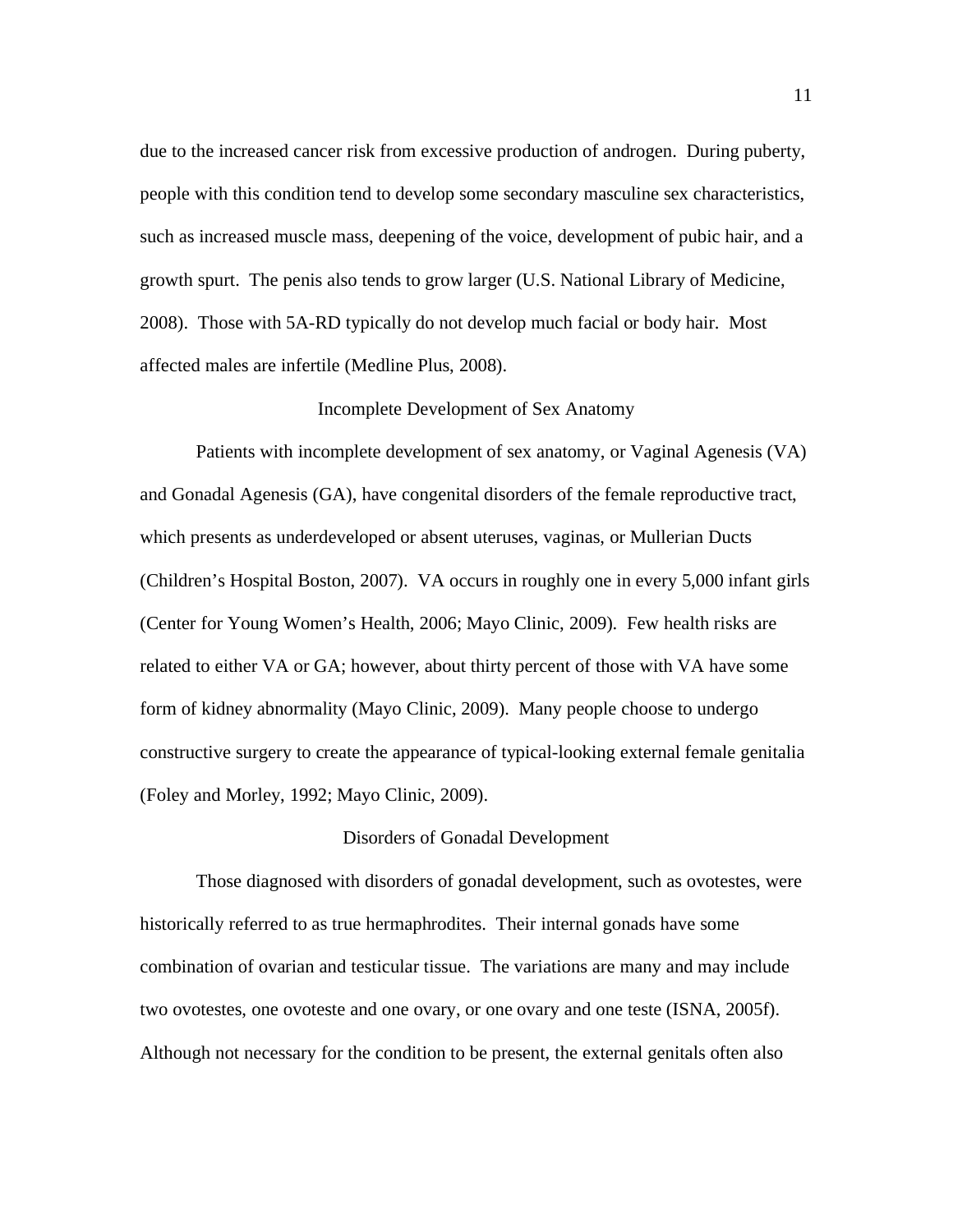due to the increased cancer risk from excessive production of androgen. During puberty, people with this condition tend to develop some secondary masculine sex characteristics, such as increased muscle mass, deepening of the voice, development of pubic hair, and a growth spurt. The penis also tends to grow larger (U.S. National Library of Medicine, 2008). Those with 5A-RD typically do not develop much facial or body hair. Most affected males are infertile (Medline Plus, 2008).

## Incomplete Development of Sex Anatomy

Patients with incomplete development of sex anatomy, or Vaginal Agenesis (VA) and Gonadal Agenesis (GA), have congenital disorders of the female reproductive tract, which presents as underdeveloped or absent uteruses, vaginas, or Mullerian Ducts (Children's Hospital Boston, 2007). VA occurs in roughly one in every 5,000 infant girls (Center for Young Women's Health, 2006; Mayo Clinic, 2009). Few health risks are related to either VA or GA; however, about thirty percent of those with VA have some form of kidney abnormality (Mayo Clinic, 2009). Many people choose to undergo constructive surgery to create the appearance of typical-looking external female genitalia (Foley and Morley, 1992; Mayo Clinic, 2009).

## Disorders of Gonadal Development

Those diagnosed with disorders of gonadal development, such as ovotestes, were historically referred to as true hermaphrodites. Their internal gonads have some combination of ovarian and testicular tissue. The variations are many and may include two ovotestes, one ovoteste and one ovary, or one ovary and one teste (ISNA, 2005f). Although not necessary for the condition to be present, the external genitals often also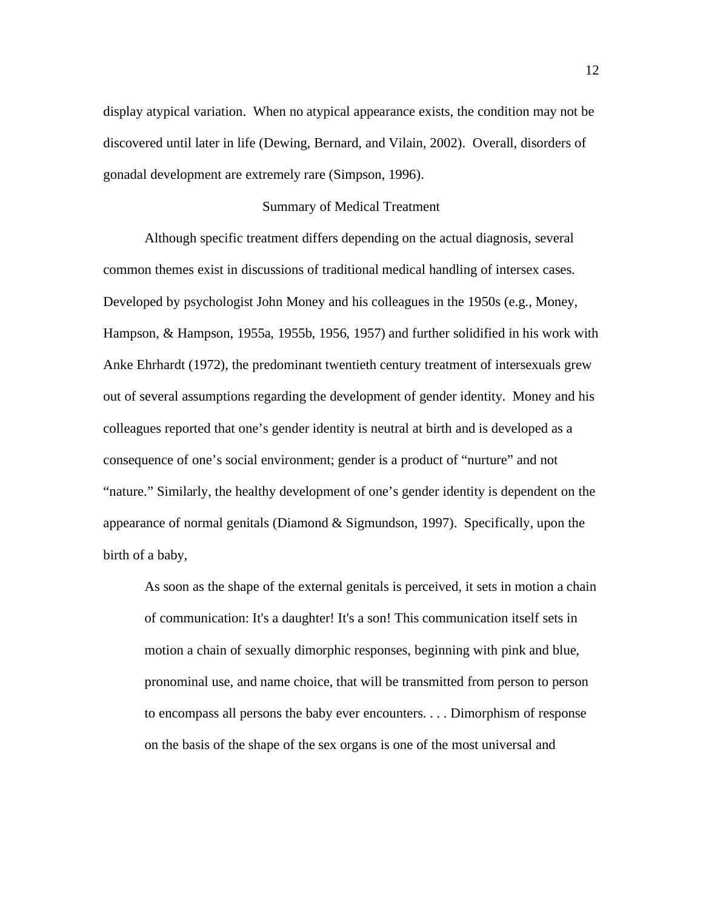display atypical variation.  When no atypical appearance exists, the condition may not be discovered until later in life (Dewing, Bernard, and Vilain, 2002).  Overall, disorders of gonadal development are extremely rare (Simpson, 1996).

## Summary of Medical Treatment

Although specific treatment differs depending on the actual diagnosis, several common themes exist in discussions of traditional medical handling of intersex cases. Developed by psychologist John Money and his colleagues in the 1950s (e.g., Money, Hampson, & Hampson, 1955a, 1955b, 1956, 1957) and further solidified in his work with Anke Ehrhardt (1972), the predominant twentieth century treatment of intersexuals grew out of several assumptions regarding the development of gender identity.  Money and his colleagues reported that one's gender identity is neutral at birth and is developed as a consequence of one's social environment; gender is a product of "nurture" and not "nature." Similarly, the healthy development of one's gender identity is dependent on the appearance of normal genitals (Diamond & Sigmundson, 1997).  Specifically, upon the birth of a baby,

> As soon as the shape of the external genitals is perceived, it sets in motion a chain of communication: It's a daughter! It's a son! This communication itself sets in motion a chain of sexually dimorphic responses, beginning with pink and blue, pronominal use, and name choice, that will be transmitted from person to person to encompass all persons the baby ever encounters. . . . Dimorphism of response on the basis of the shape of the sex organs is one of the most universal and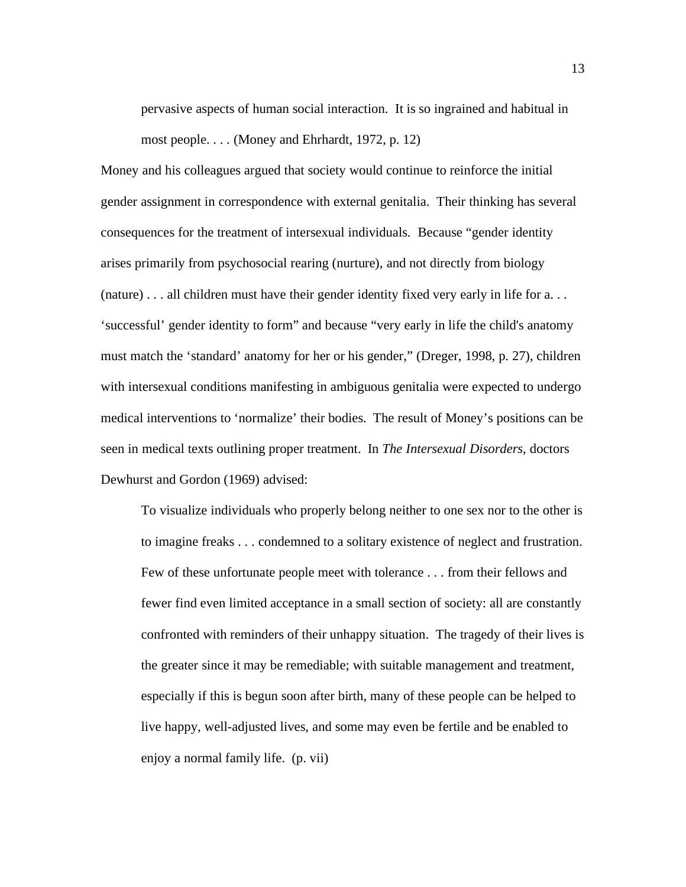> pervasive aspects of human social interaction. It is so ingrained and habitual in most people. . . . (Money and Ehrhardt, 1972, p. 12)

Money and his colleagues argued that society would continue to reinforce the initial gender assignment in correspondence with external genitalia. Their thinking has several consequences for the treatment of intersexual individuals. Because "gender identity arises primarily from psychosocial rearing (nurture), and not directly from biology (nature) . . . all children must have their gender identity fixed very early in life for a. . . 'successful' gender identity to form" and because "very early in life the child's anatomy must match the 'standard' anatomy for her or his gender," (Dreger, 1998, p. 27), children with intersexual conditions manifesting in ambiguous genitalia were expected to undergo medical interventions to 'normalize' their bodies. The result of Money's positions can be seen in medical texts outlining proper treatment. In *The Intersexual Disorders*, doctors Dewhurst and Gordon (1969) advised:

> To visualize individuals who properly belong neither to one sex nor to the other is to imagine freaks . . . condemned to a solitary existence of neglect and frustration. Few of these unfortunate people meet with tolerance . . . from their fellows and fewer find even limited acceptance in a small section of society: all are constantly confronted with reminders of their unhappy situation. The tragedy of their lives is the greater since it may be remediable; with suitable management and treatment, especially if this is begun soon after birth, many of these people can be helped to live happy, well-adjusted lives, and some may even be fertile and be enabled to enjoy a normal family life. (p. vii)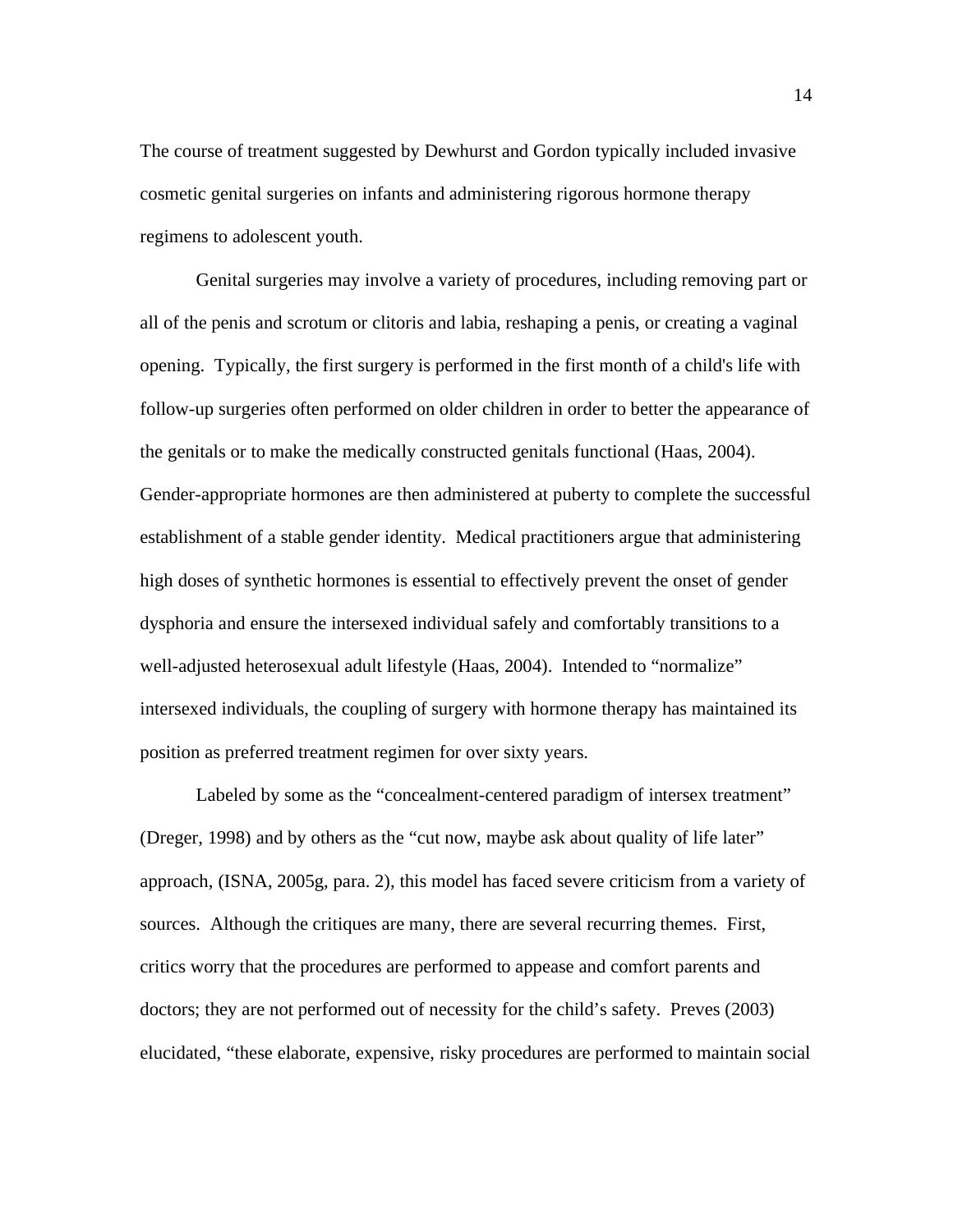The course of treatment suggested by Dewhurst and Gordon typically included invasive cosmetic genital surgeries on infants and administering rigorous hormone therapy regimens to adolescent youth.

Genital surgeries may involve a variety of procedures, including removing part or all of the penis and scrotum or clitoris and labia, reshaping a penis, or creating a vaginal opening. Typically, the first surgery is performed in the first month of a child's life with follow-up surgeries often performed on older children in order to better the appearance of the genitals or to make the medically constructed genitals functional (Haas, 2004). Gender-appropriate hormones are then administered at puberty to complete the successful establishment of a stable gender identity. Medical practitioners argue that administering high doses of synthetic hormones is essential to effectively prevent the onset of gender dysphoria and ensure the intersexed individual safely and comfortably transitions to a well-adjusted heterosexual adult lifestyle (Haas, 2004). Intended to "normalize" intersexed individuals, the coupling of surgery with hormone therapy has maintained its position as preferred treatment regimen for over sixty years.

Labeled by some as the "concealment-centered paradigm of intersex treatment" (Dreger, 1998) and by others as the "cut now, maybe ask about quality of life later" approach, (ISNA, 2005g, para. 2), this model has faced severe criticism from a variety of sources. Although the critiques are many, there are several recurring themes. First, critics worry that the procedures are performed to appease and comfort parents and doctors; they are not performed out of necessity for the child's safety. Preves (2003) elucidated, "these elaborate, expensive, risky procedures are performed to maintain social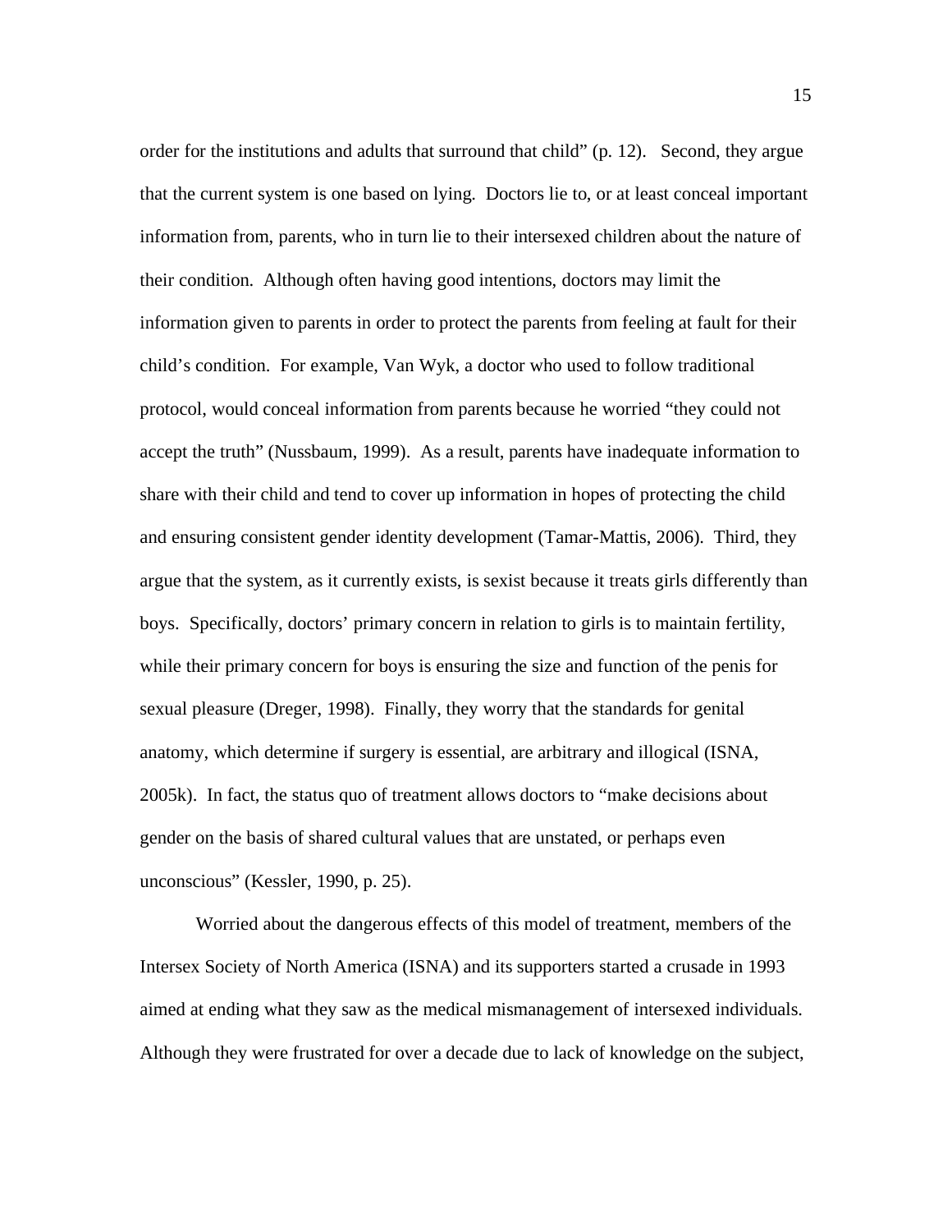order for the institutions and adults that surround that child" (p. 12). Second, they argue that the current system is one based on lying. Doctors lie to, or at least conceal important information from, parents, who in turn lie to their intersexed children about the nature of their condition. Although often having good intentions, doctors may limit the information given to parents in order to protect the parents from feeling at fault for their child's condition. For example, Van Wyk, a doctor who used to follow traditional protocol, would conceal information from parents because he worried "they could not accept the truth" (Nussbaum, 1999). As a result, parents have inadequate information to share with their child and tend to cover up information in hopes of protecting the child and ensuring consistent gender identity development (Tamar-Mattis, 2006). Third, they argue that the system, as it currently exists, is sexist because it treats girls differently than boys. Specifically, doctors' primary concern in relation to girls is to maintain fertility, while their primary concern for boys is ensuring the size and function of the penis for sexual pleasure (Dreger, 1998). Finally, they worry that the standards for genital anatomy, which determine if surgery is essential, are arbitrary and illogical (ISNA, 2005k). In fact, the status quo of treatment allows doctors to "make decisions about gender on the basis of shared cultural values that are unstated, or perhaps even unconscious" (Kessler, 1990, p. 25).

Worried about the dangerous effects of this model of treatment, members of the Intersex Society of North America (ISNA) and its supporters started a crusade in 1993 aimed at ending what they saw as the medical mismanagement of intersexed individuals. Although they were frustrated for over a decade due to lack of knowledge on the subject,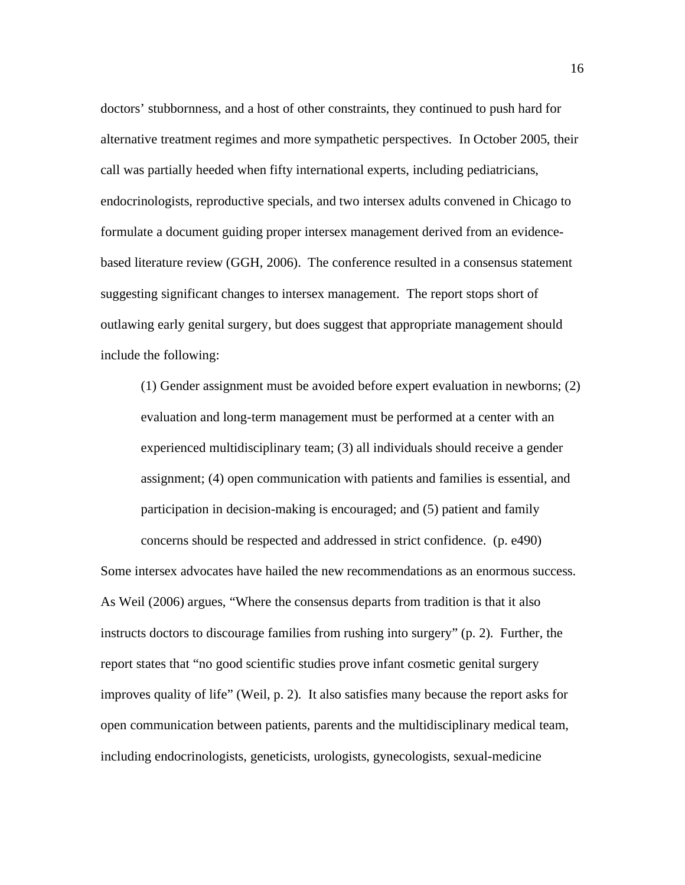doctors' stubbornness, and a host of other constraints, they continued to push hard for alternative treatment regimes and more sympathetic perspectives. In October 2005, their call was partially heeded when fifty international experts, including pediatricians, endocrinologists, reproductive specials, and two intersex adults convened in Chicago to formulate a document guiding proper intersex management derived from an evidence-based literature review (GGH, 2006). The conference resulted in a consensus statement suggesting significant changes to intersex management. The report stops short of outlawing early genital surgery, but does suggest that appropriate management should include the following:

> (1) Gender assignment must be avoided before expert evaluation in newborns; (2) evaluation and long-term management must be performed at a center with an experienced multidisciplinary team; (3) all individuals should receive a gender assignment; (4) open communication with patients and families is essential, and participation in decision-making is encouraged; and (5) patient and family concerns should be respected and addressed in strict confidence. (p. e490)

Some intersex advocates have hailed the new recommendations as an enormous success. As Weil (2006) argues, "Where the consensus departs from tradition is that it also instructs doctors to discourage families from rushing into surgery" (p. 2). Further, the report states that "no good scientific studies prove infant cosmetic genital surgery improves quality of life" (Weil, p. 2). It also satisfies many because the report asks for open communication between patients, parents and the multidisciplinary medical team, including endocrinologists, geneticists, urologists, gynecologists, sexual-medicine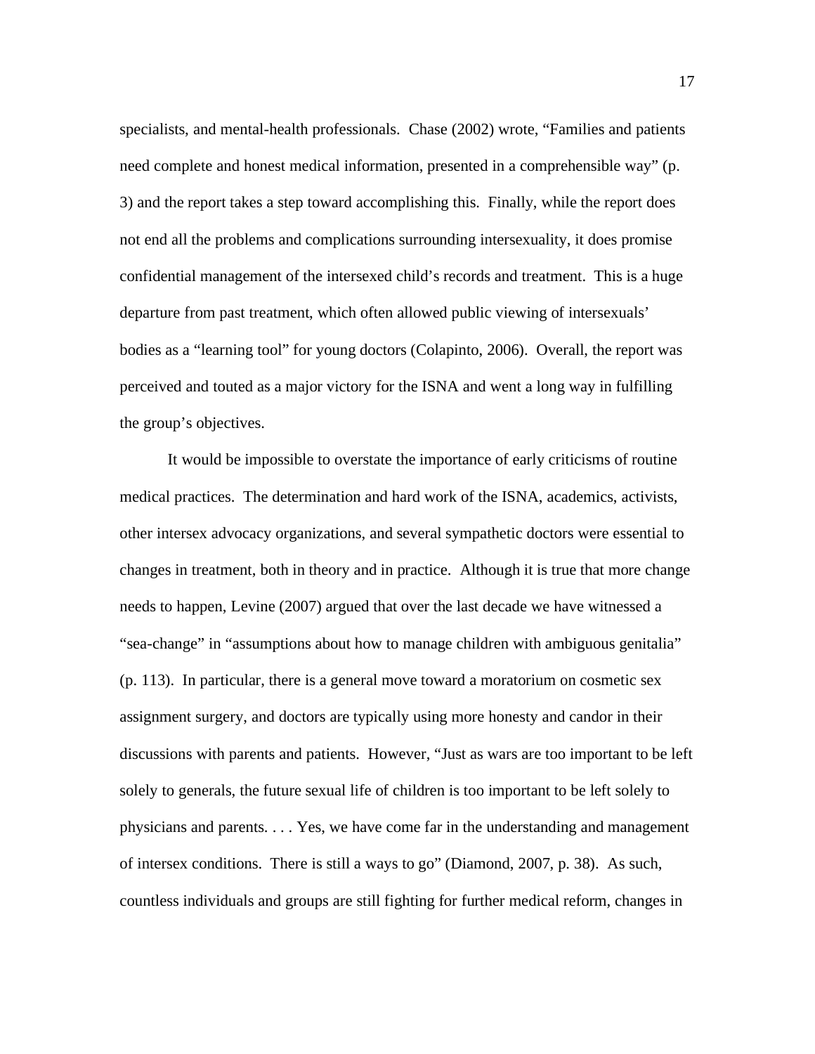specialists, and mental-health professionals. Chase (2002) wrote, "Families and patients need complete and honest medical information, presented in a comprehensible way" (p. 3) and the report takes a step toward accomplishing this. Finally, while the report does not end all the problems and complications surrounding intersexuality, it does promise confidential management of the intersexed child's records and treatment. This is a huge departure from past treatment, which often allowed public viewing of intersexuals' bodies as a "learning tool" for young doctors (Colapinto, 2006). Overall, the report was perceived and touted as a major victory for the ISNA and went a long way in fulfilling the group's objectives.

It would be impossible to overstate the importance of early criticisms of routine medical practices. The determination and hard work of the ISNA, academics, activists, other intersex advocacy organizations, and several sympathetic doctors were essential to changes in treatment, both in theory and in practice. Although it is true that more change needs to happen, Levine (2007) argued that over the last decade we have witnessed a "sea-change" in "assumptions about how to manage children with ambiguous genitalia" (p. 113). In particular, there is a general move toward a moratorium on cosmetic sex assignment surgery, and doctors are typically using more honesty and candor in their discussions with parents and patients. However, "Just as wars are too important to be left solely to generals, the future sexual life of children is too important to be left solely to physicians and parents. . . . Yes, we have come far in the understanding and management of intersex conditions. There is still a ways to go" (Diamond, 2007, p. 38). As such, countless individuals and groups are still fighting for further medical reform, changes in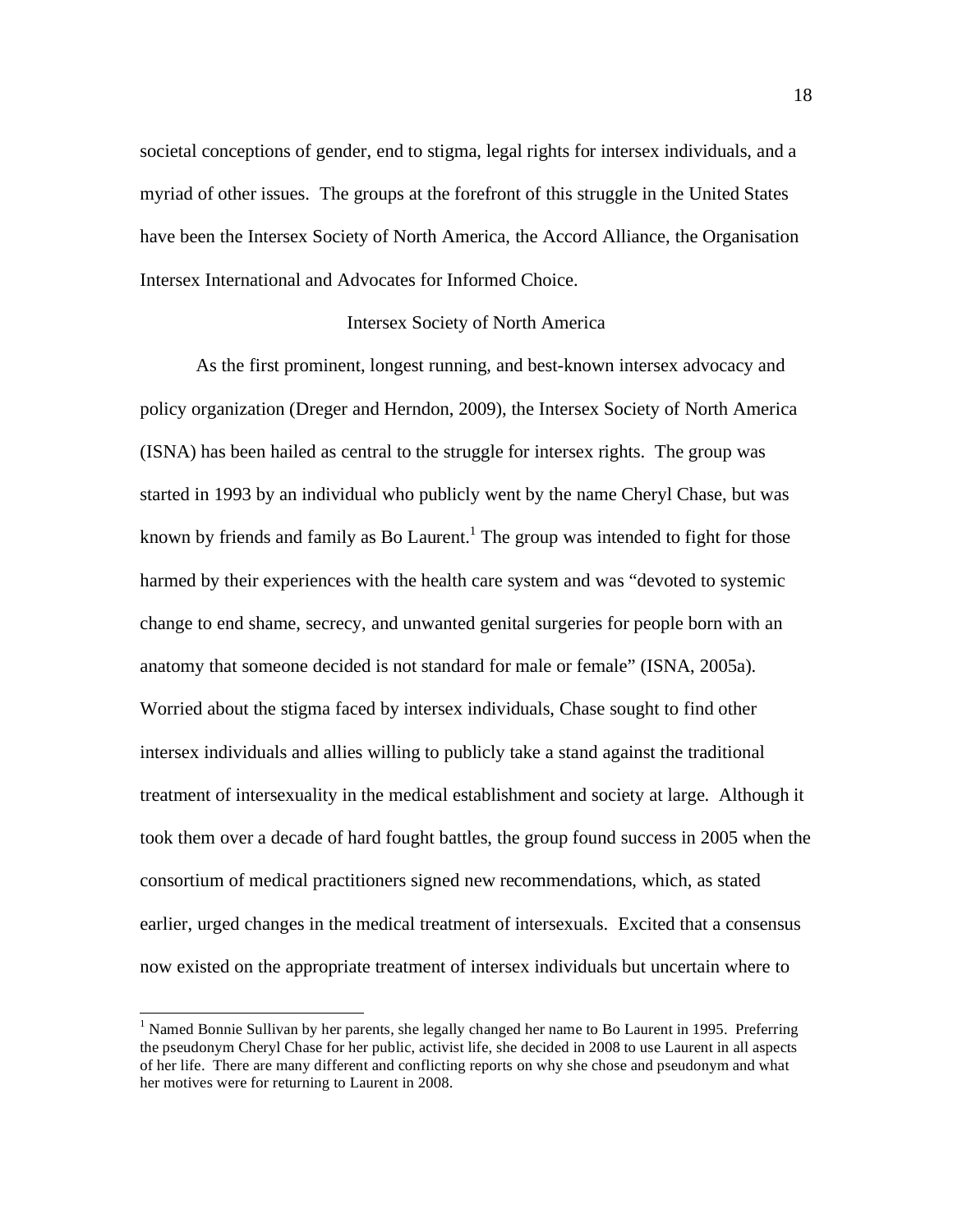societal conceptions of gender, end to stigma, legal rights for intersex individuals, and a myriad of other issues. The groups at the forefront of this struggle in the United States have been the Intersex Society of North America, the Accord Alliance, the Organisation Intersex International and Advocates for Informed Choice.

## Intersex Society of North America

As the first prominent, longest running, and best-known intersex advocacy and policy organization (Dreger and Herndon, 2009), the Intersex Society of North America (ISNA) has been hailed as central to the struggle for intersex rights. The group was started in 1993 by an individual who publicly went by the name Cheryl Chase, but was known by friends and family as Bo Laurent.[1] The group was intended to fight for those harmed by their experiences with the health care system and was "devoted to systemic change to end shame, secrecy, and unwanted genital surgeries for people born with an anatomy that someone decided is not standard for male or female" (ISNA, 2005a). Worried about the stigma faced by intersex individuals, Chase sought to find other intersex individuals and allies willing to publicly take a stand against the traditional treatment of intersexuality in the medical establishment and society at large. Although it took them over a decade of hard fought battles, the group found success in 2005 when the consortium of medical practitioners signed new recommendations, which, as stated earlier, urged changes in the medical treatment of intersexuals. Excited that a consensus now existed on the appropriate treatment of intersex individuals but uncertain where to

[1] Named Bonnie Sullivan by her parents, she legally changed her name to Bo Laurent in 1995. Preferring the pseudonym Cheryl Chase for her public, activist life, she decided in 2008 to use Laurent in all aspects of her life. There are many different and conflicting reports on why she chose and pseudonym and what her motives were for returning to Laurent in 2008.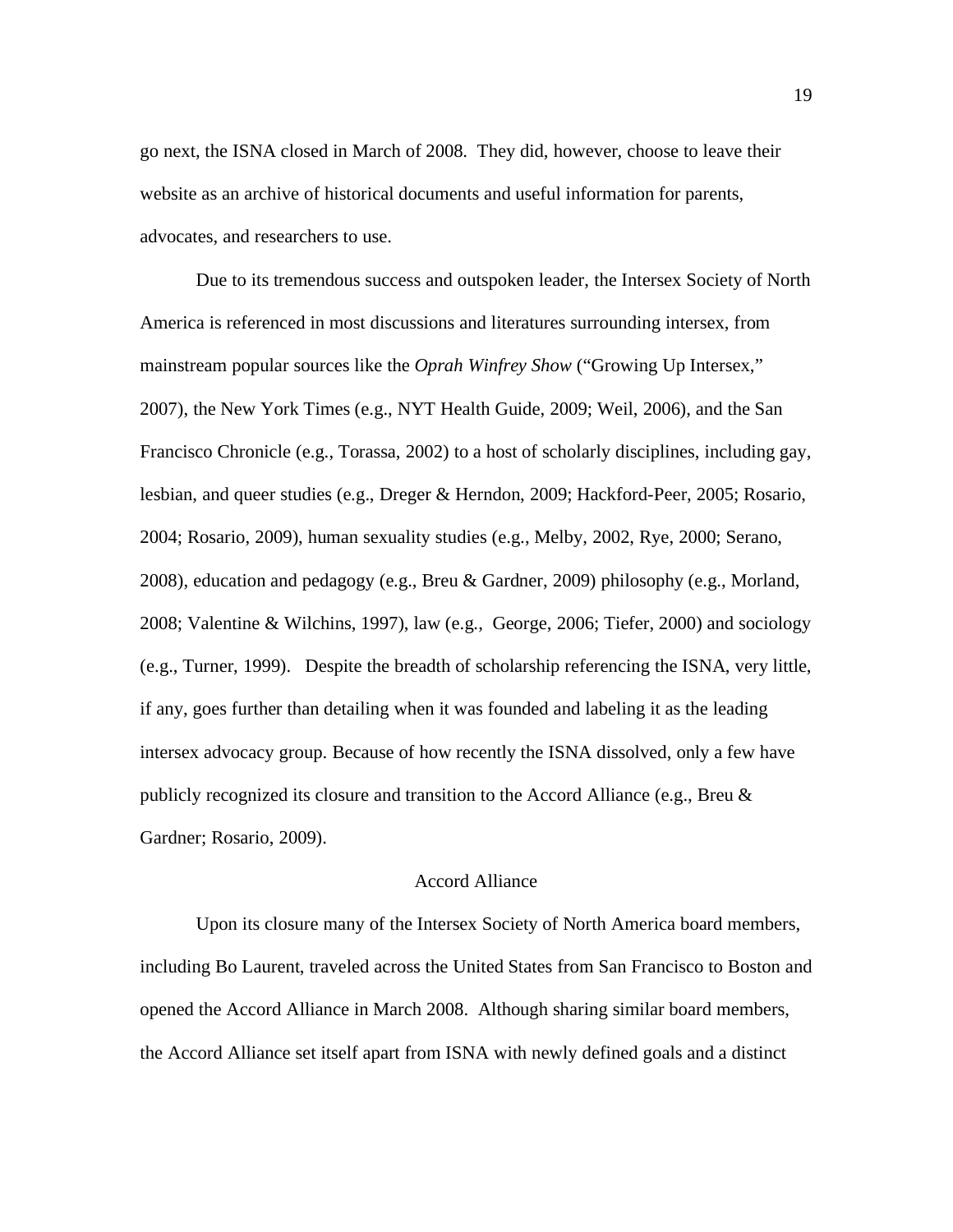go next, the ISNA closed in March of 2008. They did, however, choose to leave their website as an archive of historical documents and useful information for parents, advocates, and researchers to use.

Due to its tremendous success and outspoken leader, the Intersex Society of North America is referenced in most discussions and literatures surrounding intersex, from mainstream popular sources like the *Oprah Winfrey Show* ("Growing Up Intersex," 2007), the New York Times (e.g., NYT Health Guide, 2009; Weil, 2006), and the San Francisco Chronicle (e.g., Torassa, 2002) to a host of scholarly disciplines, including gay, lesbian, and queer studies (e.g., Dreger & Herndon, 2009; Hackford-Peer, 2005; Rosario, 2004; Rosario, 2009), human sexuality studies (e.g., Melby, 2002, Rye, 2000; Serano, 2008), education and pedagogy (e.g., Breu & Gardner, 2009) philosophy (e.g., Morland, 2008; Valentine & Wilchins, 1997), law (e.g., George, 2006; Tiefer, 2000) and sociology (e.g., Turner, 1999). Despite the breadth of scholarship referencing the ISNA, very little, if any, goes further than detailing when it was founded and labeling it as the leading intersex advocacy group. Because of how recently the ISNA dissolved, only a few have publicly recognized its closure and transition to the Accord Alliance (e.g., Breu & Gardner; Rosario, 2009).

## Accord Alliance

Upon its closure many of the Intersex Society of North America board members, including Bo Laurent, traveled across the United States from San Francisco to Boston and opened the Accord Alliance in March 2008. Although sharing similar board members, the Accord Alliance set itself apart from ISNA with newly defined goals and a distinct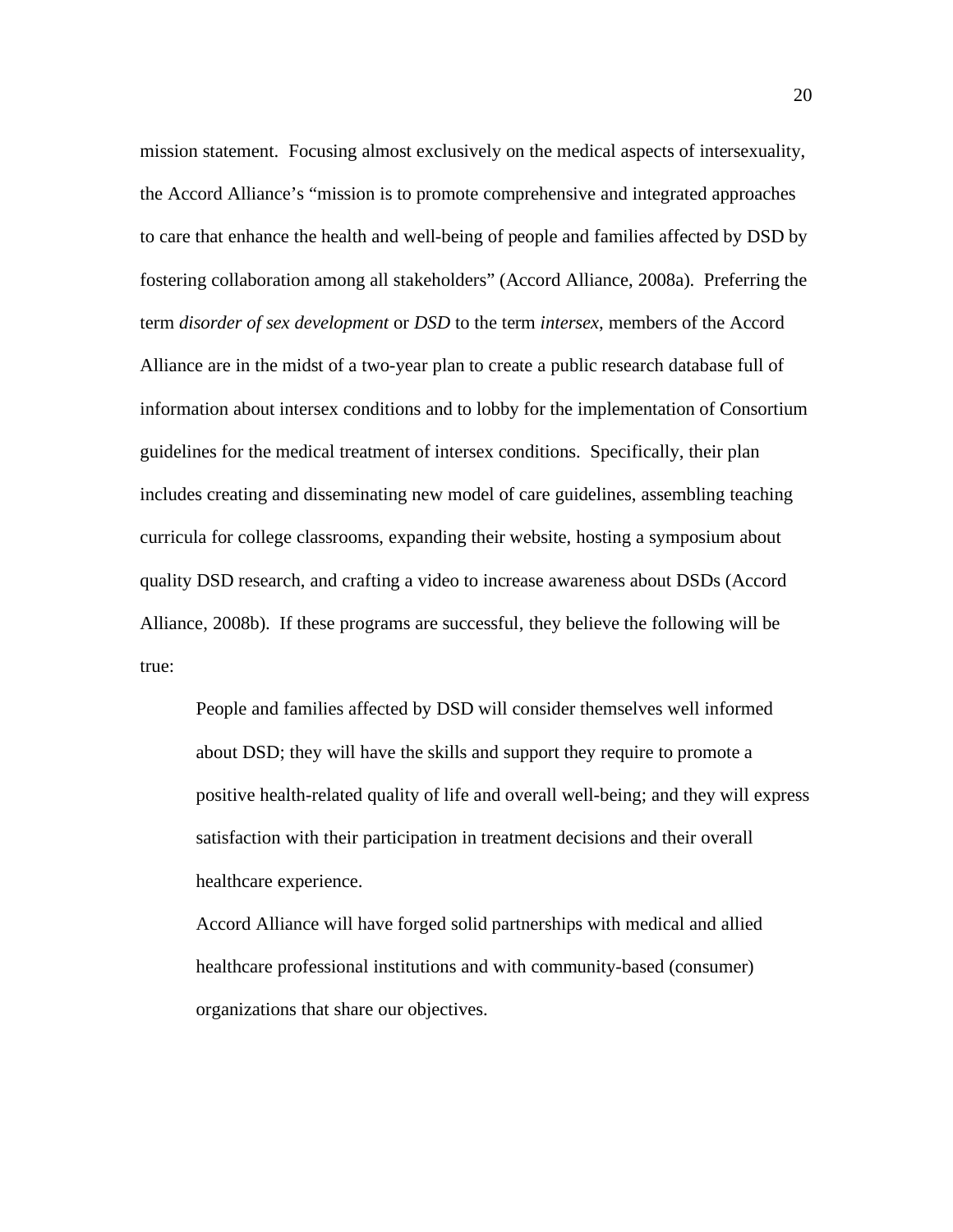mission statement.  Focusing almost exclusively on the medical aspects of intersexuality, the Accord Alliance's "mission is to promote comprehensive and integrated approaches to care that enhance the health and well-being of people and families affected by DSD by fostering collaboration among all stakeholders" (Accord Alliance, 2008a).  Preferring the term *disorder of sex development* or *DSD* to the term *intersex*, members of the Accord Alliance are in the midst of a two-year plan to create a public research database full of information about intersex conditions and to lobby for the implementation of Consortium guidelines for the medical treatment of intersex conditions.  Specifically, their plan includes creating and disseminating new model of care guidelines, assembling teaching curricula for college classrooms, expanding their website, hosting a symposium about quality DSD research, and crafting a video to increase awareness about DSDs (Accord Alliance, 2008b).  If these programs are successful, they believe the following will be true:

> People and families affected by DSD will consider themselves well informed about DSD; they will have the skills and support they require to promote a positive health-related quality of life and overall well-being; and they will express satisfaction with their participation in treatment decisions and their overall healthcare experience.
>
> Accord Alliance will have forged solid partnerships with medical and allied healthcare professional institutions and with community-based (consumer) organizations that share our objectives.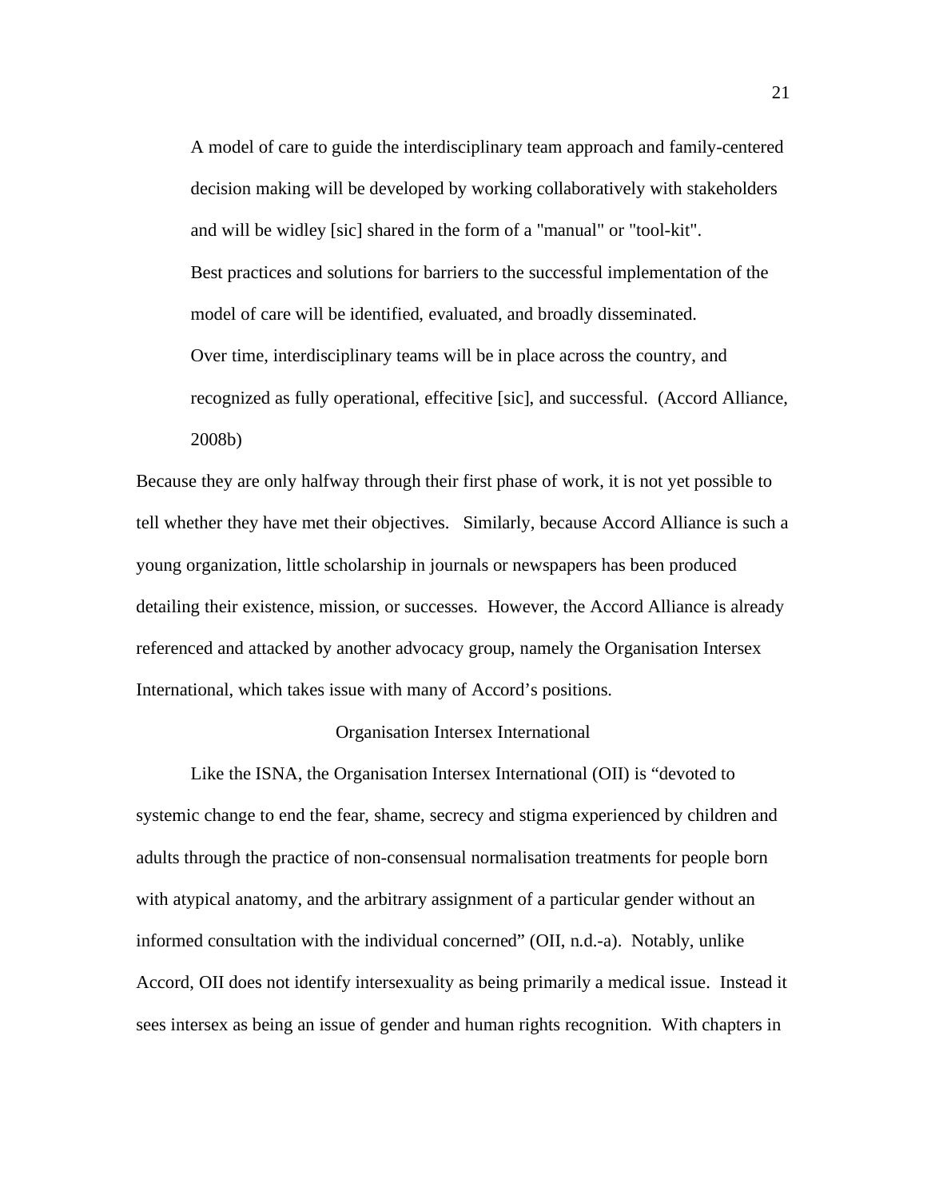> A model of care to guide the interdisciplinary team approach and family-centered decision making will be developed by working collaboratively with stakeholders and will be widley [sic] shared in the form of a "manual" or "tool-kit".
>
> Best practices and solutions for barriers to the successful implementation of the model of care will be identified, evaluated, and broadly disseminated.
>
> Over time, interdisciplinary teams will be in place across the country, and recognized as fully operational, effecitive [sic], and successful. (Accord Alliance, 2008b)

Because they are only halfway through their first phase of work, it is not yet possible to tell whether they have met their objectives. Similarly, because Accord Alliance is such a young organization, little scholarship in journals or newspapers has been produced detailing their existence, mission, or successes. However, the Accord Alliance is already referenced and attacked by another advocacy group, namely the Organisation Intersex International, which takes issue with many of Accord's positions.

## Organisation Intersex International

Like the ISNA, the Organisation Intersex International (OII) is "devoted to systemic change to end the fear, shame, secrecy and stigma experienced by children and adults through the practice of non-consensual normalisation treatments for people born with atypical anatomy, and the arbitrary assignment of a particular gender without an informed consultation with the individual concerned" (OII, n.d.-a). Notably, unlike Accord, OII does not identify intersexuality as being primarily a medical issue. Instead it sees intersex as being an issue of gender and human rights recognition. With chapters in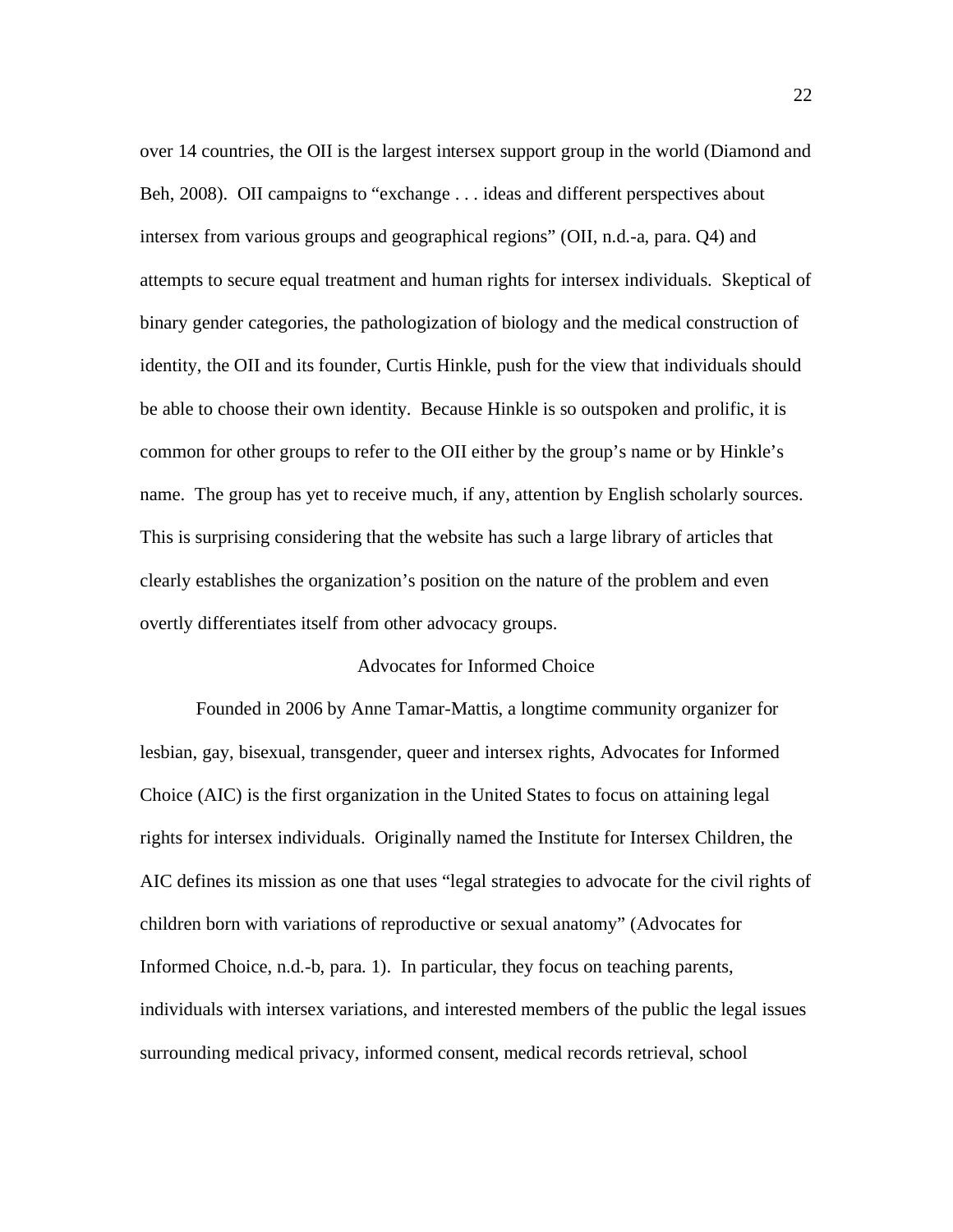over 14 countries, the OII is the largest intersex support group in the world (Diamond and Beh, 2008). OII campaigns to "exchange . . . ideas and different perspectives about intersex from various groups and geographical regions" (OII, n.d.-a, para. Q4) and attempts to secure equal treatment and human rights for intersex individuals. Skeptical of binary gender categories, the pathologization of biology and the medical construction of identity, the OII and its founder, Curtis Hinkle, push for the view that individuals should be able to choose their own identity. Because Hinkle is so outspoken and prolific, it is common for other groups to refer to the OII either by the group's name or by Hinkle's name. The group has yet to receive much, if any, attention by English scholarly sources. This is surprising considering that the website has such a large library of articles that clearly establishes the organization's position on the nature of the problem and even overtly differentiates itself from other advocacy groups.

## Advocates for Informed Choice

Founded in 2006 by Anne Tamar-Mattis, a longtime community organizer for lesbian, gay, bisexual, transgender, queer and intersex rights, Advocates for Informed Choice (AIC) is the first organization in the United States to focus on attaining legal rights for intersex individuals. Originally named the Institute for Intersex Children, the AIC defines its mission as one that uses "legal strategies to advocate for the civil rights of children born with variations of reproductive or sexual anatomy" (Advocates for Informed Choice, n.d.-b, para. 1). In particular, they focus on teaching parents, individuals with intersex variations, and interested members of the public the legal issues surrounding medical privacy, informed consent, medical records retrieval, school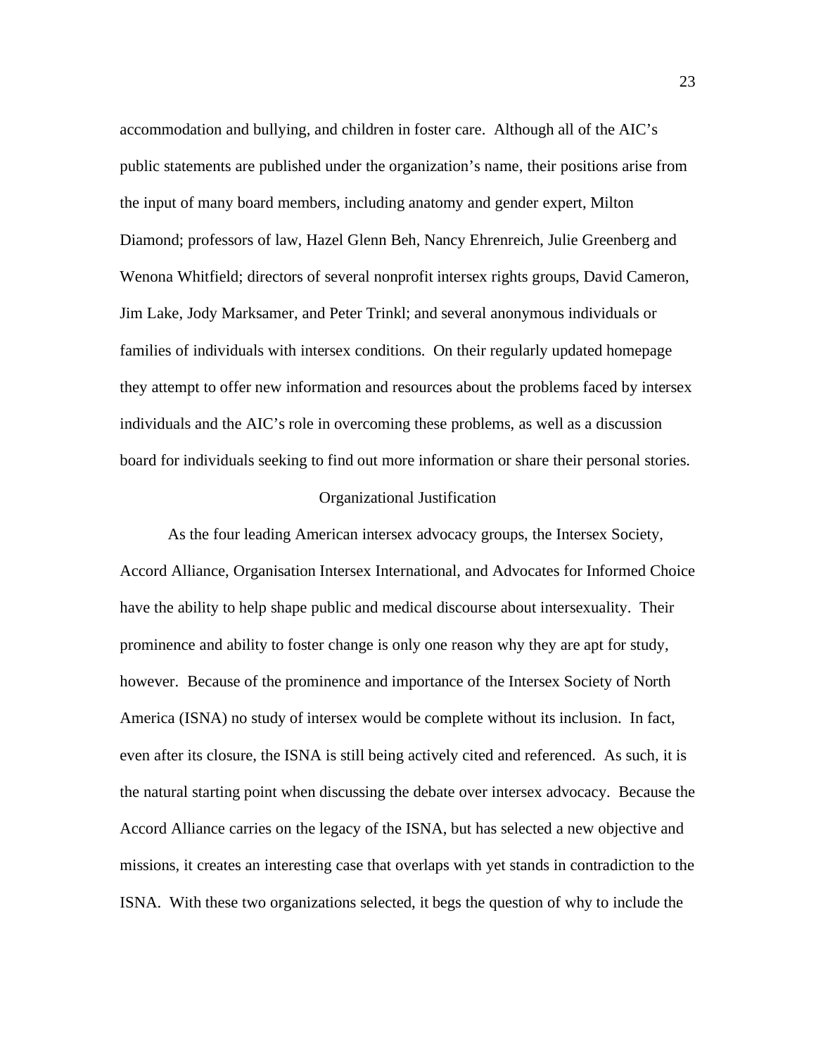accommodation and bullying, and children in foster care. Although all of the AIC's public statements are published under the organization's name, their positions arise from the input of many board members, including anatomy and gender expert, Milton Diamond; professors of law, Hazel Glenn Beh, Nancy Ehrenreich, Julie Greenberg and Wenona Whitfield; directors of several nonprofit intersex rights groups, David Cameron, Jim Lake, Jody Marksamer, and Peter Trinkl; and several anonymous individuals or families of individuals with intersex conditions. On their regularly updated homepage they attempt to offer new information and resources about the problems faced by intersex individuals and the AIC's role in overcoming these problems, as well as a discussion board for individuals seeking to find out more information or share their personal stories.

## Organizational Justification

As the four leading American intersex advocacy groups, the Intersex Society, Accord Alliance, Organisation Intersex International, and Advocates for Informed Choice have the ability to help shape public and medical discourse about intersexuality. Their prominence and ability to foster change is only one reason why they are apt for study, however. Because of the prominence and importance of the Intersex Society of North America (ISNA) no study of intersex would be complete without its inclusion. In fact, even after its closure, the ISNA is still being actively cited and referenced. As such, it is the natural starting point when discussing the debate over intersex advocacy. Because the Accord Alliance carries on the legacy of the ISNA, but has selected a new objective and missions, it creates an interesting case that overlaps with yet stands in contradiction to the ISNA. With these two organizations selected, it begs the question of why to include the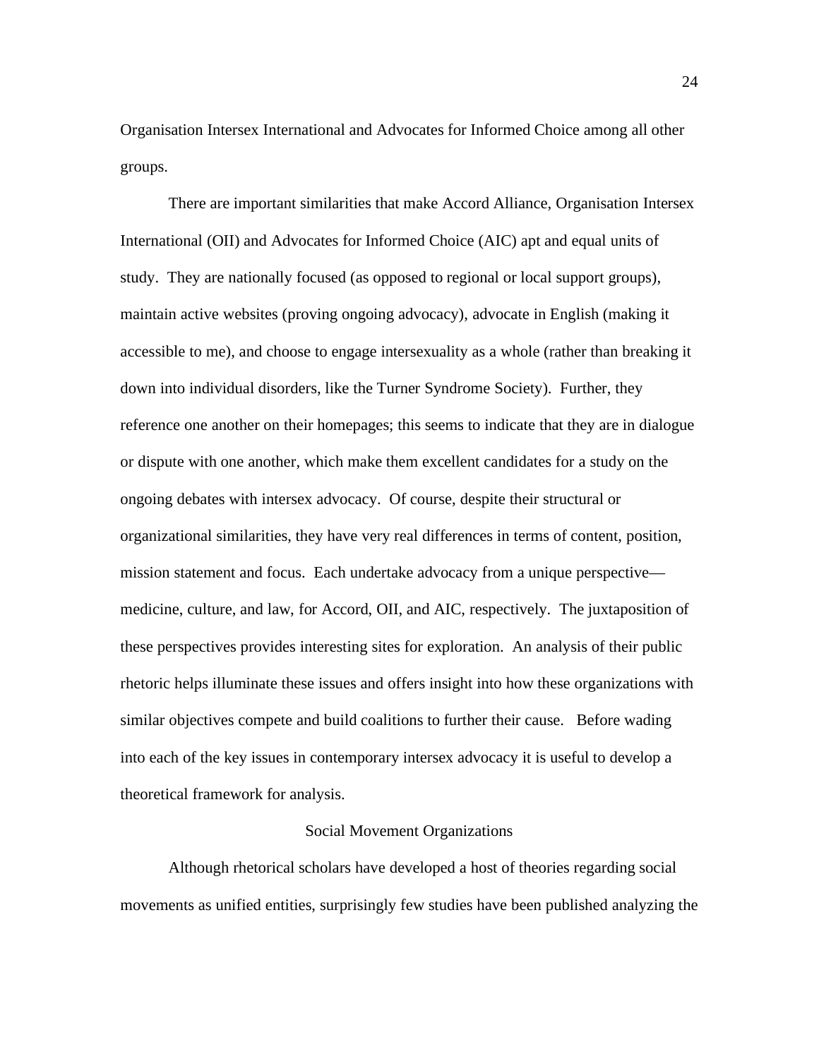Organisation Intersex International and Advocates for Informed Choice among all other groups.

There are important similarities that make Accord Alliance, Organisation Intersex International (OII) and Advocates for Informed Choice (AIC) apt and equal units of study. They are nationally focused (as opposed to regional or local support groups), maintain active websites (proving ongoing advocacy), advocate in English (making it accessible to me), and choose to engage intersexuality as a whole (rather than breaking it down into individual disorders, like the Turner Syndrome Society). Further, they reference one another on their homepages; this seems to indicate that they are in dialogue or dispute with one another, which make them excellent candidates for a study on the ongoing debates with intersex advocacy. Of course, despite their structural or organizational similarities, they have very real differences in terms of content, position, mission statement and focus. Each undertake advocacy from a unique perspective—medicine, culture, and law, for Accord, OII, and AIC, respectively. The juxtaposition of these perspectives provides interesting sites for exploration. An analysis of their public rhetoric helps illuminate these issues and offers insight into how these organizations with similar objectives compete and build coalitions to further their cause. Before wading into each of the key issues in contemporary intersex advocacy it is useful to develop a theoretical framework for analysis.

## Social Movement Organizations

Although rhetorical scholars have developed a host of theories regarding social movements as unified entities, surprisingly few studies have been published analyzing the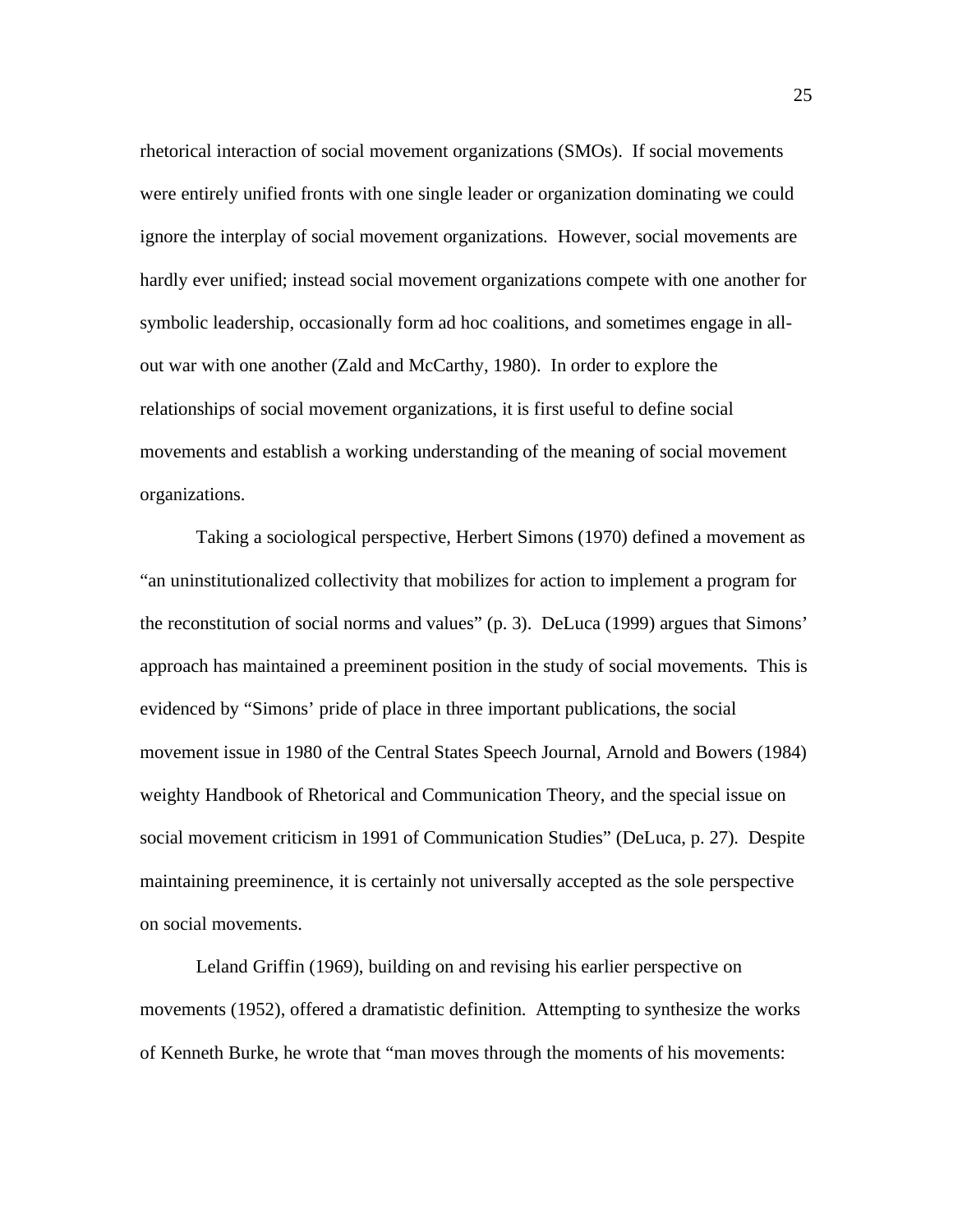rhetorical interaction of social movement organizations (SMOs). If social movements were entirely unified fronts with one single leader or organization dominating we could ignore the interplay of social movement organizations. However, social movements are hardly ever unified; instead social movement organizations compete with one another for symbolic leadership, occasionally form ad hoc coalitions, and sometimes engage in all-out war with one another (Zald and McCarthy, 1980). In order to explore the relationships of social movement organizations, it is first useful to define social movements and establish a working understanding of the meaning of social movement organizations.

Taking a sociological perspective, Herbert Simons (1970) defined a movement as "an uninstitutionalized collectivity that mobilizes for action to implement a program for the reconstitution of social norms and values" (p. 3). DeLuca (1999) argues that Simons' approach has maintained a preeminent position in the study of social movements. This is evidenced by "Simons' pride of place in three important publications, the social movement issue in 1980 of the Central States Speech Journal, Arnold and Bowers (1984) weighty Handbook of Rhetorical and Communication Theory, and the special issue on social movement criticism in 1991 of Communication Studies" (DeLuca, p. 27). Despite maintaining preeminence, it is certainly not universally accepted as the sole perspective on social movements.

Leland Griffin (1969), building on and revising his earlier perspective on movements (1952), offered a dramatistic definition. Attempting to synthesize the works of Kenneth Burke, he wrote that "man moves through the moments of his movements: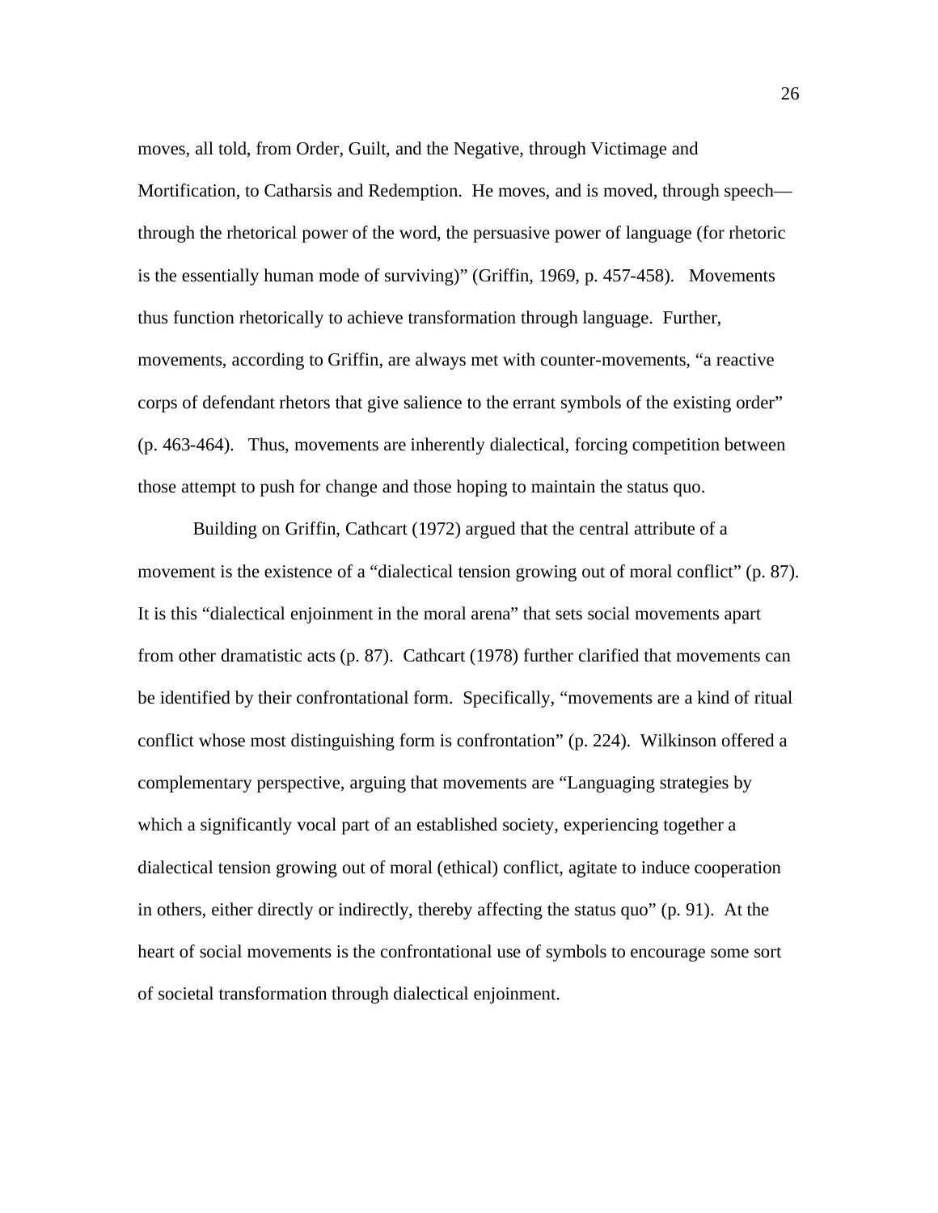moves, all told, from Order, Guilt, and the Negative, through Victimage and Mortification, to Catharsis and Redemption. He moves, and is moved, through speech—through the rhetorical power of the word, the persuasive power of language (for rhetoric is the essentially human mode of surviving)" (Griffin, 1969, p. 457-458). Movements thus function rhetorically to achieve transformation through language. Further, movements, according to Griffin, are always met with counter-movements, "a reactive corps of defendant rhetors that give salience to the errant symbols of the existing order" (p. 463-464). Thus, movements are inherently dialectical, forcing competition between those attempt to push for change and those hoping to maintain the status quo.

Building on Griffin, Cathcart (1972) argued that the central attribute of a movement is the existence of a "dialectical tension growing out of moral conflict" (p. 87). It is this "dialectical enjoinment in the moral arena" that sets social movements apart from other dramatistic acts (p. 87). Cathcart (1978) further clarified that movements can be identified by their confrontational form. Specifically, "movements are a kind of ritual conflict whose most distinguishing form is confrontation" (p. 224). Wilkinson offered a complementary perspective, arguing that movements are "Languaging strategies by which a significantly vocal part of an established society, experiencing together a dialectical tension growing out of moral (ethical) conflict, agitate to induce cooperation in others, either directly or indirectly, thereby affecting the status quo" (p. 91). At the heart of social movements is the confrontational use of symbols to encourage some sort of societal transformation through dialectical enjoinment.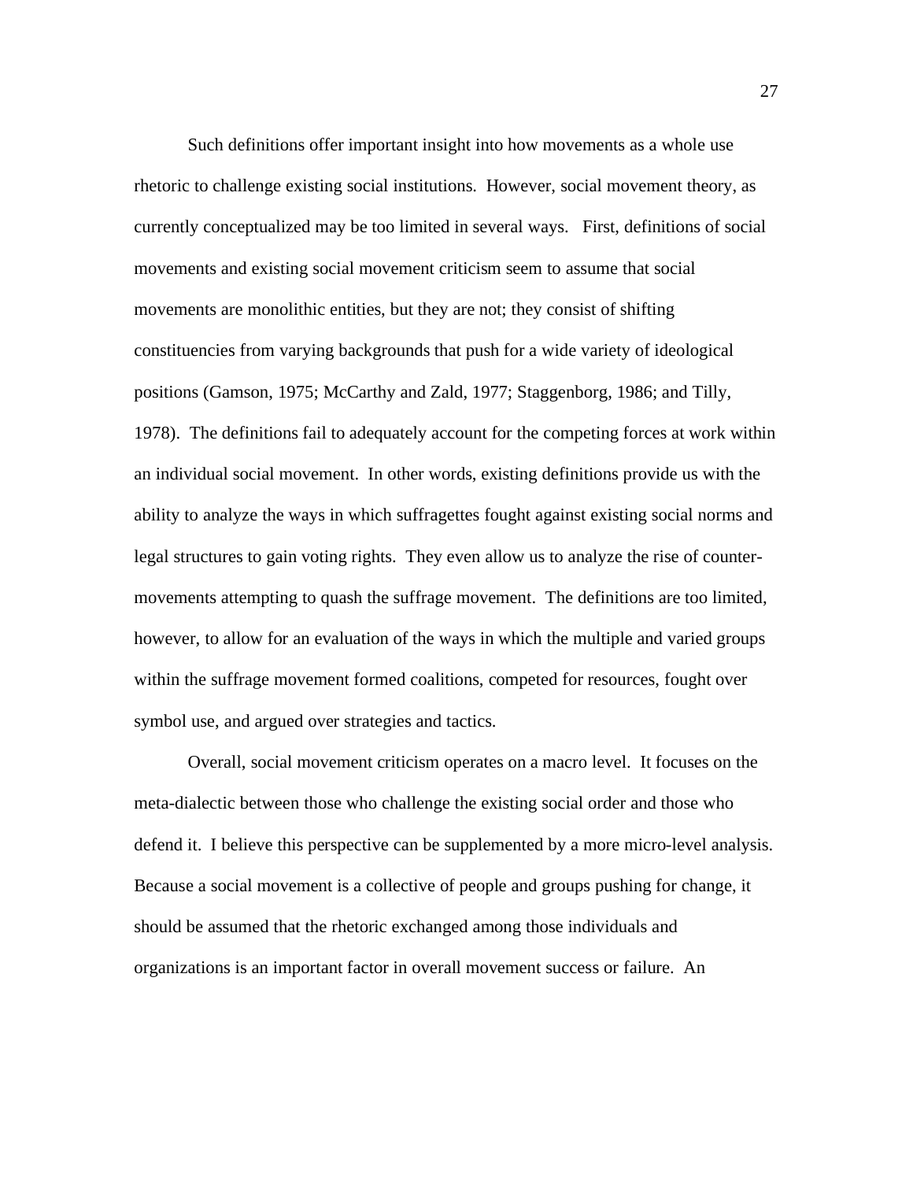Such definitions offer important insight into how movements as a whole use rhetoric to challenge existing social institutions. However, social movement theory, as currently conceptualized may be too limited in several ways. First, definitions of social movements and existing social movement criticism seem to assume that social movements are monolithic entities, but they are not; they consist of shifting constituencies from varying backgrounds that push for a wide variety of ideological positions (Gamson, 1975; McCarthy and Zald, 1977; Staggenborg, 1986; and Tilly, 1978). The definitions fail to adequately account for the competing forces at work within an individual social movement. In other words, existing definitions provide us with the ability to analyze the ways in which suffragettes fought against existing social norms and legal structures to gain voting rights. They even allow us to analyze the rise of counter-movements attempting to quash the suffrage movement. The definitions are too limited, however, to allow for an evaluation of the ways in which the multiple and varied groups within the suffrage movement formed coalitions, competed for resources, fought over symbol use, and argued over strategies and tactics.

Overall, social movement criticism operates on a macro level. It focuses on the meta-dialectic between those who challenge the existing social order and those who defend it. I believe this perspective can be supplemented by a more micro-level analysis. Because a social movement is a collective of people and groups pushing for change, it should be assumed that the rhetoric exchanged among those individuals and organizations is an important factor in overall movement success or failure. An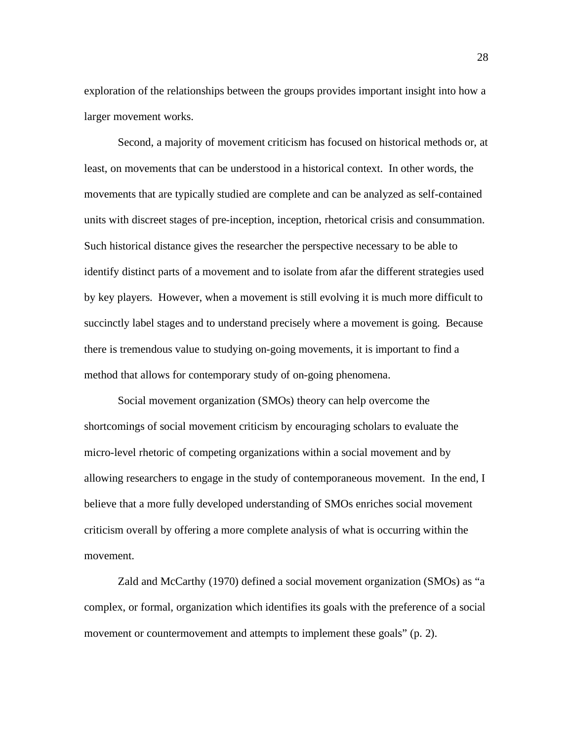exploration of the relationships between the groups provides important insight into how a larger movement works.

Second, a majority of movement criticism has focused on historical methods or, at least, on movements that can be understood in a historical context. In other words, the movements that are typically studied are complete and can be analyzed as self-contained units with discreet stages of pre-inception, inception, rhetorical crisis and consummation. Such historical distance gives the researcher the perspective necessary to be able to identify distinct parts of a movement and to isolate from afar the different strategies used by key players. However, when a movement is still evolving it is much more difficult to succinctly label stages and to understand precisely where a movement is going. Because there is tremendous value to studying on-going movements, it is important to find a method that allows for contemporary study of on-going phenomena.

Social movement organization (SMOs) theory can help overcome the shortcomings of social movement criticism by encouraging scholars to evaluate the micro-level rhetoric of competing organizations within a social movement and by allowing researchers to engage in the study of contemporaneous movement. In the end, I believe that a more fully developed understanding of SMOs enriches social movement criticism overall by offering a more complete analysis of what is occurring within the movement.

Zald and McCarthy (1970) defined a social movement organization (SMOs) as "a complex, or formal, organization which identifies its goals with the preference of a social movement or countermovement and attempts to implement these goals" (p. 2).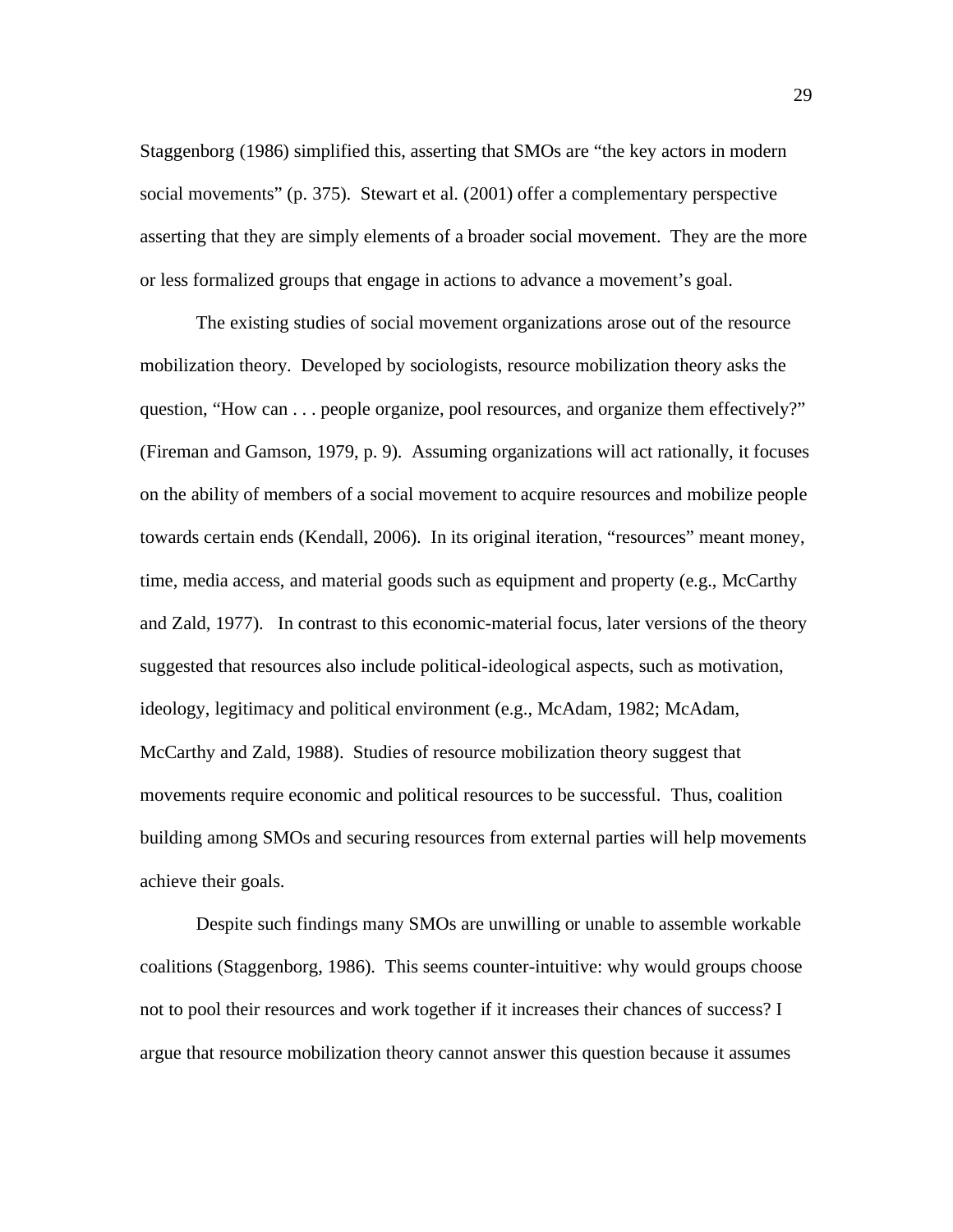Staggenborg (1986) simplified this, asserting that SMOs are "the key actors in modern social movements" (p. 375). Stewart et al. (2001) offer a complementary perspective asserting that they are simply elements of a broader social movement. They are the more or less formalized groups that engage in actions to advance a movement's goal.

The existing studies of social movement organizations arose out of the resource mobilization theory. Developed by sociologists, resource mobilization theory asks the question, "How can . . . people organize, pool resources, and organize them effectively?" (Fireman and Gamson, 1979, p. 9). Assuming organizations will act rationally, it focuses on the ability of members of a social movement to acquire resources and mobilize people towards certain ends (Kendall, 2006). In its original iteration, "resources" meant money, time, media access, and material goods such as equipment and property (e.g., McCarthy and Zald, 1977). In contrast to this economic-material focus, later versions of the theory suggested that resources also include political-ideological aspects, such as motivation, ideology, legitimacy and political environment (e.g., McAdam, 1982; McAdam, McCarthy and Zald, 1988). Studies of resource mobilization theory suggest that movements require economic and political resources to be successful. Thus, coalition building among SMOs and securing resources from external parties will help movements achieve their goals.

Despite such findings many SMOs are unwilling or unable to assemble workable coalitions (Staggenborg, 1986). This seems counter-intuitive: why would groups choose not to pool their resources and work together if it increases their chances of success? I argue that resource mobilization theory cannot answer this question because it assumes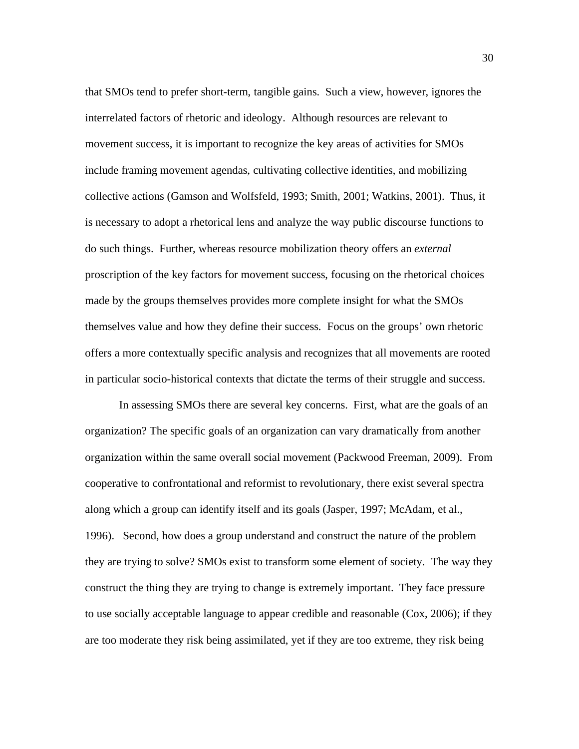that SMOs tend to prefer short-term, tangible gains. Such a view, however, ignores the interrelated factors of rhetoric and ideology. Although resources are relevant to movement success, it is important to recognize the key areas of activities for SMOs include framing movement agendas, cultivating collective identities, and mobilizing collective actions (Gamson and Wolfsfeld, 1993; Smith, 2001; Watkins, 2001). Thus, it is necessary to adopt a rhetorical lens and analyze the way public discourse functions to do such things. Further, whereas resource mobilization theory offers an *external* proscription of the key factors for movement success, focusing on the rhetorical choices made by the groups themselves provides more complete insight for what the SMOs themselves value and how they define their success. Focus on the groups' own rhetoric offers a more contextually specific analysis and recognizes that all movements are rooted in particular socio-historical contexts that dictate the terms of their struggle and success.

In assessing SMOs there are several key concerns. First, what are the goals of an organization? The specific goals of an organization can vary dramatically from another organization within the same overall social movement (Packwood Freeman, 2009). From cooperative to confrontational and reformist to revolutionary, there exist several spectra along which a group can identify itself and its goals (Jasper, 1997; McAdam, et al., 1996). Second, how does a group understand and construct the nature of the problem they are trying to solve? SMOs exist to transform some element of society. The way they construct the thing they are trying to change is extremely important. They face pressure to use socially acceptable language to appear credible and reasonable (Cox, 2006); if they are too moderate they risk being assimilated, yet if they are too extreme, they risk being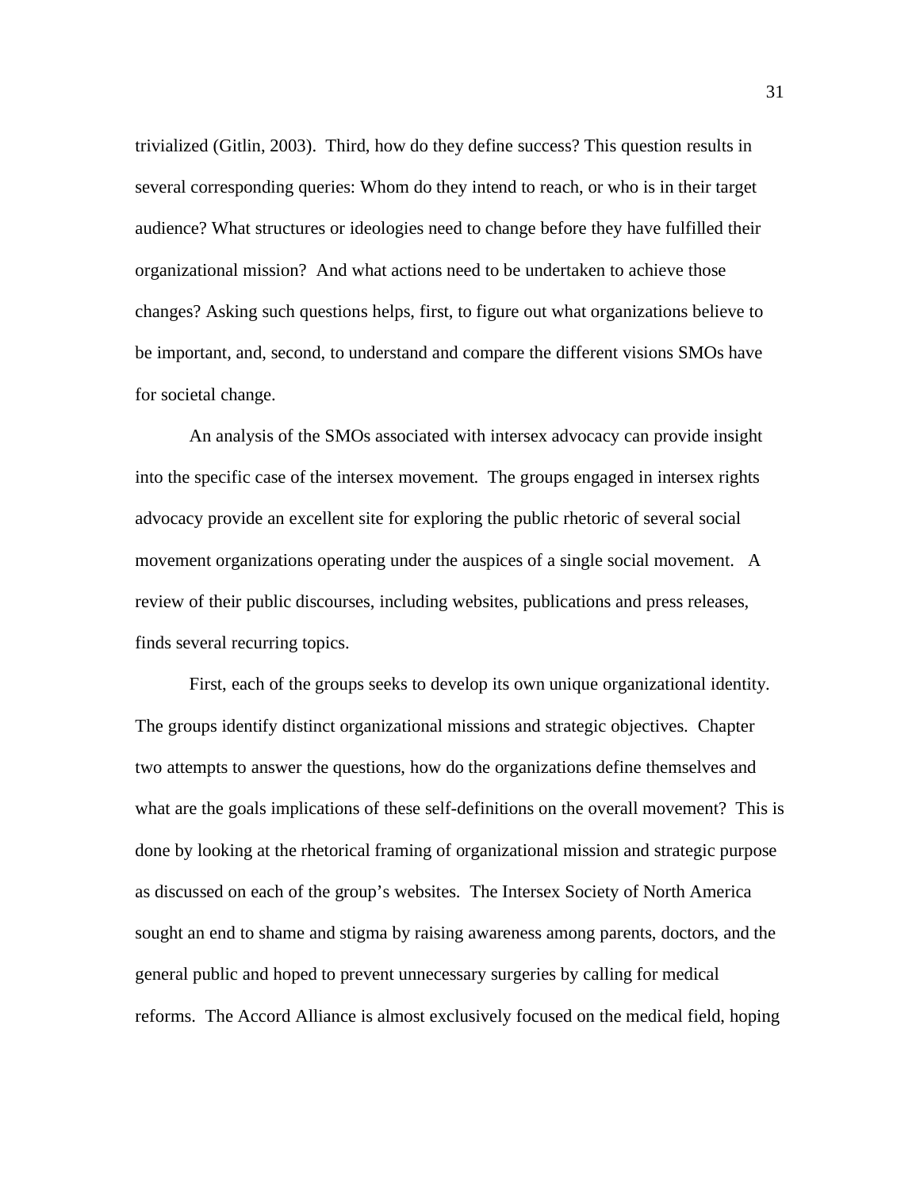trivialized (Gitlin, 2003). Third, how do they define success? This question results in several corresponding queries: Whom do they intend to reach, or who is in their target audience? What structures or ideologies need to change before they have fulfilled their organizational mission? And what actions need to be undertaken to achieve those changes? Asking such questions helps, first, to figure out what organizations believe to be important, and, second, to understand and compare the different visions SMOs have for societal change.

An analysis of the SMOs associated with intersex advocacy can provide insight into the specific case of the intersex movement. The groups engaged in intersex rights advocacy provide an excellent site for exploring the public rhetoric of several social movement organizations operating under the auspices of a single social movement. A review of their public discourses, including websites, publications and press releases, finds several recurring topics.

First, each of the groups seeks to develop its own unique organizational identity. The groups identify distinct organizational missions and strategic objectives. Chapter two attempts to answer the questions, how do the organizations define themselves and what are the goals implications of these self-definitions on the overall movement? This is done by looking at the rhetorical framing of organizational mission and strategic purpose as discussed on each of the group's websites. The Intersex Society of North America sought an end to shame and stigma by raising awareness among parents, doctors, and the general public and hoped to prevent unnecessary surgeries by calling for medical reforms. The Accord Alliance is almost exclusively focused on the medical field, hoping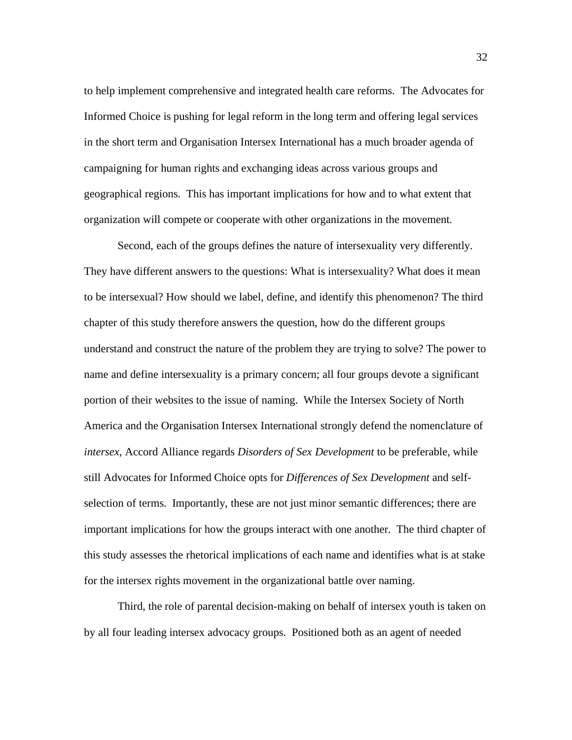to help implement comprehensive and integrated health care reforms. The Advocates for Informed Choice is pushing for legal reform in the long term and offering legal services in the short term and Organisation Intersex International has a much broader agenda of campaigning for human rights and exchanging ideas across various groups and geographical regions. This has important implications for how and to what extent that organization will compete or cooperate with other organizations in the movement.

Second, each of the groups defines the nature of intersexuality very differently. They have different answers to the questions: What is intersexuality? What does it mean to be intersexual? How should we label, define, and identify this phenomenon? The third chapter of this study therefore answers the question, how do the different groups understand and construct the nature of the problem they are trying to solve? The power to name and define intersexuality is a primary concern; all four groups devote a significant portion of their websites to the issue of naming. While the Intersex Society of North America and the Organisation Intersex International strongly defend the nomenclature of *intersex*, Accord Alliance regards *Disorders of Sex Development* to be preferable, while still Advocates for Informed Choice opts for *Differences of Sex Development* and self-selection of terms. Importantly, these are not just minor semantic differences; there are important implications for how the groups interact with one another. The third chapter of this study assesses the rhetorical implications of each name and identifies what is at stake for the intersex rights movement in the organizational battle over naming.

Third, the role of parental decision-making on behalf of intersex youth is taken on by all four leading intersex advocacy groups. Positioned both as an agent of needed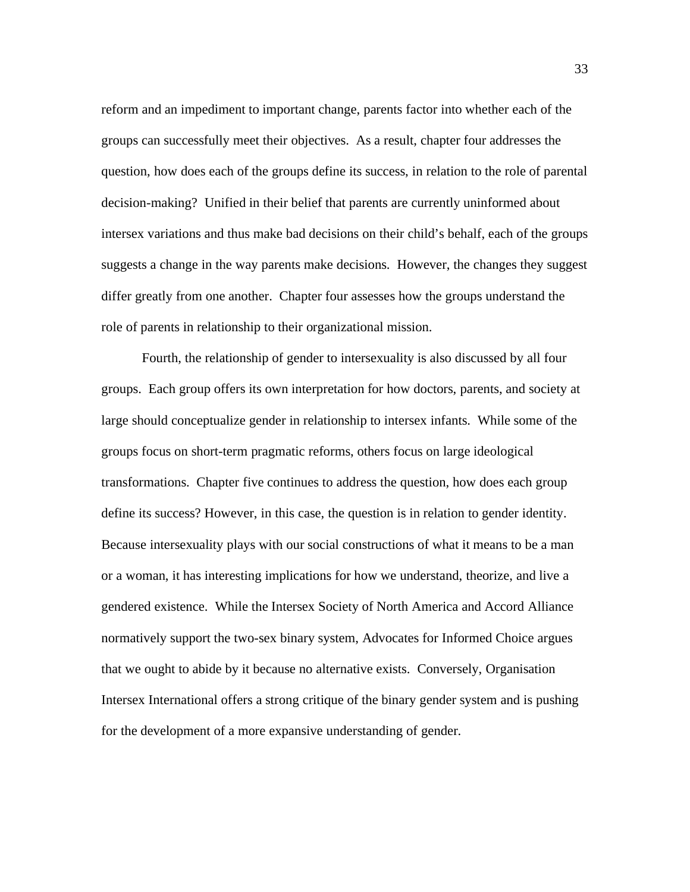reform and an impediment to important change, parents factor into whether each of the groups can successfully meet their objectives. As a result, chapter four addresses the question, how does each of the groups define its success, in relation to the role of parental decision-making? Unified in their belief that parents are currently uninformed about intersex variations and thus make bad decisions on their child's behalf, each of the groups suggests a change in the way parents make decisions. However, the changes they suggest differ greatly from one another. Chapter four assesses how the groups understand the role of parents in relationship to their organizational mission.

Fourth, the relationship of gender to intersexuality is also discussed by all four groups. Each group offers its own interpretation for how doctors, parents, and society at large should conceptualize gender in relationship to intersex infants. While some of the groups focus on short-term pragmatic reforms, others focus on large ideological transformations. Chapter five continues to address the question, how does each group define its success? However, in this case, the question is in relation to gender identity. Because intersexuality plays with our social constructions of what it means to be a man or a woman, it has interesting implications for how we understand, theorize, and live a gendered existence. While the Intersex Society of North America and Accord Alliance normatively support the two-sex binary system, Advocates for Informed Choice argues that we ought to abide by it because no alternative exists. Conversely, Organisation Intersex International offers a strong critique of the binary gender system and is pushing for the development of a more expansive understanding of gender.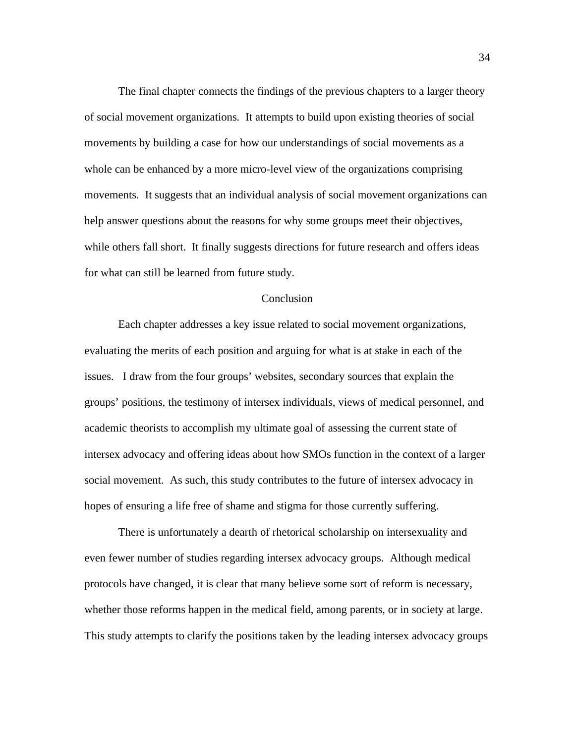The final chapter connects the findings of the previous chapters to a larger theory of social movement organizations. It attempts to build upon existing theories of social movements by building a case for how our understandings of social movements as a whole can be enhanced by a more micro-level view of the organizations comprising movements. It suggests that an individual analysis of social movement organizations can help answer questions about the reasons for why some groups meet their objectives, while others fall short. It finally suggests directions for future research and offers ideas for what can still be learned from future study.

## Conclusion

Each chapter addresses a key issue related to social movement organizations, evaluating the merits of each position and arguing for what is at stake in each of the issues. I draw from the four groups' websites, secondary sources that explain the groups' positions, the testimony of intersex individuals, views of medical personnel, and academic theorists to accomplish my ultimate goal of assessing the current state of intersex advocacy and offering ideas about how SMOs function in the context of a larger social movement. As such, this study contributes to the future of intersex advocacy in hopes of ensuring a life free of shame and stigma for those currently suffering.

There is unfortunately a dearth of rhetorical scholarship on intersexuality and even fewer number of studies regarding intersex advocacy groups. Although medical protocols have changed, it is clear that many believe some sort of reform is necessary, whether those reforms happen in the medical field, among parents, or in society at large. This study attempts to clarify the positions taken by the leading intersex advocacy groups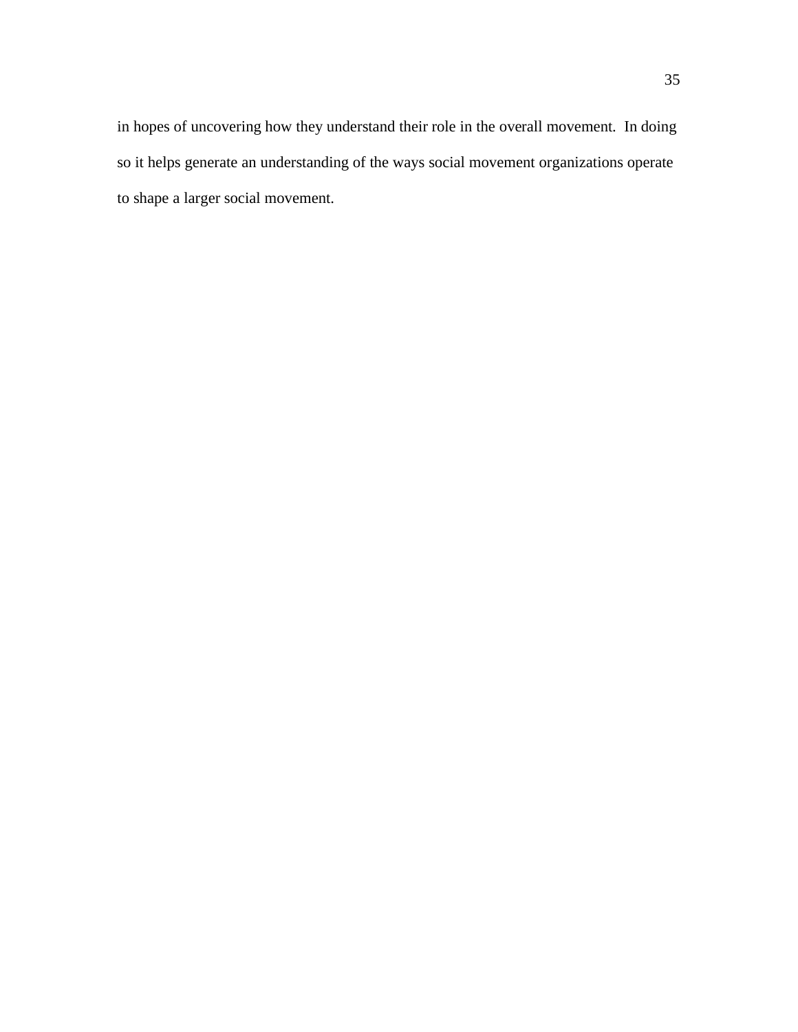in hopes of uncovering how they understand their role in the overall movement. In doing so it helps generate an understanding of the ways social movement organizations operate to shape a larger social movement.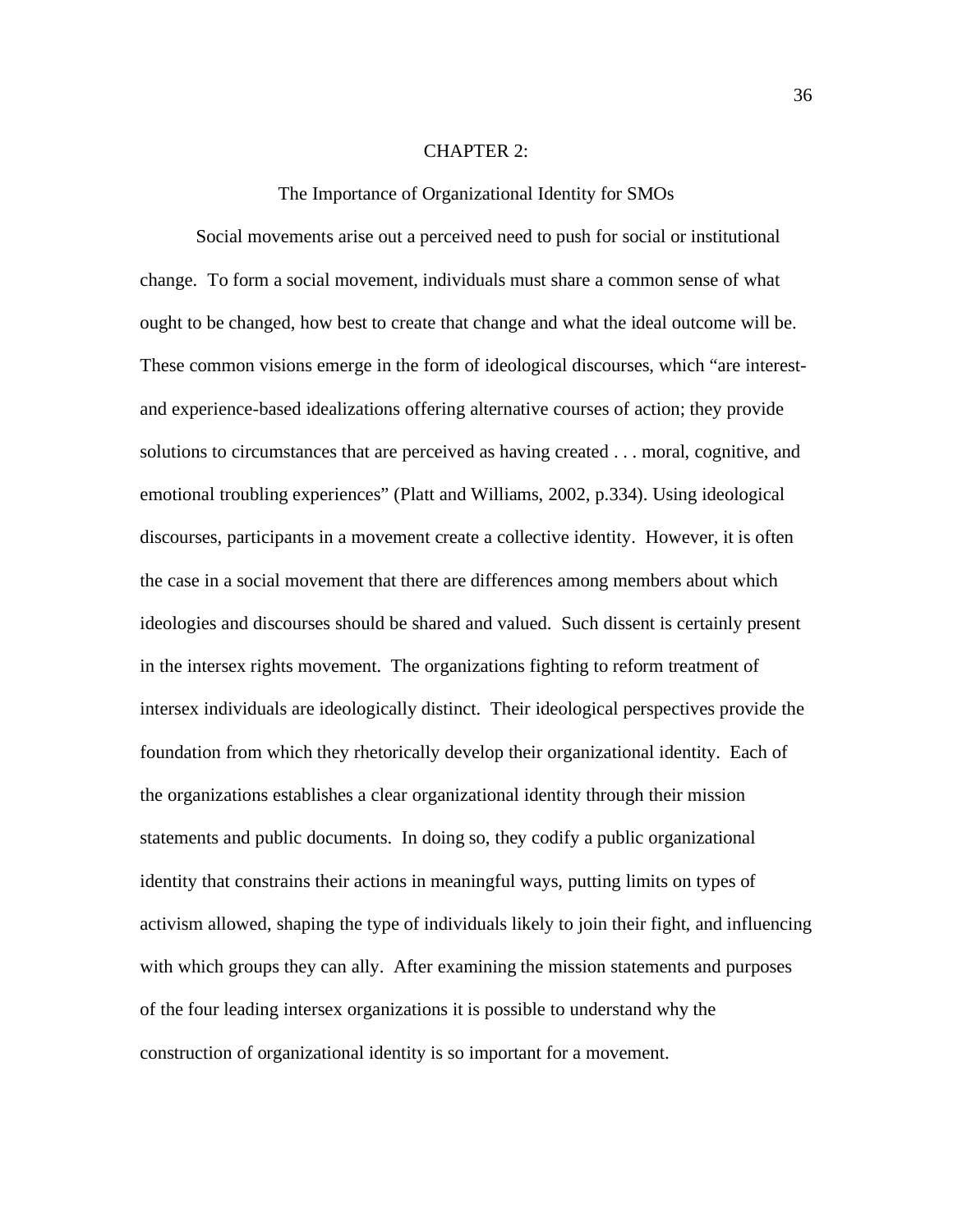# CHAPTER 2:

## The Importance of Organizational Identity for SMOs

Social movements arise out a perceived need to push for social or institutional change. To form a social movement, individuals must share a common sense of what ought to be changed, how best to create that change and what the ideal outcome will be. These common visions emerge in the form of ideological discourses, which "are interest- and experience-based idealizations offering alternative courses of action; they provide solutions to circumstances that are perceived as having created . . . moral, cognitive, and emotional troubling experiences" (Platt and Williams, 2002, p.334). Using ideological discourses, participants in a movement create a collective identity. However, it is often the case in a social movement that there are differences among members about which ideologies and discourses should be shared and valued. Such dissent is certainly present in the intersex rights movement. The organizations fighting to reform treatment of intersex individuals are ideologically distinct. Their ideological perspectives provide the foundation from which they rhetorically develop their organizational identity. Each of the organizations establishes a clear organizational identity through their mission statements and public documents. In doing so, they codify a public organizational identity that constrains their actions in meaningful ways, putting limits on types of activism allowed, shaping the type of individuals likely to join their fight, and influencing with which groups they can ally. After examining the mission statements and purposes of the four leading intersex organizations it is possible to understand why the construction of organizational identity is so important for a movement.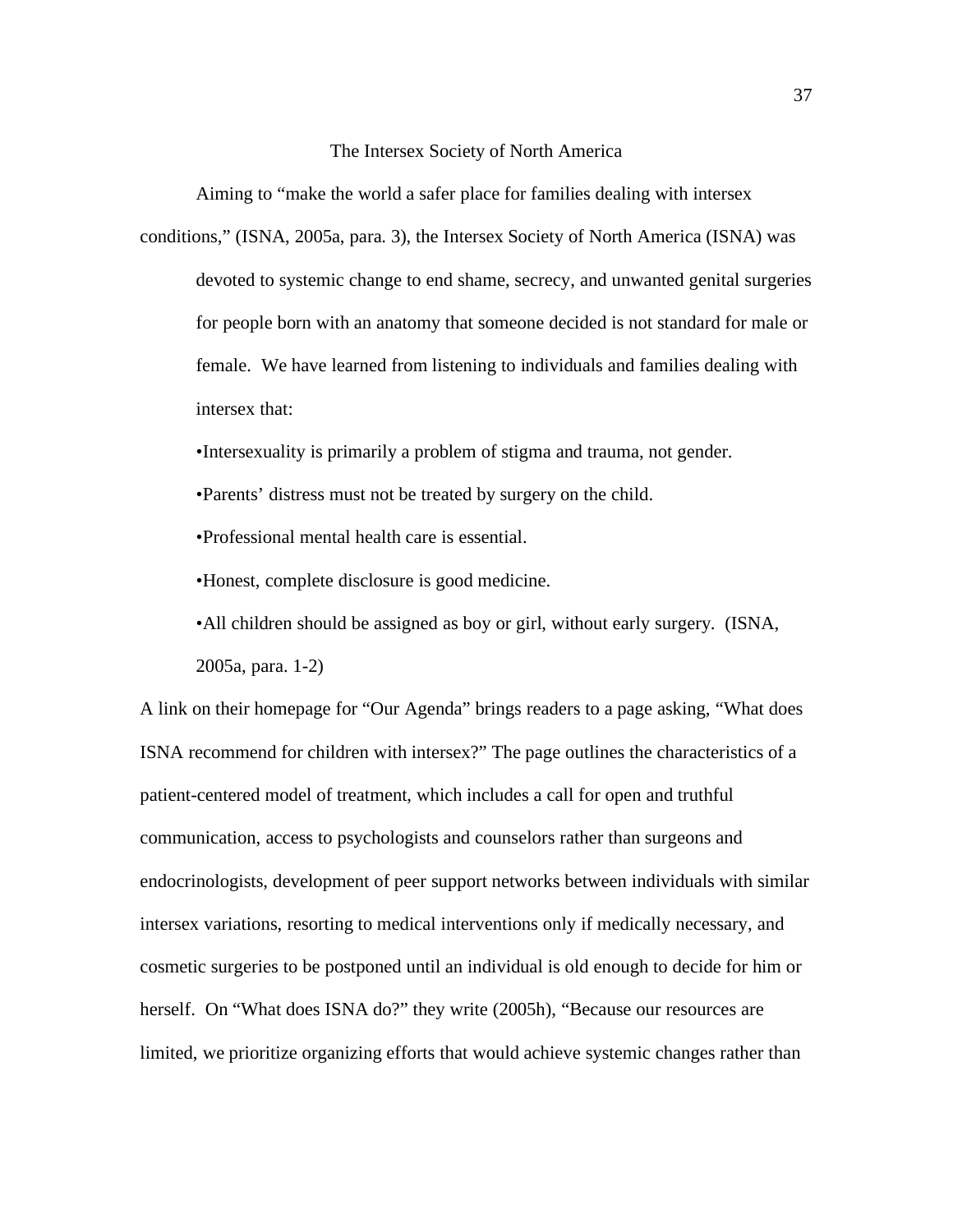## The Intersex Society of North America

Aiming to "make the world a safer place for families dealing with intersex conditions," (ISNA, 2005a, para. 3), the Intersex Society of North America (ISNA) was

> devoted to systemic change to end shame, secrecy, and unwanted genital surgeries for people born with an anatomy that someone decided is not standard for male or female. We have learned from listening to individuals and families dealing with intersex that:
>
> •Intersexuality is primarily a problem of stigma and trauma, not gender.
>
> •Parents' distress must not be treated by surgery on the child.
>
> •Professional mental health care is essential.
>
> •Honest, complete disclosure is good medicine.
>
> •All children should be assigned as boy or girl, without early surgery. (ISNA, 2005a, para. 1-2)

A link on their homepage for "Our Agenda" brings readers to a page asking, "What does ISNA recommend for children with intersex?" The page outlines the characteristics of a patient-centered model of treatment, which includes a call for open and truthful communication, access to psychologists and counselors rather than surgeons and endocrinologists, development of peer support networks between individuals with similar intersex variations, resorting to medical interventions only if medically necessary, and cosmetic surgeries to be postponed until an individual is old enough to decide for him or herself. On "What does ISNA do?" they write (2005h), "Because our resources are limited, we prioritize organizing efforts that would achieve systemic changes rather than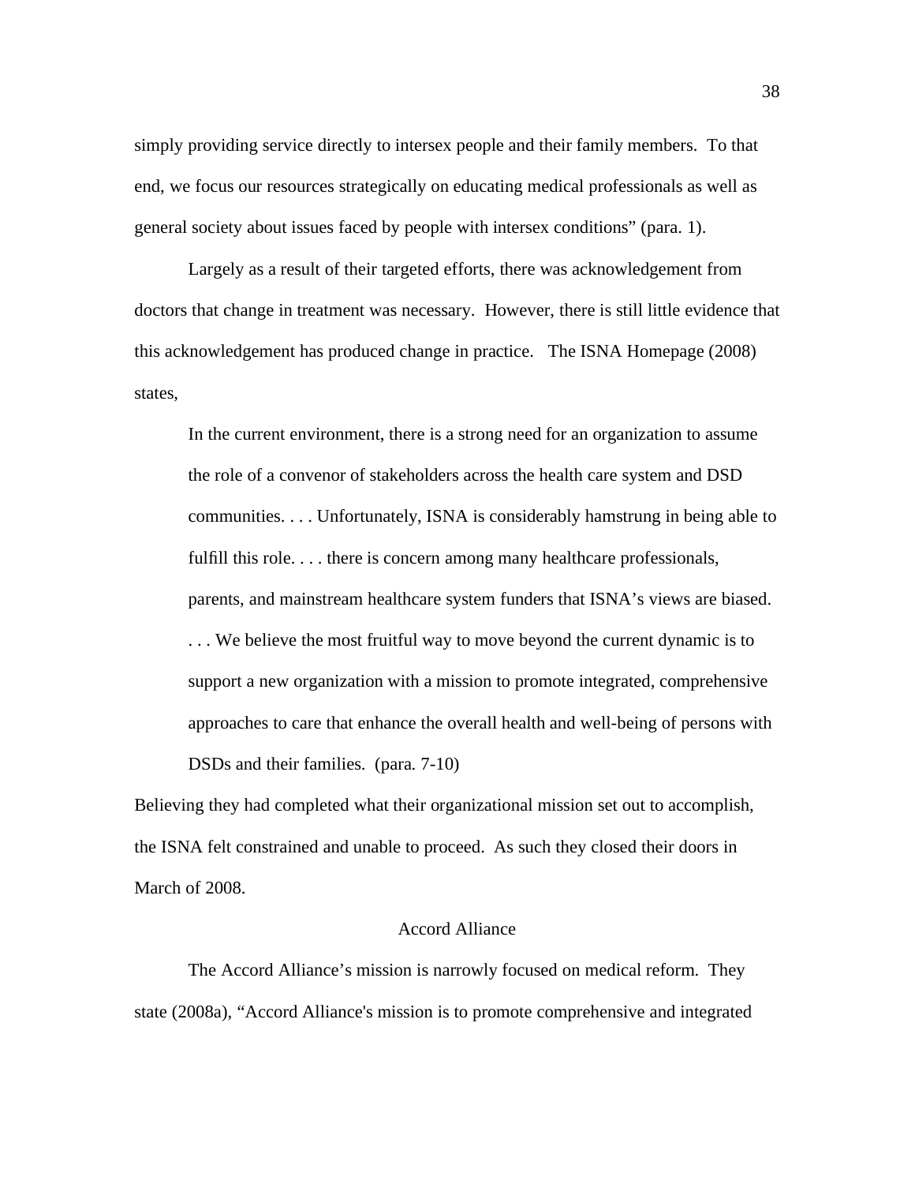simply providing service directly to intersex people and their family members. To that end, we focus our resources strategically on educating medical professionals as well as general society about issues faced by people with intersex conditions" (para. 1).

Largely as a result of their targeted efforts, there was acknowledgement from doctors that change in treatment was necessary. However, there is still little evidence that this acknowledgement has produced change in practice. The ISNA Homepage (2008) states,

> In the current environment, there is a strong need for an organization to assume the role of a convenor of stakeholders across the health care system and DSD communities. . . . Unfortunately, ISNA is considerably hamstrung in being able to fulfill this role. . . . there is concern among many healthcare professionals, parents, and mainstream healthcare system funders that ISNA's views are biased. . . . We believe the most fruitful way to move beyond the current dynamic is to support a new organization with a mission to promote integrated, comprehensive approaches to care that enhance the overall health and well-being of persons with DSDs and their families. (para. 7-10)

Believing they had completed what their organizational mission set out to accomplish, the ISNA felt constrained and unable to proceed. As such they closed their doors in March of 2008.

## Accord Alliance

The Accord Alliance's mission is narrowly focused on medical reform. They state (2008a), "Accord Alliance's mission is to promote comprehensive and integrated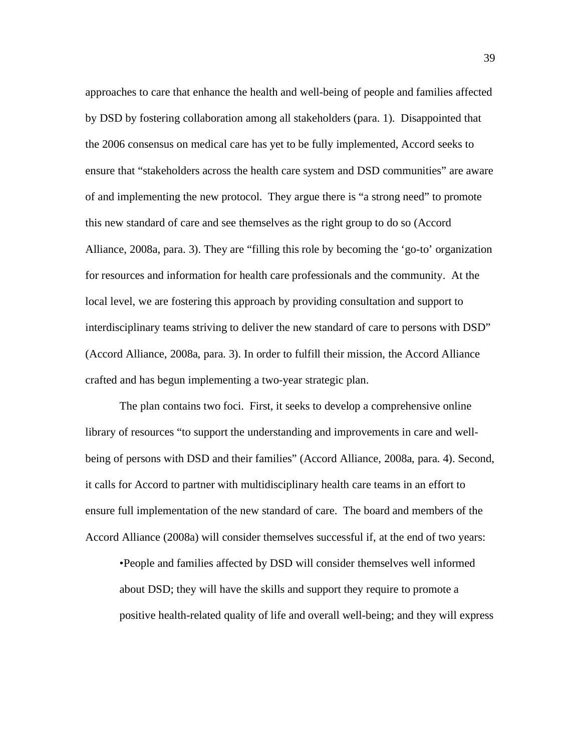approaches to care that enhance the health and well-being of people and families affected by DSD by fostering collaboration among all stakeholders (para. 1). Disappointed that the 2006 consensus on medical care has yet to be fully implemented, Accord seeks to ensure that "stakeholders across the health care system and DSD communities" are aware of and implementing the new protocol. They argue there is "a strong need" to promote this new standard of care and see themselves as the right group to do so (Accord Alliance, 2008a, para. 3). They are "filling this role by becoming the 'go-to' organization for resources and information for health care professionals and the community. At the local level, we are fostering this approach by providing consultation and support to interdisciplinary teams striving to deliver the new standard of care to persons with DSD" (Accord Alliance, 2008a, para. 3). In order to fulfill their mission, the Accord Alliance crafted and has begun implementing a two-year strategic plan.

The plan contains two foci. First, it seeks to develop a comprehensive online library of resources "to support the understanding and improvements in care and well-being of persons with DSD and their families" (Accord Alliance, 2008a, para. 4). Second, it calls for Accord to partner with multidisciplinary health care teams in an effort to ensure full implementation of the new standard of care. The board and members of the Accord Alliance (2008a) will consider themselves successful if, at the end of two years:

> •People and families affected by DSD will consider themselves well informed about DSD; they will have the skills and support they require to promote a positive health-related quality of life and overall well-being; and they will express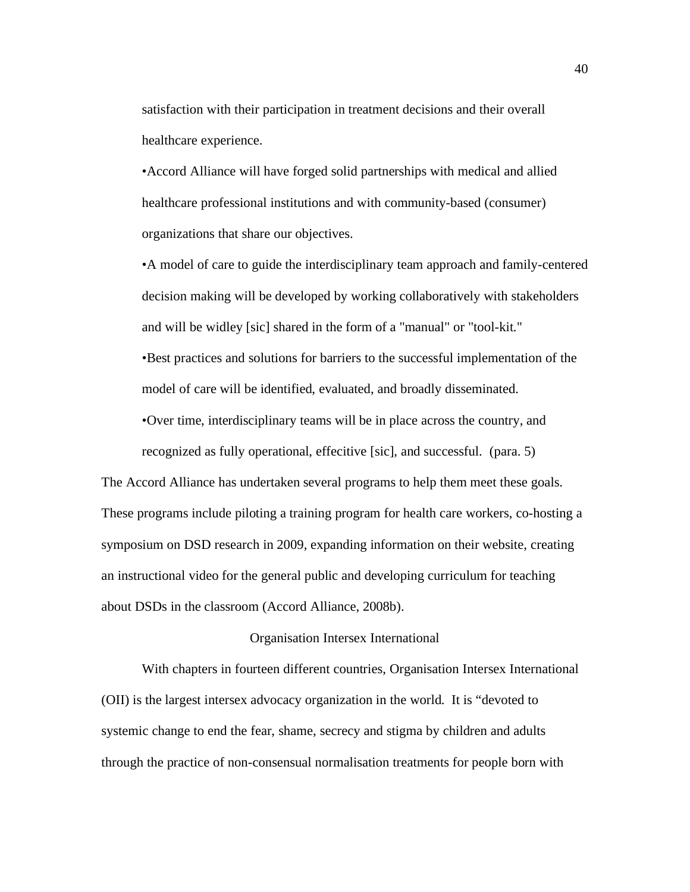satisfaction with their participation in treatment decisions and their overall healthcare experience.

•Accord Alliance will have forged solid partnerships with medical and allied healthcare professional institutions and with community-based (consumer) organizations that share our objectives.

•A model of care to guide the interdisciplinary team approach and family-centered decision making will be developed by working collaboratively with stakeholders and will be widley [sic] shared in the form of a "manual" or "tool-kit."

•Best practices and solutions for barriers to the successful implementation of the model of care will be identified, evaluated, and broadly disseminated.

•Over time, interdisciplinary teams will be in place across the country, and recognized as fully operational, effecitive [sic], and successful. (para. 5)

The Accord Alliance has undertaken several programs to help them meet these goals. These programs include piloting a training program for health care workers, co-hosting a symposium on DSD research in 2009, expanding information on their website, creating an instructional video for the general public and developing curriculum for teaching about DSDs in the classroom (Accord Alliance, 2008b).

## Organisation Intersex International

With chapters in fourteen different countries, Organisation Intersex International (OII) is the largest intersex advocacy organization in the world. It is "devoted to systemic change to end the fear, shame, secrecy and stigma by children and adults through the practice of non-consensual normalisation treatments for people born with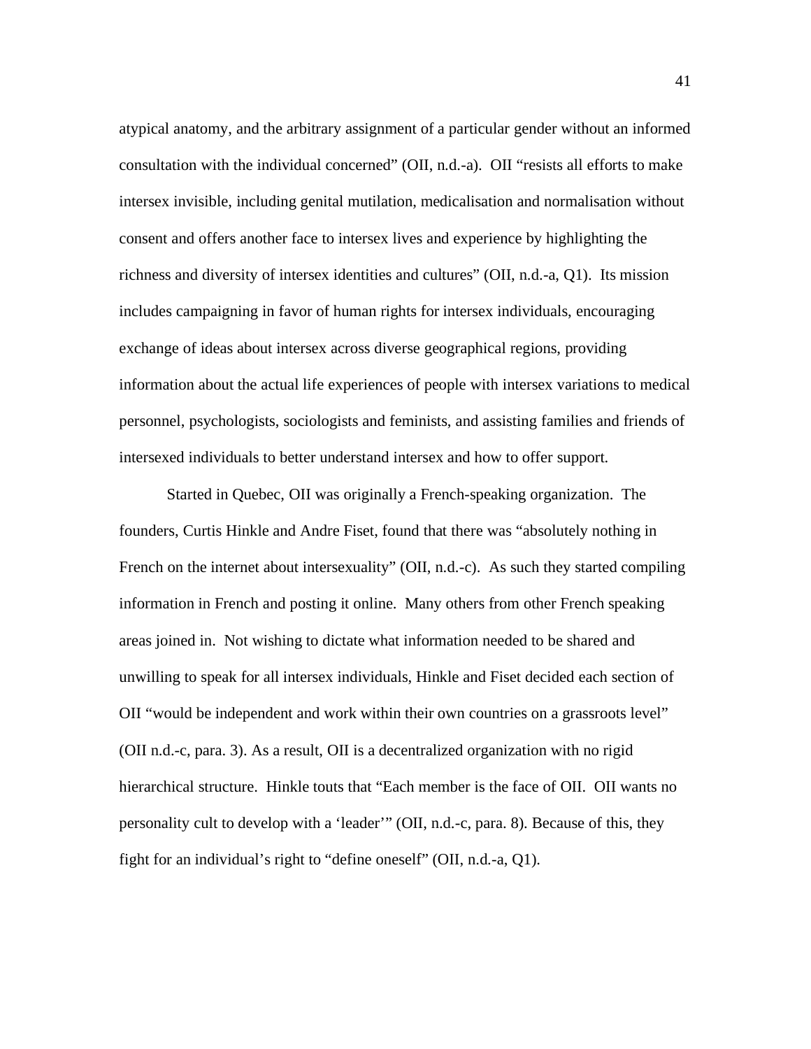atypical anatomy, and the arbitrary assignment of a particular gender without an informed consultation with the individual concerned" (OII, n.d.-a). OII "resists all efforts to make intersex invisible, including genital mutilation, medicalisation and normalisation without consent and offers another face to intersex lives and experience by highlighting the richness and diversity of intersex identities and cultures" (OII, n.d.-a, Q1). Its mission includes campaigning in favor of human rights for intersex individuals, encouraging exchange of ideas about intersex across diverse geographical regions, providing information about the actual life experiences of people with intersex variations to medical personnel, psychologists, sociologists and feminists, and assisting families and friends of intersexed individuals to better understand intersex and how to offer support.

Started in Quebec, OII was originally a French-speaking organization. The founders, Curtis Hinkle and Andre Fiset, found that there was "absolutely nothing in French on the internet about intersexuality" (OII, n.d.-c). As such they started compiling information in French and posting it online. Many others from other French speaking areas joined in. Not wishing to dictate what information needed to be shared and unwilling to speak for all intersex individuals, Hinkle and Fiset decided each section of OII "would be independent and work within their own countries on a grassroots level" (OII n.d.-c, para. 3). As a result, OII is a decentralized organization with no rigid hierarchical structure. Hinkle touts that "Each member is the face of OII. OII wants no personality cult to develop with a 'leader'" (OII, n.d.-c, para. 8). Because of this, they fight for an individual's right to "define oneself" (OII, n.d.-a, Q1).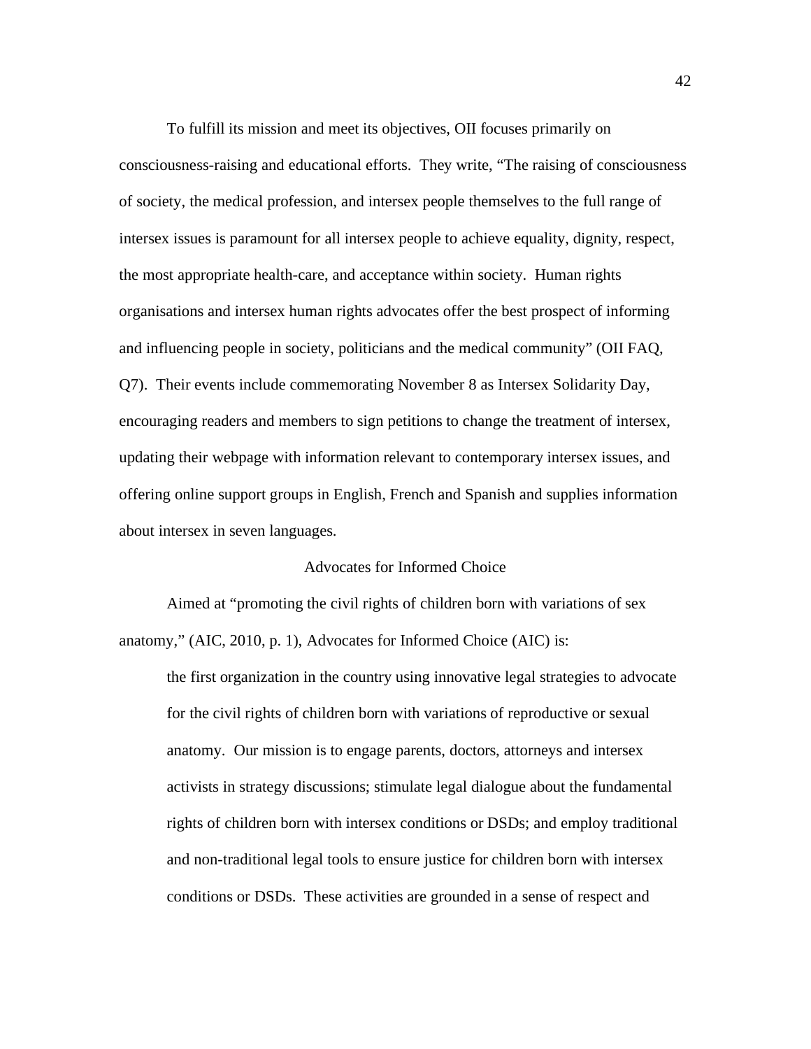To fulfill its mission and meet its objectives, OII focuses primarily on consciousness-raising and educational efforts. They write, "The raising of consciousness of society, the medical profession, and intersex people themselves to the full range of intersex issues is paramount for all intersex people to achieve equality, dignity, respect, the most appropriate health-care, and acceptance within society. Human rights organisations and intersex human rights advocates offer the best prospect of informing and influencing people in society, politicians and the medical community" (OII FAQ, Q7). Their events include commemorating November 8 as Intersex Solidarity Day, encouraging readers and members to sign petitions to change the treatment of intersex, updating their webpage with information relevant to contemporary intersex issues, and offering online support groups in English, French and Spanish and supplies information about intersex in seven languages.

## Advocates for Informed Choice

Aimed at "promoting the civil rights of children born with variations of sex anatomy," (AIC, 2010, p. 1), Advocates for Informed Choice (AIC) is:

> the first organization in the country using innovative legal strategies to advocate for the civil rights of children born with variations of reproductive or sexual anatomy. Our mission is to engage parents, doctors, attorneys and intersex activists in strategy discussions; stimulate legal dialogue about the fundamental rights of children born with intersex conditions or DSDs; and employ traditional and non-traditional legal tools to ensure justice for children born with intersex conditions or DSDs. These activities are grounded in a sense of respect and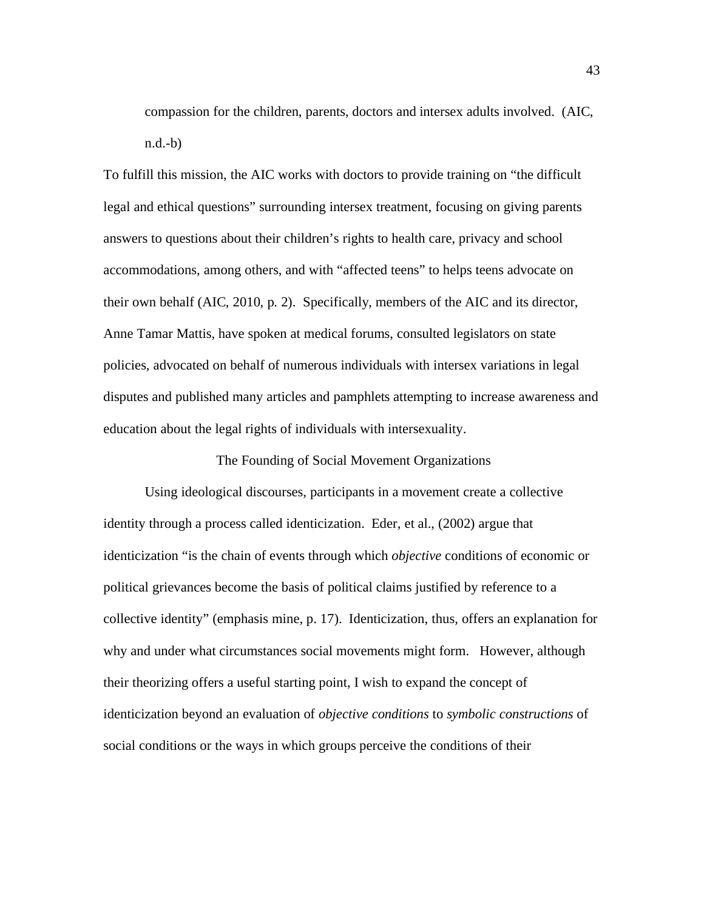> compassion for the children, parents, doctors and intersex adults involved. (AIC, n.d.-b)

To fulfill this mission, the AIC works with doctors to provide training on "the difficult legal and ethical questions" surrounding intersex treatment, focusing on giving parents answers to questions about their children's rights to health care, privacy and school accommodations, among others, and with "affected teens" to helps teens advocate on their own behalf (AIC, 2010, p. 2). Specifically, members of the AIC and its director, Anne Tamar Mattis, have spoken at medical forums, consulted legislators on state policies, advocated on behalf of numerous individuals with intersex variations in legal disputes and published many articles and pamphlets attempting to increase awareness and education about the legal rights of individuals with intersexuality.

## The Founding of Social Movement Organizations

Using ideological discourses, participants in a movement create a collective identity through a process called identicization. Eder, et al., (2002) argue that identicization "is the chain of events through which *objective* conditions of economic or political grievances become the basis of political claims justified by reference to a collective identity" (emphasis mine, p. 17). Identicization, thus, offers an explanation for why and under what circumstances social movements might form. However, although their theorizing offers a useful starting point, I wish to expand the concept of identicization beyond an evaluation of *objective conditions* to *symbolic constructions* of social conditions or the ways in which groups perceive the conditions of their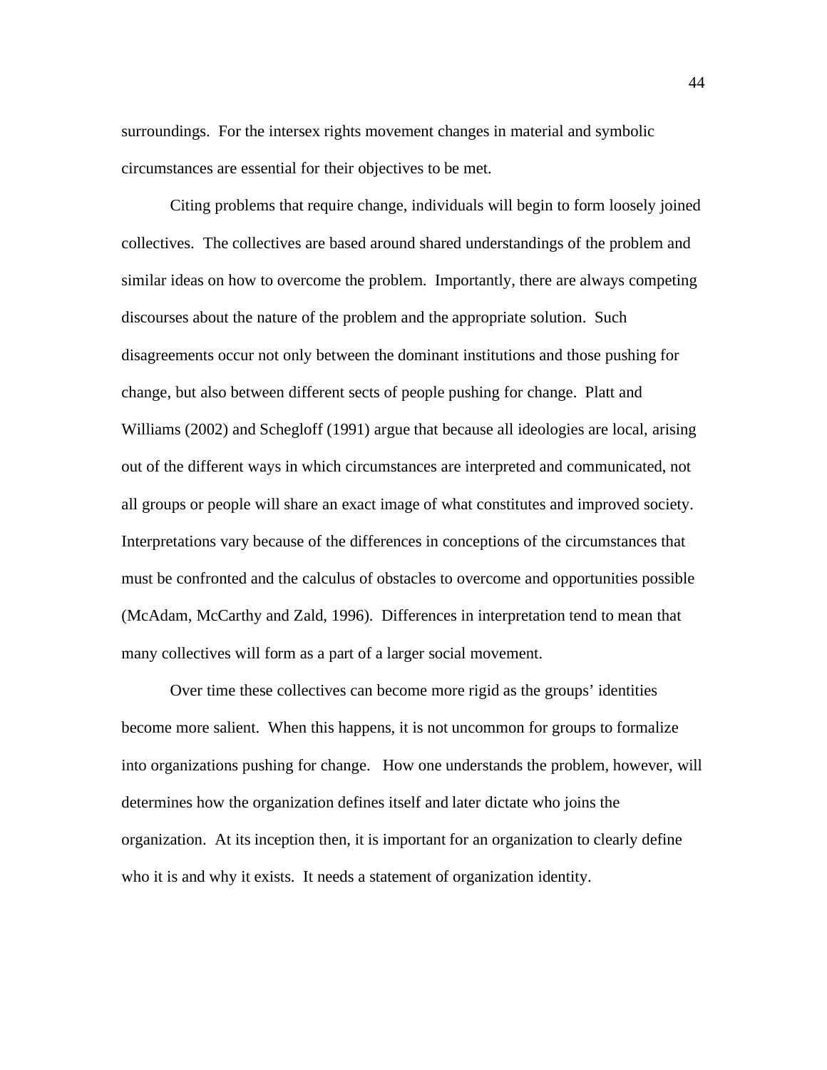surroundings. For the intersex rights movement changes in material and symbolic circumstances are essential for their objectives to be met.

Citing problems that require change, individuals will begin to form loosely joined collectives. The collectives are based around shared understandings of the problem and similar ideas on how to overcome the problem. Importantly, there are always competing discourses about the nature of the problem and the appropriate solution. Such disagreements occur not only between the dominant institutions and those pushing for change, but also between different sects of people pushing for change. Platt and Williams (2002) and Schegloff (1991) argue that because all ideologies are local, arising out of the different ways in which circumstances are interpreted and communicated, not all groups or people will share an exact image of what constitutes and improved society. Interpretations vary because of the differences in conceptions of the circumstances that must be confronted and the calculus of obstacles to overcome and opportunities possible (McAdam, McCarthy and Zald, 1996). Differences in interpretation tend to mean that many collectives will form as a part of a larger social movement.

Over time these collectives can become more rigid as the groups' identities become more salient. When this happens, it is not uncommon for groups to formalize into organizations pushing for change. How one understands the problem, however, will determines how the organization defines itself and later dictate who joins the organization. At its inception then, it is important for an organization to clearly define who it is and why it exists. It needs a statement of organization identity.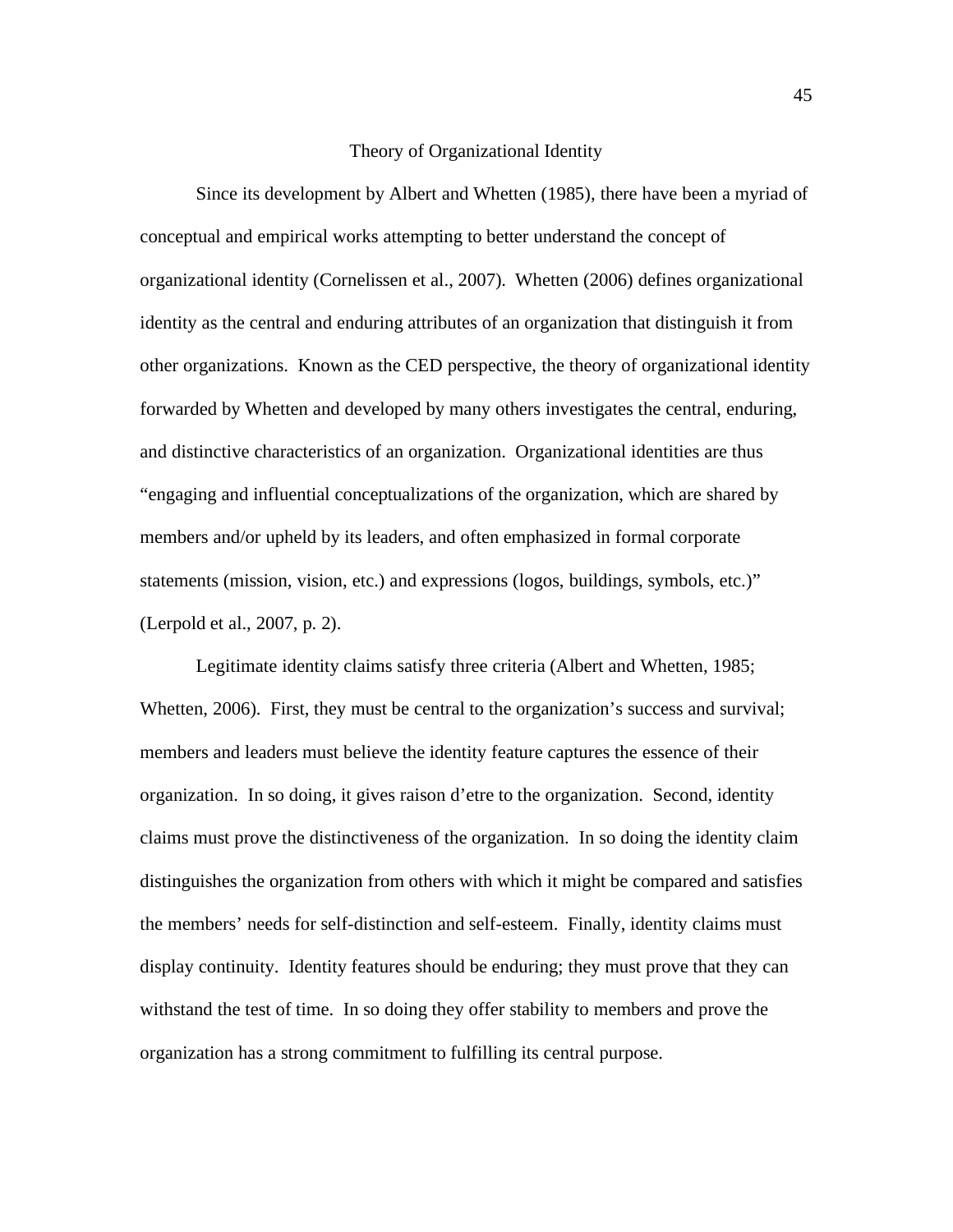## Theory of Organizational Identity

Since its development by Albert and Whetten (1985), there have been a myriad of conceptual and empirical works attempting to better understand the concept of organizational identity (Cornelissen et al., 2007). Whetten (2006) defines organizational identity as the central and enduring attributes of an organization that distinguish it from other organizations. Known as the CED perspective, the theory of organizational identity forwarded by Whetten and developed by many others investigates the central, enduring, and distinctive characteristics of an organization. Organizational identities are thus "engaging and influential conceptualizations of the organization, which are shared by members and/or upheld by its leaders, and often emphasized in formal corporate statements (mission, vision, etc.) and expressions (logos, buildings, symbols, etc.)" (Lerpold et al., 2007, p. 2).

Legitimate identity claims satisfy three criteria (Albert and Whetten, 1985; Whetten, 2006). First, they must be central to the organization's success and survival; members and leaders must believe the identity feature captures the essence of their organization. In so doing, it gives raison d'etre to the organization. Second, identity claims must prove the distinctiveness of the organization. In so doing the identity claim distinguishes the organization from others with which it might be compared and satisfies the members' needs for self-distinction and self-esteem. Finally, identity claims must display continuity. Identity features should be enduring; they must prove that they can withstand the test of time. In so doing they offer stability to members and prove the organization has a strong commitment to fulfilling its central purpose.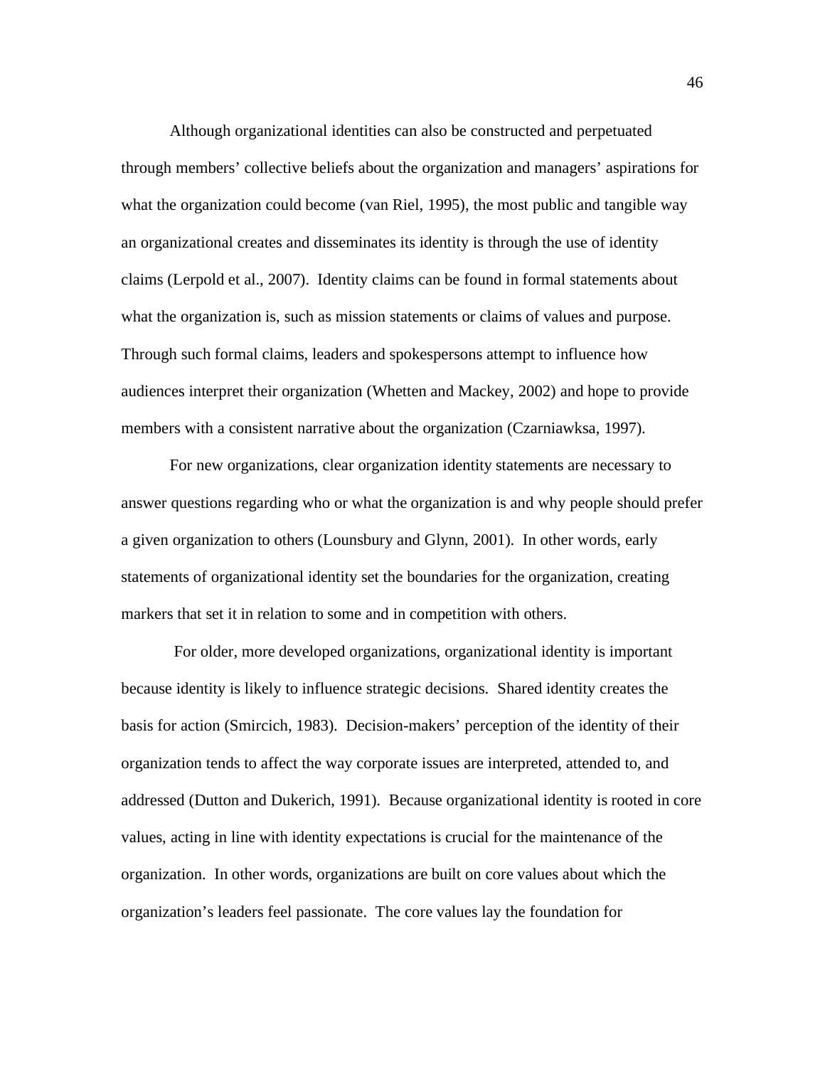Although organizational identities can also be constructed and perpetuated through members' collective beliefs about the organization and managers' aspirations for what the organization could become (van Riel, 1995), the most public and tangible way an organizational creates and disseminates its identity is through the use of identity claims (Lerpold et al., 2007). Identity claims can be found in formal statements about what the organization is, such as mission statements or claims of values and purpose. Through such formal claims, leaders and spokespersons attempt to influence how audiences interpret their organization (Whetten and Mackey, 2002) and hope to provide members with a consistent narrative about the organization (Czarniawksa, 1997).

For new organizations, clear organization identity statements are necessary to answer questions regarding who or what the organization is and why people should prefer a given organization to others (Lounsbury and Glynn, 2001). In other words, early statements of organizational identity set the boundaries for the organization, creating markers that set it in relation to some and in competition with others.

For older, more developed organizations, organizational identity is important because identity is likely to influence strategic decisions. Shared identity creates the basis for action (Smircich, 1983). Decision-makers' perception of the identity of their organization tends to affect the way corporate issues are interpreted, attended to, and addressed (Dutton and Dukerich, 1991). Because organizational identity is rooted in core values, acting in line with identity expectations is crucial for the maintenance of the organization. In other words, organizations are built on core values about which the organization's leaders feel passionate. The core values lay the foundation for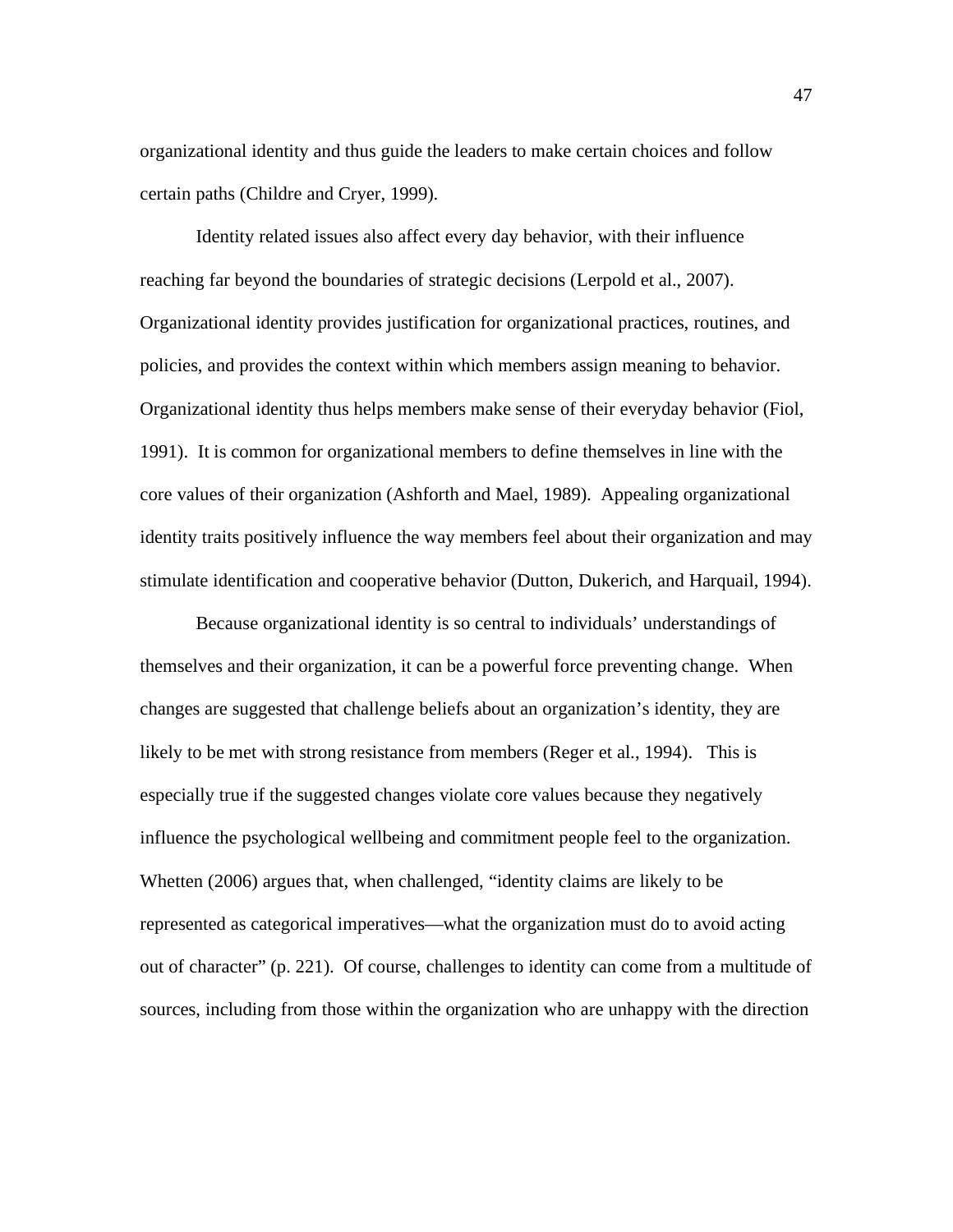organizational identity and thus guide the leaders to make certain choices and follow certain paths (Childre and Cryer, 1999).

Identity related issues also affect every day behavior, with their influence reaching far beyond the boundaries of strategic decisions (Lerpold et al., 2007). Organizational identity provides justification for organizational practices, routines, and policies, and provides the context within which members assign meaning to behavior. Organizational identity thus helps members make sense of their everyday behavior (Fiol, 1991). It is common for organizational members to define themselves in line with the core values of their organization (Ashforth and Mael, 1989). Appealing organizational identity traits positively influence the way members feel about their organization and may stimulate identification and cooperative behavior (Dutton, Dukerich, and Harquail, 1994).

Because organizational identity is so central to individuals' understandings of themselves and their organization, it can be a powerful force preventing change. When changes are suggested that challenge beliefs about an organization's identity, they are likely to be met with strong resistance from members (Reger et al., 1994). This is especially true if the suggested changes violate core values because they negatively influence the psychological wellbeing and commitment people feel to the organization. Whetten (2006) argues that, when challenged, "identity claims are likely to be represented as categorical imperatives—what the organization must do to avoid acting out of character" (p. 221). Of course, challenges to identity can come from a multitude of sources, including from those within the organization who are unhappy with the direction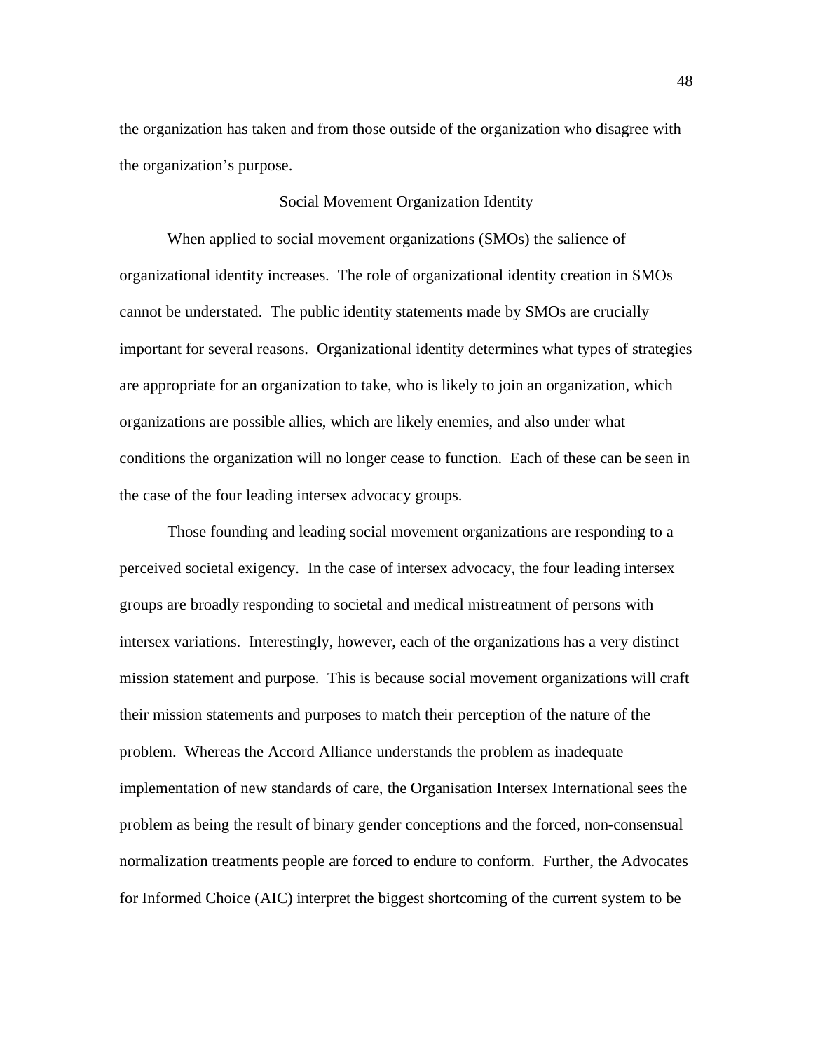the organization has taken and from those outside of the organization who disagree with the organization's purpose.

## Social Movement Organization Identity

When applied to social movement organizations (SMOs) the salience of organizational identity increases. The role of organizational identity creation in SMOs cannot be understated. The public identity statements made by SMOs are crucially important for several reasons. Organizational identity determines what types of strategies are appropriate for an organization to take, who is likely to join an organization, which organizations are possible allies, which are likely enemies, and also under what conditions the organization will no longer cease to function. Each of these can be seen in the case of the four leading intersex advocacy groups.

Those founding and leading social movement organizations are responding to a perceived societal exigency. In the case of intersex advocacy, the four leading intersex groups are broadly responding to societal and medical mistreatment of persons with intersex variations. Interestingly, however, each of the organizations has a very distinct mission statement and purpose. This is because social movement organizations will craft their mission statements and purposes to match their perception of the nature of the problem. Whereas the Accord Alliance understands the problem as inadequate implementation of new standards of care, the Organisation Intersex International sees the problem as being the result of binary gender conceptions and the forced, non-consensual normalization treatments people are forced to endure to conform. Further, the Advocates for Informed Choice (AIC) interpret the biggest shortcoming of the current system to be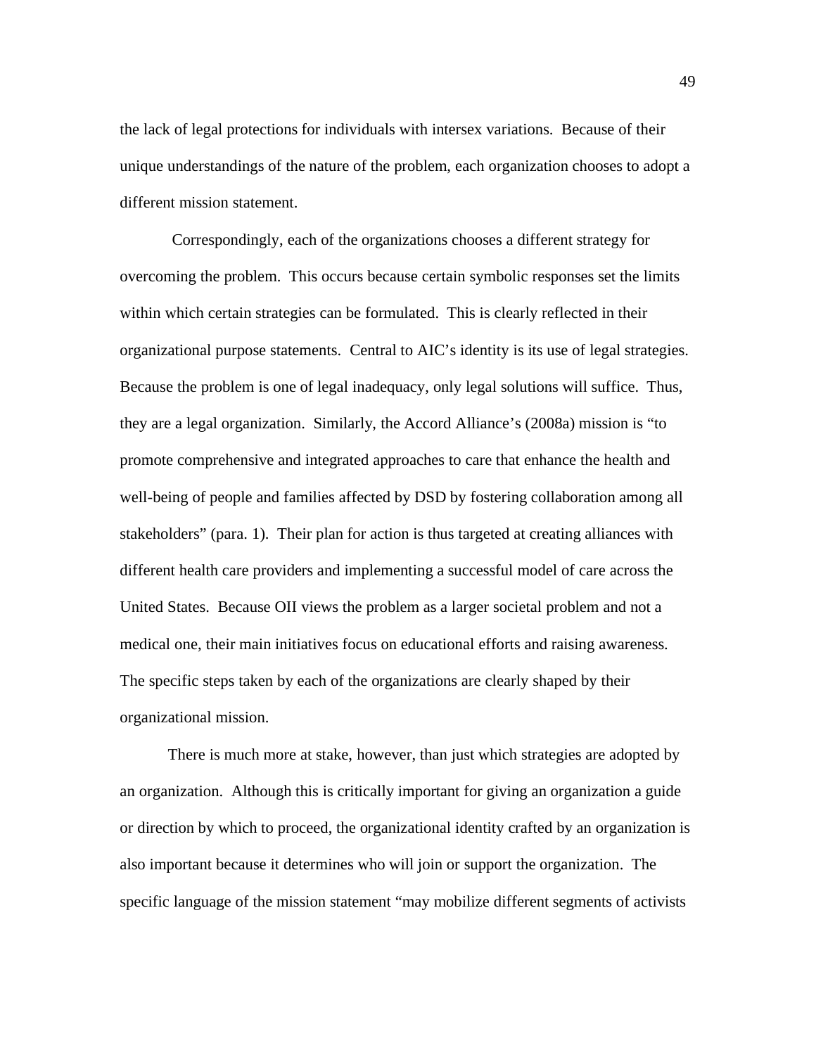the lack of legal protections for individuals with intersex variations. Because of their unique understandings of the nature of the problem, each organization chooses to adopt a different mission statement.

Correspondingly, each of the organizations chooses a different strategy for overcoming the problem. This occurs because certain symbolic responses set the limits within which certain strategies can be formulated. This is clearly reflected in their organizational purpose statements. Central to AIC's identity is its use of legal strategies. Because the problem is one of legal inadequacy, only legal solutions will suffice. Thus, they are a legal organization. Similarly, the Accord Alliance's (2008a) mission is "to promote comprehensive and integrated approaches to care that enhance the health and well-being of people and families affected by DSD by fostering collaboration among all stakeholders" (para. 1). Their plan for action is thus targeted at creating alliances with different health care providers and implementing a successful model of care across the United States. Because OII views the problem as a larger societal problem and not a medical one, their main initiatives focus on educational efforts and raising awareness. The specific steps taken by each of the organizations are clearly shaped by their organizational mission.

There is much more at stake, however, than just which strategies are adopted by an organization. Although this is critically important for giving an organization a guide or direction by which to proceed, the organizational identity crafted by an organization is also important because it determines who will join or support the organization. The specific language of the mission statement "may mobilize different segments of activists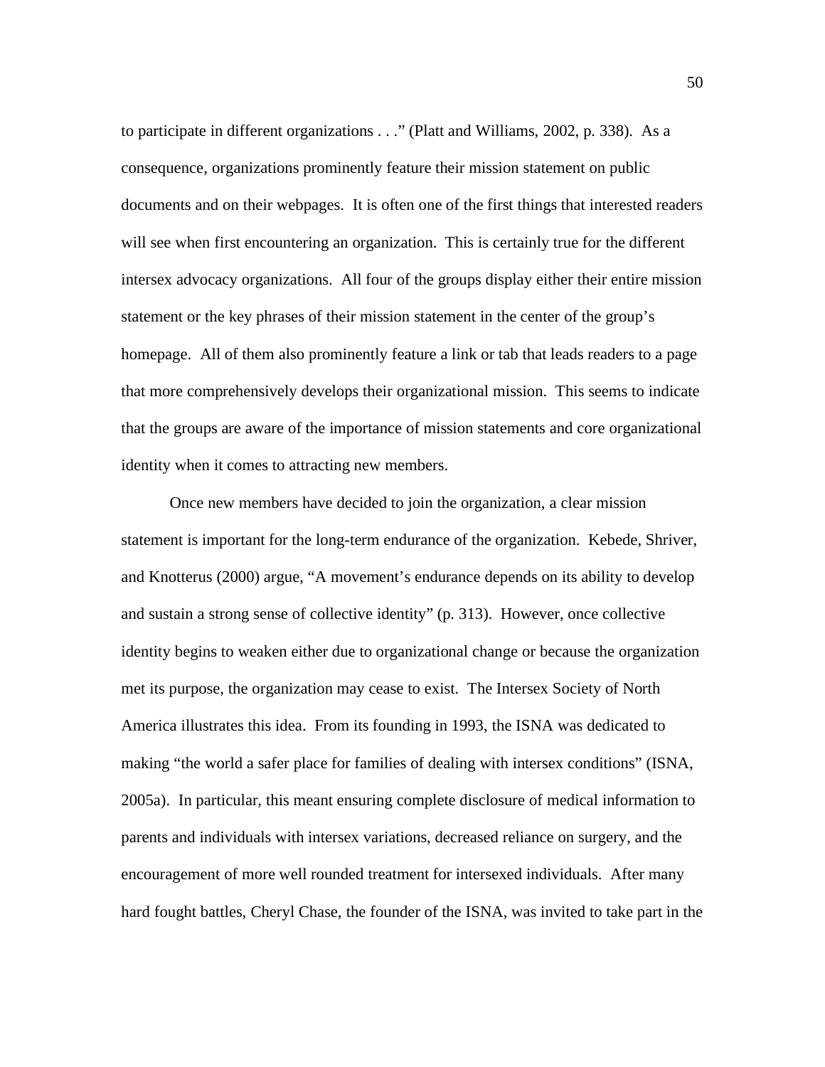to participate in different organizations . . ." (Platt and Williams, 2002, p. 338). As a consequence, organizations prominently feature their mission statement on public documents and on their webpages. It is often one of the first things that interested readers will see when first encountering an organization. This is certainly true for the different intersex advocacy organizations. All four of the groups display either their entire mission statement or the key phrases of their mission statement in the center of the group's homepage. All of them also prominently feature a link or tab that leads readers to a page that more comprehensively develops their organizational mission. This seems to indicate that the groups are aware of the importance of mission statements and core organizational identity when it comes to attracting new members.

Once new members have decided to join the organization, a clear mission statement is important for the long-term endurance of the organization. Kebede, Shriver, and Knotterus (2000) argue, "A movement's endurance depends on its ability to develop and sustain a strong sense of collective identity" (p. 313). However, once collective identity begins to weaken either due to organizational change or because the organization met its purpose, the organization may cease to exist. The Intersex Society of North America illustrates this idea. From its founding in 1993, the ISNA was dedicated to making "the world a safer place for families of dealing with intersex conditions" (ISNA, 2005a). In particular, this meant ensuring complete disclosure of medical information to parents and individuals with intersex variations, decreased reliance on surgery, and the encouragement of more well rounded treatment for intersexed individuals. After many hard fought battles, Cheryl Chase, the founder of the ISNA, was invited to take part in the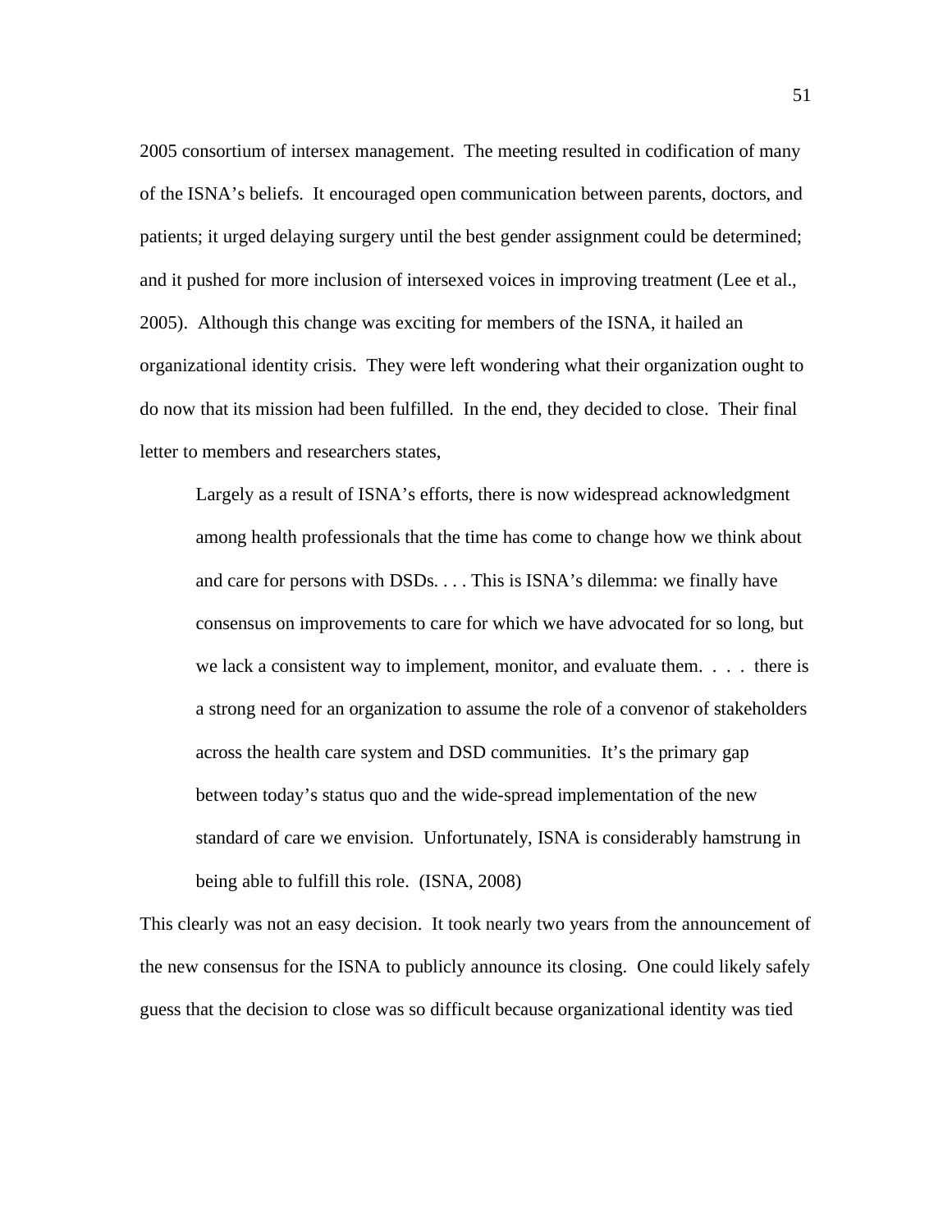2005 consortium of intersex management. The meeting resulted in codification of many of the ISNA's beliefs. It encouraged open communication between parents, doctors, and patients; it urged delaying surgery until the best gender assignment could be determined; and it pushed for more inclusion of intersexed voices in improving treatment (Lee et al., 2005). Although this change was exciting for members of the ISNA, it hailed an organizational identity crisis. They were left wondering what their organization ought to do now that its mission had been fulfilled. In the end, they decided to close. Their final letter to members and researchers states,

> Largely as a result of ISNA's efforts, there is now widespread acknowledgment among health professionals that the time has come to change how we think about and care for persons with DSDs. . . . This is ISNA's dilemma: we finally have consensus on improvements to care for which we have advocated for so long, but we lack a consistent way to implement, monitor, and evaluate them. . . . there is a strong need for an organization to assume the role of a convenor of stakeholders across the health care system and DSD communities. It's the primary gap between today's status quo and the wide-spread implementation of the new standard of care we envision. Unfortunately, ISNA is considerably hamstrung in being able to fulfill this role. (ISNA, 2008)

This clearly was not an easy decision. It took nearly two years from the announcement of the new consensus for the ISNA to publicly announce its closing. One could likely safely guess that the decision to close was so difficult because organizational identity was tied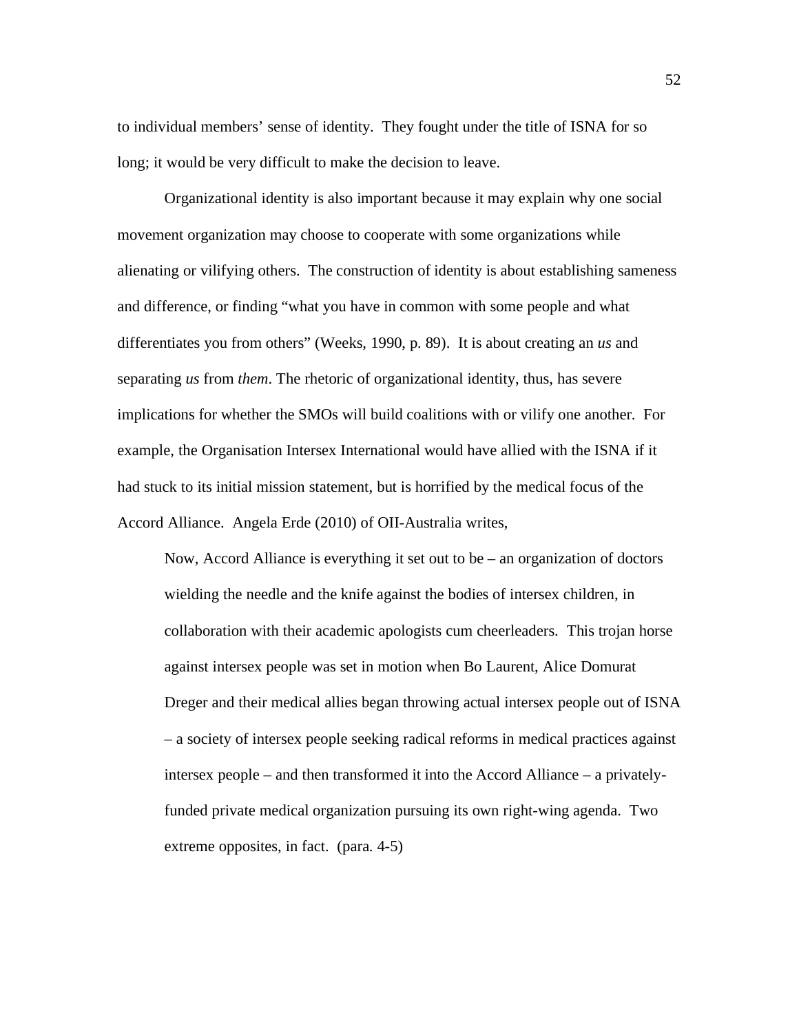to individual members' sense of identity. They fought under the title of ISNA for so long; it would be very difficult to make the decision to leave.

Organizational identity is also important because it may explain why one social movement organization may choose to cooperate with some organizations while alienating or vilifying others. The construction of identity is about establishing sameness and difference, or finding "what you have in common with some people and what differentiates you from others" (Weeks, 1990, p. 89). It is about creating an *us* and separating *us* from *them*. The rhetoric of organizational identity, thus, has severe implications for whether the SMOs will build coalitions with or vilify one another. For example, the Organisation Intersex International would have allied with the ISNA if it had stuck to its initial mission statement, but is horrified by the medical focus of the Accord Alliance. Angela Erde (2010) of OII-Australia writes,

> Now, Accord Alliance is everything it set out to be – an organization of doctors wielding the needle and the knife against the bodies of intersex children, in collaboration with their academic apologists cum cheerleaders. This trojan horse against intersex people was set in motion when Bo Laurent, Alice Domurat Dreger and their medical allies began throwing actual intersex people out of ISNA – a society of intersex people seeking radical reforms in medical practices against intersex people – and then transformed it into the Accord Alliance – a privately-funded private medical organization pursuing its own right-wing agenda. Two extreme opposites, in fact. (para. 4-5)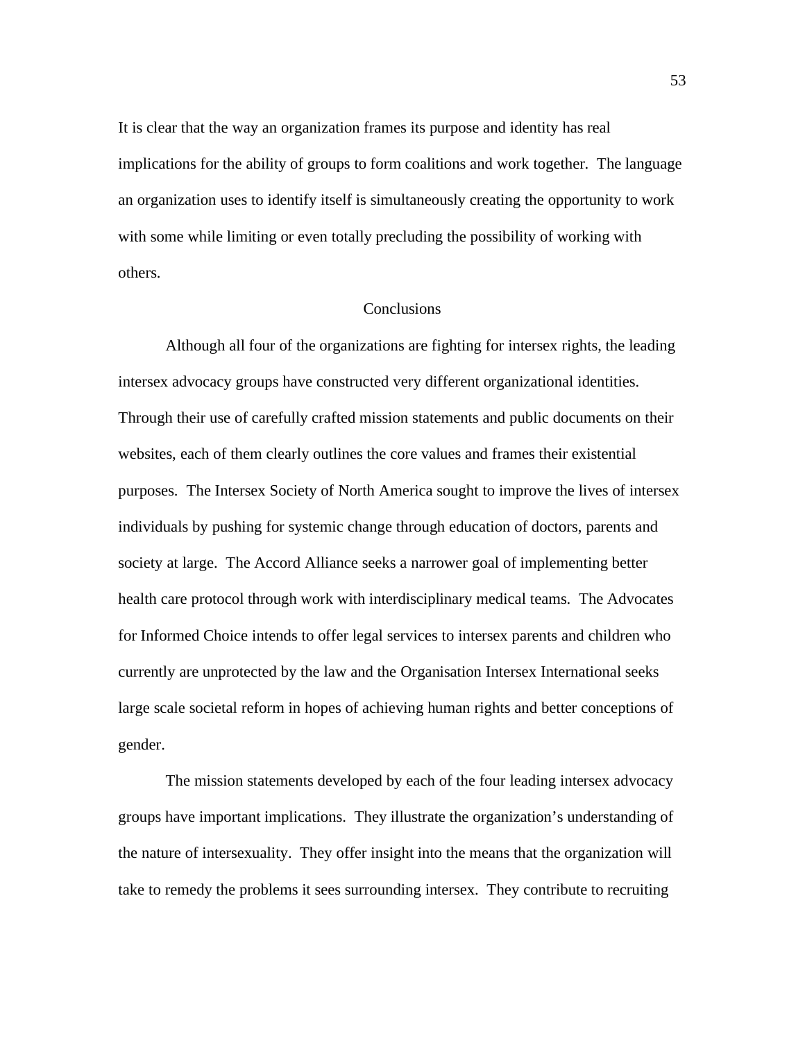It is clear that the way an organization frames its purpose and identity has real implications for the ability of groups to form coalitions and work together. The language an organization uses to identify itself is simultaneously creating the opportunity to work with some while limiting or even totally precluding the possibility of working with others.

## Conclusions

Although all four of the organizations are fighting for intersex rights, the leading intersex advocacy groups have constructed very different organizational identities. Through their use of carefully crafted mission statements and public documents on their websites, each of them clearly outlines the core values and frames their existential purposes. The Intersex Society of North America sought to improve the lives of intersex individuals by pushing for systemic change through education of doctors, parents and society at large. The Accord Alliance seeks a narrower goal of implementing better health care protocol through work with interdisciplinary medical teams. The Advocates for Informed Choice intends to offer legal services to intersex parents and children who currently are unprotected by the law and the Organisation Intersex International seeks large scale societal reform in hopes of achieving human rights and better conceptions of gender.

The mission statements developed by each of the four leading intersex advocacy groups have important implications. They illustrate the organization's understanding of the nature of intersexuality. They offer insight into the means that the organization will take to remedy the problems it sees surrounding intersex. They contribute to recruiting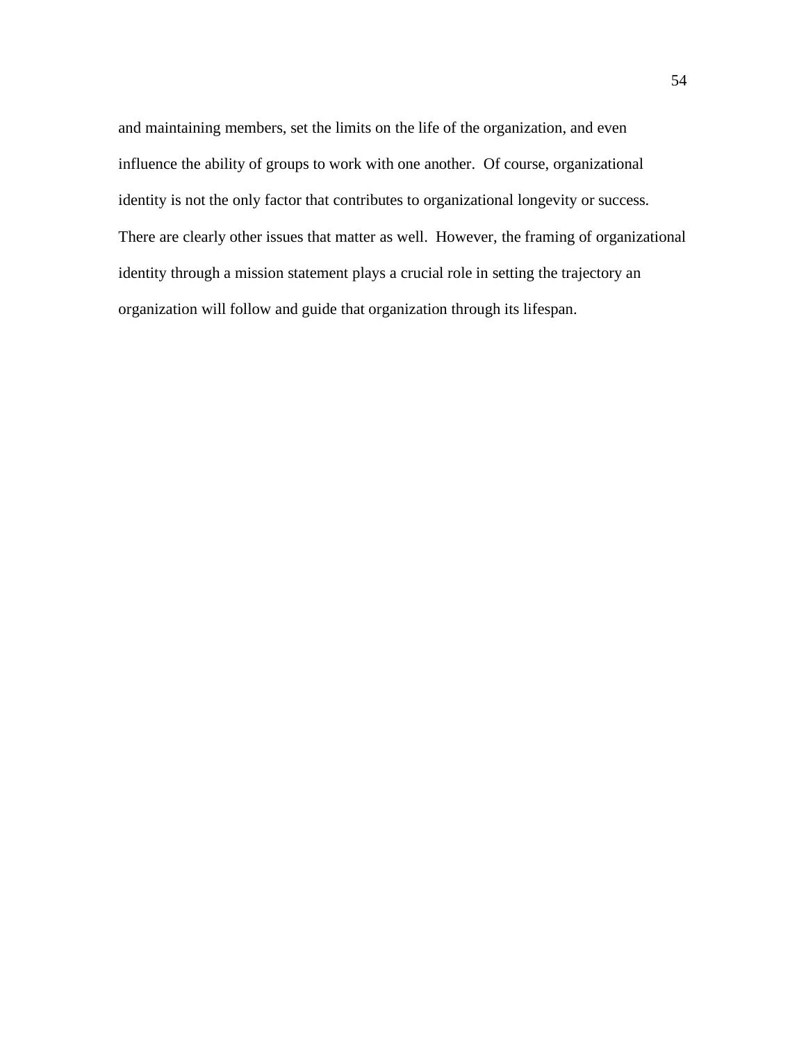and maintaining members, set the limits on the life of the organization, and even influence the ability of groups to work with one another. Of course, organizational identity is not the only factor that contributes to organizational longevity or success. There are clearly other issues that matter as well. However, the framing of organizational identity through a mission statement plays a crucial role in setting the trajectory an organization will follow and guide that organization through its lifespan.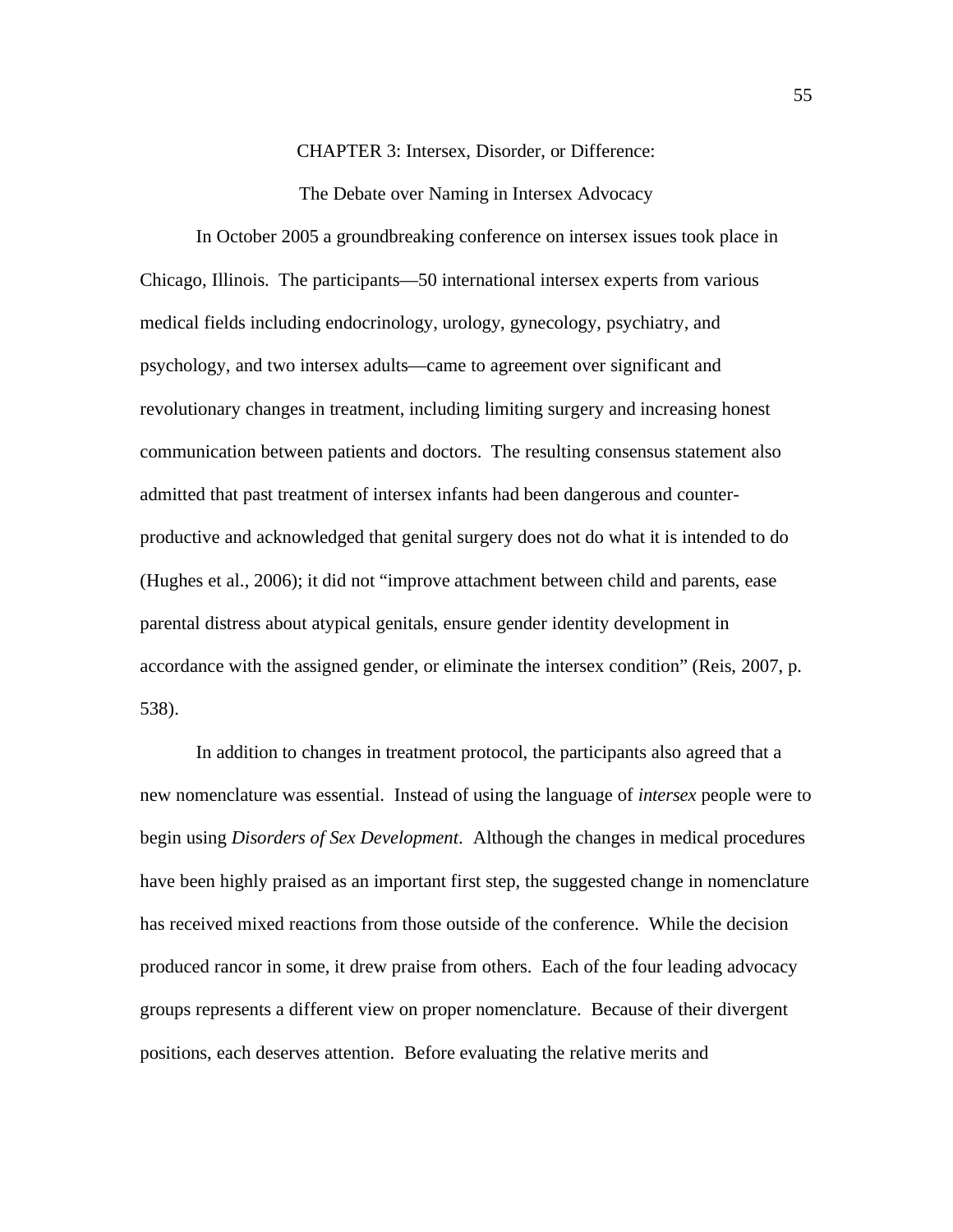# CHAPTER 3: Intersex, Disorder, or Difference:

## The Debate over Naming in Intersex Advocacy

In October 2005 a groundbreaking conference on intersex issues took place in Chicago, Illinois. The participants—50 international intersex experts from various medical fields including endocrinology, urology, gynecology, psychiatry, and psychology, and two intersex adults—came to agreement over significant and revolutionary changes in treatment, including limiting surgery and increasing honest communication between patients and doctors. The resulting consensus statement also admitted that past treatment of intersex infants had been dangerous and counter-productive and acknowledged that genital surgery does not do what it is intended to do (Hughes et al., 2006); it did not "improve attachment between child and parents, ease parental distress about atypical genitals, ensure gender identity development in accordance with the assigned gender, or eliminate the intersex condition" (Reis, 2007, p. 538).

In addition to changes in treatment protocol, the participants also agreed that a new nomenclature was essential. Instead of using the language of *intersex* people were to begin using *Disorders of Sex Development*. Although the changes in medical procedures have been highly praised as an important first step, the suggested change in nomenclature has received mixed reactions from those outside of the conference. While the decision produced rancor in some, it drew praise from others. Each of the four leading advocacy groups represents a different view on proper nomenclature. Because of their divergent positions, each deserves attention. Before evaluating the relative merits and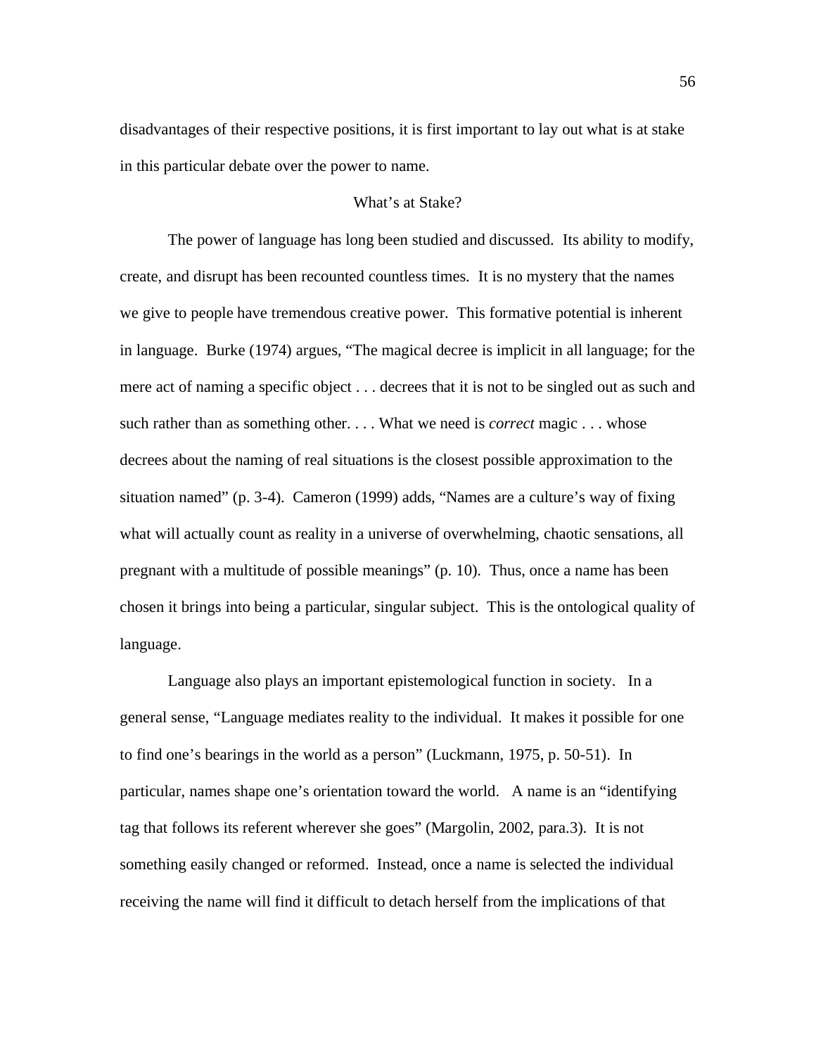disadvantages of their respective positions, it is first important to lay out what is at stake in this particular debate over the power to name.

## What's at Stake?

The power of language has long been studied and discussed. Its ability to modify, create, and disrupt has been recounted countless times. It is no mystery that the names we give to people have tremendous creative power. This formative potential is inherent in language. Burke (1974) argues, "The magical decree is implicit in all language; for the mere act of naming a specific object . . . decrees that it is not to be singled out as such and such rather than as something other. . . . What we need is *correct* magic . . . whose decrees about the naming of real situations is the closest possible approximation to the situation named" (p. 3-4). Cameron (1999) adds, "Names are a culture's way of fixing what will actually count as reality in a universe of overwhelming, chaotic sensations, all pregnant with a multitude of possible meanings" (p. 10). Thus, once a name has been chosen it brings into being a particular, singular subject. This is the ontological quality of language.

Language also plays an important epistemological function in society. In a general sense, "Language mediates reality to the individual. It makes it possible for one to find one's bearings in the world as a person" (Luckmann, 1975, p. 50-51). In particular, names shape one's orientation toward the world. A name is an "identifying tag that follows its referent wherever she goes" (Margolin, 2002, para.3). It is not something easily changed or reformed. Instead, once a name is selected the individual receiving the name will find it difficult to detach herself from the implications of that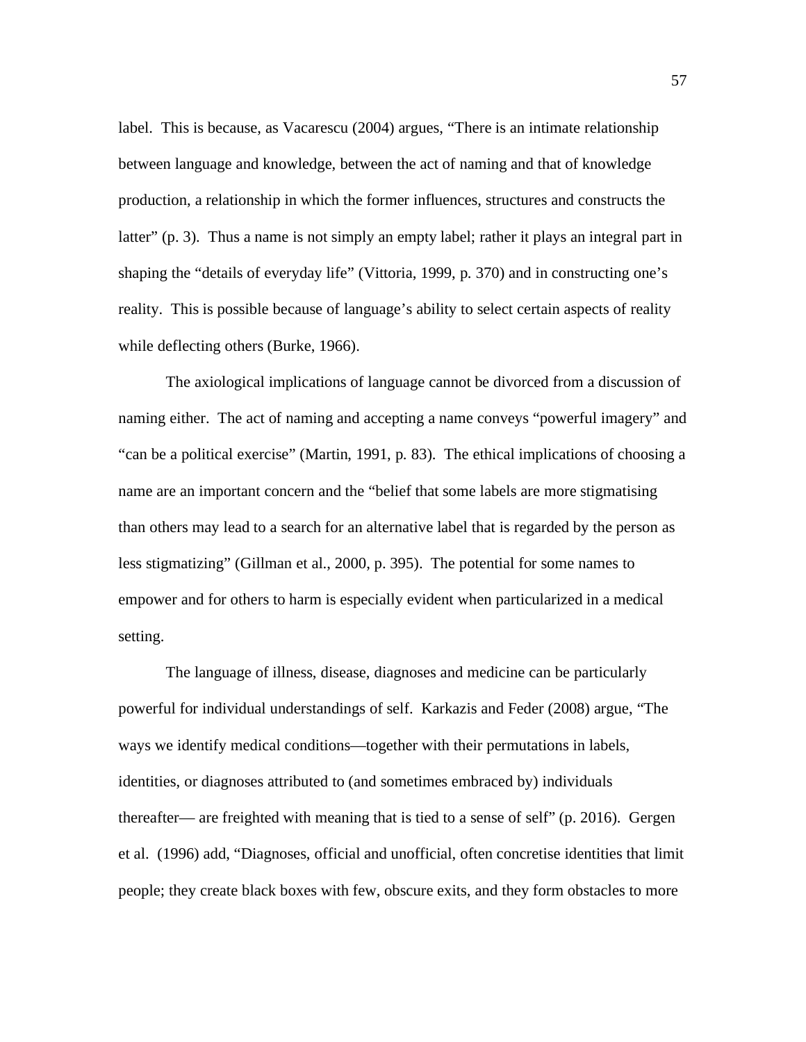label. This is because, as Vacarescu (2004) argues, "There is an intimate relationship between language and knowledge, between the act of naming and that of knowledge production, a relationship in which the former influences, structures and constructs the latter" (p. 3). Thus a name is not simply an empty label; rather it plays an integral part in shaping the "details of everyday life" (Vittoria, 1999, p. 370) and in constructing one's reality. This is possible because of language's ability to select certain aspects of reality while deflecting others (Burke, 1966).

The axiological implications of language cannot be divorced from a discussion of naming either. The act of naming and accepting a name conveys "powerful imagery" and "can be a political exercise" (Martin, 1991, p. 83). The ethical implications of choosing a name are an important concern and the "belief that some labels are more stigmatising than others may lead to a search for an alternative label that is regarded by the person as less stigmatizing" (Gillman et al., 2000, p. 395). The potential for some names to empower and for others to harm is especially evident when particularized in a medical setting.

The language of illness, disease, diagnoses and medicine can be particularly powerful for individual understandings of self. Karkazis and Feder (2008) argue, "The ways we identify medical conditions—together with their permutations in labels, identities, or diagnoses attributed to (and sometimes embraced by) individuals thereafter— are freighted with meaning that is tied to a sense of self" (p. 2016). Gergen et al. (1996) add, "Diagnoses, official and unofficial, often concretise identities that limit people; they create black boxes with few, obscure exits, and they form obstacles to more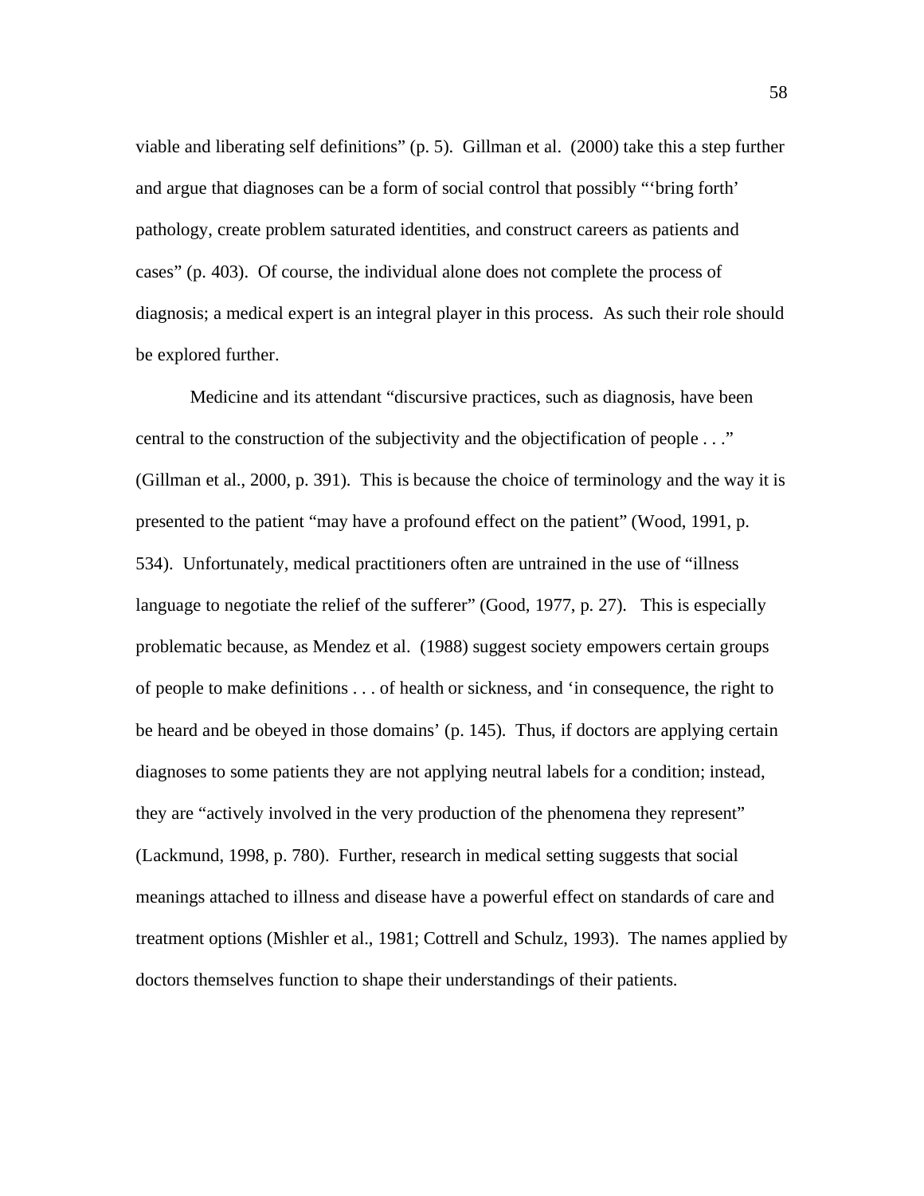viable and liberating self definitions" (p. 5). Gillman et al. (2000) take this a step further and argue that diagnoses can be a form of social control that possibly "'bring forth' pathology, create problem saturated identities, and construct careers as patients and cases" (p. 403). Of course, the individual alone does not complete the process of diagnosis; a medical expert is an integral player in this process. As such their role should be explored further.

Medicine and its attendant "discursive practices, such as diagnosis, have been central to the construction of the subjectivity and the objectification of people . . ." (Gillman et al., 2000, p. 391). This is because the choice of terminology and the way it is presented to the patient "may have a profound effect on the patient" (Wood, 1991, p. 534). Unfortunately, medical practitioners often are untrained in the use of "illness language to negotiate the relief of the sufferer" (Good, 1977, p. 27). This is especially problematic because, as Mendez et al. (1988) suggest society empowers certain groups of people to make definitions . . . of health or sickness, and 'in consequence, the right to be heard and be obeyed in those domains' (p. 145). Thus, if doctors are applying certain diagnoses to some patients they are not applying neutral labels for a condition; instead, they are "actively involved in the very production of the phenomena they represent" (Lackmund, 1998, p. 780). Further, research in medical setting suggests that social meanings attached to illness and disease have a powerful effect on standards of care and treatment options (Mishler et al., 1981; Cottrell and Schulz, 1993). The names applied by doctors themselves function to shape their understandings of their patients.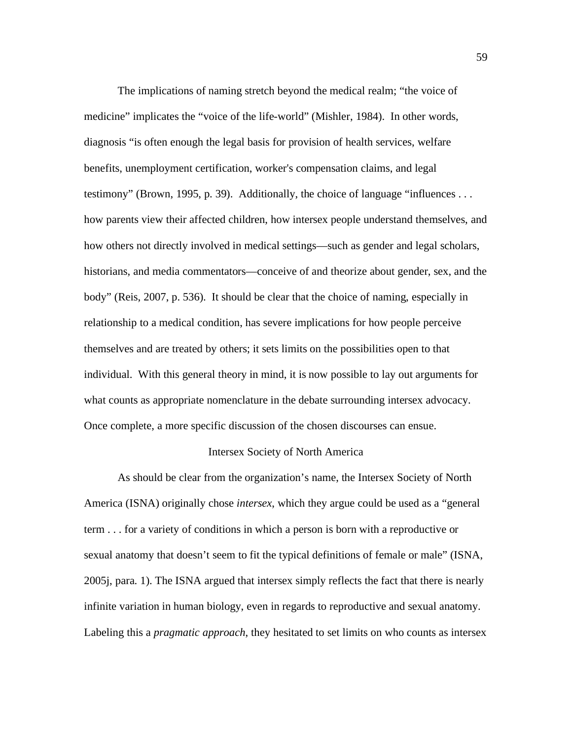The implications of naming stretch beyond the medical realm; "the voice of medicine" implicates the "voice of the life-world" (Mishler, 1984). In other words, diagnosis "is often enough the legal basis for provision of health services, welfare benefits, unemployment certification, worker's compensation claims, and legal testimony" (Brown, 1995, p. 39). Additionally, the choice of language "influences . . . how parents view their affected children, how intersex people understand themselves, and how others not directly involved in medical settings—such as gender and legal scholars, historians, and media commentators—conceive of and theorize about gender, sex, and the body" (Reis, 2007, p. 536). It should be clear that the choice of naming, especially in relationship to a medical condition, has severe implications for how people perceive themselves and are treated by others; it sets limits on the possibilities open to that individual. With this general theory in mind, it is now possible to lay out arguments for what counts as appropriate nomenclature in the debate surrounding intersex advocacy. Once complete, a more specific discussion of the chosen discourses can ensue.

## Intersex Society of North America

As should be clear from the organization's name, the Intersex Society of North America (ISNA) originally chose *intersex*, which they argue could be used as a "general term . . . for a variety of conditions in which a person is born with a reproductive or sexual anatomy that doesn't seem to fit the typical definitions of female or male" (ISNA, 2005j, para. 1). The ISNA argued that intersex simply reflects the fact that there is nearly infinite variation in human biology, even in regards to reproductive and sexual anatomy. Labeling this a *pragmatic approach*, they hesitated to set limits on who counts as intersex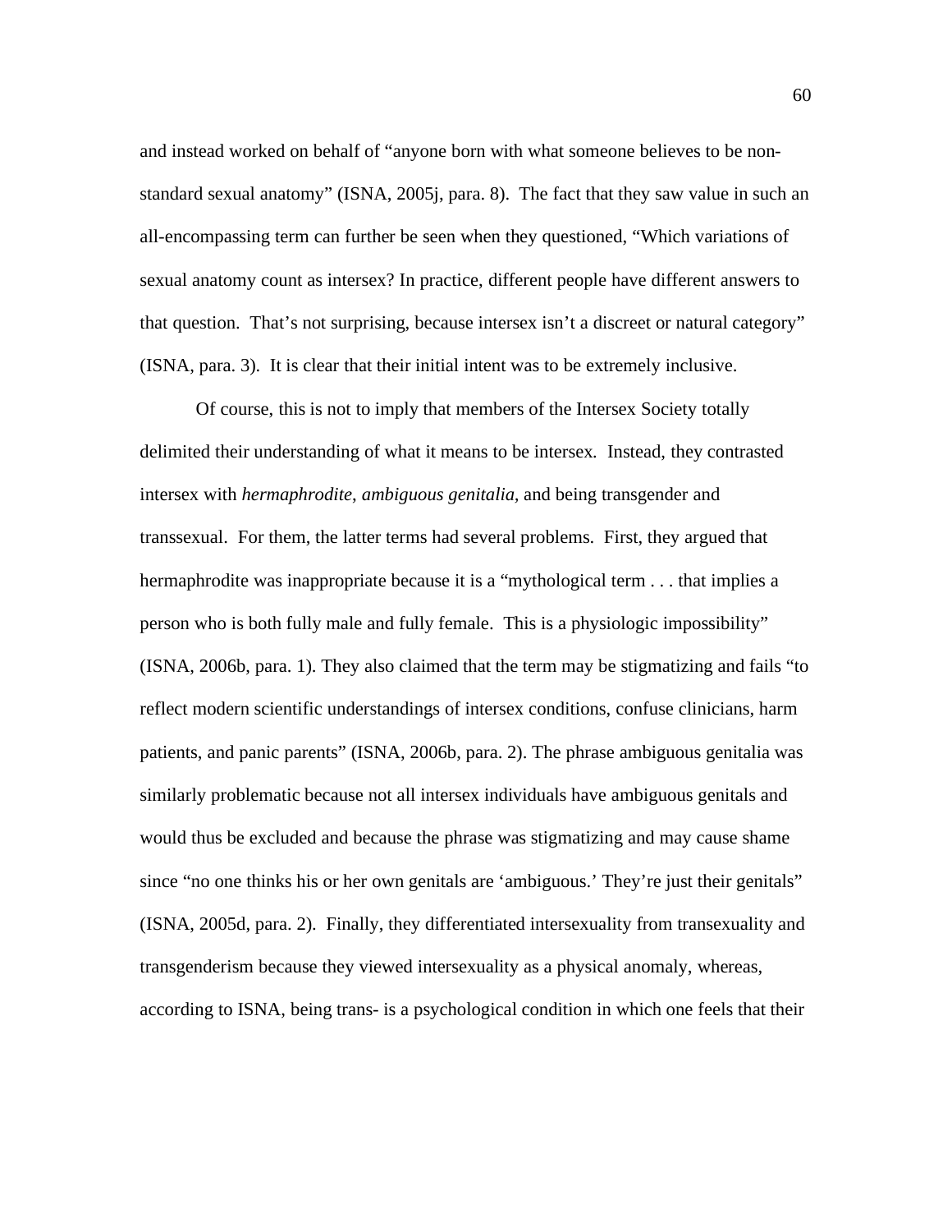and instead worked on behalf of "anyone born with what someone believes to be non-standard sexual anatomy" (ISNA, 2005j, para. 8). The fact that they saw value in such an all-encompassing term can further be seen when they questioned, "Which variations of sexual anatomy count as intersex? In practice, different people have different answers to that question. That's not surprising, because intersex isn't a discreet or natural category" (ISNA, para. 3). It is clear that their initial intent was to be extremely inclusive.

Of course, this is not to imply that members of the Intersex Society totally delimited their understanding of what it means to be intersex. Instead, they contrasted intersex with *hermaphrodite*, *ambiguous genitalia*, and being transgender and transsexual. For them, the latter terms had several problems. First, they argued that hermaphrodite was inappropriate because it is a "mythological term . . . that implies a person who is both fully male and fully female. This is a physiologic impossibility" (ISNA, 2006b, para. 1). They also claimed that the term may be stigmatizing and fails "to reflect modern scientific understandings of intersex conditions, confuse clinicians, harm patients, and panic parents" (ISNA, 2006b, para. 2). The phrase ambiguous genitalia was similarly problematic because not all intersex individuals have ambiguous genitals and would thus be excluded and because the phrase was stigmatizing and may cause shame since "no one thinks his or her own genitals are 'ambiguous.' They're just their genitals" (ISNA, 2005d, para. 2). Finally, they differentiated intersexuality from transexuality and transgenderism because they viewed intersexuality as a physical anomaly, whereas, according to ISNA, being trans- is a psychological condition in which one feels that their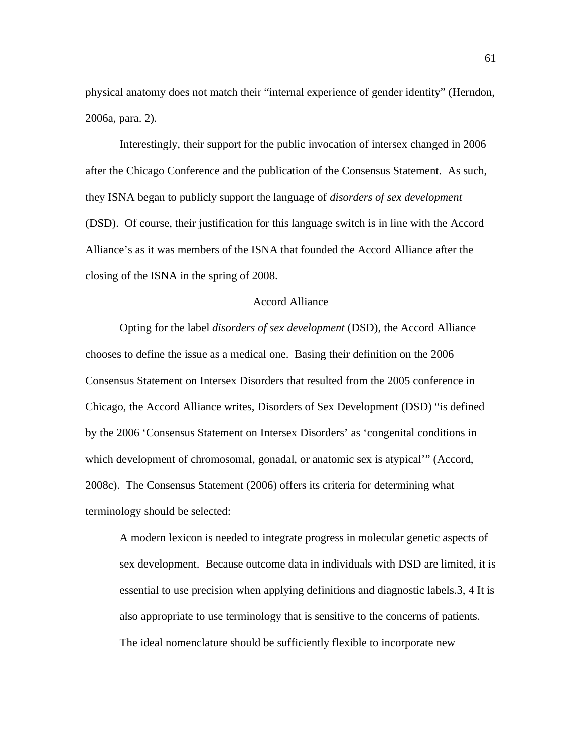physical anatomy does not match their "internal experience of gender identity" (Herndon, 2006a, para. 2).

Interestingly, their support for the public invocation of intersex changed in 2006 after the Chicago Conference and the publication of the Consensus Statement. As such, they ISNA began to publicly support the language of *disorders of sex development* (DSD). Of course, their justification for this language switch is in line with the Accord Alliance's as it was members of the ISNA that founded the Accord Alliance after the closing of the ISNA in the spring of 2008.

## Accord Alliance

Opting for the label *disorders of sex development* (DSD), the Accord Alliance chooses to define the issue as a medical one. Basing their definition on the 2006 Consensus Statement on Intersex Disorders that resulted from the 2005 conference in Chicago, the Accord Alliance writes, Disorders of Sex Development (DSD) "is defined by the 2006 'Consensus Statement on Intersex Disorders' as 'congenital conditions in which development of chromosomal, gonadal, or anatomic sex is atypical'" (Accord, 2008c). The Consensus Statement (2006) offers its criteria for determining what terminology should be selected:

> A modern lexicon is needed to integrate progress in molecular genetic aspects of sex development. Because outcome data in individuals with DSD are limited, it is essential to use precision when applying definitions and diagnostic labels.3, 4 It is also appropriate to use terminology that is sensitive to the concerns of patients. The ideal nomenclature should be sufficiently flexible to incorporate new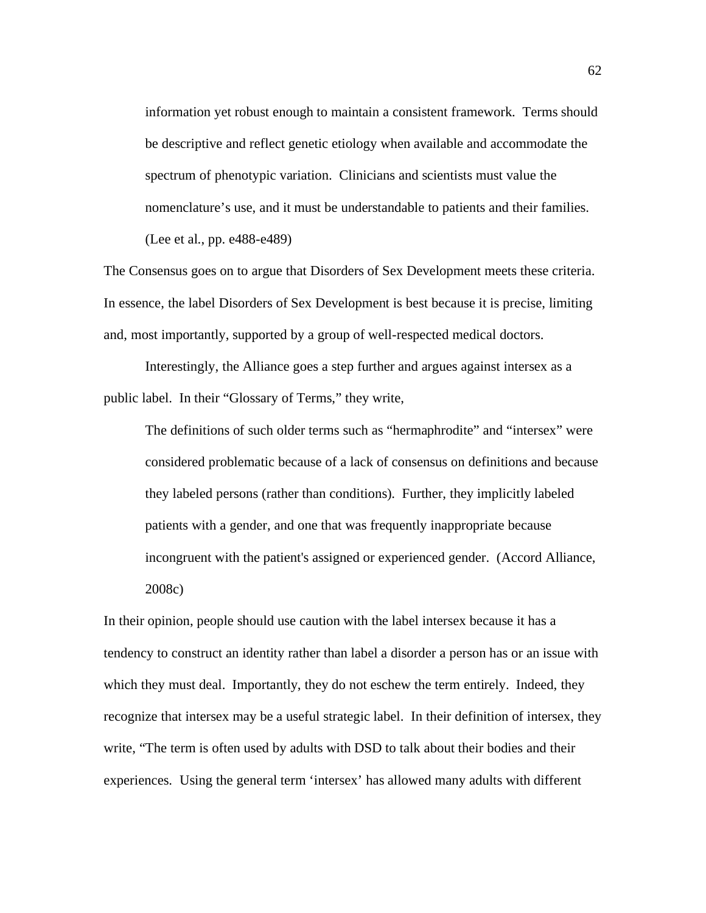> information yet robust enough to maintain a consistent framework. Terms should be descriptive and reflect genetic etiology when available and accommodate the spectrum of phenotypic variation. Clinicians and scientists must value the nomenclature's use, and it must be understandable to patients and their families. (Lee et al., pp. e488-e489)

The Consensus goes on to argue that Disorders of Sex Development meets these criteria. In essence, the label Disorders of Sex Development is best because it is precise, limiting and, most importantly, supported by a group of well-respected medical doctors.

Interestingly, the Alliance goes a step further and argues against intersex as a public label. In their "Glossary of Terms," they write,

> The definitions of such older terms such as "hermaphrodite" and "intersex" were considered problematic because of a lack of consensus on definitions and because they labeled persons (rather than conditions). Further, they implicitly labeled patients with a gender, and one that was frequently inappropriate because incongruent with the patient's assigned or experienced gender. (Accord Alliance, 2008c)

In their opinion, people should use caution with the label intersex because it has a tendency to construct an identity rather than label a disorder a person has or an issue with which they must deal. Importantly, they do not eschew the term entirely. Indeed, they recognize that intersex may be a useful strategic label. In their definition of intersex, they write, "The term is often used by adults with DSD to talk about their bodies and their experiences. Using the general term 'intersex' has allowed many adults with different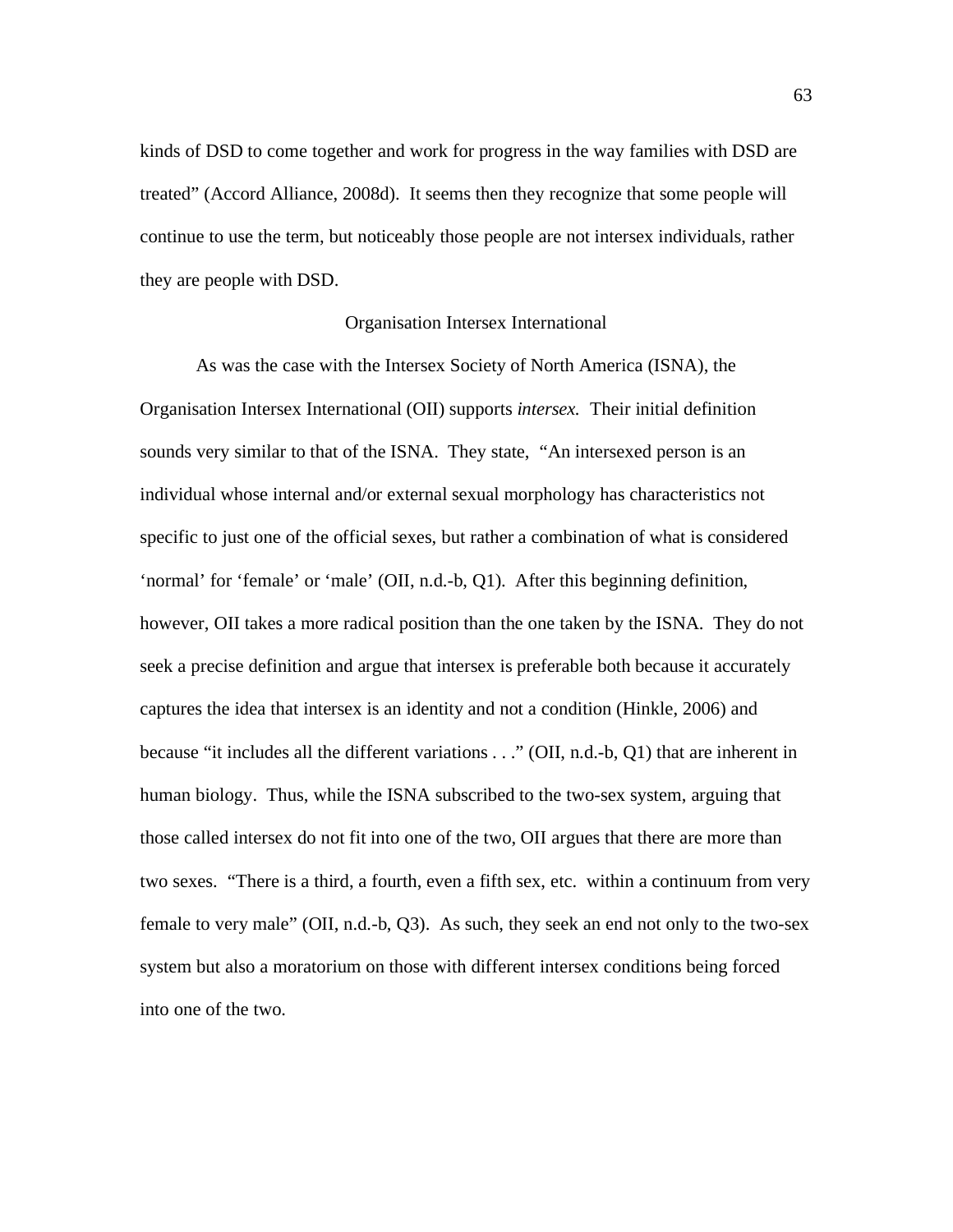kinds of DSD to come together and work for progress in the way families with DSD are treated" (Accord Alliance, 2008d). It seems then they recognize that some people will continue to use the term, but noticeably those people are not intersex individuals, rather they are people with DSD.

## Organisation Intersex International

As was the case with the Intersex Society of North America (ISNA), the Organisation Intersex International (OII) supports *intersex.* Their initial definition sounds very similar to that of the ISNA. They state, "An intersexed person is an individual whose internal and/or external sexual morphology has characteristics not specific to just one of the official sexes, but rather a combination of what is considered 'normal' for 'female' or 'male' (OII, n.d.-b, Q1). After this beginning definition, however, OII takes a more radical position than the one taken by the ISNA. They do not seek a precise definition and argue that intersex is preferable both because it accurately captures the idea that intersex is an identity and not a condition (Hinkle, 2006) and because "it includes all the different variations . . ." (OII, n.d.-b, Q1) that are inherent in human biology. Thus, while the ISNA subscribed to the two-sex system, arguing that those called intersex do not fit into one of the two, OII argues that there are more than two sexes. "There is a third, a fourth, even a fifth sex, etc. within a continuum from very female to very male" (OII, n.d.-b, Q3). As such, they seek an end not only to the two-sex system but also a moratorium on those with different intersex conditions being forced into one of the two.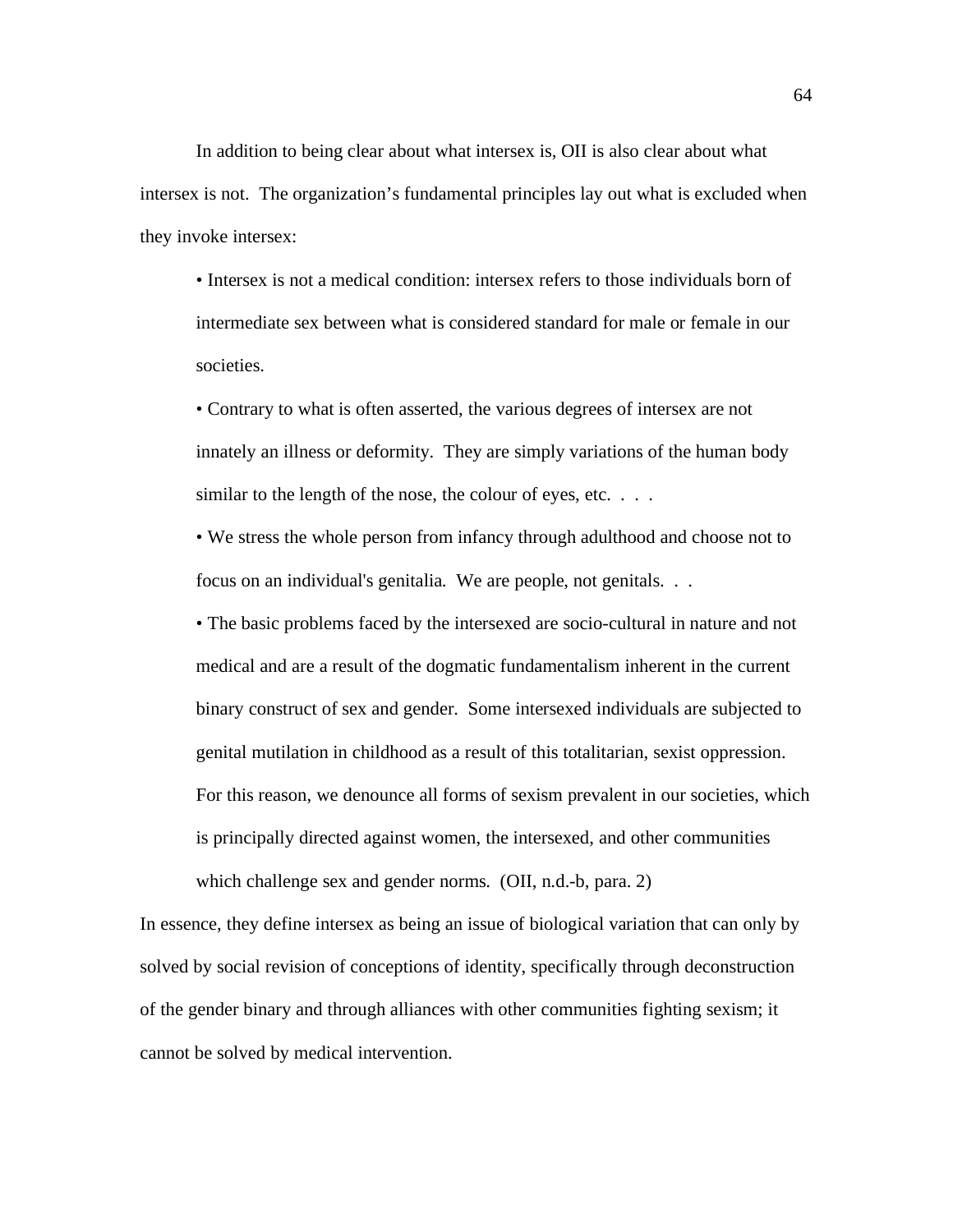In addition to being clear about what intersex is, OII is also clear about what intersex is not. The organization's fundamental principles lay out what is excluded when they invoke intersex:

> • Intersex is not a medical condition: intersex refers to those individuals born of intermediate sex between what is considered standard for male or female in our societies.
>
> • Contrary to what is often asserted, the various degrees of intersex are not innately an illness or deformity. They are simply variations of the human body similar to the length of the nose, the colour of eyes, etc. . . .
>
> • We stress the whole person from infancy through adulthood and choose not to focus on an individual's genitalia. We are people, not genitals. . .
>
> • The basic problems faced by the intersexed are socio-cultural in nature and not medical and are a result of the dogmatic fundamentalism inherent in the current binary construct of sex and gender. Some intersexed individuals are subjected to genital mutilation in childhood as a result of this totalitarian, sexist oppression. For this reason, we denounce all forms of sexism prevalent in our societies, which is principally directed against women, the intersexed, and other communities which challenge sex and gender norms. (OII, n.d.-b, para. 2)

In essence, they define intersex as being an issue of biological variation that can only by solved by social revision of conceptions of identity, specifically through deconstruction of the gender binary and through alliances with other communities fighting sexism; it cannot be solved by medical intervention.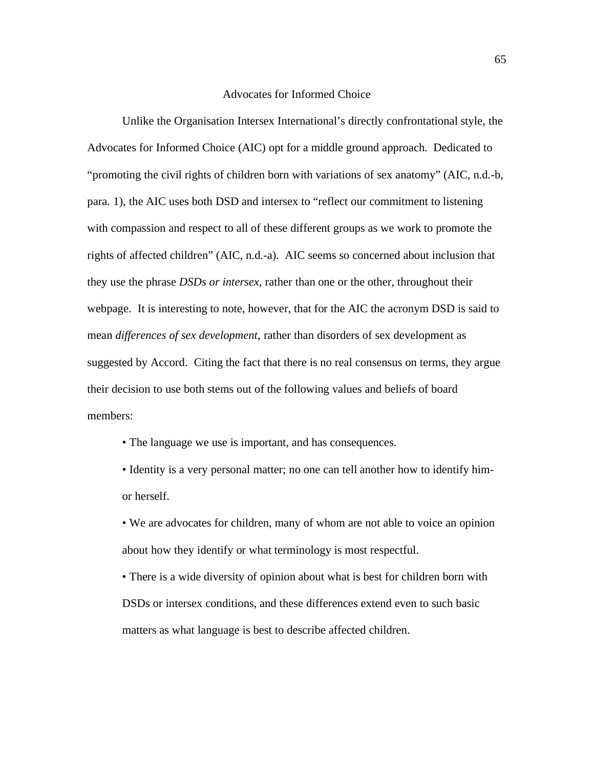## Advocates for Informed Choice

Unlike the Organisation Intersex International's directly confrontational style, the Advocates for Informed Choice (AIC) opt for a middle ground approach. Dedicated to "promoting the civil rights of children born with variations of sex anatomy" (AIC, n.d.-b, para. 1), the AIC uses both DSD and intersex to "reflect our commitment to listening with compassion and respect to all of these different groups as we work to promote the rights of affected children" (AIC, n.d.-a). AIC seems so concerned about inclusion that they use the phrase *DSDs or intersex*, rather than one or the other, throughout their webpage. It is interesting to note, however, that for the AIC the acronym DSD is said to mean *differences of sex development*, rather than disorders of sex development as suggested by Accord. Citing the fact that there is no real consensus on terms, they argue their decision to use both stems out of the following values and beliefs of board members:

- The language we use is important, and has consequences.
- Identity is a very personal matter; no one can tell another how to identify him- or herself.
- We are advocates for children, many of whom are not able to voice an opinion about how they identify or what terminology is most respectful.
- There is a wide diversity of opinion about what is best for children born with DSDs or intersex conditions, and these differences extend even to such basic matters as what language is best to describe affected children.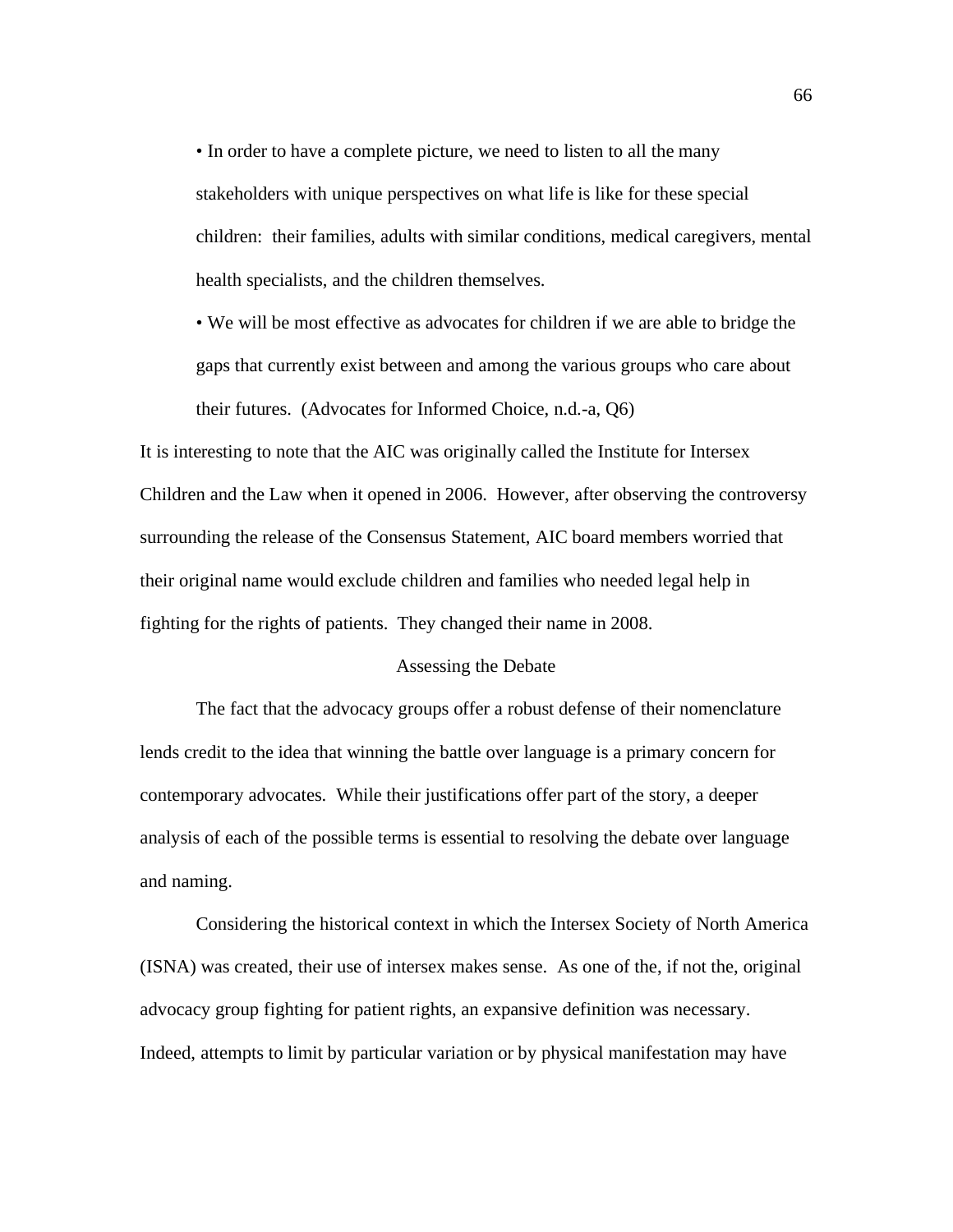- In order to have a complete picture, we need to listen to all the many stakeholders with unique perspectives on what life is like for these special children: their families, adults with similar conditions, medical caregivers, mental health specialists, and the children themselves.
- We will be most effective as advocates for children if we are able to bridge the gaps that currently exist between and among the various groups who care about their futures. (Advocates for Informed Choice, n.d.-a, Q6)

It is interesting to note that the AIC was originally called the Institute for Intersex Children and the Law when it opened in 2006. However, after observing the controversy surrounding the release of the Consensus Statement, AIC board members worried that their original name would exclude children and families who needed legal help in fighting for the rights of patients. They changed their name in 2008.

## Assessing the Debate

The fact that the advocacy groups offer a robust defense of their nomenclature lends credit to the idea that winning the battle over language is a primary concern for contemporary advocates. While their justifications offer part of the story, a deeper analysis of each of the possible terms is essential to resolving the debate over language and naming.

Considering the historical context in which the Intersex Society of North America (ISNA) was created, their use of intersex makes sense. As one of the, if not the, original advocacy group fighting for patient rights, an expansive definition was necessary. Indeed, attempts to limit by particular variation or by physical manifestation may have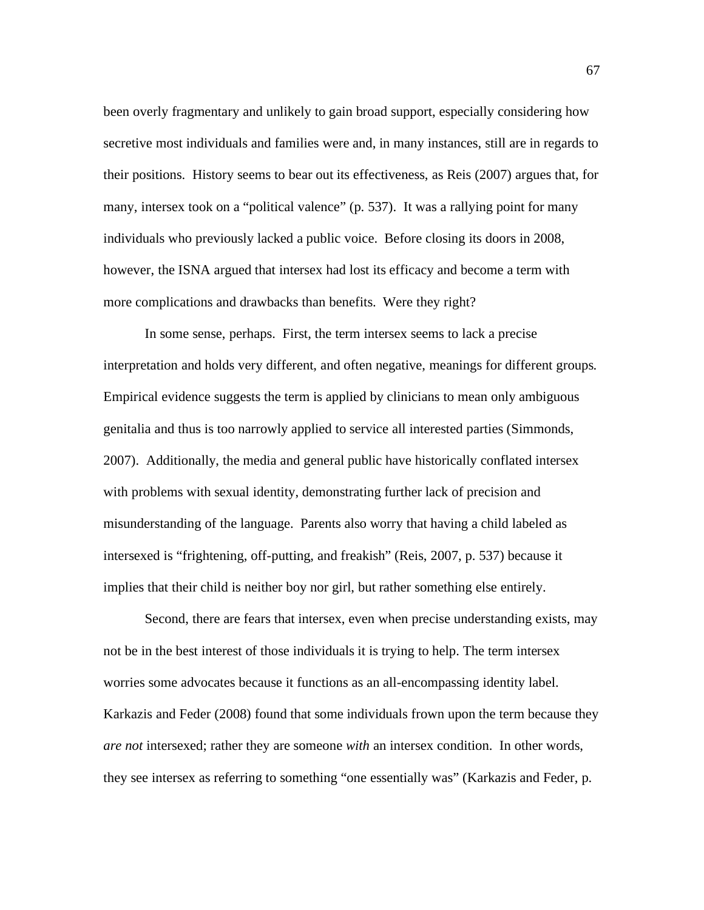been overly fragmentary and unlikely to gain broad support, especially considering how secretive most individuals and families were and, in many instances, still are in regards to their positions. History seems to bear out its effectiveness, as Reis (2007) argues that, for many, intersex took on a "political valence" (p. 537). It was a rallying point for many individuals who previously lacked a public voice. Before closing its doors in 2008, however, the ISNA argued that intersex had lost its efficacy and become a term with more complications and drawbacks than benefits. Were they right?

In some sense, perhaps. First, the term intersex seems to lack a precise interpretation and holds very different, and often negative, meanings for different groups. Empirical evidence suggests the term is applied by clinicians to mean only ambiguous genitalia and thus is too narrowly applied to service all interested parties (Simmonds, 2007). Additionally, the media and general public have historically conflated intersex with problems with sexual identity, demonstrating further lack of precision and misunderstanding of the language. Parents also worry that having a child labeled as intersexed is "frightening, off-putting, and freakish" (Reis, 2007, p. 537) because it implies that their child is neither boy nor girl, but rather something else entirely.

Second, there are fears that intersex, even when precise understanding exists, may not be in the best interest of those individuals it is trying to help. The term intersex worries some advocates because it functions as an all-encompassing identity label. Karkazis and Feder (2008) found that some individuals frown upon the term because they *are not* intersexed; rather they are someone *with* an intersex condition. In other words, they see intersex as referring to something "one essentially was" (Karkazis and Feder, p.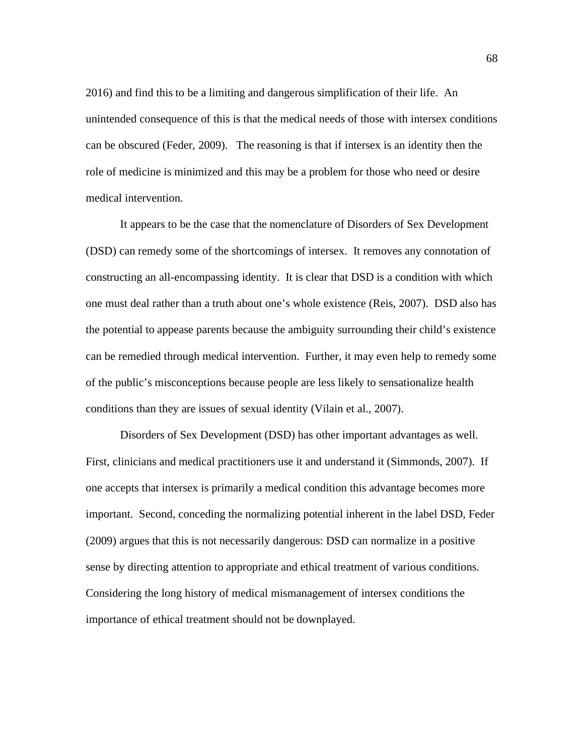2016) and find this to be a limiting and dangerous simplification of their life. An unintended consequence of this is that the medical needs of those with intersex conditions can be obscured (Feder, 2009). The reasoning is that if intersex is an identity then the role of medicine is minimized and this may be a problem for those who need or desire medical intervention.

It appears to be the case that the nomenclature of Disorders of Sex Development (DSD) can remedy some of the shortcomings of intersex. It removes any connotation of constructing an all-encompassing identity. It is clear that DSD is a condition with which one must deal rather than a truth about one's whole existence (Reis, 2007). DSD also has the potential to appease parents because the ambiguity surrounding their child's existence can be remedied through medical intervention. Further, it may even help to remedy some of the public's misconceptions because people are less likely to sensationalize health conditions than they are issues of sexual identity (Vilain et al., 2007).

Disorders of Sex Development (DSD) has other important advantages as well. First, clinicians and medical practitioners use it and understand it (Simmonds, 2007). If one accepts that intersex is primarily a medical condition this advantage becomes more important. Second, conceding the normalizing potential inherent in the label DSD, Feder (2009) argues that this is not necessarily dangerous: DSD can normalize in a positive sense by directing attention to appropriate and ethical treatment of various conditions. Considering the long history of medical mismanagement of intersex conditions the importance of ethical treatment should not be downplayed.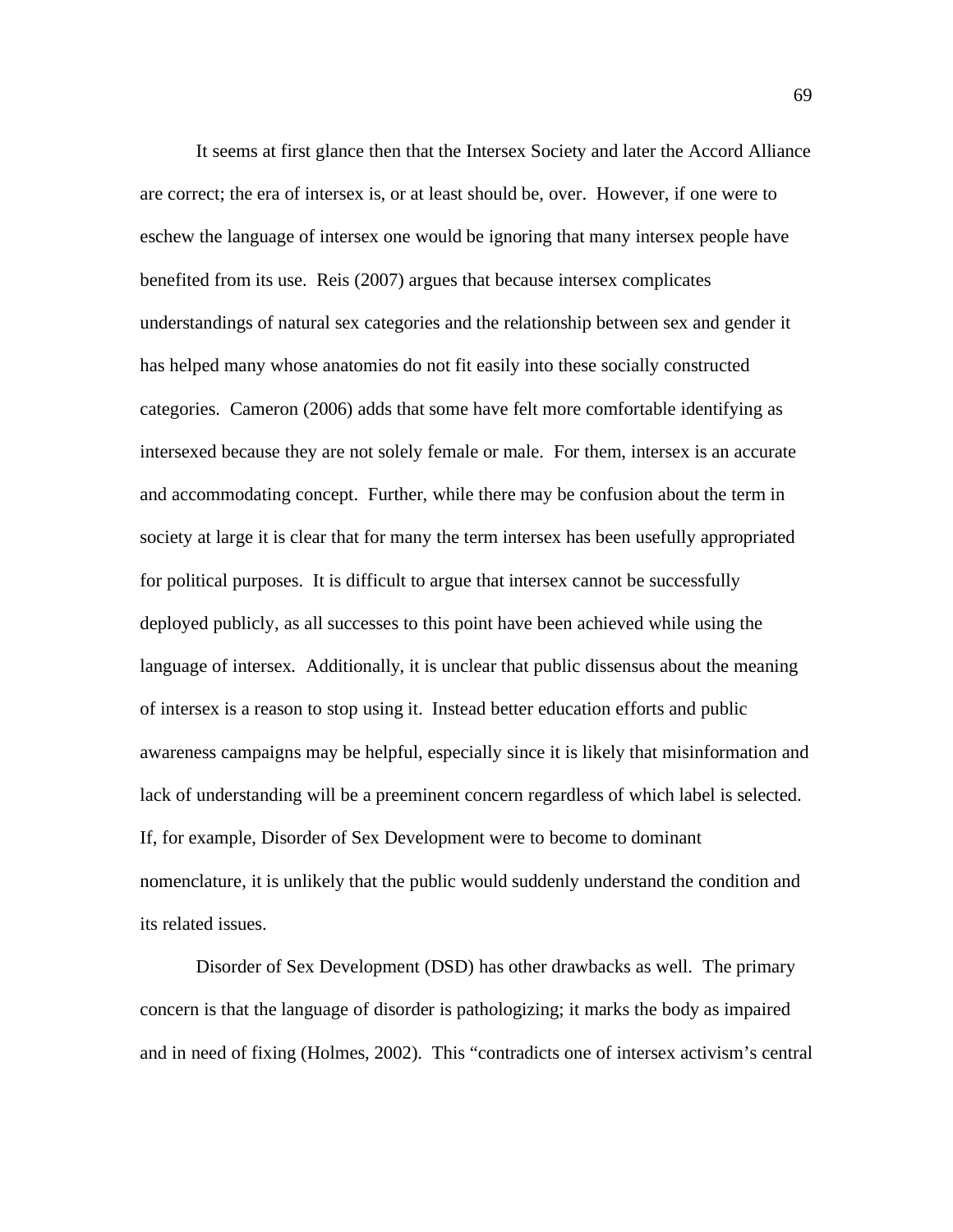It seems at first glance then that the Intersex Society and later the Accord Alliance are correct; the era of intersex is, or at least should be, over. However, if one were to eschew the language of intersex one would be ignoring that many intersex people have benefited from its use. Reis (2007) argues that because intersex complicates understandings of natural sex categories and the relationship between sex and gender it has helped many whose anatomies do not fit easily into these socially constructed categories. Cameron (2006) adds that some have felt more comfortable identifying as intersexed because they are not solely female or male. For them, intersex is an accurate and accommodating concept. Further, while there may be confusion about the term in society at large it is clear that for many the term intersex has been usefully appropriated for political purposes. It is difficult to argue that intersex cannot be successfully deployed publicly, as all successes to this point have been achieved while using the language of intersex. Additionally, it is unclear that public dissensus about the meaning of intersex is a reason to stop using it. Instead better education efforts and public awareness campaigns may be helpful, especially since it is likely that misinformation and lack of understanding will be a preeminent concern regardless of which label is selected. If, for example, Disorder of Sex Development were to become to dominant nomenclature, it is unlikely that the public would suddenly understand the condition and its related issues.

Disorder of Sex Development (DSD) has other drawbacks as well. The primary concern is that the language of disorder is pathologizing; it marks the body as impaired and in need of fixing (Holmes, 2002). This "contradicts one of intersex activism's central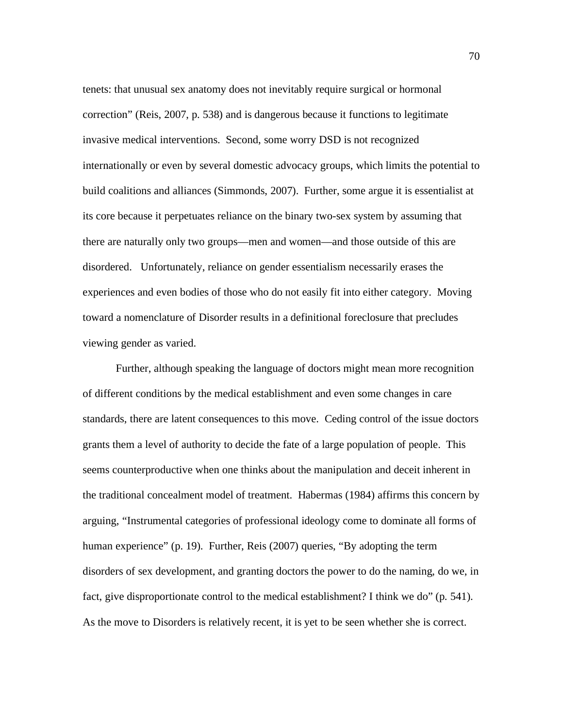tenets: that unusual sex anatomy does not inevitably require surgical or hormonal correction" (Reis, 2007, p. 538) and is dangerous because it functions to legitimate invasive medical interventions. Second, some worry DSD is not recognized internationally or even by several domestic advocacy groups, which limits the potential to build coalitions and alliances (Simmonds, 2007). Further, some argue it is essentialist at its core because it perpetuates reliance on the binary two-sex system by assuming that there are naturally only two groups—men and women—and those outside of this are disordered. Unfortunately, reliance on gender essentialism necessarily erases the experiences and even bodies of those who do not easily fit into either category. Moving toward a nomenclature of Disorder results in a definitional foreclosure that precludes viewing gender as varied.

Further, although speaking the language of doctors might mean more recognition of different conditions by the medical establishment and even some changes in care standards, there are latent consequences to this move. Ceding control of the issue doctors grants them a level of authority to decide the fate of a large population of people. This seems counterproductive when one thinks about the manipulation and deceit inherent in the traditional concealment model of treatment. Habermas (1984) affirms this concern by arguing, "Instrumental categories of professional ideology come to dominate all forms of human experience" (p. 19). Further, Reis (2007) queries, "By adopting the term disorders of sex development, and granting doctors the power to do the naming, do we, in fact, give disproportionate control to the medical establishment? I think we do" (p. 541). As the move to Disorders is relatively recent, it is yet to be seen whether she is correct.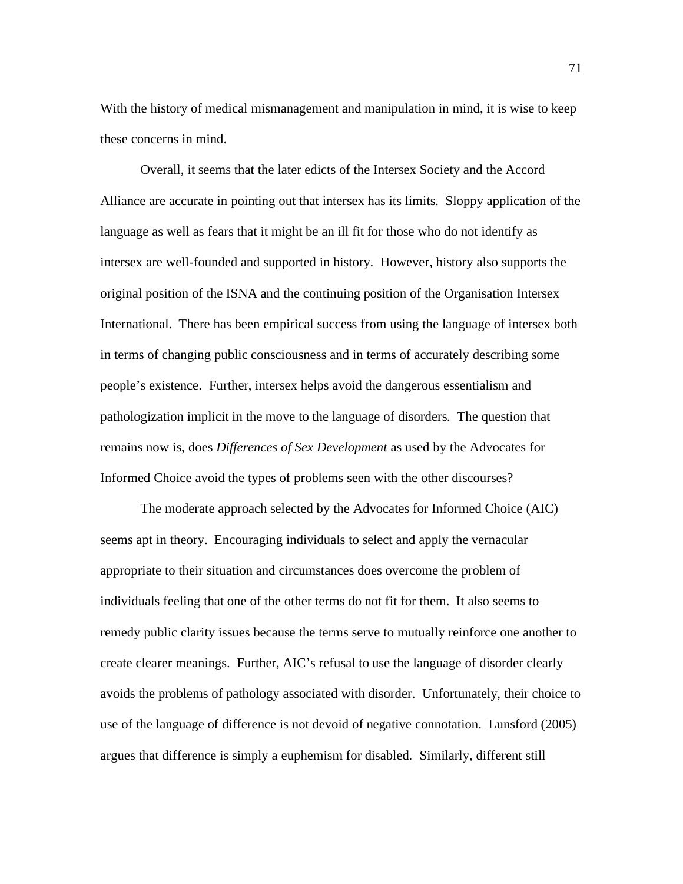With the history of medical mismanagement and manipulation in mind, it is wise to keep these concerns in mind.

Overall, it seems that the later edicts of the Intersex Society and the Accord Alliance are accurate in pointing out that intersex has its limits. Sloppy application of the language as well as fears that it might be an ill fit for those who do not identify as intersex are well-founded and supported in history. However, history also supports the original position of the ISNA and the continuing position of the Organisation Intersex International. There has been empirical success from using the language of intersex both in terms of changing public consciousness and in terms of accurately describing some people's existence. Further, intersex helps avoid the dangerous essentialism and pathologization implicit in the move to the language of disorders. The question that remains now is, does *Differences of Sex Development* as used by the Advocates for Informed Choice avoid the types of problems seen with the other discourses?

The moderate approach selected by the Advocates for Informed Choice (AIC) seems apt in theory. Encouraging individuals to select and apply the vernacular appropriate to their situation and circumstances does overcome the problem of individuals feeling that one of the other terms do not fit for them. It also seems to remedy public clarity issues because the terms serve to mutually reinforce one another to create clearer meanings. Further, AIC's refusal to use the language of disorder clearly avoids the problems of pathology associated with disorder. Unfortunately, their choice to use of the language of difference is not devoid of negative connotation. Lunsford (2005) argues that difference is simply a euphemism for disabled. Similarly, different still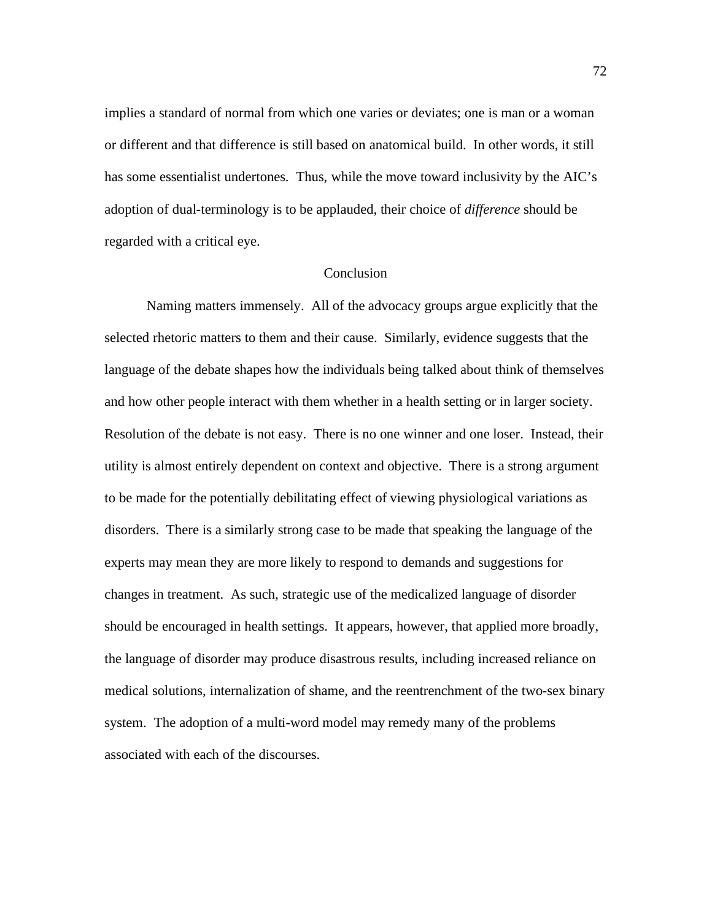implies a standard of normal from which one varies or deviates; one is man or a woman or different and that difference is still based on anatomical build. In other words, it still has some essentialist undertones. Thus, while the move toward inclusivity by the AIC's adoption of dual-terminology is to be applauded, their choice of *difference* should be regarded with a critical eye.

## Conclusion

Naming matters immensely. All of the advocacy groups argue explicitly that the selected rhetoric matters to them and their cause. Similarly, evidence suggests that the language of the debate shapes how the individuals being talked about think of themselves and how other people interact with them whether in a health setting or in larger society. Resolution of the debate is not easy. There is no one winner and one loser. Instead, their utility is almost entirely dependent on context and objective. There is a strong argument to be made for the potentially debilitating effect of viewing physiological variations as disorders. There is a similarly strong case to be made that speaking the language of the experts may mean they are more likely to respond to demands and suggestions for changes in treatment. As such, strategic use of the medicalized language of disorder should be encouraged in health settings. It appears, however, that applied more broadly, the language of disorder may produce disastrous results, including increased reliance on medical solutions, internalization of shame, and the reentrenchment of the two-sex binary system. The adoption of a multi-word model may remedy many of the problems associated with each of the discourses.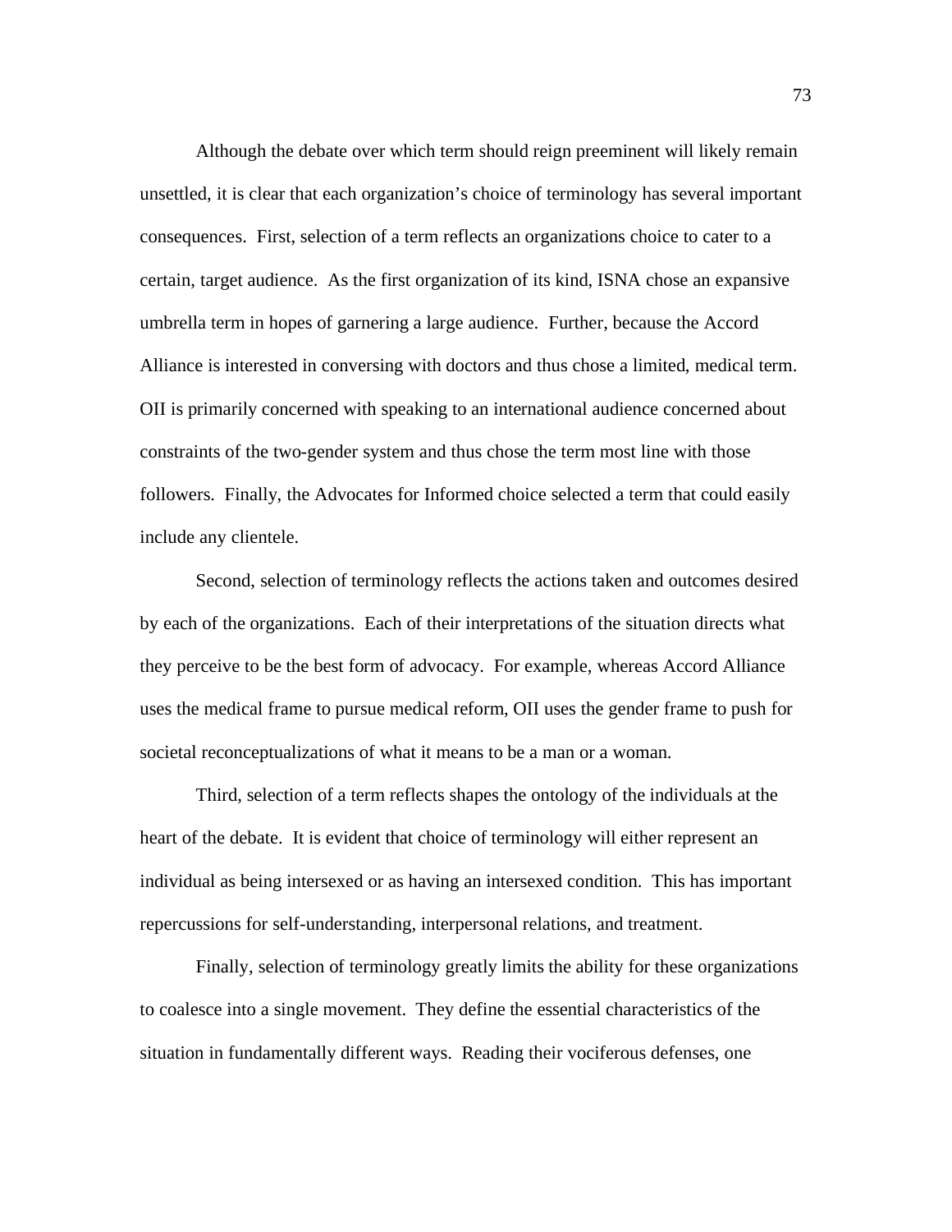Although the debate over which term should reign preeminent will likely remain unsettled, it is clear that each organization's choice of terminology has several important consequences. First, selection of a term reflects an organizations choice to cater to a certain, target audience. As the first organization of its kind, ISNA chose an expansive umbrella term in hopes of garnering a large audience. Further, because the Accord Alliance is interested in conversing with doctors and thus chose a limited, medical term. OII is primarily concerned with speaking to an international audience concerned about constraints of the two-gender system and thus chose the term most line with those followers. Finally, the Advocates for Informed choice selected a term that could easily include any clientele.

Second, selection of terminology reflects the actions taken and outcomes desired by each of the organizations. Each of their interpretations of the situation directs what they perceive to be the best form of advocacy. For example, whereas Accord Alliance uses the medical frame to pursue medical reform, OII uses the gender frame to push for societal reconceptualizations of what it means to be a man or a woman.

Third, selection of a term reflects shapes the ontology of the individuals at the heart of the debate. It is evident that choice of terminology will either represent an individual as being intersexed or as having an intersexed condition. This has important repercussions for self-understanding, interpersonal relations, and treatment.

Finally, selection of terminology greatly limits the ability for these organizations to coalesce into a single movement. They define the essential characteristics of the situation in fundamentally different ways. Reading their vociferous defenses, one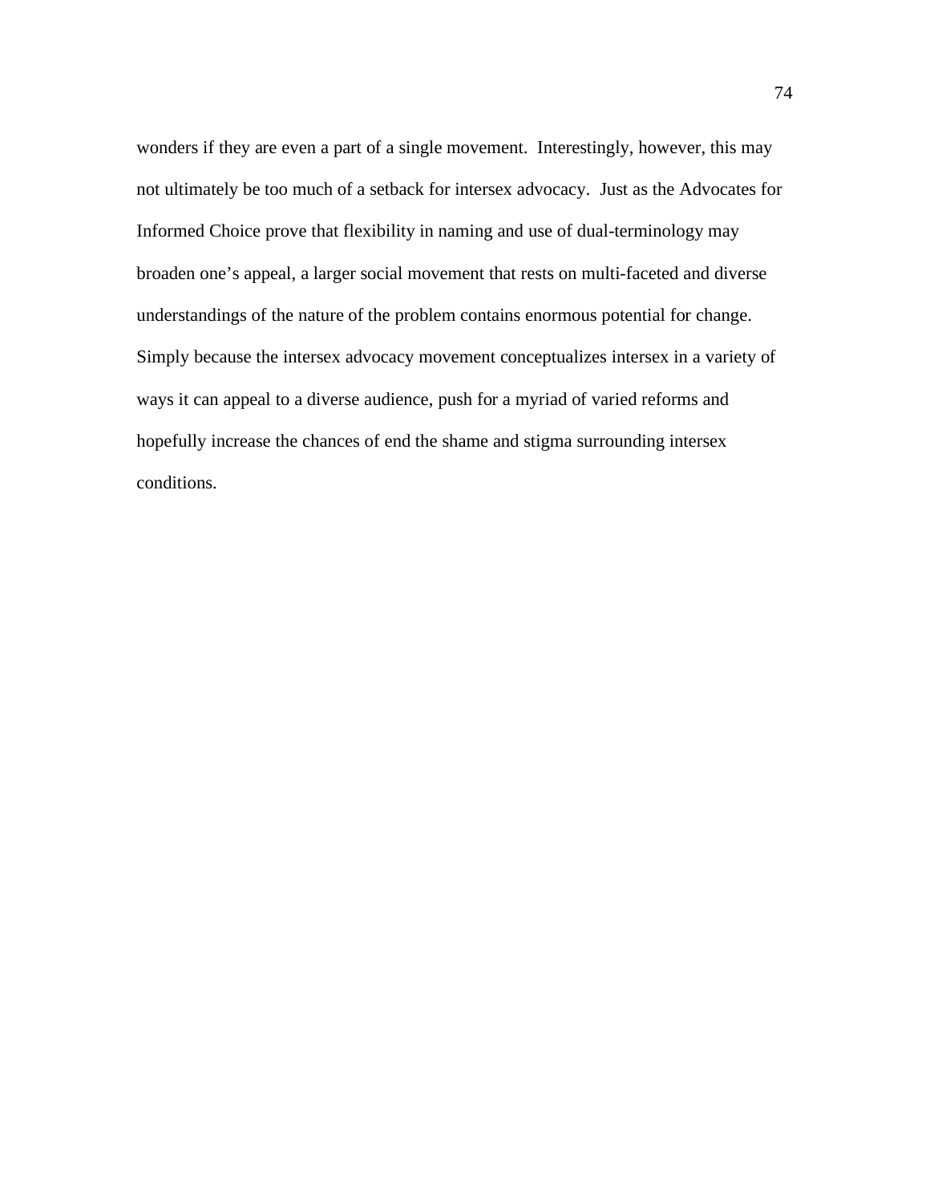wonders if they are even a part of a single movement.  Interestingly, however, this may not ultimately be too much of a setback for intersex advocacy.  Just as the Advocates for Informed Choice prove that flexibility in naming and use of dual-terminology may broaden one's appeal, a larger social movement that rests on multi-faceted and diverse understandings of the nature of the problem contains enormous potential for change. Simply because the intersex advocacy movement conceptualizes intersex in a variety of ways it can appeal to a diverse audience, push for a myriad of varied reforms and hopefully increase the chances of end the shame and stigma surrounding intersex conditions.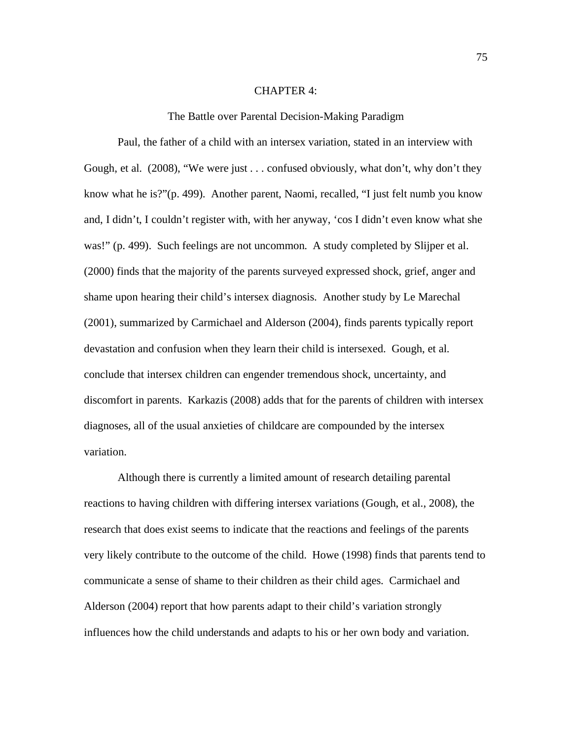# CHAPTER 4:

## The Battle over Parental Decision-Making Paradigm

Paul, the father of a child with an intersex variation, stated in an interview with Gough, et al. (2008), "We were just . . . confused obviously, what don't, why don't they know what he is?"(p. 499). Another parent, Naomi, recalled, "I just felt numb you know and, I didn't, I couldn't register with, with her anyway, 'cos I didn't even know what she was!" (p. 499). Such feelings are not uncommon. A study completed by Slijper et al. (2000) finds that the majority of the parents surveyed expressed shock, grief, anger and shame upon hearing their child's intersex diagnosis. Another study by Le Marechal (2001), summarized by Carmichael and Alderson (2004), finds parents typically report devastation and confusion when they learn their child is intersexed. Gough, et al. conclude that intersex children can engender tremendous shock, uncertainty, and discomfort in parents. Karkazis (2008) adds that for the parents of children with intersex diagnoses, all of the usual anxieties of childcare are compounded by the intersex variation.

Although there is currently a limited amount of research detailing parental reactions to having children with differing intersex variations (Gough, et al., 2008), the research that does exist seems to indicate that the reactions and feelings of the parents very likely contribute to the outcome of the child. Howe (1998) finds that parents tend to communicate a sense of shame to their children as their child ages. Carmichael and Alderson (2004) report that how parents adapt to their child's variation strongly influences how the child understands and adapts to his or her own body and variation.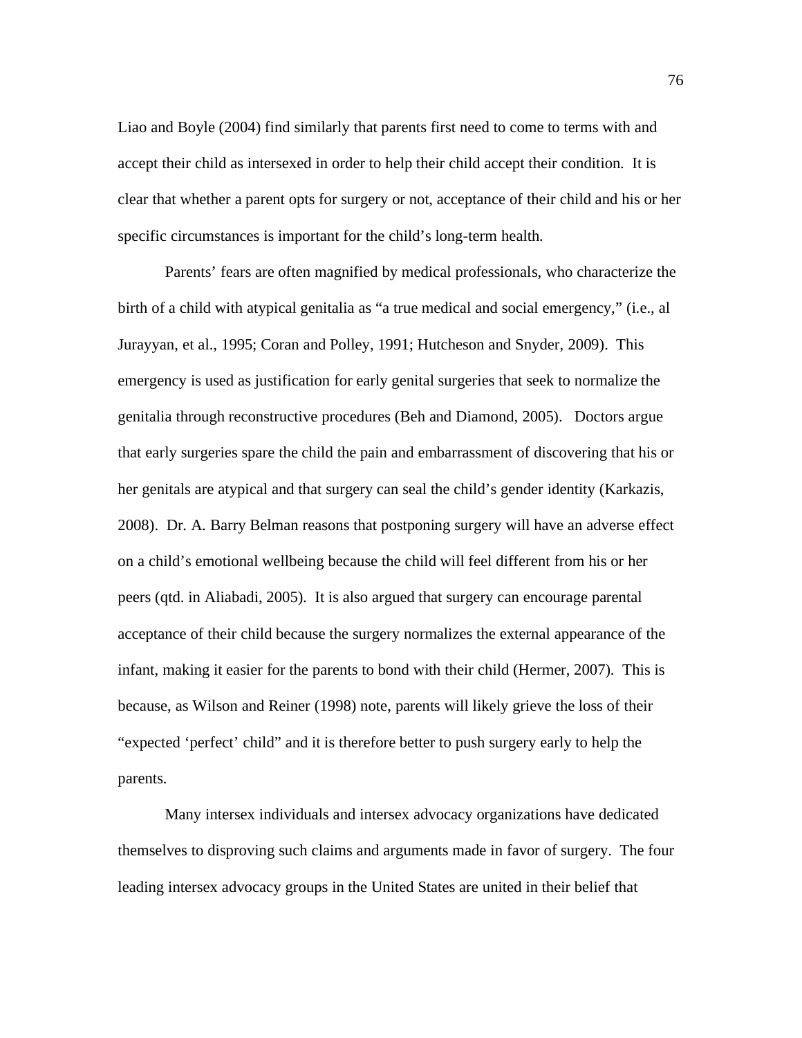Liao and Boyle (2004) find similarly that parents first need to come to terms with and accept their child as intersexed in order to help their child accept their condition. It is clear that whether a parent opts for surgery or not, acceptance of their child and his or her specific circumstances is important for the child's long-term health.

Parents' fears are often magnified by medical professionals, who characterize the birth of a child with atypical genitalia as "a true medical and social emergency," (i.e., al Jurayyan, et al., 1995; Coran and Polley, 1991; Hutcheson and Snyder, 2009). This emergency is used as justification for early genital surgeries that seek to normalize the genitalia through reconstructive procedures (Beh and Diamond, 2005). Doctors argue that early surgeries spare the child the pain and embarrassment of discovering that his or her genitals are atypical and that surgery can seal the child's gender identity (Karkazis, 2008). Dr. A. Barry Belman reasons that postponing surgery will have an adverse effect on a child's emotional wellbeing because the child will feel different from his or her peers (qtd. in Aliabadi, 2005). It is also argued that surgery can encourage parental acceptance of their child because the surgery normalizes the external appearance of the infant, making it easier for the parents to bond with their child (Hermer, 2007). This is because, as Wilson and Reiner (1998) note, parents will likely grieve the loss of their "expected 'perfect' child" and it is therefore better to push surgery early to help the parents.

Many intersex individuals and intersex advocacy organizations have dedicated themselves to disproving such claims and arguments made in favor of surgery. The four leading intersex advocacy groups in the United States are united in their belief that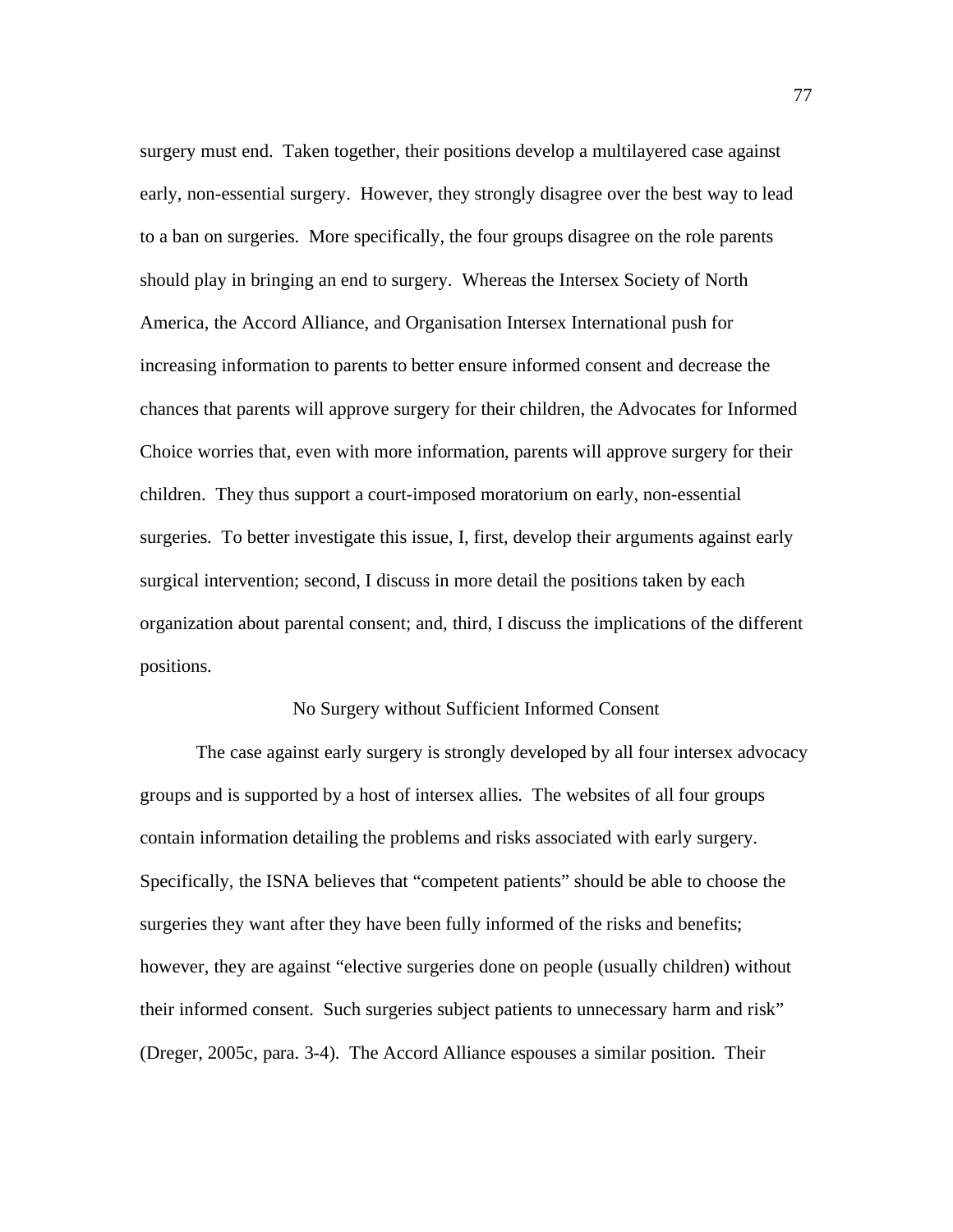surgery must end. Taken together, their positions develop a multilayered case against early, non-essential surgery. However, they strongly disagree over the best way to lead to a ban on surgeries. More specifically, the four groups disagree on the role parents should play in bringing an end to surgery. Whereas the Intersex Society of North America, the Accord Alliance, and Organisation Intersex International push for increasing information to parents to better ensure informed consent and decrease the chances that parents will approve surgery for their children, the Advocates for Informed Choice worries that, even with more information, parents will approve surgery for their children. They thus support a court-imposed moratorium on early, non-essential surgeries. To better investigate this issue, I, first, develop their arguments against early surgical intervention; second, I discuss in more detail the positions taken by each organization about parental consent; and, third, I discuss the implications of the different positions.

## No Surgery without Sufficient Informed Consent

The case against early surgery is strongly developed by all four intersex advocacy groups and is supported by a host of intersex allies. The websites of all four groups contain information detailing the problems and risks associated with early surgery. Specifically, the ISNA believes that "competent patients" should be able to choose the surgeries they want after they have been fully informed of the risks and benefits; however, they are against "elective surgeries done on people (usually children) without their informed consent. Such surgeries subject patients to unnecessary harm and risk" (Dreger, 2005c, para. 3-4). The Accord Alliance espouses a similar position. Their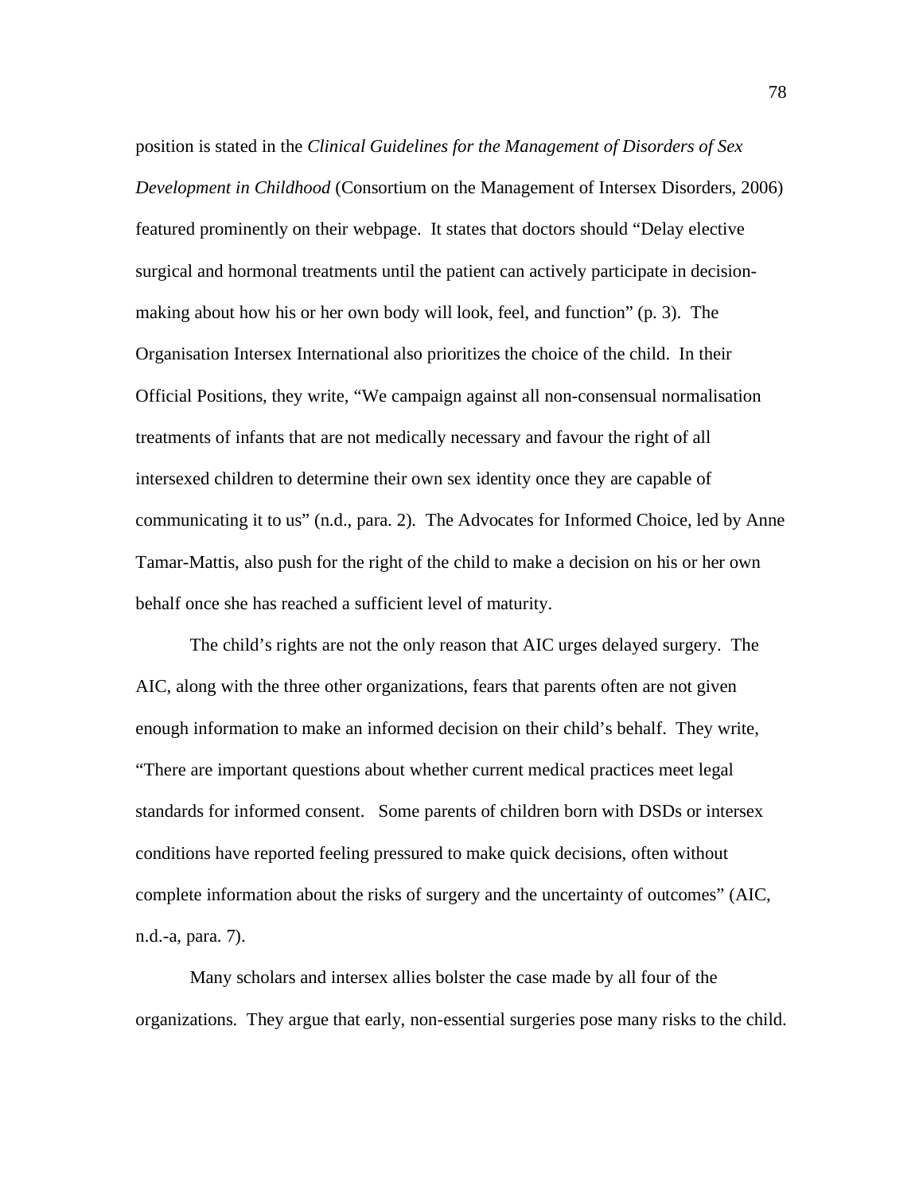position is stated in the *Clinical Guidelines for the Management of Disorders of Sex Development in Childhood* (Consortium on the Management of Intersex Disorders, 2006) featured prominently on their webpage. It states that doctors should "Delay elective surgical and hormonal treatments until the patient can actively participate in decision-making about how his or her own body will look, feel, and function" (p. 3). The Organisation Intersex International also prioritizes the choice of the child. In their Official Positions, they write, "We campaign against all non-consensual normalisation treatments of infants that are not medically necessary and favour the right of all intersexed children to determine their own sex identity once they are capable of communicating it to us" (n.d., para. 2). The Advocates for Informed Choice, led by Anne Tamar-Mattis, also push for the right of the child to make a decision on his or her own behalf once she has reached a sufficient level of maturity.

The child's rights are not the only reason that AIC urges delayed surgery. The AIC, along with the three other organizations, fears that parents often are not given enough information to make an informed decision on their child's behalf. They write, "There are important questions about whether current medical practices meet legal standards for informed consent. Some parents of children born with DSDs or intersex conditions have reported feeling pressured to make quick decisions, often without complete information about the risks of surgery and the uncertainty of outcomes" (AIC, n.d.-a, para. 7).

Many scholars and intersex allies bolster the case made by all four of the organizations. They argue that early, non-essential surgeries pose many risks to the child.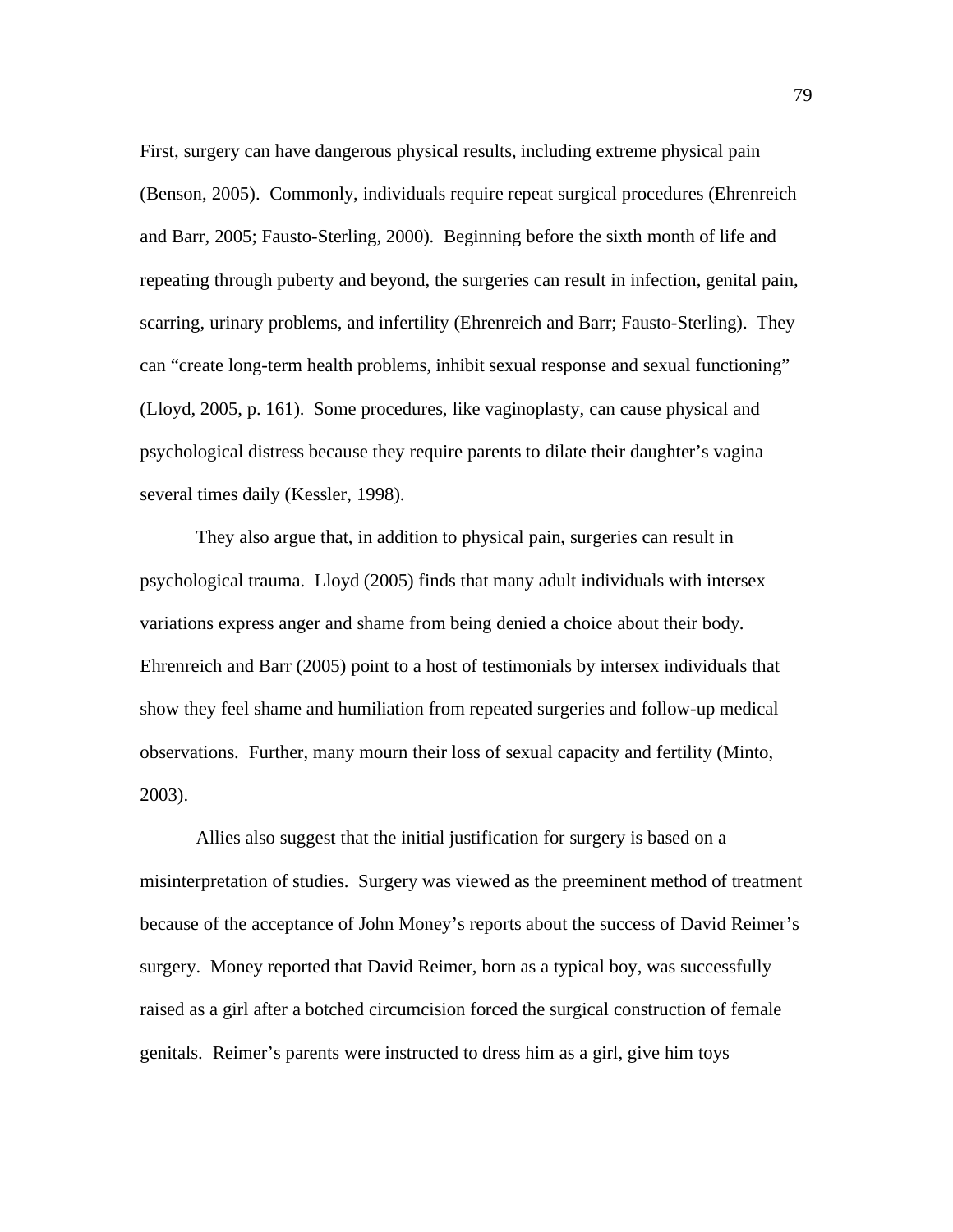First, surgery can have dangerous physical results, including extreme physical pain (Benson, 2005). Commonly, individuals require repeat surgical procedures (Ehrenreich and Barr, 2005; Fausto-Sterling, 2000). Beginning before the sixth month of life and repeating through puberty and beyond, the surgeries can result in infection, genital pain, scarring, urinary problems, and infertility (Ehrenreich and Barr; Fausto-Sterling). They can "create long-term health problems, inhibit sexual response and sexual functioning" (Lloyd, 2005, p. 161). Some procedures, like vaginoplasty, can cause physical and psychological distress because they require parents to dilate their daughter's vagina several times daily (Kessler, 1998).

They also argue that, in addition to physical pain, surgeries can result in psychological trauma. Lloyd (2005) finds that many adult individuals with intersex variations express anger and shame from being denied a choice about their body. Ehrenreich and Barr (2005) point to a host of testimonials by intersex individuals that show they feel shame and humiliation from repeated surgeries and follow-up medical observations. Further, many mourn their loss of sexual capacity and fertility (Minto, 2003).

Allies also suggest that the initial justification for surgery is based on a misinterpretation of studies. Surgery was viewed as the preeminent method of treatment because of the acceptance of John Money's reports about the success of David Reimer's surgery. Money reported that David Reimer, born as a typical boy, was successfully raised as a girl after a botched circumcision forced the surgical construction of female genitals. Reimer's parents were instructed to dress him as a girl, give him toys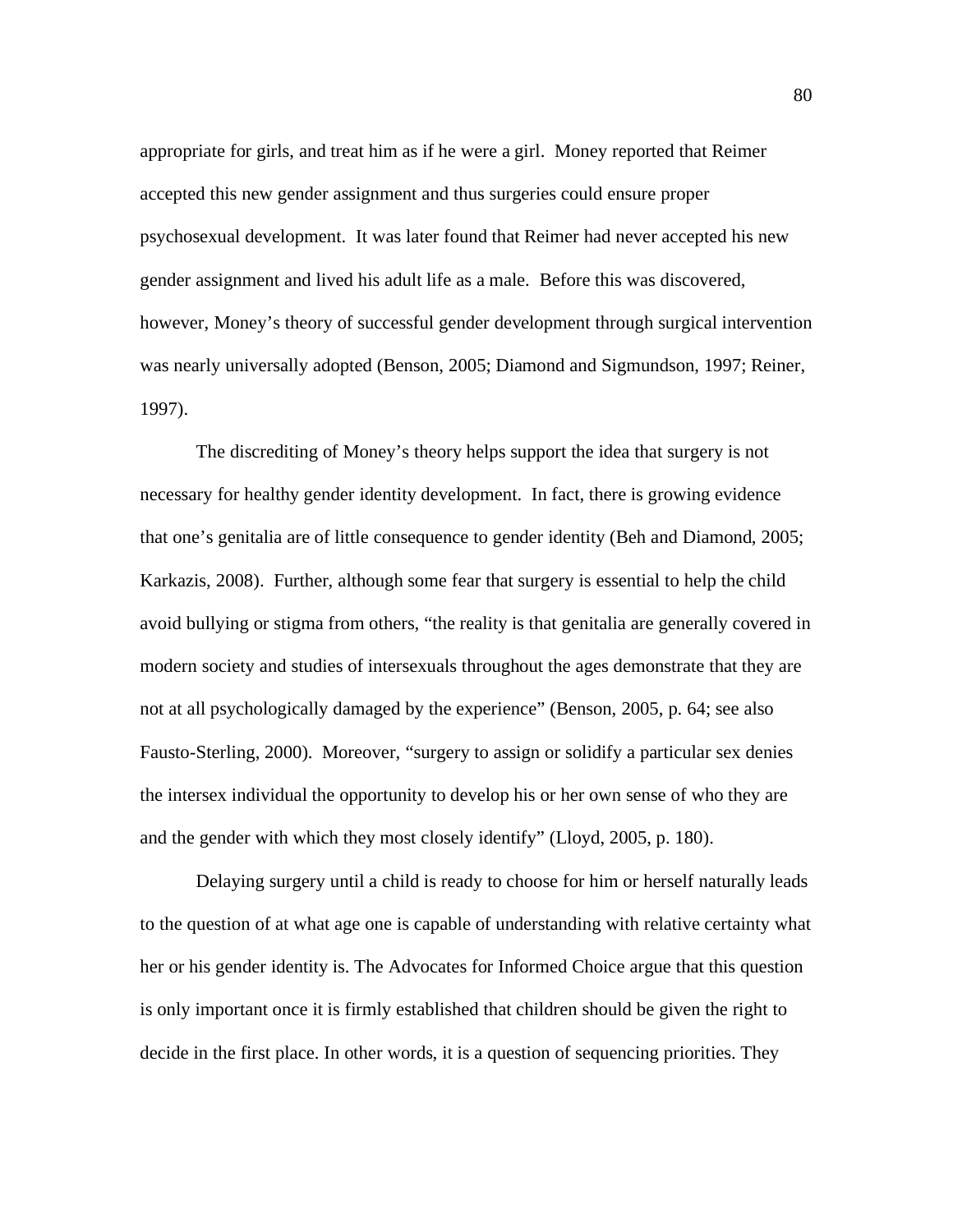appropriate for girls, and treat him as if he were a girl. Money reported that Reimer accepted this new gender assignment and thus surgeries could ensure proper psychosexual development. It was later found that Reimer had never accepted his new gender assignment and lived his adult life as a male. Before this was discovered, however, Money's theory of successful gender development through surgical intervention was nearly universally adopted (Benson, 2005; Diamond and Sigmundson, 1997; Reiner, 1997).

The discrediting of Money's theory helps support the idea that surgery is not necessary for healthy gender identity development. In fact, there is growing evidence that one's genitalia are of little consequence to gender identity (Beh and Diamond, 2005; Karkazis, 2008). Further, although some fear that surgery is essential to help the child avoid bullying or stigma from others, "the reality is that genitalia are generally covered in modern society and studies of intersexuals throughout the ages demonstrate that they are not at all psychologically damaged by the experience" (Benson, 2005, p. 64; see also Fausto-Sterling, 2000). Moreover, "surgery to assign or solidify a particular sex denies the intersex individual the opportunity to develop his or her own sense of who they are and the gender with which they most closely identify" (Lloyd, 2005, p. 180).

Delaying surgery until a child is ready to choose for him or herself naturally leads to the question of at what age one is capable of understanding with relative certainty what her or his gender identity is. The Advocates for Informed Choice argue that this question is only important once it is firmly established that children should be given the right to decide in the first place. In other words, it is a question of sequencing priorities. They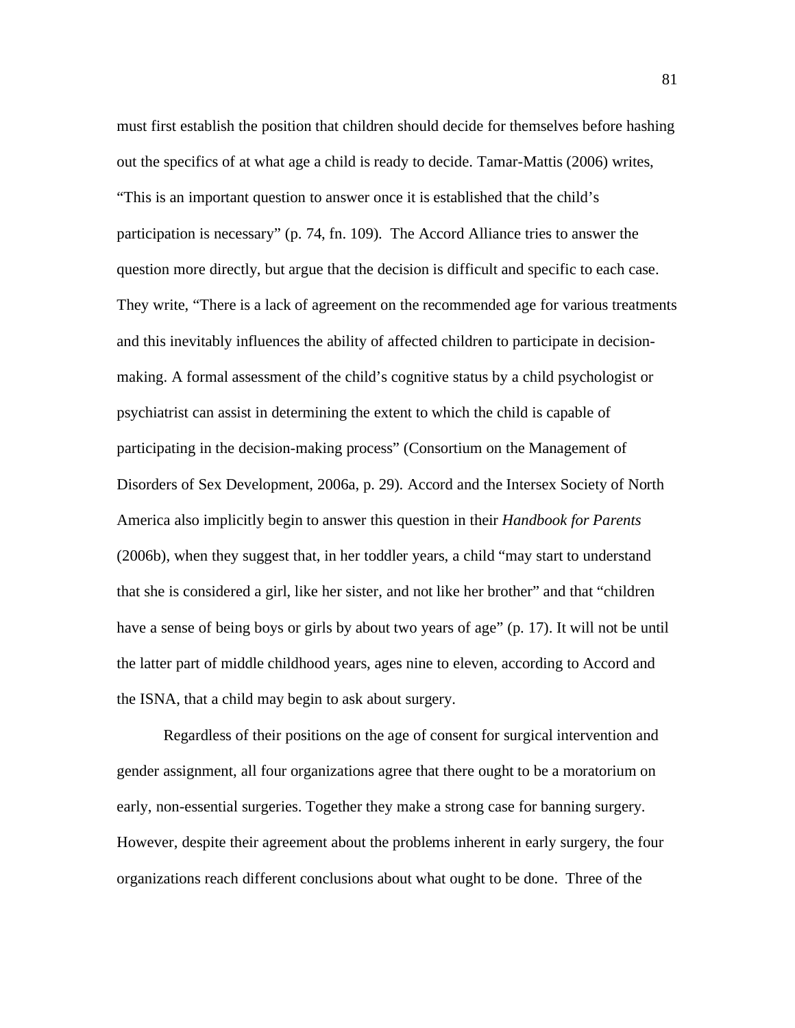must first establish the position that children should decide for themselves before hashing out the specifics of at what age a child is ready to decide. Tamar-Mattis (2006) writes, "This is an important question to answer once it is established that the child's participation is necessary" (p. 74, fn. 109). The Accord Alliance tries to answer the question more directly, but argue that the decision is difficult and specific to each case. They write, "There is a lack of agreement on the recommended age for various treatments and this inevitably influences the ability of affected children to participate in decision-making. A formal assessment of the child's cognitive status by a child psychologist or psychiatrist can assist in determining the extent to which the child is capable of participating in the decision-making process" (Consortium on the Management of Disorders of Sex Development, 2006a, p. 29). Accord and the Intersex Society of North America also implicitly begin to answer this question in their *Handbook for Parents* (2006b), when they suggest that, in her toddler years, a child "may start to understand that she is considered a girl, like her sister, and not like her brother" and that "children have a sense of being boys or girls by about two years of age" (p. 17). It will not be until the latter part of middle childhood years, ages nine to eleven, according to Accord and the ISNA, that a child may begin to ask about surgery.

Regardless of their positions on the age of consent for surgical intervention and gender assignment, all four organizations agree that there ought to be a moratorium on early, non-essential surgeries. Together they make a strong case for banning surgery. However, despite their agreement about the problems inherent in early surgery, the four organizations reach different conclusions about what ought to be done. Three of the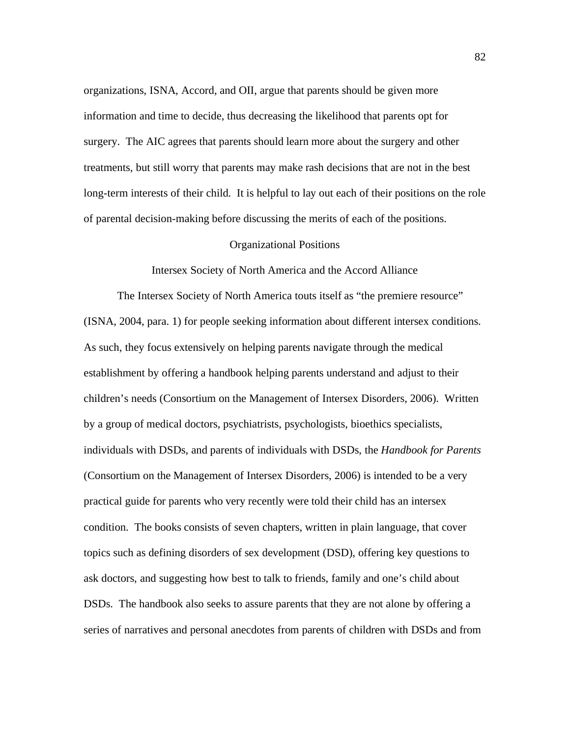organizations, ISNA, Accord, and OII, argue that parents should be given more information and time to decide, thus decreasing the likelihood that parents opt for surgery. The AIC agrees that parents should learn more about the surgery and other treatments, but still worry that parents may make rash decisions that are not in the best long-term interests of their child. It is helpful to lay out each of their positions on the role of parental decision-making before discussing the merits of each of the positions.

## Organizational Positions

### Intersex Society of North America and the Accord Alliance

The Intersex Society of North America touts itself as "the premiere resource" (ISNA, 2004, para. 1) for people seeking information about different intersex conditions. As such, they focus extensively on helping parents navigate through the medical establishment by offering a handbook helping parents understand and adjust to their children's needs (Consortium on the Management of Intersex Disorders, 2006). Written by a group of medical doctors, psychiatrists, psychologists, bioethics specialists, individuals with DSDs, and parents of individuals with DSDs, the *Handbook for Parents* (Consortium on the Management of Intersex Disorders, 2006) is intended to be a very practical guide for parents who very recently were told their child has an intersex condition. The books consists of seven chapters, written in plain language, that cover topics such as defining disorders of sex development (DSD), offering key questions to ask doctors, and suggesting how best to talk to friends, family and one's child about DSDs. The handbook also seeks to assure parents that they are not alone by offering a series of narratives and personal anecdotes from parents of children with DSDs and from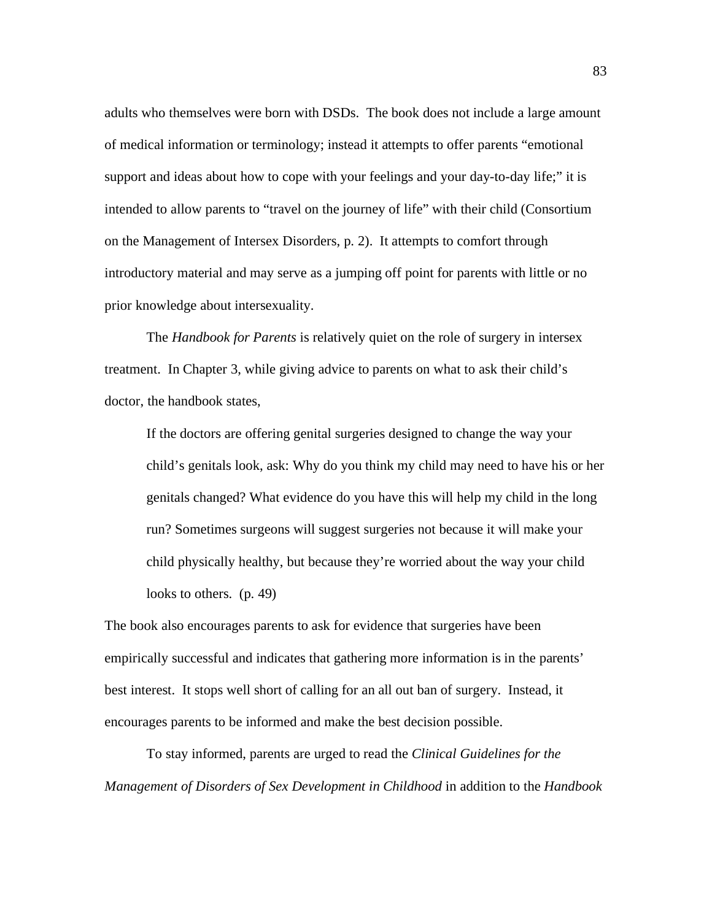adults who themselves were born with DSDs. The book does not include a large amount of medical information or terminology; instead it attempts to offer parents "emotional support and ideas about how to cope with your feelings and your day-to-day life;" it is intended to allow parents to "travel on the journey of life" with their child (Consortium on the Management of Intersex Disorders, p. 2). It attempts to comfort through introductory material and may serve as a jumping off point for parents with little or no prior knowledge about intersexuality.

The *Handbook for Parents* is relatively quiet on the role of surgery in intersex treatment. In Chapter 3, while giving advice to parents on what to ask their child's doctor, the handbook states,

> If the doctors are offering genital surgeries designed to change the way your child's genitals look, ask: Why do you think my child may need to have his or her genitals changed? What evidence do you have this will help my child in the long run? Sometimes surgeons will suggest surgeries not because it will make your child physically healthy, but because they're worried about the way your child looks to others. (p. 49)

The book also encourages parents to ask for evidence that surgeries have been empirically successful and indicates that gathering more information is in the parents' best interest. It stops well short of calling for an all out ban of surgery. Instead, it encourages parents to be informed and make the best decision possible.

To stay informed, parents are urged to read the *Clinical Guidelines for the Management of Disorders of Sex Development in Childhood* in addition to the *Handbook*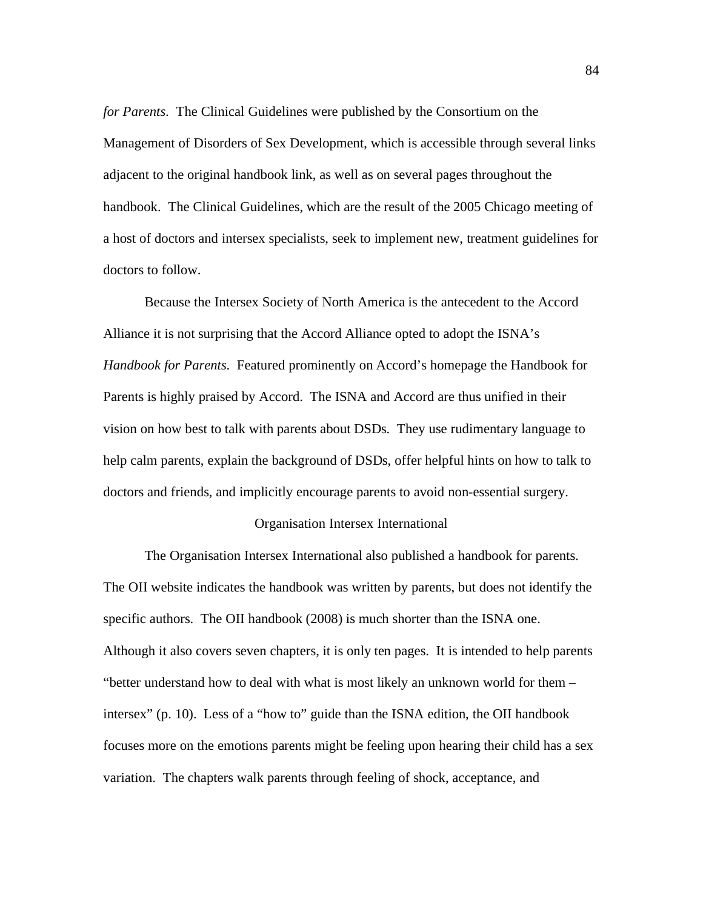*for Parents*. The Clinical Guidelines were published by the Consortium on the Management of Disorders of Sex Development, which is accessible through several links adjacent to the original handbook link, as well as on several pages throughout the handbook. The Clinical Guidelines, which are the result of the 2005 Chicago meeting of a host of doctors and intersex specialists, seek to implement new, treatment guidelines for doctors to follow.

Because the Intersex Society of North America is the antecedent to the Accord Alliance it is not surprising that the Accord Alliance opted to adopt the ISNA's *Handbook for Parents*. Featured prominently on Accord's homepage the Handbook for Parents is highly praised by Accord. The ISNA and Accord are thus unified in their vision on how best to talk with parents about DSDs. They use rudimentary language to help calm parents, explain the background of DSDs, offer helpful hints on how to talk to doctors and friends, and implicitly encourage parents to avoid non-essential surgery.

## Organisation Intersex International

The Organisation Intersex International also published a handbook for parents. The OII website indicates the handbook was written by parents, but does not identify the specific authors. The OII handbook (2008) is much shorter than the ISNA one. Although it also covers seven chapters, it is only ten pages. It is intended to help parents "better understand how to deal with what is most likely an unknown world for them – intersex" (p. 10). Less of a "how to" guide than the ISNA edition, the OII handbook focuses more on the emotions parents might be feeling upon hearing their child has a sex variation. The chapters walk parents through feeling of shock, acceptance, and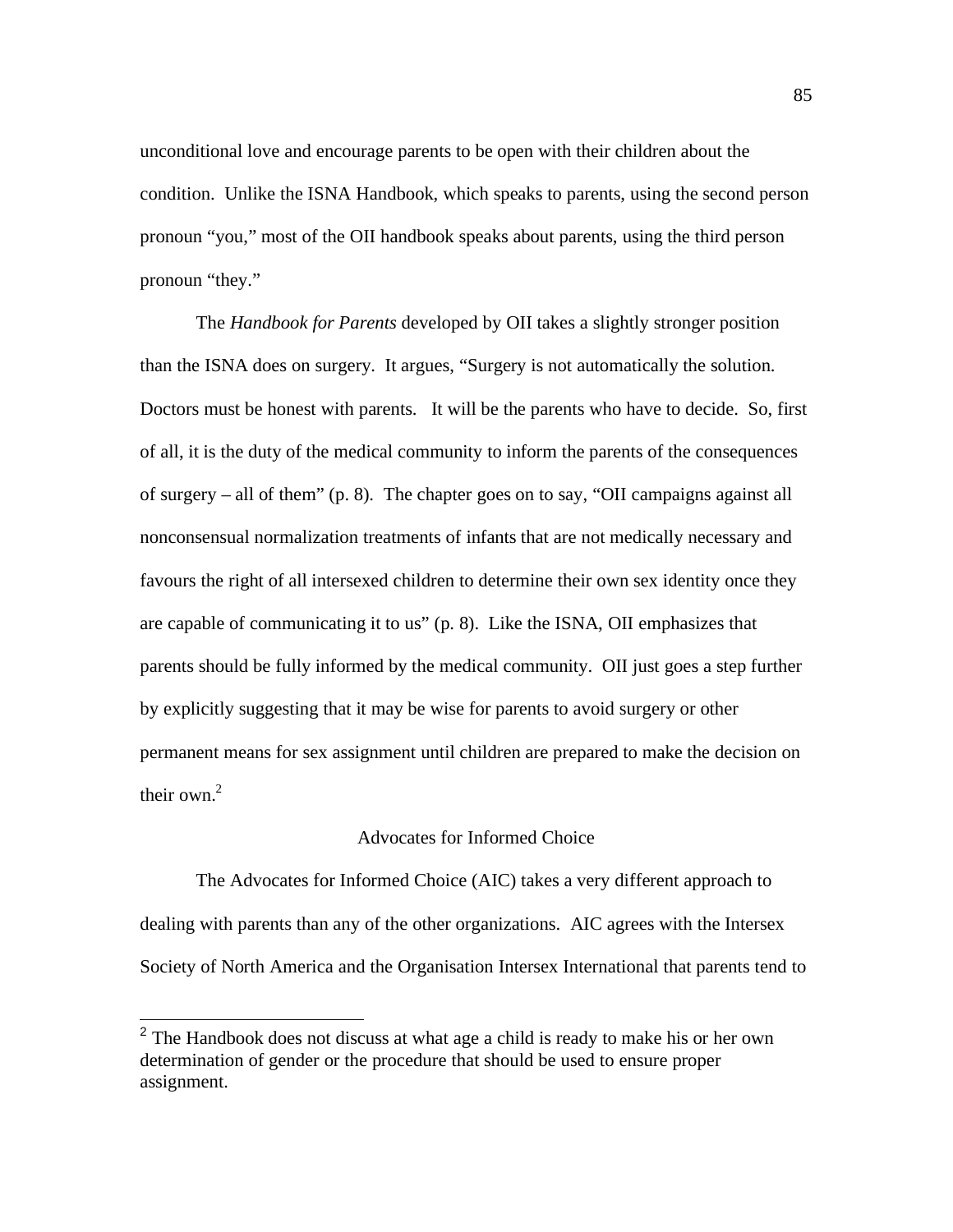unconditional love and encourage parents to be open with their children about the condition. Unlike the ISNA Handbook, which speaks to parents, using the second person pronoun "you," most of the OII handbook speaks about parents, using the third person pronoun "they."

The *Handbook for Parents* developed by OII takes a slightly stronger position than the ISNA does on surgery. It argues, "Surgery is not automatically the solution. Doctors must be honest with parents. It will be the parents who have to decide. So, first of all, it is the duty of the medical community to inform the parents of the consequences of surgery – all of them" (p. 8). The chapter goes on to say, "OII campaigns against all nonconsensual normalization treatments of infants that are not medically necessary and favours the right of all intersexed children to determine their own sex identity once they are capable of communicating it to us" (p. 8). Like the ISNA, OII emphasizes that parents should be fully informed by the medical community. OII just goes a step further by explicitly suggesting that it may be wise for parents to avoid surgery or other permanent means for sex assignment until children are prepared to make the decision on their own.[2]

## Advocates for Informed Choice

The Advocates for Informed Choice (AIC) takes a very different approach to dealing with parents than any of the other organizations. AIC agrees with the Intersex Society of North America and the Organisation Intersex International that parents tend to

[2] The Handbook does not discuss at what age a child is ready to make his or her own determination of gender or the procedure that should be used to ensure proper assignment.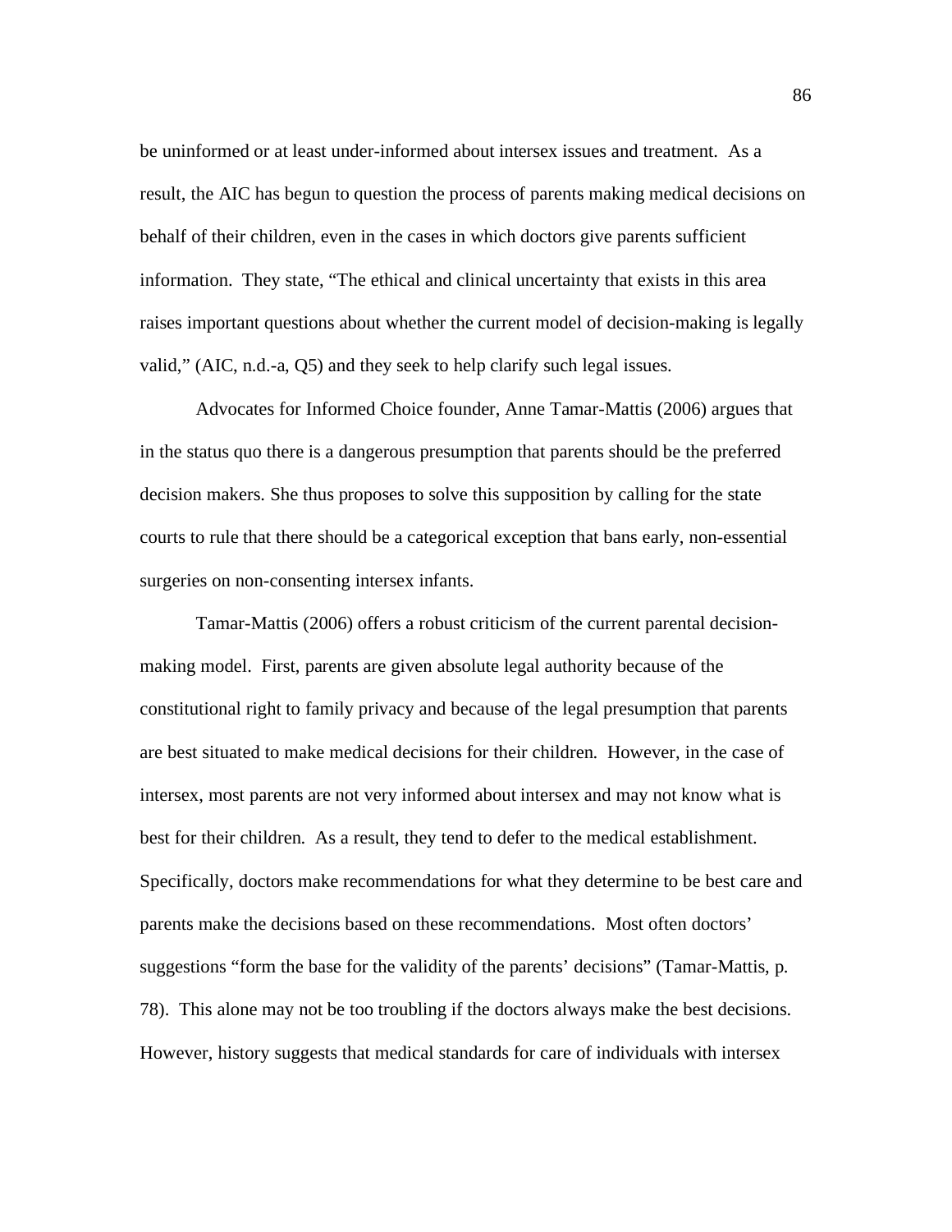be uninformed or at least under-informed about intersex issues and treatment. As a result, the AIC has begun to question the process of parents making medical decisions on behalf of their children, even in the cases in which doctors give parents sufficient information. They state, "The ethical and clinical uncertainty that exists in this area raises important questions about whether the current model of decision-making is legally valid," (AIC, n.d.-a, Q5) and they seek to help clarify such legal issues.

Advocates for Informed Choice founder, Anne Tamar-Mattis (2006) argues that in the status quo there is a dangerous presumption that parents should be the preferred decision makers. She thus proposes to solve this supposition by calling for the state courts to rule that there should be a categorical exception that bans early, non-essential surgeries on non-consenting intersex infants.

Tamar-Mattis (2006) offers a robust criticism of the current parental decision-making model. First, parents are given absolute legal authority because of the constitutional right to family privacy and because of the legal presumption that parents are best situated to make medical decisions for their children. However, in the case of intersex, most parents are not very informed about intersex and may not know what is best for their children. As a result, they tend to defer to the medical establishment. Specifically, doctors make recommendations for what they determine to be best care and parents make the decisions based on these recommendations. Most often doctors' suggestions "form the base for the validity of the parents' decisions" (Tamar-Mattis, p. 78). This alone may not be too troubling if the doctors always make the best decisions. However, history suggests that medical standards for care of individuals with intersex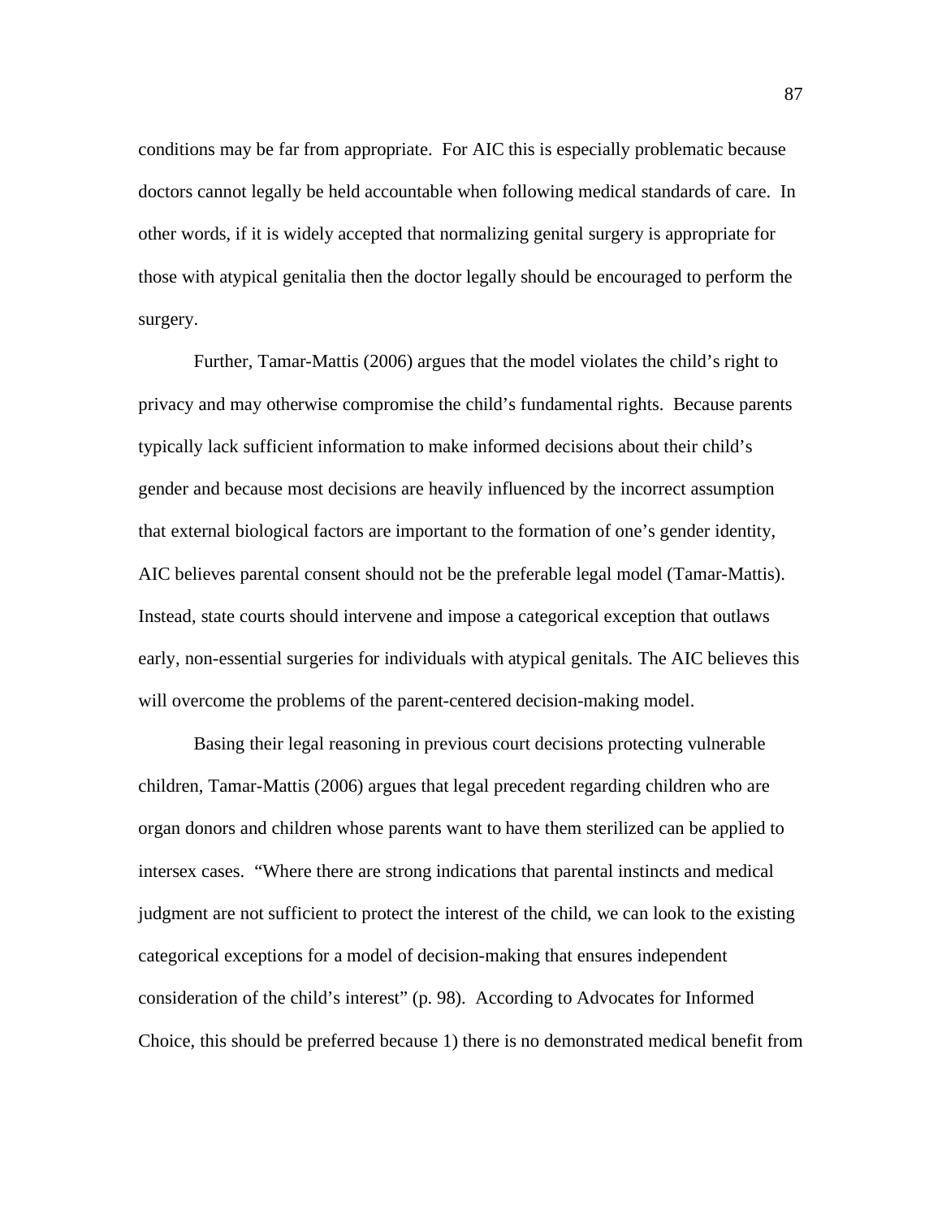conditions may be far from appropriate. For AIC this is especially problematic because doctors cannot legally be held accountable when following medical standards of care. In other words, if it is widely accepted that normalizing genital surgery is appropriate for those with atypical genitalia then the doctor legally should be encouraged to perform the surgery.

Further, Tamar-Mattis (2006) argues that the model violates the child's right to privacy and may otherwise compromise the child's fundamental rights. Because parents typically lack sufficient information to make informed decisions about their child's gender and because most decisions are heavily influenced by the incorrect assumption that external biological factors are important to the formation of one's gender identity, AIC believes parental consent should not be the preferable legal model (Tamar-Mattis). Instead, state courts should intervene and impose a categorical exception that outlaws early, non-essential surgeries for individuals with atypical genitals. The AIC believes this will overcome the problems of the parent-centered decision-making model.

Basing their legal reasoning in previous court decisions protecting vulnerable children, Tamar-Mattis (2006) argues that legal precedent regarding children who are organ donors and children whose parents want to have them sterilized can be applied to intersex cases. "Where there are strong indications that parental instincts and medical judgment are not sufficient to protect the interest of the child, we can look to the existing categorical exceptions for a model of decision-making that ensures independent consideration of the child's interest" (p. 98). According to Advocates for Informed Choice, this should be preferred because 1) there is no demonstrated medical benefit from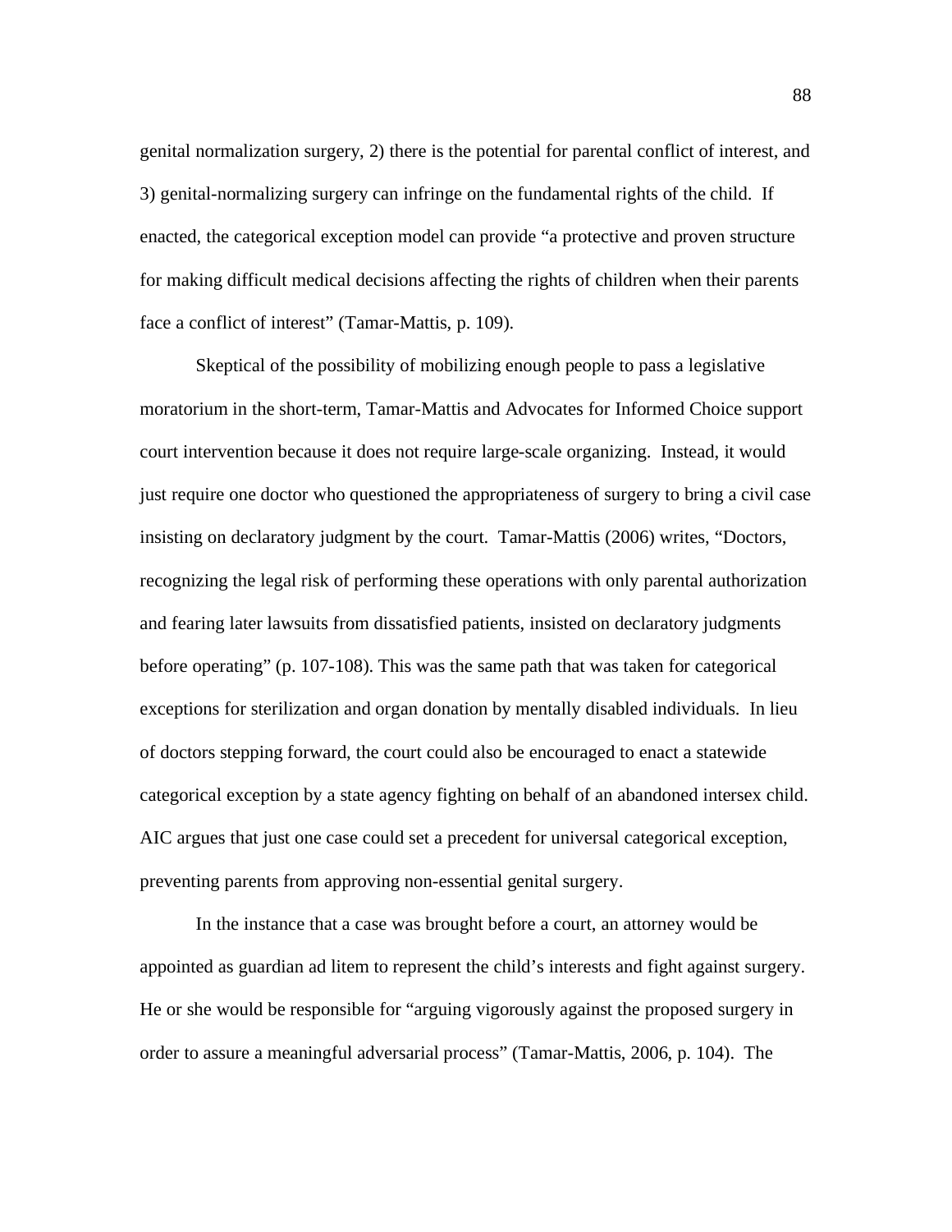genital normalization surgery, 2) there is the potential for parental conflict of interest, and 3) genital-normalizing surgery can infringe on the fundamental rights of the child. If enacted, the categorical exception model can provide "a protective and proven structure for making difficult medical decisions affecting the rights of children when their parents face a conflict of interest" (Tamar-Mattis, p. 109).

Skeptical of the possibility of mobilizing enough people to pass a legislative moratorium in the short-term, Tamar-Mattis and Advocates for Informed Choice support court intervention because it does not require large-scale organizing. Instead, it would just require one doctor who questioned the appropriateness of surgery to bring a civil case insisting on declaratory judgment by the court. Tamar-Mattis (2006) writes, "Doctors, recognizing the legal risk of performing these operations with only parental authorization and fearing later lawsuits from dissatisfied patients, insisted on declaratory judgments before operating" (p. 107-108). This was the same path that was taken for categorical exceptions for sterilization and organ donation by mentally disabled individuals. In lieu of doctors stepping forward, the court could also be encouraged to enact a statewide categorical exception by a state agency fighting on behalf of an abandoned intersex child. AIC argues that just one case could set a precedent for universal categorical exception, preventing parents from approving non-essential genital surgery.

In the instance that a case was brought before a court, an attorney would be appointed as guardian ad litem to represent the child's interests and fight against surgery. He or she would be responsible for "arguing vigorously against the proposed surgery in order to assure a meaningful adversarial process" (Tamar-Mattis, 2006, p. 104). The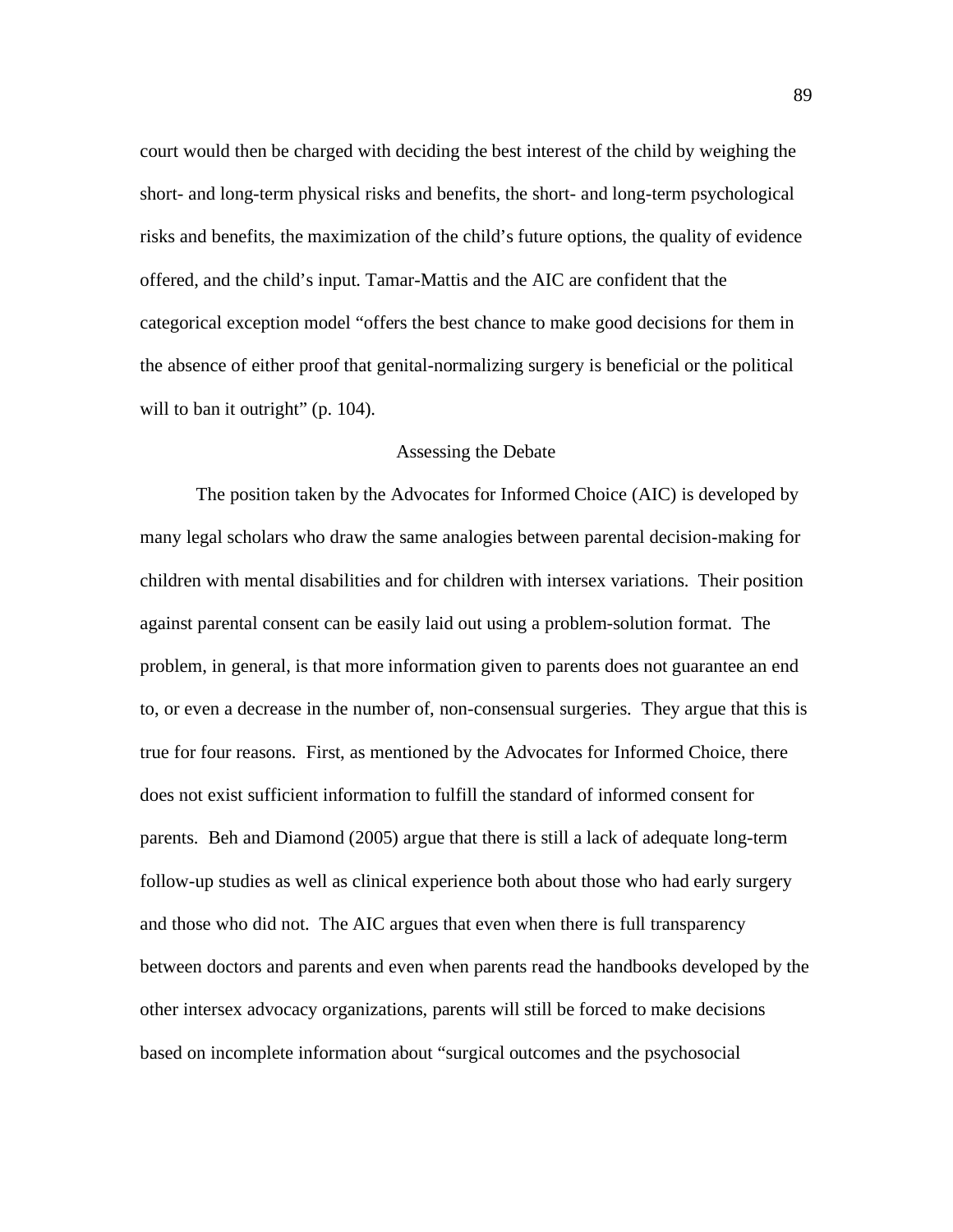court would then be charged with deciding the best interest of the child by weighing the short- and long-term physical risks and benefits, the short- and long-term psychological risks and benefits, the maximization of the child's future options, the quality of evidence offered, and the child's input. Tamar-Mattis and the AIC are confident that the categorical exception model "offers the best chance to make good decisions for them in the absence of either proof that genital-normalizing surgery is beneficial or the political will to ban it outright" (p. 104).

## Assessing the Debate

The position taken by the Advocates for Informed Choice (AIC) is developed by many legal scholars who draw the same analogies between parental decision-making for children with mental disabilities and for children with intersex variations. Their position against parental consent can be easily laid out using a problem-solution format. The problem, in general, is that more information given to parents does not guarantee an end to, or even a decrease in the number of, non-consensual surgeries. They argue that this is true for four reasons. First, as mentioned by the Advocates for Informed Choice, there does not exist sufficient information to fulfill the standard of informed consent for parents. Beh and Diamond (2005) argue that there is still a lack of adequate long-term follow-up studies as well as clinical experience both about those who had early surgery and those who did not. The AIC argues that even when there is full transparency between doctors and parents and even when parents read the handbooks developed by the other intersex advocacy organizations, parents will still be forced to make decisions based on incomplete information about "surgical outcomes and the psychosocial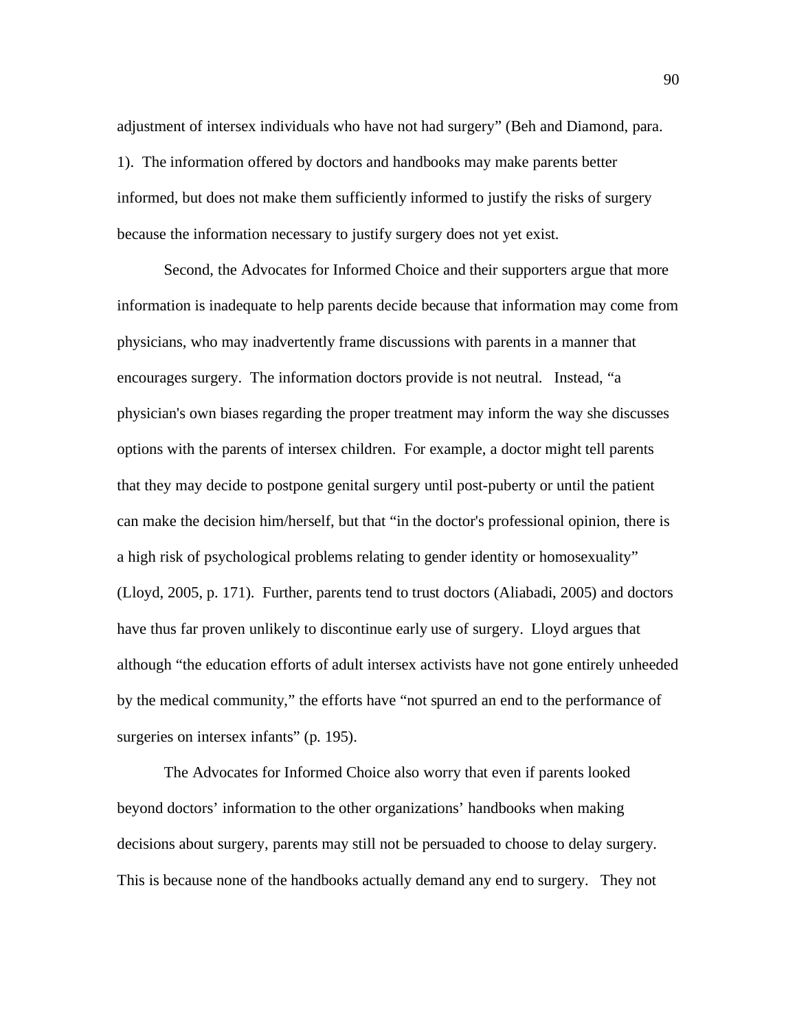adjustment of intersex individuals who have not had surgery" (Beh and Diamond, para. 1). The information offered by doctors and handbooks may make parents better informed, but does not make them sufficiently informed to justify the risks of surgery because the information necessary to justify surgery does not yet exist.

Second, the Advocates for Informed Choice and their supporters argue that more information is inadequate to help parents decide because that information may come from physicians, who may inadvertently frame discussions with parents in a manner that encourages surgery. The information doctors provide is not neutral. Instead, "a physician's own biases regarding the proper treatment may inform the way she discusses options with the parents of intersex children. For example, a doctor might tell parents that they may decide to postpone genital surgery until post-puberty or until the patient can make the decision him/herself, but that "in the doctor's professional opinion, there is a high risk of psychological problems relating to gender identity or homosexuality" (Lloyd, 2005, p. 171). Further, parents tend to trust doctors (Aliabadi, 2005) and doctors have thus far proven unlikely to discontinue early use of surgery. Lloyd argues that although "the education efforts of adult intersex activists have not gone entirely unheeded by the medical community," the efforts have "not spurred an end to the performance of surgeries on intersex infants" (p. 195).

The Advocates for Informed Choice also worry that even if parents looked beyond doctors' information to the other organizations' handbooks when making decisions about surgery, parents may still not be persuaded to choose to delay surgery. This is because none of the handbooks actually demand any end to surgery. They not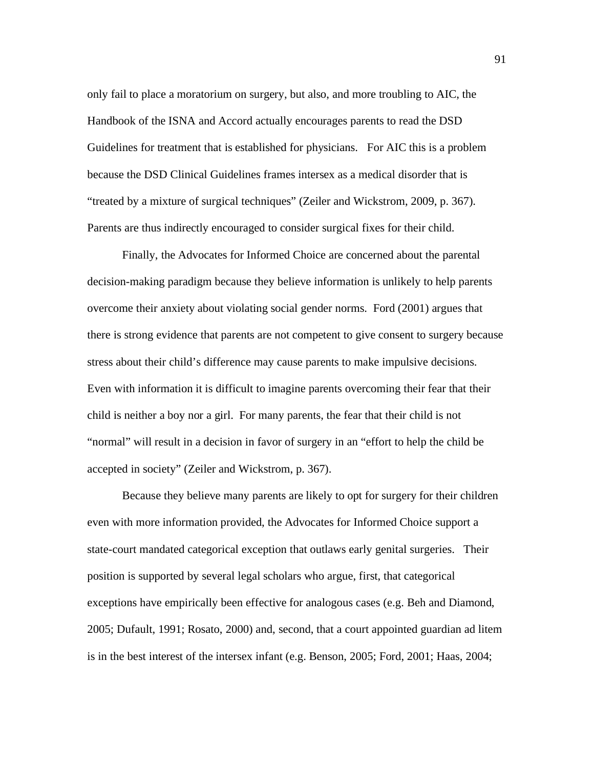only fail to place a moratorium on surgery, but also, and more troubling to AIC, the Handbook of the ISNA and Accord actually encourages parents to read the DSD Guidelines for treatment that is established for physicians. For AIC this is a problem because the DSD Clinical Guidelines frames intersex as a medical disorder that is "treated by a mixture of surgical techniques" (Zeiler and Wickstrom, 2009, p. 367). Parents are thus indirectly encouraged to consider surgical fixes for their child.

Finally, the Advocates for Informed Choice are concerned about the parental decision-making paradigm because they believe information is unlikely to help parents overcome their anxiety about violating social gender norms. Ford (2001) argues that there is strong evidence that parents are not competent to give consent to surgery because stress about their child's difference may cause parents to make impulsive decisions. Even with information it is difficult to imagine parents overcoming their fear that their child is neither a boy nor a girl. For many parents, the fear that their child is not "normal" will result in a decision in favor of surgery in an "effort to help the child be accepted in society" (Zeiler and Wickstrom, p. 367).

Because they believe many parents are likely to opt for surgery for their children even with more information provided, the Advocates for Informed Choice support a state-court mandated categorical exception that outlaws early genital surgeries. Their position is supported by several legal scholars who argue, first, that categorical exceptions have empirically been effective for analogous cases (e.g. Beh and Diamond, 2005; Dufault, 1991; Rosato, 2000) and, second, that a court appointed guardian ad litem is in the best interest of the intersex infant (e.g. Benson, 2005; Ford, 2001; Haas, 2004;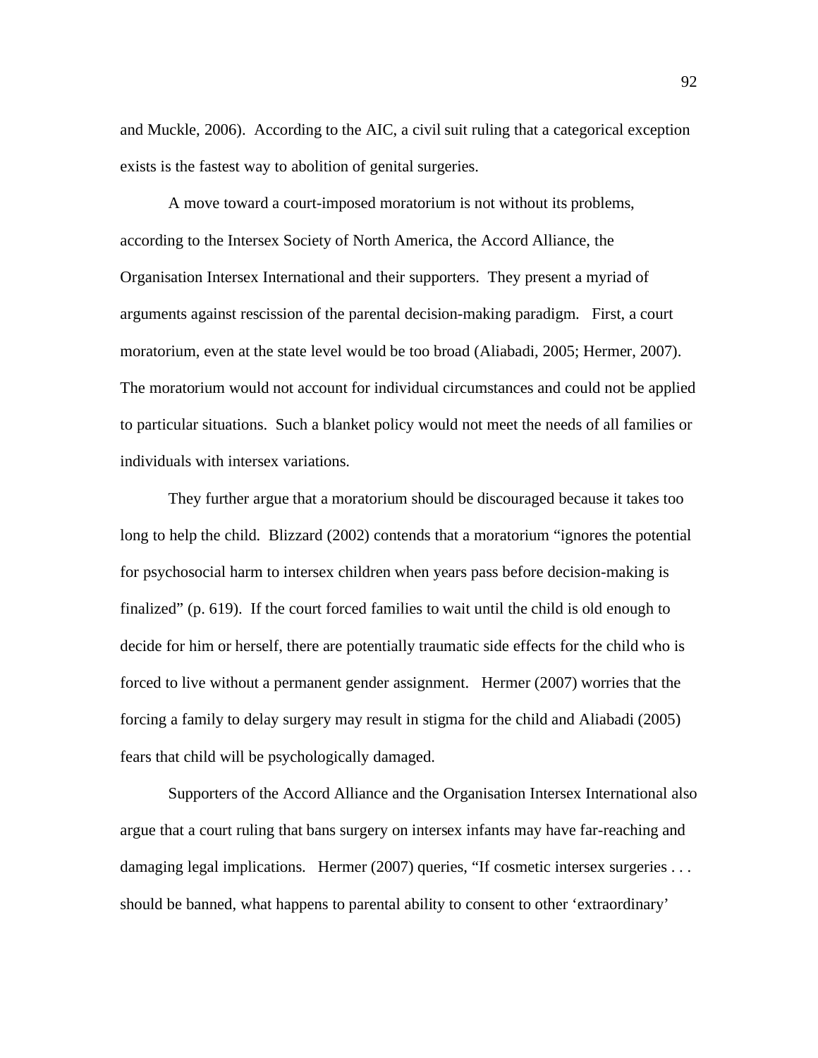and Muckle, 2006). According to the AIC, a civil suit ruling that a categorical exception exists is the fastest way to abolition of genital surgeries.

A move toward a court-imposed moratorium is not without its problems, according to the Intersex Society of North America, the Accord Alliance, the Organisation Intersex International and their supporters. They present a myriad of arguments against rescission of the parental decision-making paradigm. First, a court moratorium, even at the state level would be too broad (Aliabadi, 2005; Hermer, 2007). The moratorium would not account for individual circumstances and could not be applied to particular situations. Such a blanket policy would not meet the needs of all families or individuals with intersex variations.

They further argue that a moratorium should be discouraged because it takes too long to help the child. Blizzard (2002) contends that a moratorium "ignores the potential for psychosocial harm to intersex children when years pass before decision-making is finalized" (p. 619). If the court forced families to wait until the child is old enough to decide for him or herself, there are potentially traumatic side effects for the child who is forced to live without a permanent gender assignment. Hermer (2007) worries that the forcing a family to delay surgery may result in stigma for the child and Aliabadi (2005) fears that child will be psychologically damaged.

Supporters of the Accord Alliance and the Organisation Intersex International also argue that a court ruling that bans surgery on intersex infants may have far-reaching and damaging legal implications. Hermer (2007) queries, "If cosmetic intersex surgeries . . . should be banned, what happens to parental ability to consent to other 'extraordinary'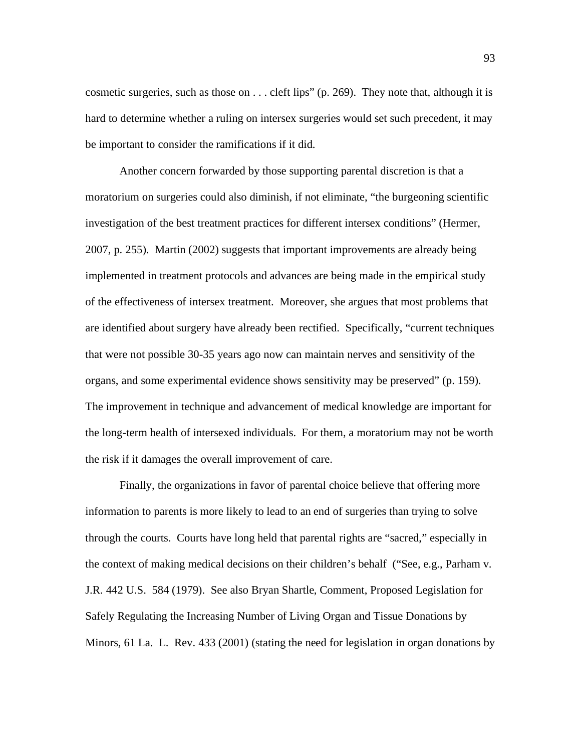cosmetic surgeries, such as those on . . . cleft lips" (p. 269). They note that, although it is hard to determine whether a ruling on intersex surgeries would set such precedent, it may be important to consider the ramifications if it did.

Another concern forwarded by those supporting parental discretion is that a moratorium on surgeries could also diminish, if not eliminate, "the burgeoning scientific investigation of the best treatment practices for different intersex conditions" (Hermer, 2007, p. 255). Martin (2002) suggests that important improvements are already being implemented in treatment protocols and advances are being made in the empirical study of the effectiveness of intersex treatment. Moreover, she argues that most problems that are identified about surgery have already been rectified. Specifically, "current techniques that were not possible 30-35 years ago now can maintain nerves and sensitivity of the organs, and some experimental evidence shows sensitivity may be preserved" (p. 159). The improvement in technique and advancement of medical knowledge are important for the long-term health of intersexed individuals. For them, a moratorium may not be worth the risk if it damages the overall improvement of care.

Finally, the organizations in favor of parental choice believe that offering more information to parents is more likely to lead to an end of surgeries than trying to solve through the courts. Courts have long held that parental rights are "sacred," especially in the context of making medical decisions on their children's behalf ("See, e.g., Parham v. J.R. 442 U.S. 584 (1979). See also Bryan Shartle, Comment, Proposed Legislation for Safely Regulating the Increasing Number of Living Organ and Tissue Donations by Minors, 61 La. L. Rev. 433 (2001) (stating the need for legislation in organ donations by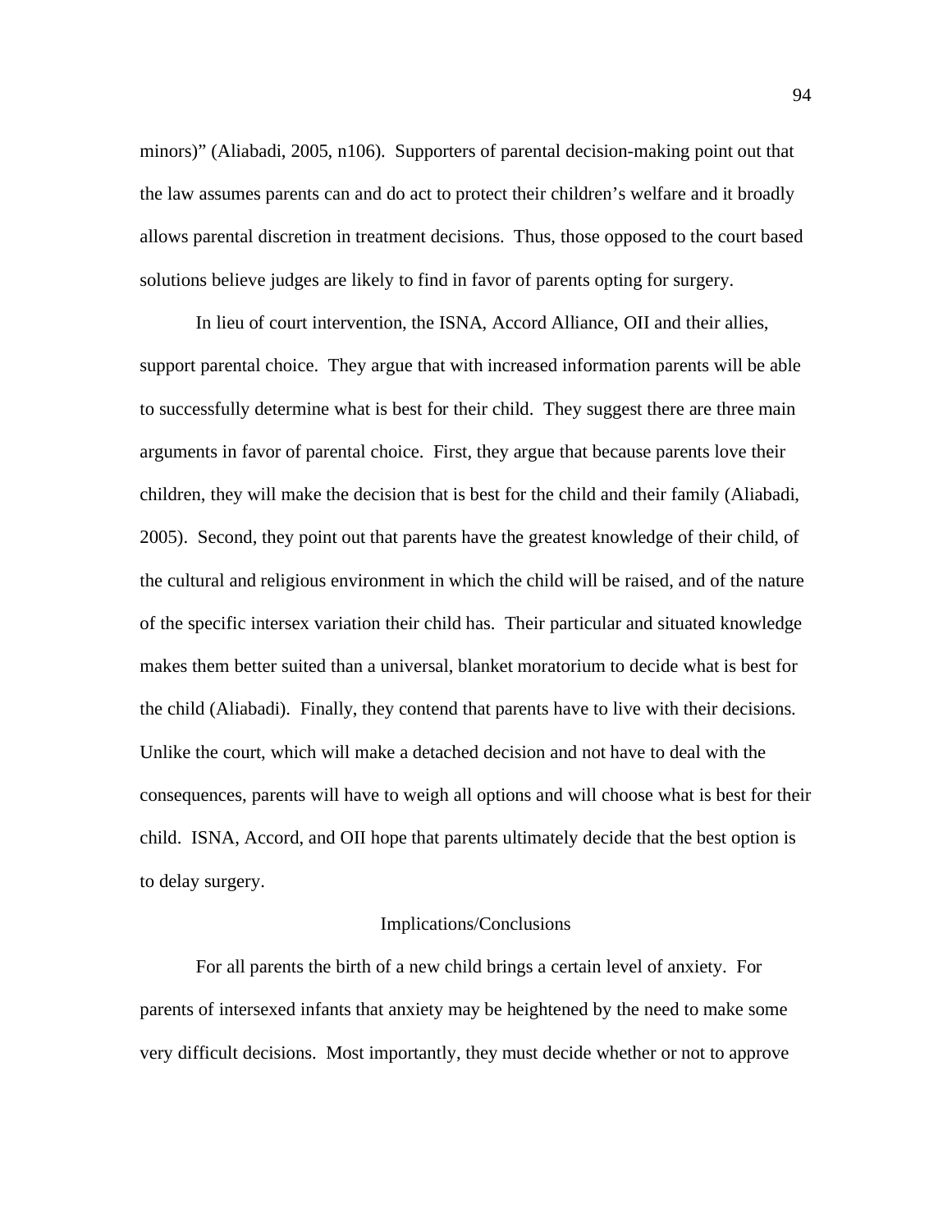minors)" (Aliabadi, 2005, n106). Supporters of parental decision-making point out that the law assumes parents can and do act to protect their children's welfare and it broadly allows parental discretion in treatment decisions. Thus, those opposed to the court based solutions believe judges are likely to find in favor of parents opting for surgery.

In lieu of court intervention, the ISNA, Accord Alliance, OII and their allies, support parental choice. They argue that with increased information parents will be able to successfully determine what is best for their child. They suggest there are three main arguments in favor of parental choice. First, they argue that because parents love their children, they will make the decision that is best for the child and their family (Aliabadi, 2005). Second, they point out that parents have the greatest knowledge of their child, of the cultural and religious environment in which the child will be raised, and of the nature of the specific intersex variation their child has. Their particular and situated knowledge makes them better suited than a universal, blanket moratorium to decide what is best for the child (Aliabadi). Finally, they contend that parents have to live with their decisions. Unlike the court, which will make a detached decision and not have to deal with the consequences, parents will have to weigh all options and will choose what is best for their child. ISNA, Accord, and OII hope that parents ultimately decide that the best option is to delay surgery.

## Implications/Conclusions

For all parents the birth of a new child brings a certain level of anxiety. For parents of intersexed infants that anxiety may be heightened by the need to make some very difficult decisions. Most importantly, they must decide whether or not to approve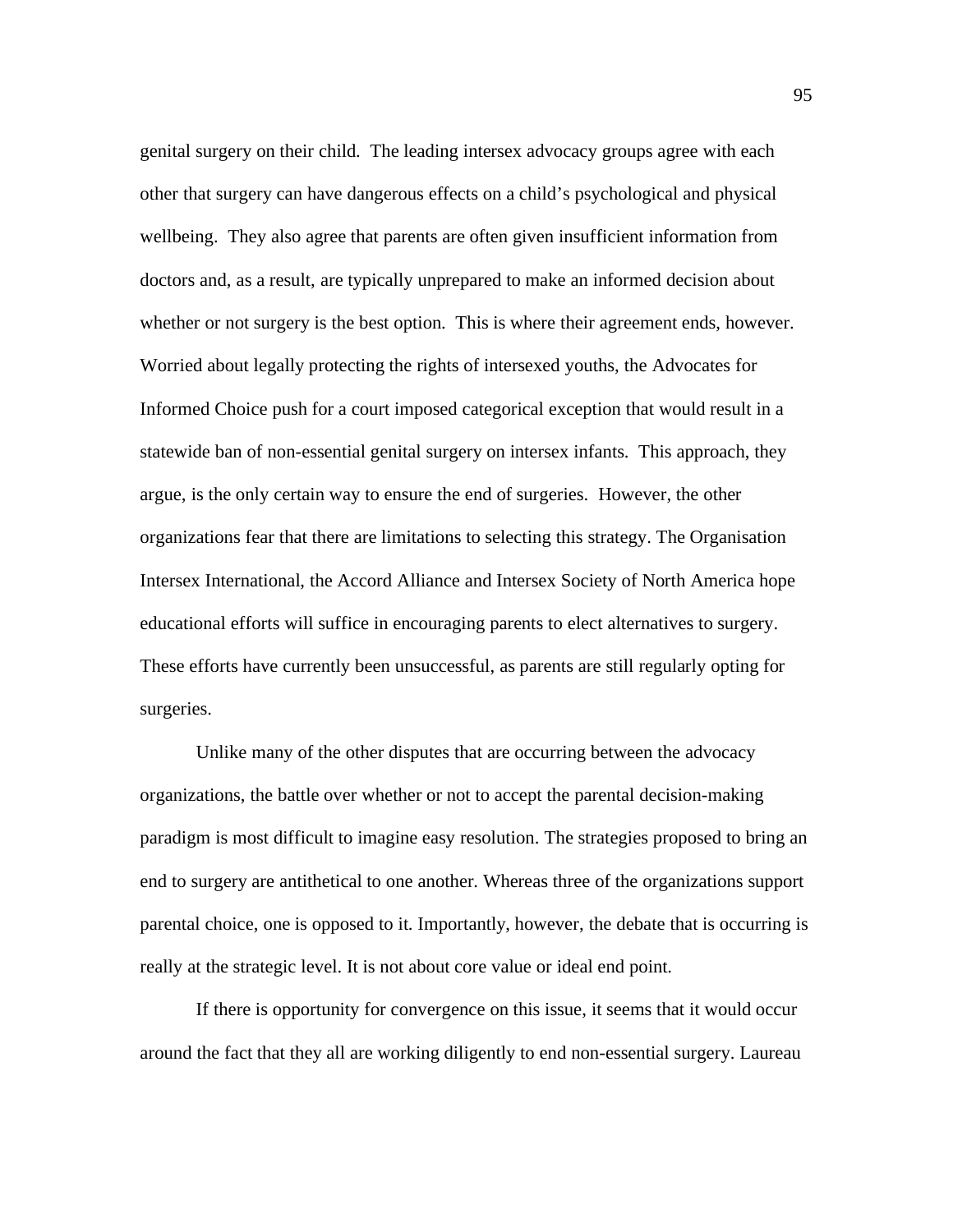genital surgery on their child. The leading intersex advocacy groups agree with each other that surgery can have dangerous effects on a child's psychological and physical wellbeing. They also agree that parents are often given insufficient information from doctors and, as a result, are typically unprepared to make an informed decision about whether or not surgery is the best option. This is where their agreement ends, however. Worried about legally protecting the rights of intersexed youths, the Advocates for Informed Choice push for a court imposed categorical exception that would result in a statewide ban of non-essential genital surgery on intersex infants. This approach, they argue, is the only certain way to ensure the end of surgeries. However, the other organizations fear that there are limitations to selecting this strategy. The Organisation Intersex International, the Accord Alliance and Intersex Society of North America hope educational efforts will suffice in encouraging parents to elect alternatives to surgery. These efforts have currently been unsuccessful, as parents are still regularly opting for surgeries.

Unlike many of the other disputes that are occurring between the advocacy organizations, the battle over whether or not to accept the parental decision-making paradigm is most difficult to imagine easy resolution. The strategies proposed to bring an end to surgery are antithetical to one another. Whereas three of the organizations support parental choice, one is opposed to it. Importantly, however, the debate that is occurring is really at the strategic level. It is not about core value or ideal end point.

If there is opportunity for convergence on this issue, it seems that it would occur around the fact that they all are working diligently to end non-essential surgery. Laureau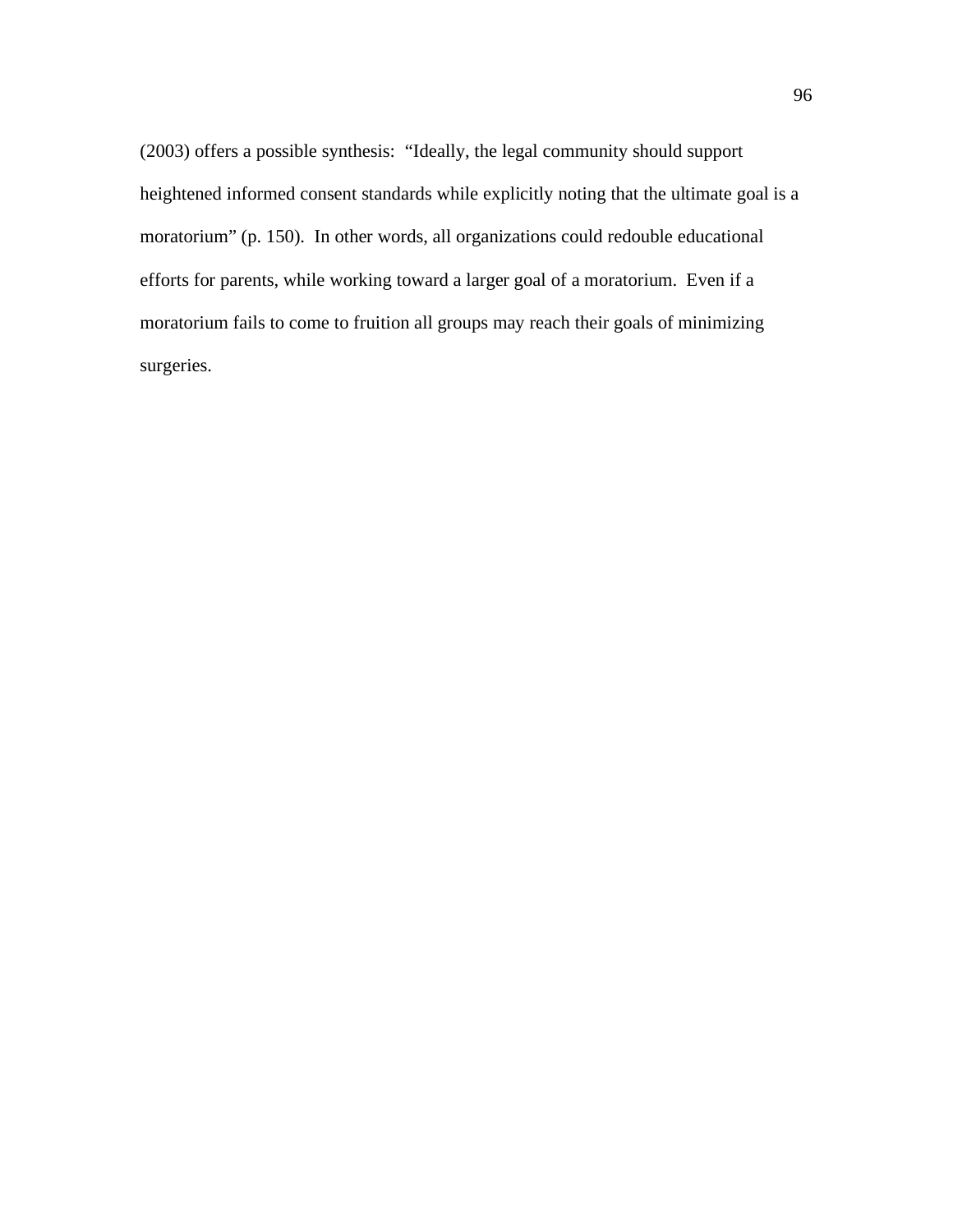(2003) offers a possible synthesis: "Ideally, the legal community should support heightened informed consent standards while explicitly noting that the ultimate goal is a moratorium" (p. 150). In other words, all organizations could redouble educational efforts for parents, while working toward a larger goal of a moratorium. Even if a moratorium fails to come to fruition all groups may reach their goals of minimizing surgeries.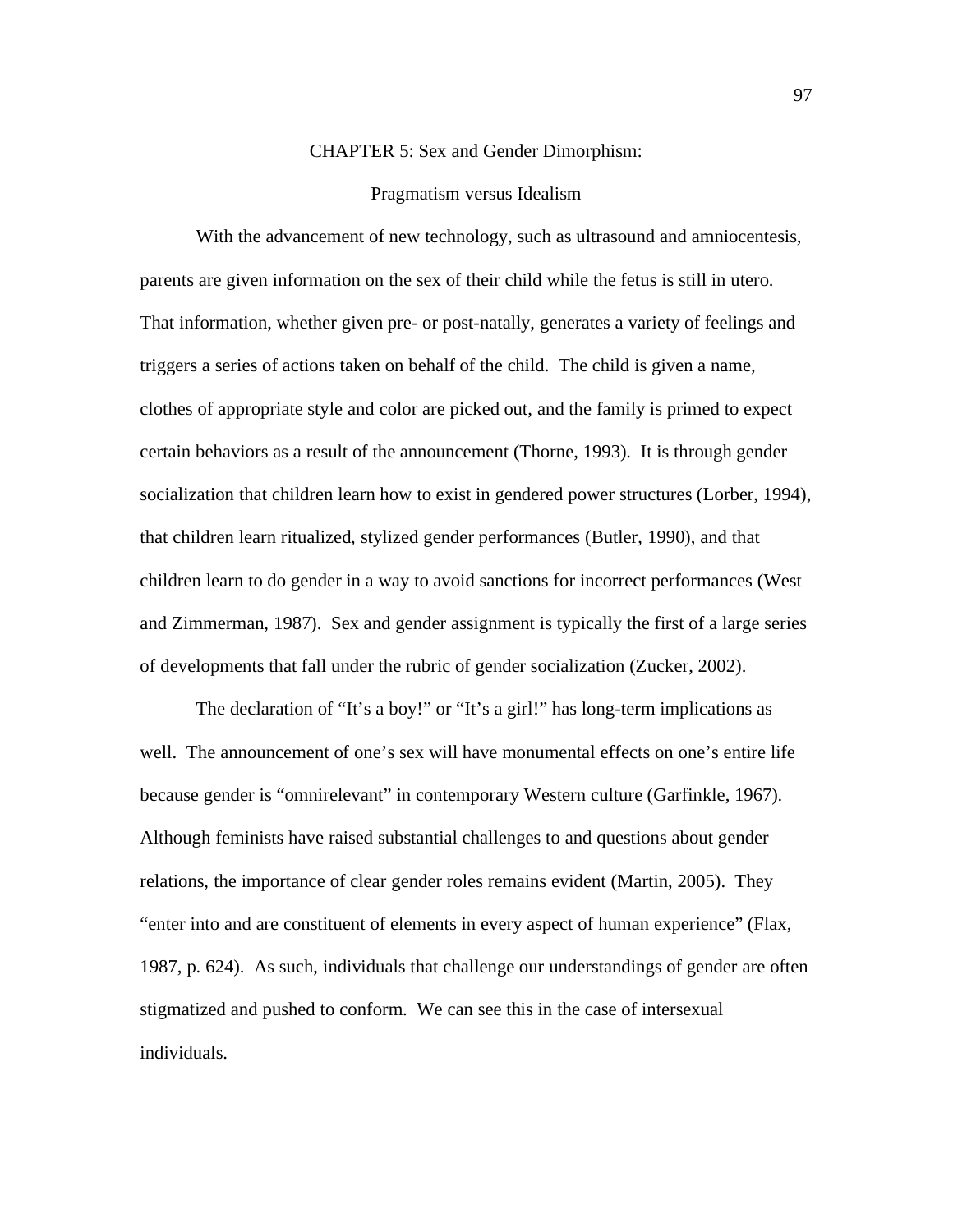# CHAPTER 5: Sex and Gender Dimorphism:

# Pragmatism versus Idealism

With the advancement of new technology, such as ultrasound and amniocentesis, parents are given information on the sex of their child while the fetus is still in utero. That information, whether given pre- or post-natally, generates a variety of feelings and triggers a series of actions taken on behalf of the child. The child is given a name, clothes of appropriate style and color are picked out, and the family is primed to expect certain behaviors as a result of the announcement (Thorne, 1993). It is through gender socialization that children learn how to exist in gendered power structures (Lorber, 1994), that children learn ritualized, stylized gender performances (Butler, 1990), and that children learn to do gender in a way to avoid sanctions for incorrect performances (West and Zimmerman, 1987). Sex and gender assignment is typically the first of a large series of developments that fall under the rubric of gender socialization (Zucker, 2002).

The declaration of "It's a boy!" or "It's a girl!" has long-term implications as well. The announcement of one's sex will have monumental effects on one's entire life because gender is "omnirelevant" in contemporary Western culture (Garfinkle, 1967). Although feminists have raised substantial challenges to and questions about gender relations, the importance of clear gender roles remains evident (Martin, 2005). They "enter into and are constituent of elements in every aspect of human experience" (Flax, 1987, p. 624). As such, individuals that challenge our understandings of gender are often stigmatized and pushed to conform. We can see this in the case of intersexual individuals.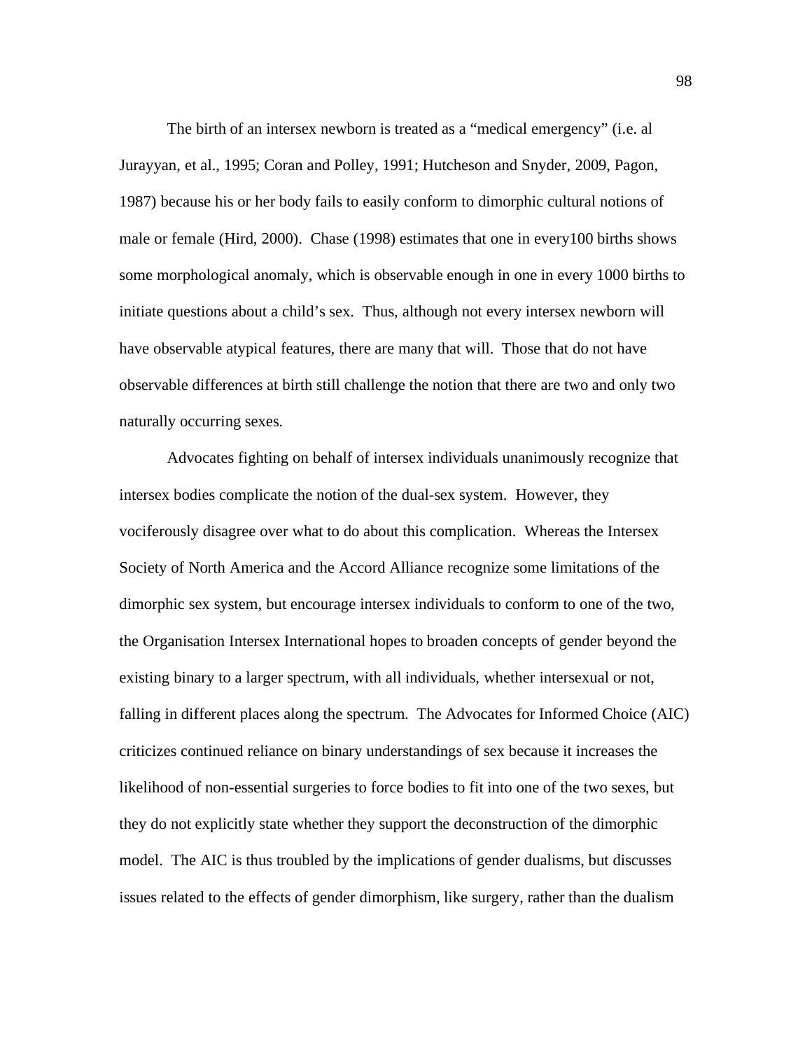The birth of an intersex newborn is treated as a "medical emergency" (i.e. al Jurayyan, et al., 1995; Coran and Polley, 1991; Hutcheson and Snyder, 2009, Pagon, 1987) because his or her body fails to easily conform to dimorphic cultural notions of male or female (Hird, 2000). Chase (1998) estimates that one in every100 births shows some morphological anomaly, which is observable enough in one in every 1000 births to initiate questions about a child's sex. Thus, although not every intersex newborn will have observable atypical features, there are many that will. Those that do not have observable differences at birth still challenge the notion that there are two and only two naturally occurring sexes.

Advocates fighting on behalf of intersex individuals unanimously recognize that intersex bodies complicate the notion of the dual-sex system. However, they vociferously disagree over what to do about this complication. Whereas the Intersex Society of North America and the Accord Alliance recognize some limitations of the dimorphic sex system, but encourage intersex individuals to conform to one of the two, the Organisation Intersex International hopes to broaden concepts of gender beyond the existing binary to a larger spectrum, with all individuals, whether intersexual or not, falling in different places along the spectrum. The Advocates for Informed Choice (AIC) criticizes continued reliance on binary understandings of sex because it increases the likelihood of non-essential surgeries to force bodies to fit into one of the two sexes, but they do not explicitly state whether they support the deconstruction of the dimorphic model. The AIC is thus troubled by the implications of gender dualisms, but discusses issues related to the effects of gender dimorphism, like surgery, rather than the dualism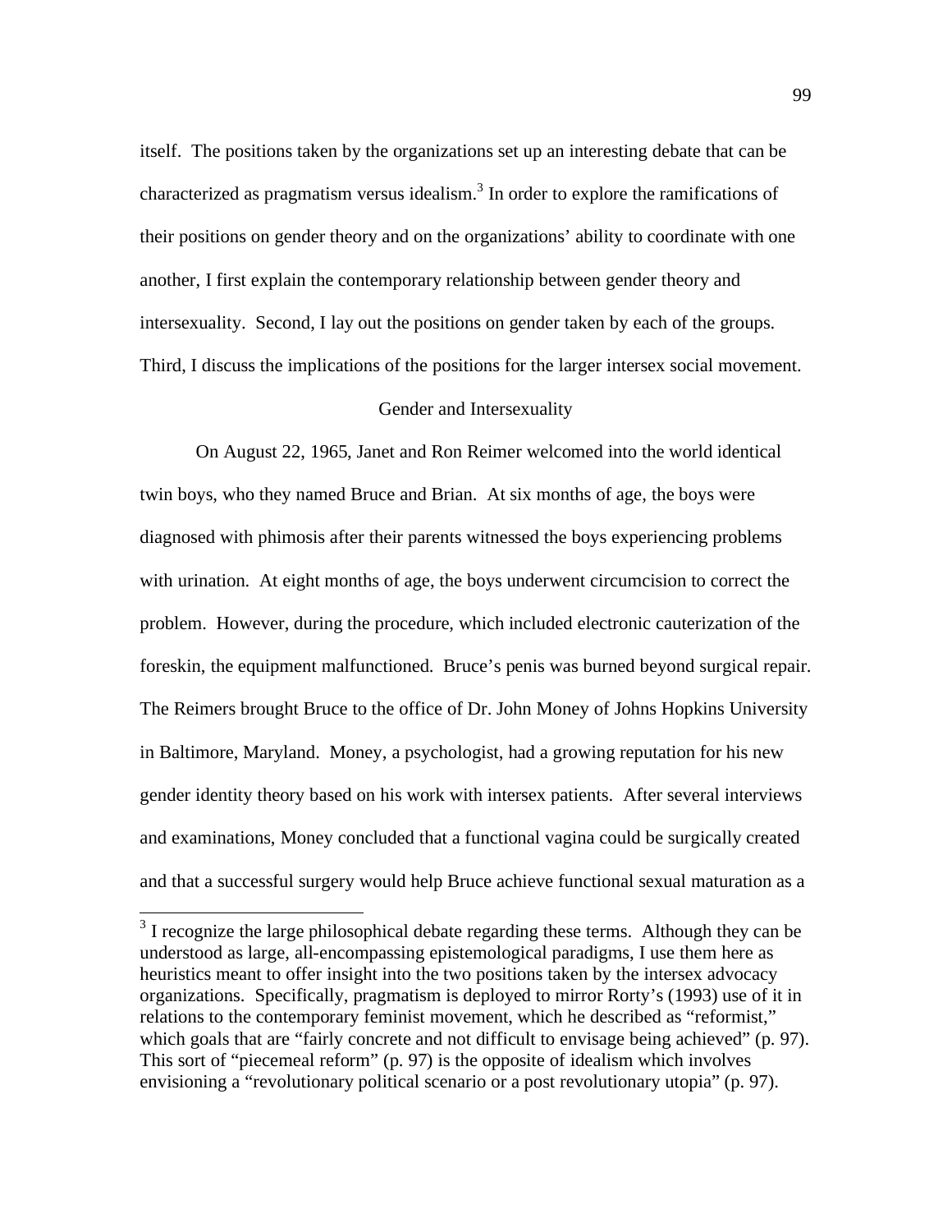itself. The positions taken by the organizations set up an interesting debate that can be characterized as pragmatism versus idealism.[3] In order to explore the ramifications of their positions on gender theory and on the organizations' ability to coordinate with one another, I first explain the contemporary relationship between gender theory and intersexuality. Second, I lay out the positions on gender taken by each of the groups. Third, I discuss the implications of the positions for the larger intersex social movement.

## Gender and Intersexuality

On August 22, 1965, Janet and Ron Reimer welcomed into the world identical twin boys, who they named Bruce and Brian. At six months of age, the boys were diagnosed with phimosis after their parents witnessed the boys experiencing problems with urination. At eight months of age, the boys underwent circumcision to correct the problem. However, during the procedure, which included electronic cauterization of the foreskin, the equipment malfunctioned. Bruce's penis was burned beyond surgical repair. The Reimers brought Bruce to the office of Dr. John Money of Johns Hopkins University in Baltimore, Maryland. Money, a psychologist, had a growing reputation for his new gender identity theory based on his work with intersex patients. After several interviews and examinations, Money concluded that a functional vagina could be surgically created and that a successful surgery would help Bruce achieve functional sexual maturation as a

---

[3] I recognize the large philosophical debate regarding these terms. Although they can be understood as large, all-encompassing epistemological paradigms, I use them here as heuristics meant to offer insight into the two positions taken by the intersex advocacy organizations. Specifically, pragmatism is deployed to mirror Rorty's (1993) use of it in relations to the contemporary feminist movement, which he described as "reformist," which goals that are "fairly concrete and not difficult to envisage being achieved" (p. 97). This sort of "piecemeal reform" (p. 97) is the opposite of idealism which involves envisioning a "revolutionary political scenario or a post revolutionary utopia" (p. 97).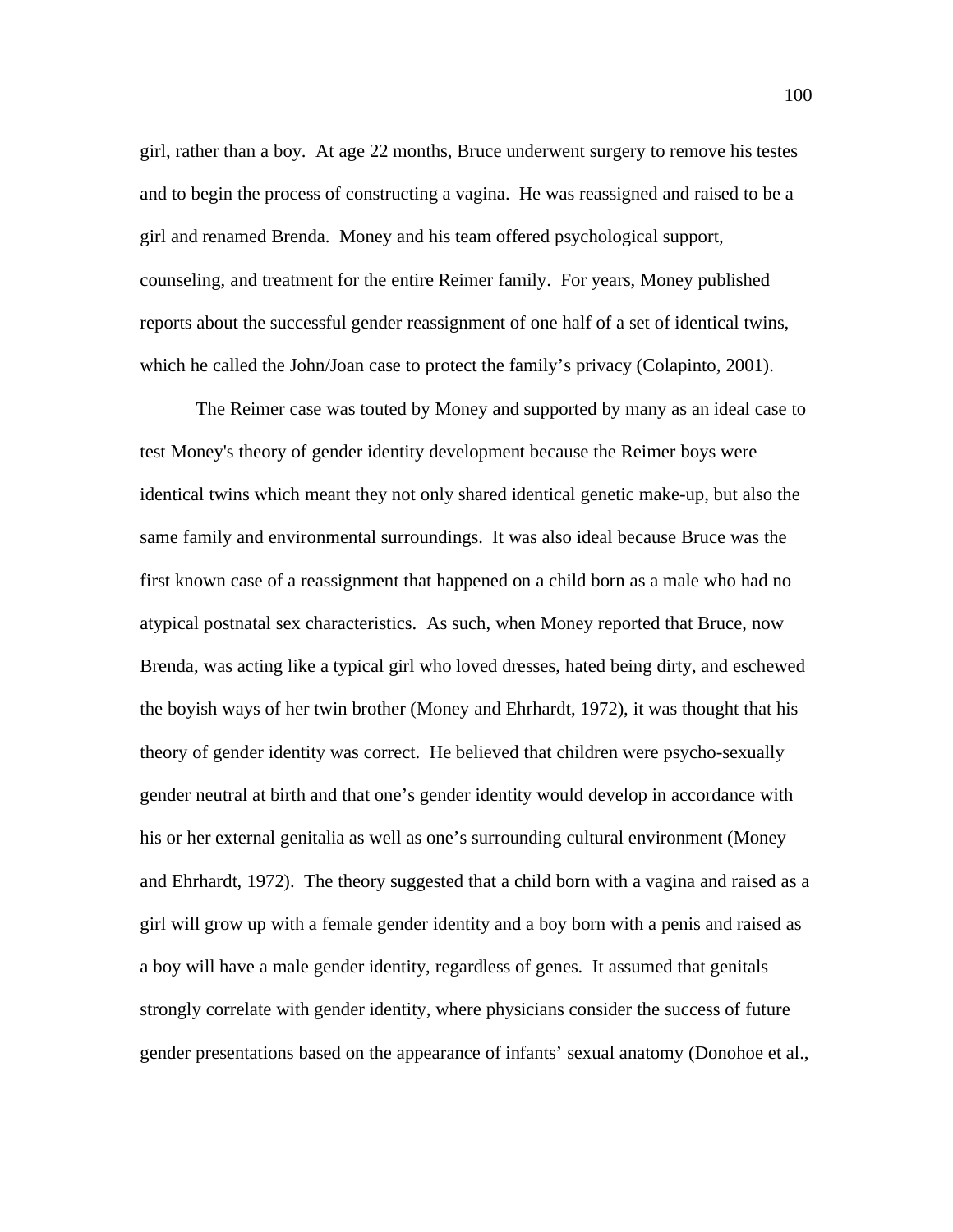girl, rather than a boy. At age 22 months, Bruce underwent surgery to remove his testes and to begin the process of constructing a vagina. He was reassigned and raised to be a girl and renamed Brenda. Money and his team offered psychological support, counseling, and treatment for the entire Reimer family. For years, Money published reports about the successful gender reassignment of one half of a set of identical twins, which he called the John/Joan case to protect the family's privacy (Colapinto, 2001).

The Reimer case was touted by Money and supported by many as an ideal case to test Money's theory of gender identity development because the Reimer boys were identical twins which meant they not only shared identical genetic make-up, but also the same family and environmental surroundings. It was also ideal because Bruce was the first known case of a reassignment that happened on a child born as a male who had no atypical postnatal sex characteristics. As such, when Money reported that Bruce, now Brenda, was acting like a typical girl who loved dresses, hated being dirty, and eschewed the boyish ways of her twin brother (Money and Ehrhardt, 1972), it was thought that his theory of gender identity was correct. He believed that children were psycho-sexually gender neutral at birth and that one's gender identity would develop in accordance with his or her external genitalia as well as one's surrounding cultural environment (Money and Ehrhardt, 1972). The theory suggested that a child born with a vagina and raised as a girl will grow up with a female gender identity and a boy born with a penis and raised as a boy will have a male gender identity, regardless of genes. It assumed that genitals strongly correlate with gender identity, where physicians consider the success of future gender presentations based on the appearance of infants' sexual anatomy (Donohoe et al.,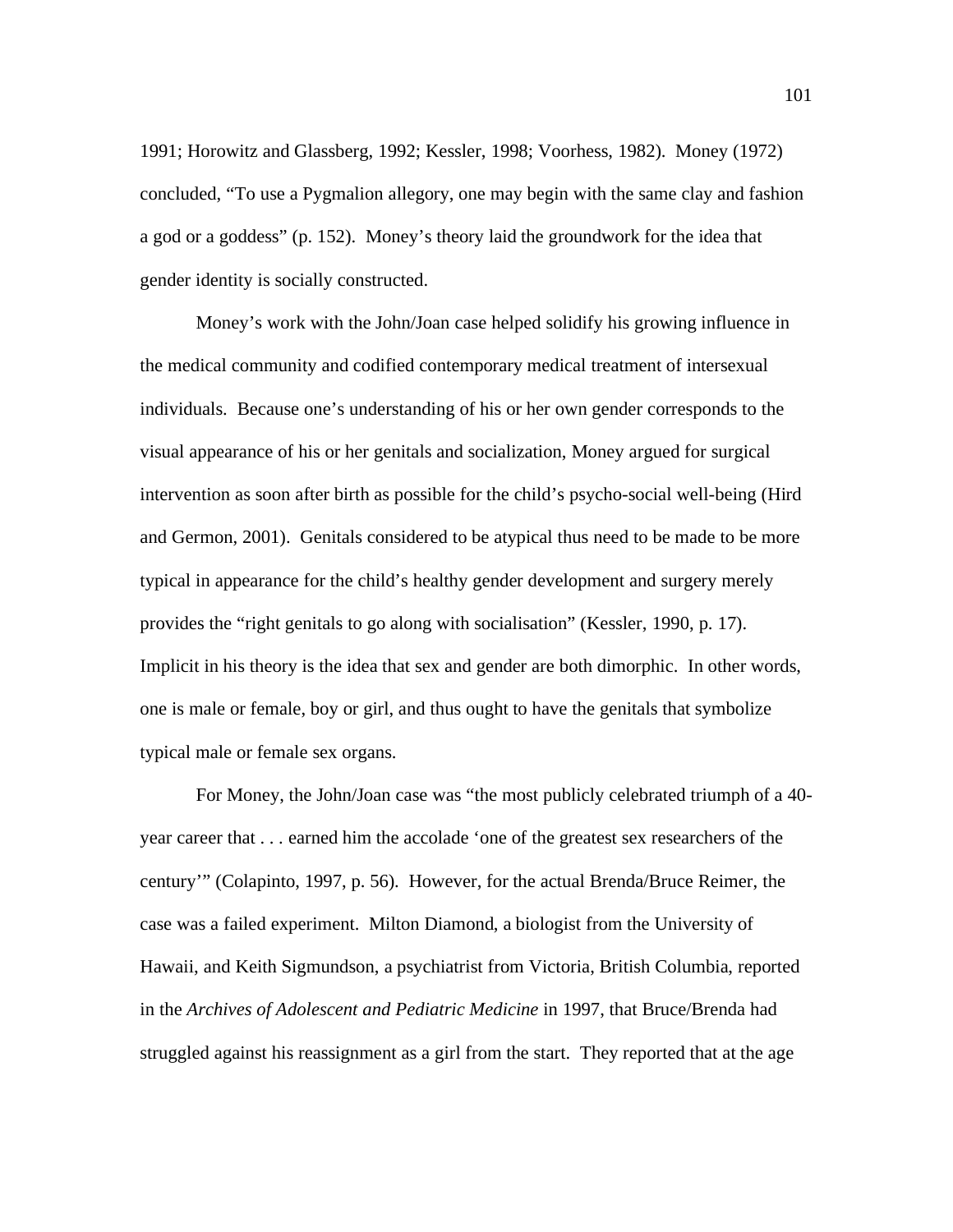1991; Horowitz and Glassberg, 1992; Kessler, 1998; Voorhess, 1982). Money (1972) concluded, "To use a Pygmalion allegory, one may begin with the same clay and fashion a god or a goddess" (p. 152). Money's theory laid the groundwork for the idea that gender identity is socially constructed.

Money's work with the John/Joan case helped solidify his growing influence in the medical community and codified contemporary medical treatment of intersexual individuals. Because one's understanding of his or her own gender corresponds to the visual appearance of his or her genitals and socialization, Money argued for surgical intervention as soon after birth as possible for the child's psycho-social well-being (Hird and Germon, 2001). Genitals considered to be atypical thus need to be made to be more typical in appearance for the child's healthy gender development and surgery merely provides the "right genitals to go along with socialisation" (Kessler, 1990, p. 17). Implicit in his theory is the idea that sex and gender are both dimorphic. In other words, one is male or female, boy or girl, and thus ought to have the genitals that symbolize typical male or female sex organs.

For Money, the John/Joan case was "the most publicly celebrated triumph of a 40-year career that . . . earned him the accolade 'one of the greatest sex researchers of the century'" (Colapinto, 1997, p. 56). However, for the actual Brenda/Bruce Reimer, the case was a failed experiment. Milton Diamond, a biologist from the University of Hawaii, and Keith Sigmundson, a psychiatrist from Victoria, British Columbia, reported in the *Archives of Adolescent and Pediatric Medicine* in 1997, that Bruce/Brenda had struggled against his reassignment as a girl from the start. They reported that at the age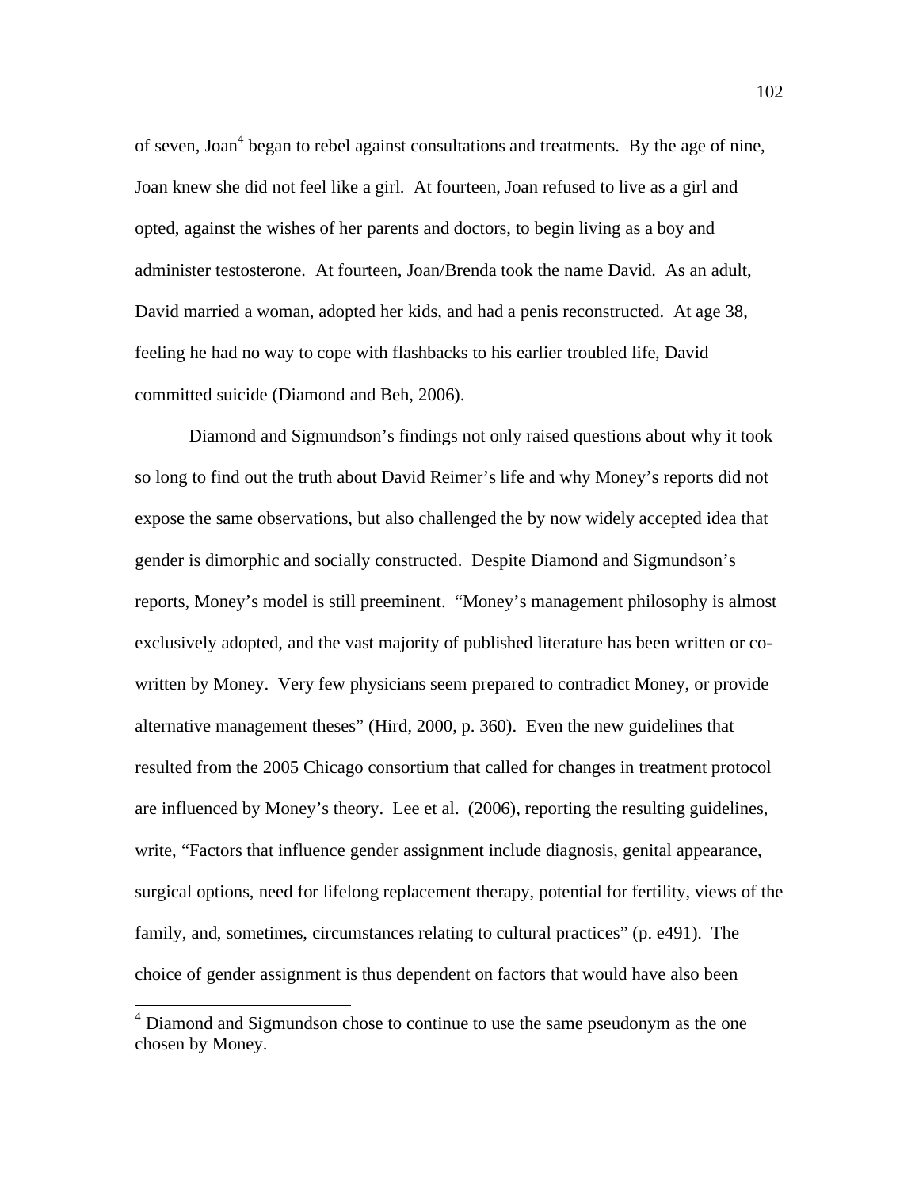of seven, Joan[4] began to rebel against consultations and treatments. By the age of nine, Joan knew she did not feel like a girl. At fourteen, Joan refused to live as a girl and opted, against the wishes of her parents and doctors, to begin living as a boy and administer testosterone. At fourteen, Joan/Brenda took the name David. As an adult, David married a woman, adopted her kids, and had a penis reconstructed. At age 38, feeling he had no way to cope with flashbacks to his earlier troubled life, David committed suicide (Diamond and Beh, 2006).

Diamond and Sigmundson's findings not only raised questions about why it took so long to find out the truth about David Reimer's life and why Money's reports did not expose the same observations, but also challenged the by now widely accepted idea that gender is dimorphic and socially constructed. Despite Diamond and Sigmundson's reports, Money's model is still preeminent. "Money's management philosophy is almost exclusively adopted, and the vast majority of published literature has been written or co-written by Money. Very few physicians seem prepared to contradict Money, or provide alternative management theses" (Hird, 2000, p. 360). Even the new guidelines that resulted from the 2005 Chicago consortium that called for changes in treatment protocol are influenced by Money's theory. Lee et al. (2006), reporting the resulting guidelines, write, "Factors that influence gender assignment include diagnosis, genital appearance, surgical options, need for lifelong replacement therapy, potential for fertility, views of the family, and, sometimes, circumstances relating to cultural practices" (p. e491). The choice of gender assignment is thus dependent on factors that would have also been

[4] Diamond and Sigmundson chose to continue to use the same pseudonym as the one chosen by Money.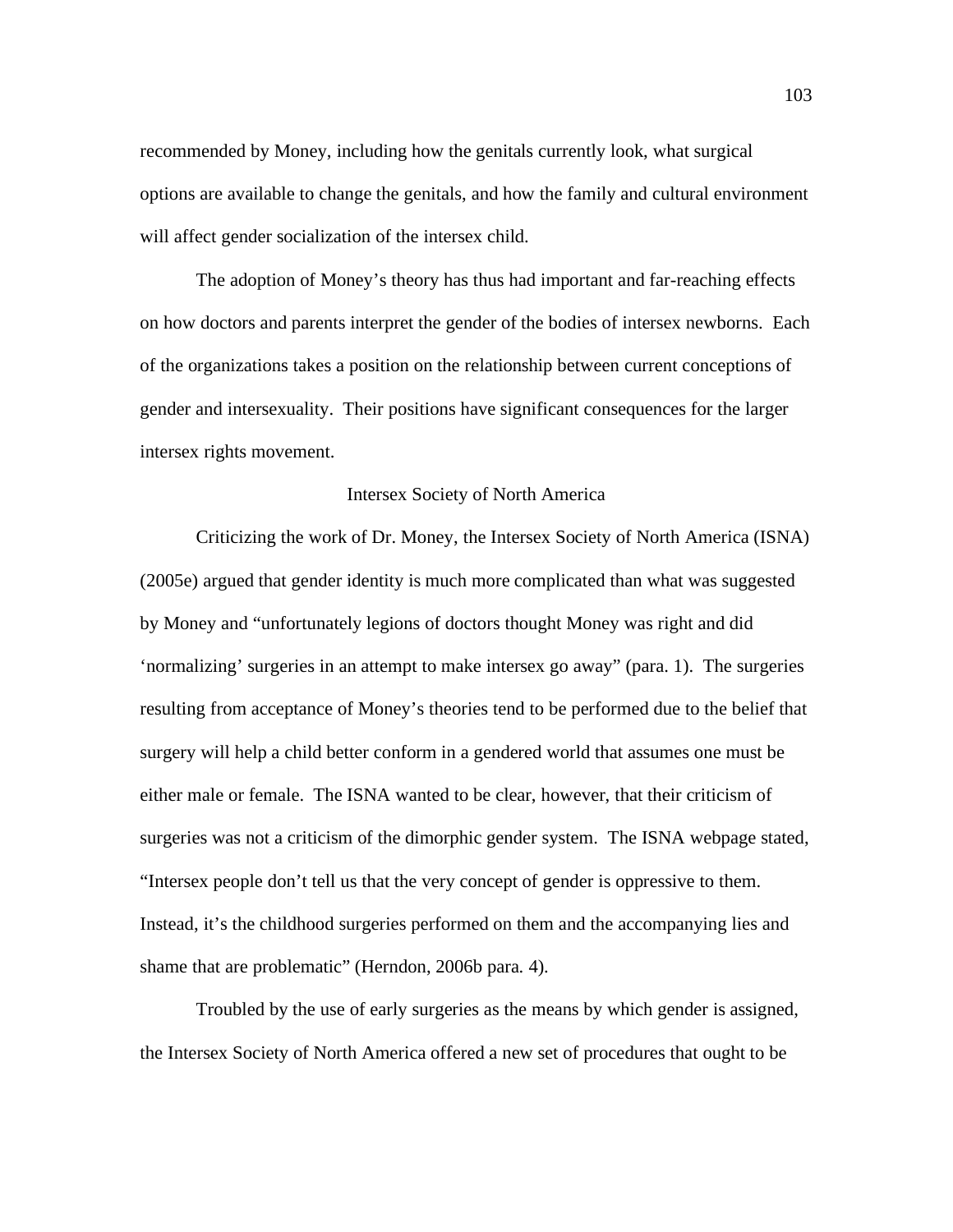recommended by Money, including how the genitals currently look, what surgical options are available to change the genitals, and how the family and cultural environment will affect gender socialization of the intersex child.

The adoption of Money's theory has thus had important and far-reaching effects on how doctors and parents interpret the gender of the bodies of intersex newborns. Each of the organizations takes a position on the relationship between current conceptions of gender and intersexuality. Their positions have significant consequences for the larger intersex rights movement.

## Intersex Society of North America

Criticizing the work of Dr. Money, the Intersex Society of North America (ISNA) (2005e) argued that gender identity is much more complicated than what was suggested by Money and "unfortunately legions of doctors thought Money was right and did 'normalizing' surgeries in an attempt to make intersex go away" (para. 1). The surgeries resulting from acceptance of Money's theories tend to be performed due to the belief that surgery will help a child better conform in a gendered world that assumes one must be either male or female. The ISNA wanted to be clear, however, that their criticism of surgeries was not a criticism of the dimorphic gender system. The ISNA webpage stated, "Intersex people don't tell us that the very concept of gender is oppressive to them. Instead, it's the childhood surgeries performed on them and the accompanying lies and shame that are problematic" (Herndon, 2006b para. 4).

Troubled by the use of early surgeries as the means by which gender is assigned, the Intersex Society of North America offered a new set of procedures that ought to be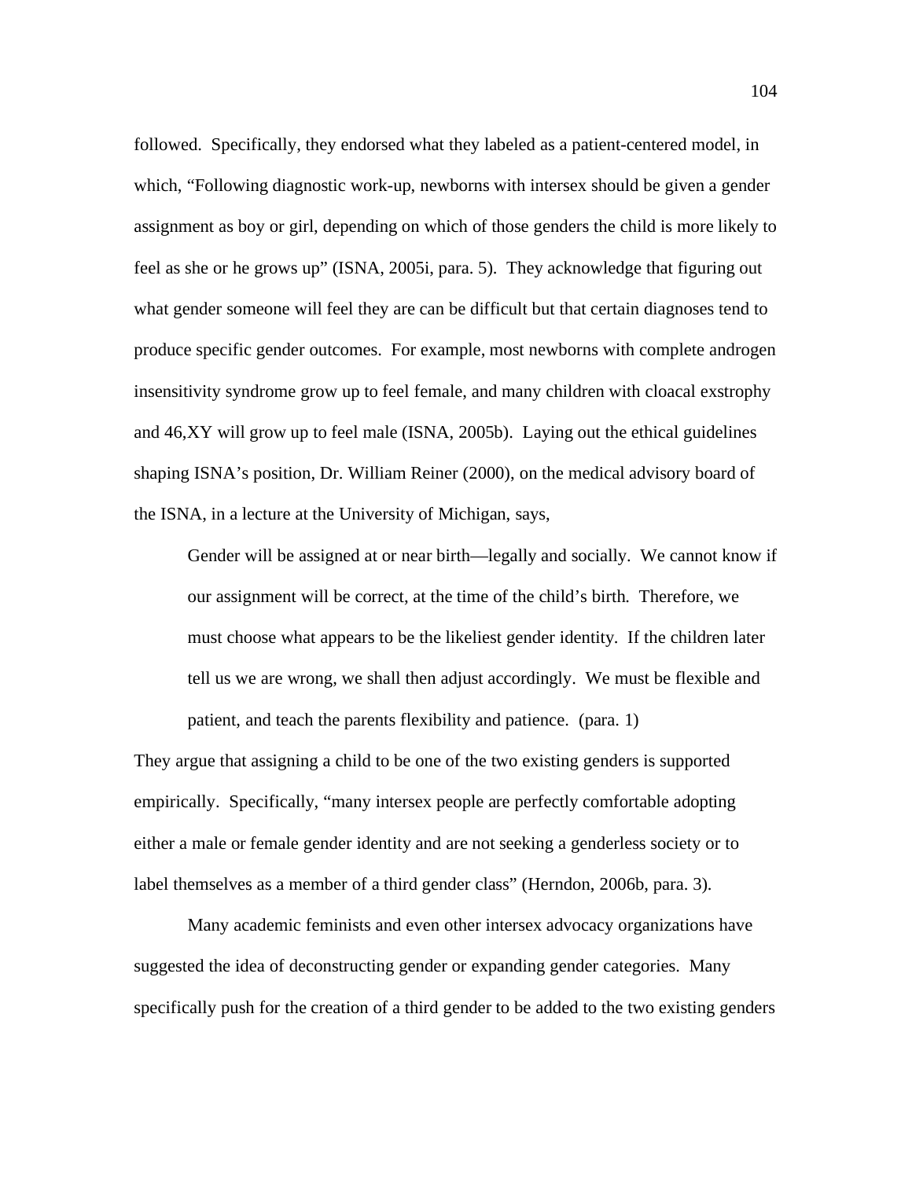followed. Specifically, they endorsed what they labeled as a patient-centered model, in which, "Following diagnostic work-up, newborns with intersex should be given a gender assignment as boy or girl, depending on which of those genders the child is more likely to feel as she or he grows up" (ISNA, 2005i, para. 5). They acknowledge that figuring out what gender someone will feel they are can be difficult but that certain diagnoses tend to produce specific gender outcomes. For example, most newborns with complete androgen insensitivity syndrome grow up to feel female, and many children with cloacal exstrophy and 46,XY will grow up to feel male (ISNA, 2005b). Laying out the ethical guidelines shaping ISNA's position, Dr. William Reiner (2000), on the medical advisory board of the ISNA, in a lecture at the University of Michigan, says,

> Gender will be assigned at or near birth—legally and socially. We cannot know if our assignment will be correct, at the time of the child's birth. Therefore, we must choose what appears to be the likeliest gender identity. If the children later tell us we are wrong, we shall then adjust accordingly. We must be flexible and patient, and teach the parents flexibility and patience. (para. 1)

They argue that assigning a child to be one of the two existing genders is supported empirically. Specifically, "many intersex people are perfectly comfortable adopting either a male or female gender identity and are not seeking a genderless society or to label themselves as a member of a third gender class" (Herndon, 2006b, para. 3).

Many academic feminists and even other intersex advocacy organizations have suggested the idea of deconstructing gender or expanding gender categories. Many specifically push for the creation of a third gender to be added to the two existing genders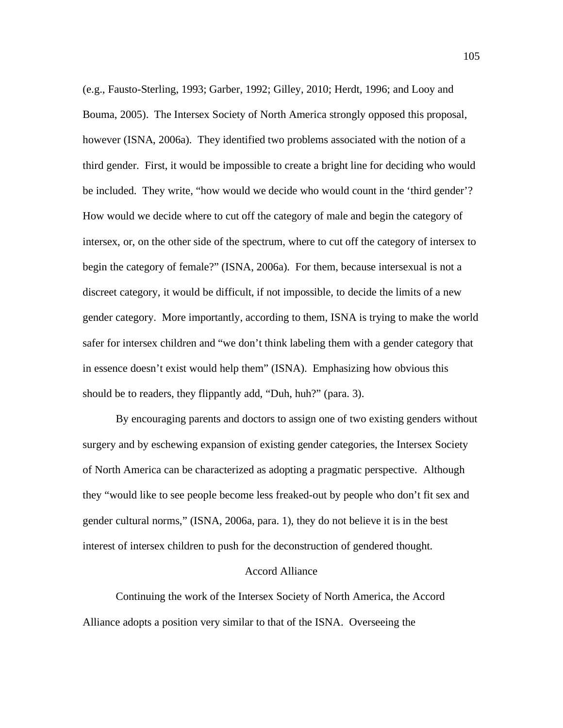(e.g., Fausto-Sterling, 1993; Garber, 1992; Gilley, 2010; Herdt, 1996; and Looy and Bouma, 2005). The Intersex Society of North America strongly opposed this proposal, however (ISNA, 2006a). They identified two problems associated with the notion of a third gender. First, it would be impossible to create a bright line for deciding who would be included. They write, "how would we decide who would count in the 'third gender'? How would we decide where to cut off the category of male and begin the category of intersex, or, on the other side of the spectrum, where to cut off the category of intersex to begin the category of female?" (ISNA, 2006a). For them, because intersexual is not a discreet category, it would be difficult, if not impossible, to decide the limits of a new gender category. More importantly, according to them, ISNA is trying to make the world safer for intersex children and "we don't think labeling them with a gender category that in essence doesn't exist would help them" (ISNA). Emphasizing how obvious this should be to readers, they flippantly add, "Duh, huh?" (para. 3).

By encouraging parents and doctors to assign one of two existing genders without surgery and by eschewing expansion of existing gender categories, the Intersex Society of North America can be characterized as adopting a pragmatic perspective. Although they "would like to see people become less freaked-out by people who don't fit sex and gender cultural norms," (ISNA, 2006a, para. 1), they do not believe it is in the best interest of intersex children to push for the deconstruction of gendered thought.

## Accord Alliance

Continuing the work of the Intersex Society of North America, the Accord Alliance adopts a position very similar to that of the ISNA. Overseeing the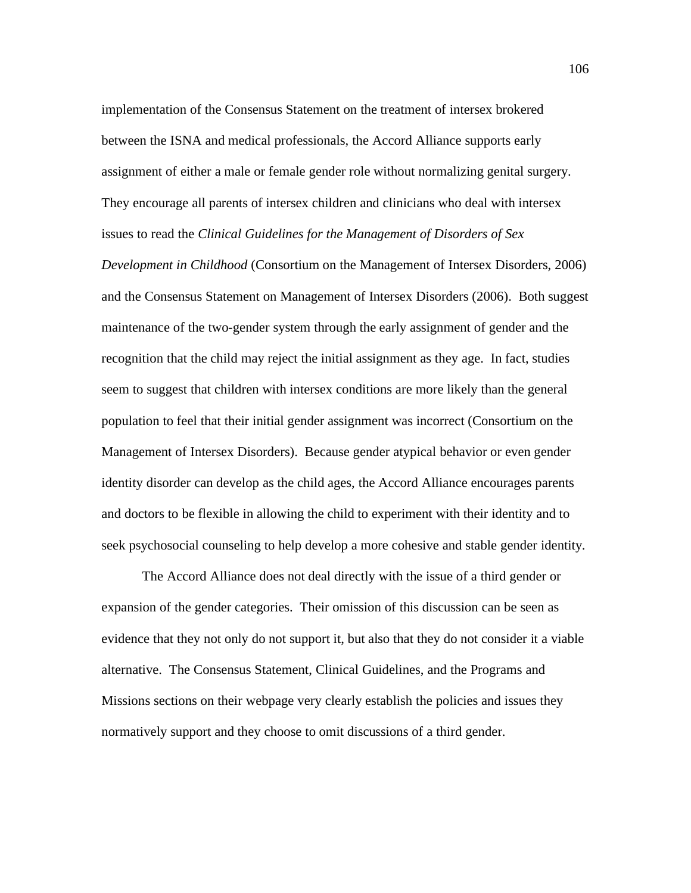implementation of the Consensus Statement on the treatment of intersex brokered between the ISNA and medical professionals, the Accord Alliance supports early assignment of either a male or female gender role without normalizing genital surgery. They encourage all parents of intersex children and clinicians who deal with intersex issues to read the *Clinical Guidelines for the Management of Disorders of Sex Development in Childhood* (Consortium on the Management of Intersex Disorders, 2006) and the Consensus Statement on Management of Intersex Disorders (2006). Both suggest maintenance of the two-gender system through the early assignment of gender and the recognition that the child may reject the initial assignment as they age. In fact, studies seem to suggest that children with intersex conditions are more likely than the general population to feel that their initial gender assignment was incorrect (Consortium on the Management of Intersex Disorders). Because gender atypical behavior or even gender identity disorder can develop as the child ages, the Accord Alliance encourages parents and doctors to be flexible in allowing the child to experiment with their identity and to seek psychosocial counseling to help develop a more cohesive and stable gender identity.

The Accord Alliance does not deal directly with the issue of a third gender or expansion of the gender categories. Their omission of this discussion can be seen as evidence that they not only do not support it, but also that they do not consider it a viable alternative. The Consensus Statement, Clinical Guidelines, and the Programs and Missions sections on their webpage very clearly establish the policies and issues they normatively support and they choose to omit discussions of a third gender.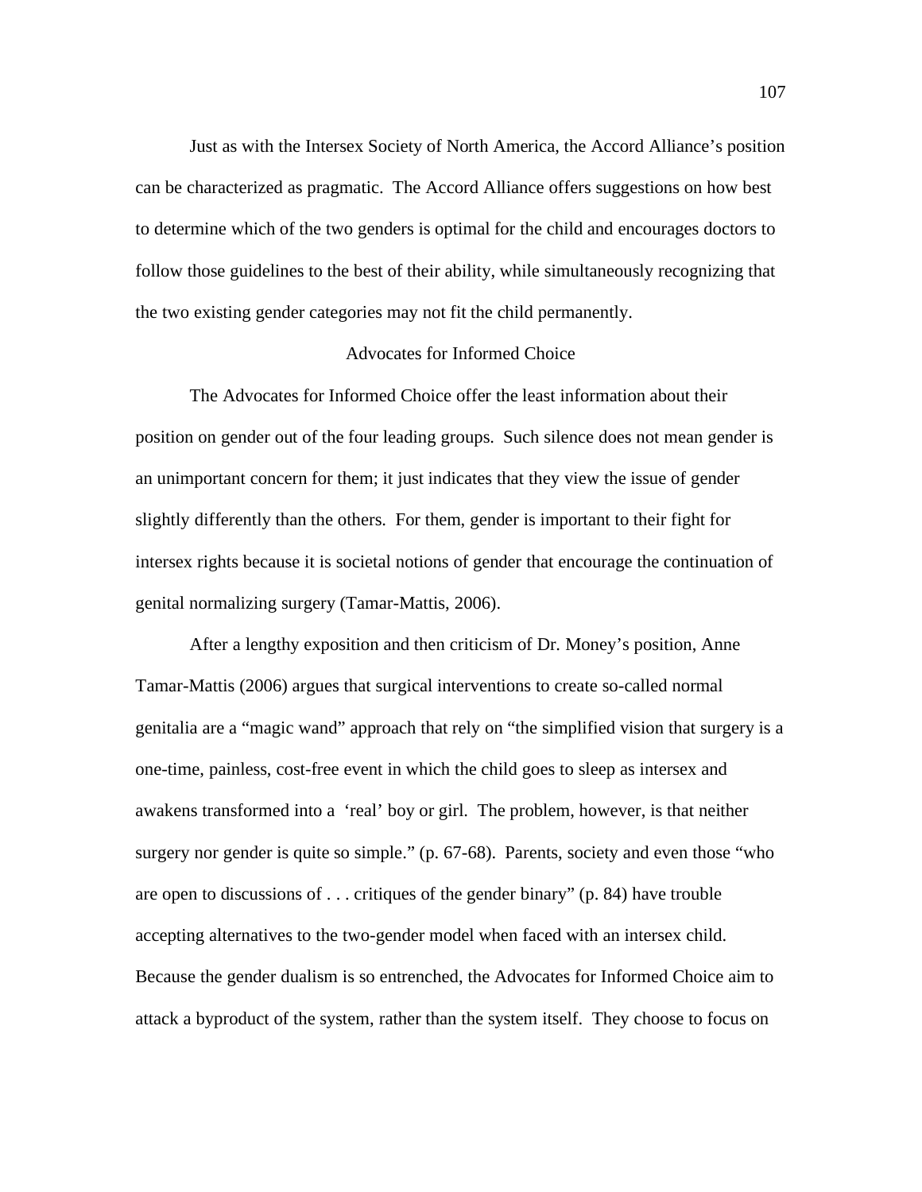Just as with the Intersex Society of North America, the Accord Alliance's position can be characterized as pragmatic. The Accord Alliance offers suggestions on how best to determine which of the two genders is optimal for the child and encourages doctors to follow those guidelines to the best of their ability, while simultaneously recognizing that the two existing gender categories may not fit the child permanently.

## Advocates for Informed Choice

The Advocates for Informed Choice offer the least information about their position on gender out of the four leading groups. Such silence does not mean gender is an unimportant concern for them; it just indicates that they view the issue of gender slightly differently than the others. For them, gender is important to their fight for intersex rights because it is societal notions of gender that encourage the continuation of genital normalizing surgery (Tamar-Mattis, 2006).

After a lengthy exposition and then criticism of Dr. Money's position, Anne Tamar-Mattis (2006) argues that surgical interventions to create so-called normal genitalia are a "magic wand" approach that rely on "the simplified vision that surgery is a one-time, painless, cost-free event in which the child goes to sleep as intersex and awakens transformed into a 'real' boy or girl. The problem, however, is that neither surgery nor gender is quite so simple." (p. 67-68). Parents, society and even those "who are open to discussions of . . . critiques of the gender binary" (p. 84) have trouble accepting alternatives to the two-gender model when faced with an intersex child. Because the gender dualism is so entrenched, the Advocates for Informed Choice aim to attack a byproduct of the system, rather than the system itself. They choose to focus on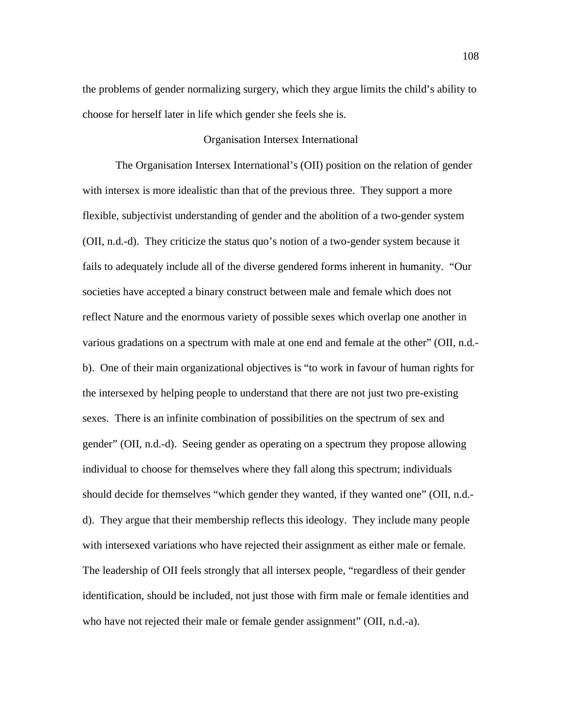the problems of gender normalizing surgery, which they argue limits the child's ability to choose for herself later in life which gender she feels she is.

### Organisation Intersex International

The Organisation Intersex International's (OII) position on the relation of gender with intersex is more idealistic than that of the previous three. They support a more flexible, subjectivist understanding of gender and the abolition of a two-gender system (OII, n.d.-d). They criticize the status quo's notion of a two-gender system because it fails to adequately include all of the diverse gendered forms inherent in humanity. "Our societies have accepted a binary construct between male and female which does not reflect Nature and the enormous variety of possible sexes which overlap one another in various gradations on a spectrum with male at one end and female at the other" (OII, n.d.-b). One of their main organizational objectives is "to work in favour of human rights for the intersexed by helping people to understand that there are not just two pre-existing sexes. There is an infinite combination of possibilities on the spectrum of sex and gender" (OII, n.d.-d). Seeing gender as operating on a spectrum they propose allowing individual to choose for themselves where they fall along this spectrum; individuals should decide for themselves "which gender they wanted, if they wanted one" (OII, n.d.-d). They argue that their membership reflects this ideology. They include many people with intersexed variations who have rejected their assignment as either male or female. The leadership of OII feels strongly that all intersex people, "regardless of their gender identification, should be included, not just those with firm male or female identities and who have not rejected their male or female gender assignment" (OII, n.d.-a).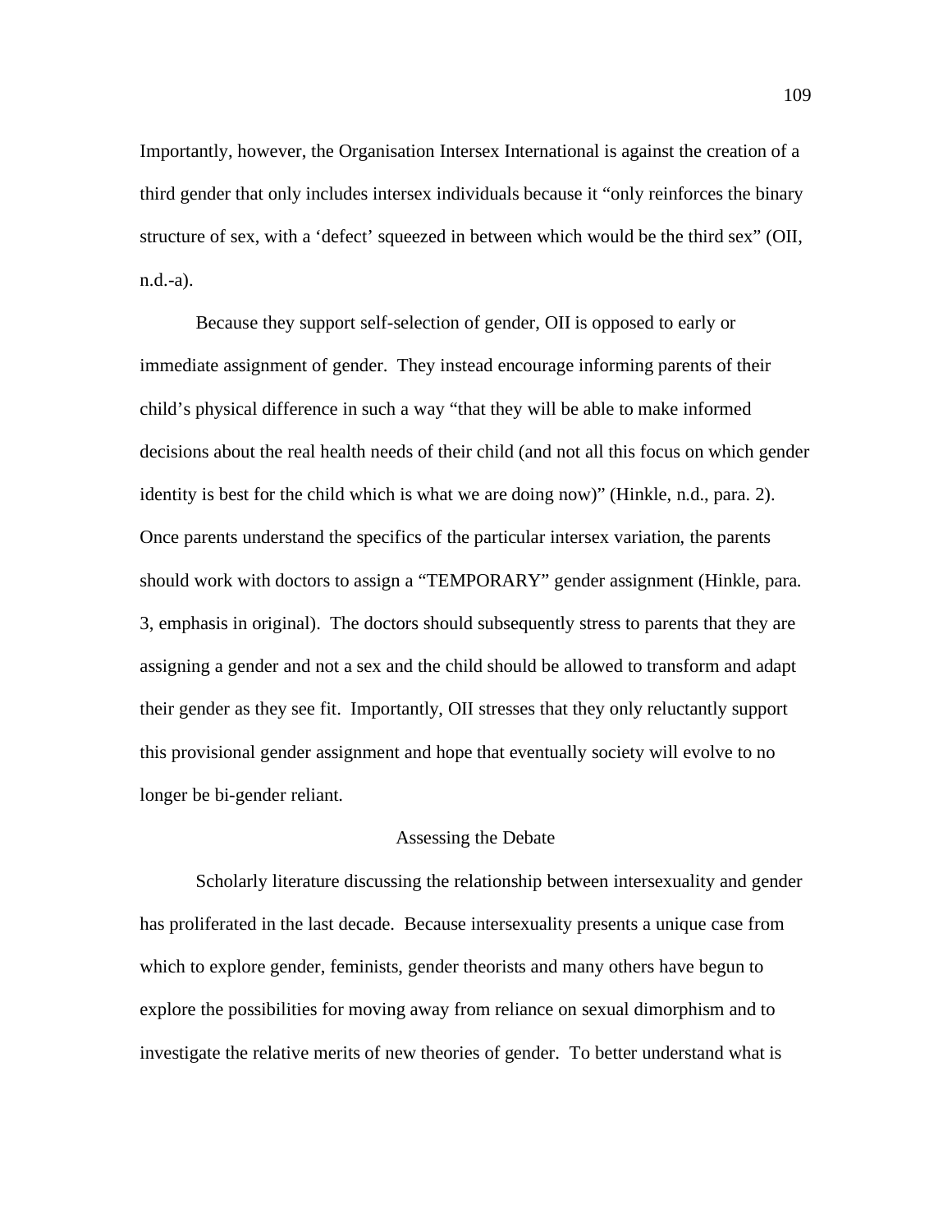Importantly, however, the Organisation Intersex International is against the creation of a third gender that only includes intersex individuals because it "only reinforces the binary structure of sex, with a 'defect' squeezed in between which would be the third sex" (OII, n.d.-a).

Because they support self-selection of gender, OII is opposed to early or immediate assignment of gender. They instead encourage informing parents of their child's physical difference in such a way "that they will be able to make informed decisions about the real health needs of their child (and not all this focus on which gender identity is best for the child which is what we are doing now)" (Hinkle, n.d., para. 2). Once parents understand the specifics of the particular intersex variation, the parents should work with doctors to assign a "TEMPORARY" gender assignment (Hinkle, para. 3, emphasis in original). The doctors should subsequently stress to parents that they are assigning a gender and not a sex and the child should be allowed to transform and adapt their gender as they see fit. Importantly, OII stresses that they only reluctantly support this provisional gender assignment and hope that eventually society will evolve to no longer be bi-gender reliant.

## Assessing the Debate

Scholarly literature discussing the relationship between intersexuality and gender has proliferated in the last decade. Because intersexuality presents a unique case from which to explore gender, feminists, gender theorists and many others have begun to explore the possibilities for moving away from reliance on sexual dimorphism and to investigate the relative merits of new theories of gender. To better understand what is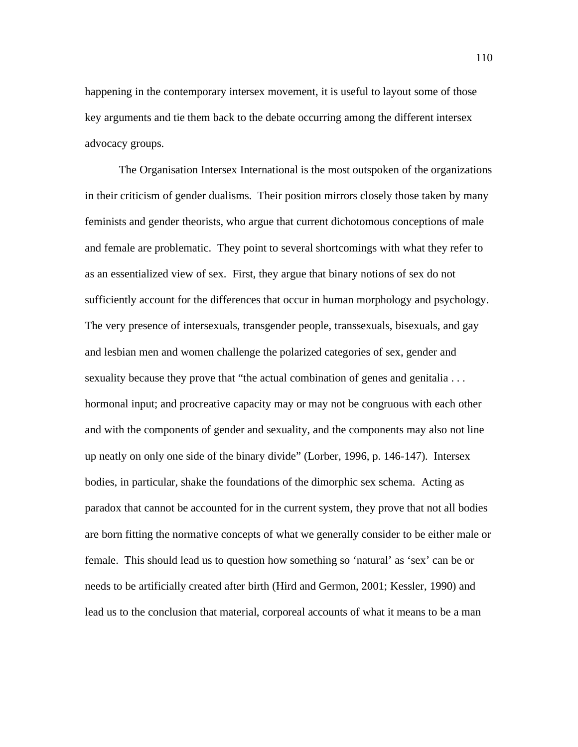happening in the contemporary intersex movement, it is useful to layout some of those key arguments and tie them back to the debate occurring among the different intersex advocacy groups.

The Organisation Intersex International is the most outspoken of the organizations in their criticism of gender dualisms. Their position mirrors closely those taken by many feminists and gender theorists, who argue that current dichotomous conceptions of male and female are problematic. They point to several shortcomings with what they refer to as an essentialized view of sex. First, they argue that binary notions of sex do not sufficiently account for the differences that occur in human morphology and psychology. The very presence of intersexuals, transgender people, transsexuals, bisexuals, and gay and lesbian men and women challenge the polarized categories of sex, gender and sexuality because they prove that "the actual combination of genes and genitalia . . . hormonal input; and procreative capacity may or may not be congruous with each other and with the components of gender and sexuality, and the components may also not line up neatly on only one side of the binary divide" (Lorber, 1996, p. 146-147). Intersex bodies, in particular, shake the foundations of the dimorphic sex schema. Acting as paradox that cannot be accounted for in the current system, they prove that not all bodies are born fitting the normative concepts of what we generally consider to be either male or female. This should lead us to question how something so 'natural' as 'sex' can be or needs to be artificially created after birth (Hird and Germon, 2001; Kessler, 1990) and lead us to the conclusion that material, corporeal accounts of what it means to be a man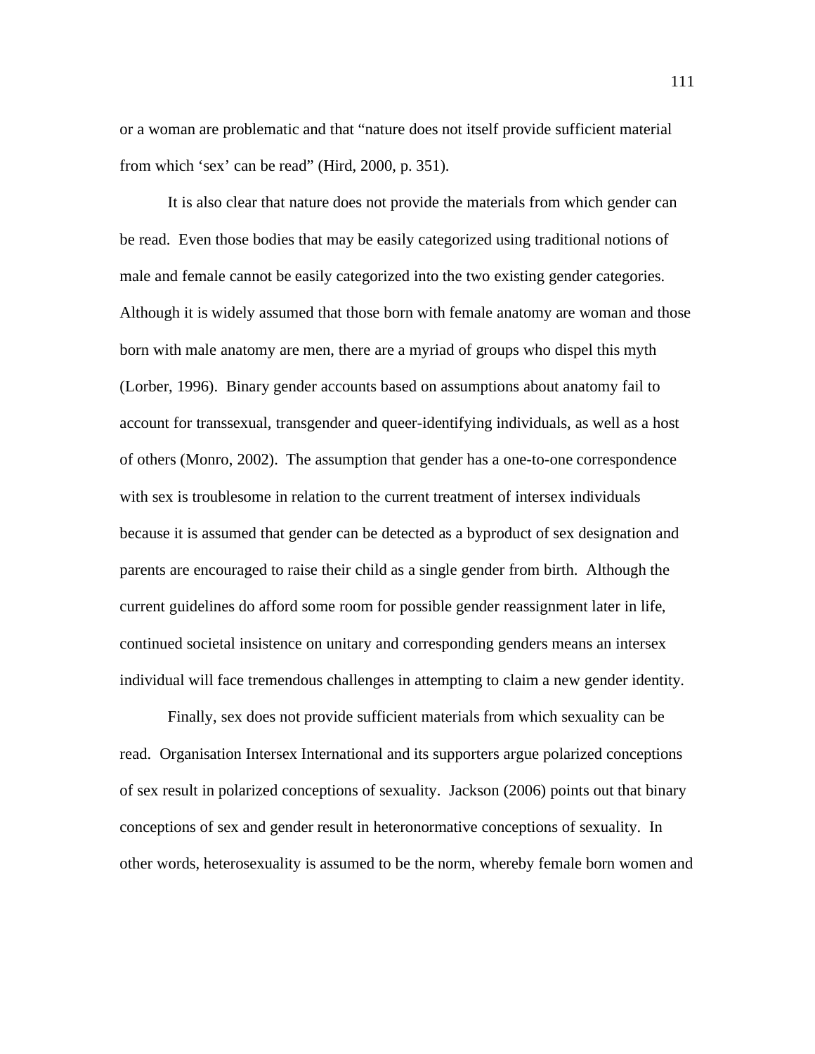or a woman are problematic and that “nature does not itself provide sufficient material from which ‘sex’ can be read” (Hird, 2000, p. 351).

It is also clear that nature does not provide the materials from which gender can be read. Even those bodies that may be easily categorized using traditional notions of male and female cannot be easily categorized into the two existing gender categories. Although it is widely assumed that those born with female anatomy are woman and those born with male anatomy are men, there are a myriad of groups who dispel this myth (Lorber, 1996). Binary gender accounts based on assumptions about anatomy fail to account for transsexual, transgender and queer-identifying individuals, as well as a host of others (Monro, 2002). The assumption that gender has a one-to-one correspondence with sex is troublesome in relation to the current treatment of intersex individuals because it is assumed that gender can be detected as a byproduct of sex designation and parents are encouraged to raise their child as a single gender from birth. Although the current guidelines do afford some room for possible gender reassignment later in life, continued societal insistence on unitary and corresponding genders means an intersex individual will face tremendous challenges in attempting to claim a new gender identity.

Finally, sex does not provide sufficient materials from which sexuality can be read. Organisation Intersex International and its supporters argue polarized conceptions of sex result in polarized conceptions of sexuality. Jackson (2006) points out that binary conceptions of sex and gender result in heteronormative conceptions of sexuality. In other words, heterosexuality is assumed to be the norm, whereby female born women and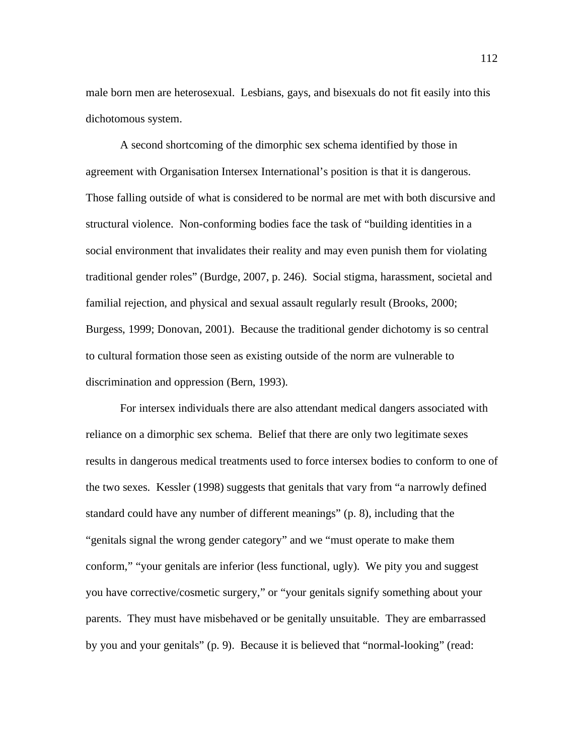male born men are heterosexual. Lesbians, gays, and bisexuals do not fit easily into this dichotomous system.

A second shortcoming of the dimorphic sex schema identified by those in agreement with Organisation Intersex International's position is that it is dangerous. Those falling outside of what is considered to be normal are met with both discursive and structural violence. Non-conforming bodies face the task of "building identities in a social environment that invalidates their reality and may even punish them for violating traditional gender roles" (Burdge, 2007, p. 246). Social stigma, harassment, societal and familial rejection, and physical and sexual assault regularly result (Brooks, 2000; Burgess, 1999; Donovan, 2001). Because the traditional gender dichotomy is so central to cultural formation those seen as existing outside of the norm are vulnerable to discrimination and oppression (Bern, 1993).

For intersex individuals there are also attendant medical dangers associated with reliance on a dimorphic sex schema. Belief that there are only two legitimate sexes results in dangerous medical treatments used to force intersex bodies to conform to one of the two sexes. Kessler (1998) suggests that genitals that vary from "a narrowly defined standard could have any number of different meanings" (p. 8), including that the "genitals signal the wrong gender category" and we "must operate to make them conform," "your genitals are inferior (less functional, ugly). We pity you and suggest you have corrective/cosmetic surgery," or "your genitals signify something about your parents. They must have misbehaved or be genitally unsuitable. They are embarrassed by you and your genitals" (p. 9). Because it is believed that "normal-looking" (read: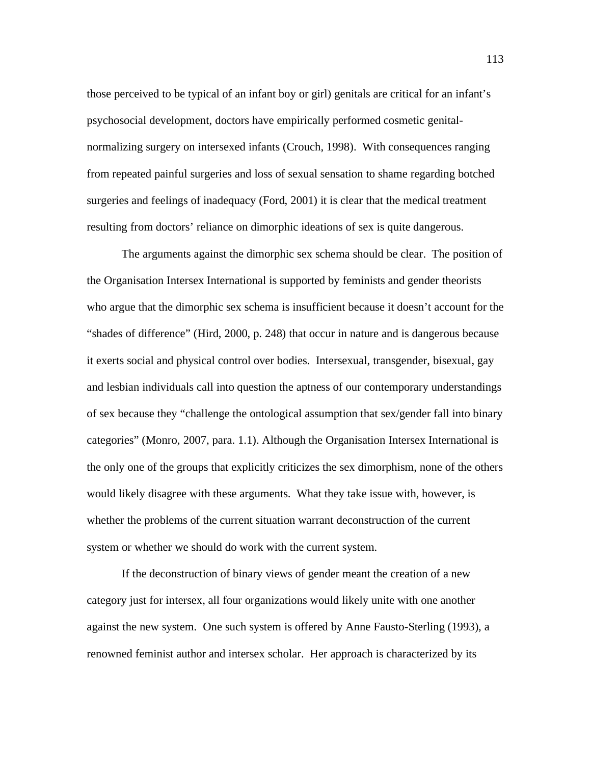those perceived to be typical of an infant boy or girl) genitals are critical for an infant's psychosocial development, doctors have empirically performed cosmetic genital-normalizing surgery on intersexed infants (Crouch, 1998). With consequences ranging from repeated painful surgeries and loss of sexual sensation to shame regarding botched surgeries and feelings of inadequacy (Ford, 2001) it is clear that the medical treatment resulting from doctors' reliance on dimorphic ideations of sex is quite dangerous.

The arguments against the dimorphic sex schema should be clear. The position of the Organisation Intersex International is supported by feminists and gender theorists who argue that the dimorphic sex schema is insufficient because it doesn't account for the "shades of difference" (Hird, 2000, p. 248) that occur in nature and is dangerous because it exerts social and physical control over bodies. Intersexual, transgender, bisexual, gay and lesbian individuals call into question the aptness of our contemporary understandings of sex because they "challenge the ontological assumption that sex/gender fall into binary categories" (Monro, 2007, para. 1.1). Although the Organisation Intersex International is the only one of the groups that explicitly criticizes the sex dimorphism, none of the others would likely disagree with these arguments. What they take issue with, however, is whether the problems of the current situation warrant deconstruction of the current system or whether we should do work with the current system.

If the deconstruction of binary views of gender meant the creation of a new category just for intersex, all four organizations would likely unite with one another against the new system. One such system is offered by Anne Fausto-Sterling (1993), a renowned feminist author and intersex scholar. Her approach is characterized by its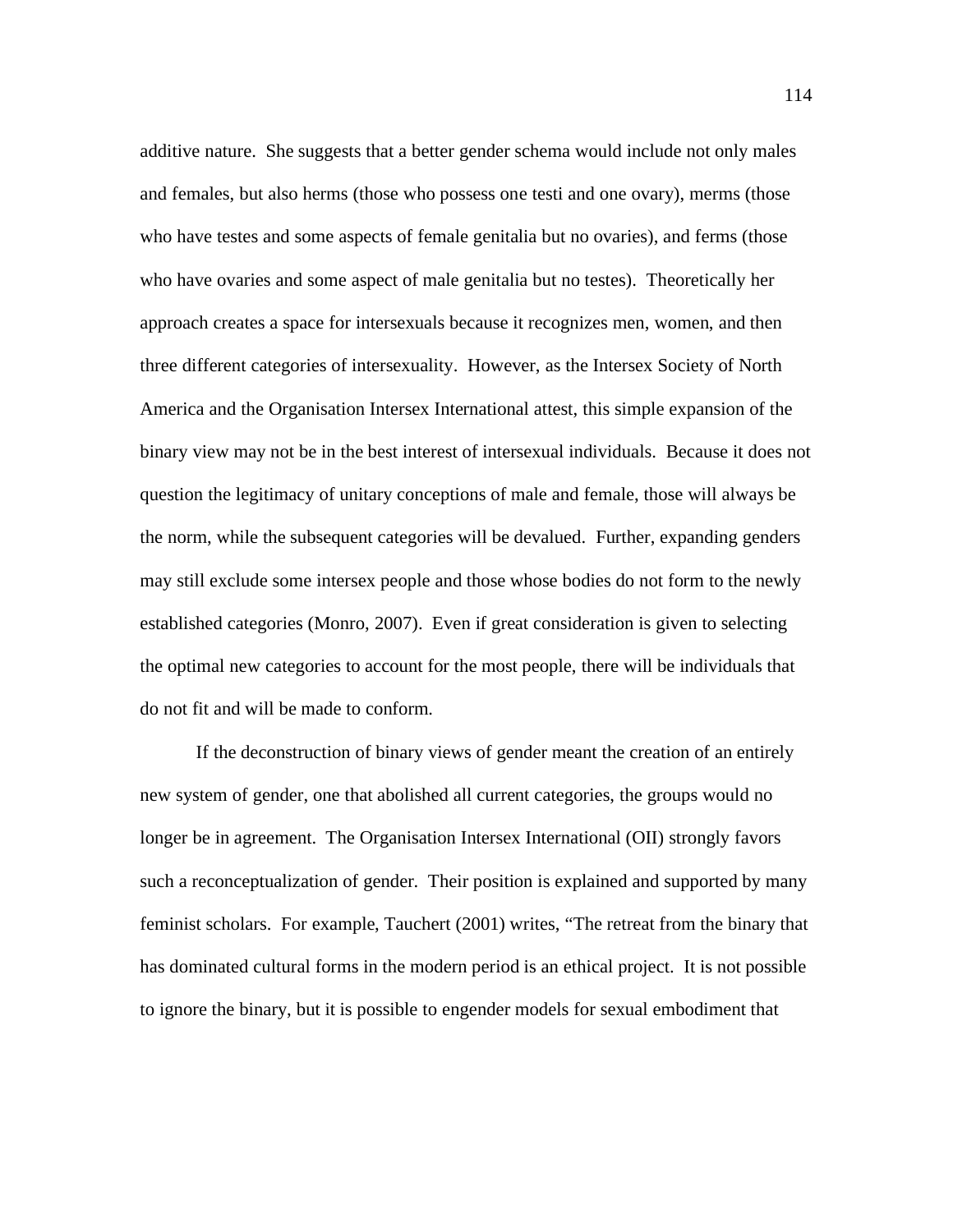additive nature. She suggests that a better gender schema would include not only males and females, but also herms (those who possess one testi and one ovary), merms (those who have testes and some aspects of female genitalia but no ovaries), and ferms (those who have ovaries and some aspect of male genitalia but no testes). Theoretically her approach creates a space for intersexuals because it recognizes men, women, and then three different categories of intersexuality. However, as the Intersex Society of North America and the Organisation Intersex International attest, this simple expansion of the binary view may not be in the best interest of intersexual individuals. Because it does not question the legitimacy of unitary conceptions of male and female, those will always be the norm, while the subsequent categories will be devalued. Further, expanding genders may still exclude some intersex people and those whose bodies do not form to the newly established categories (Monro, 2007). Even if great consideration is given to selecting the optimal new categories to account for the most people, there will be individuals that do not fit and will be made to conform.

If the deconstruction of binary views of gender meant the creation of an entirely new system of gender, one that abolished all current categories, the groups would no longer be in agreement. The Organisation Intersex International (OII) strongly favors such a reconceptualization of gender. Their position is explained and supported by many feminist scholars. For example, Tauchert (2001) writes, "The retreat from the binary that has dominated cultural forms in the modern period is an ethical project. It is not possible to ignore the binary, but it is possible to engender models for sexual embodiment that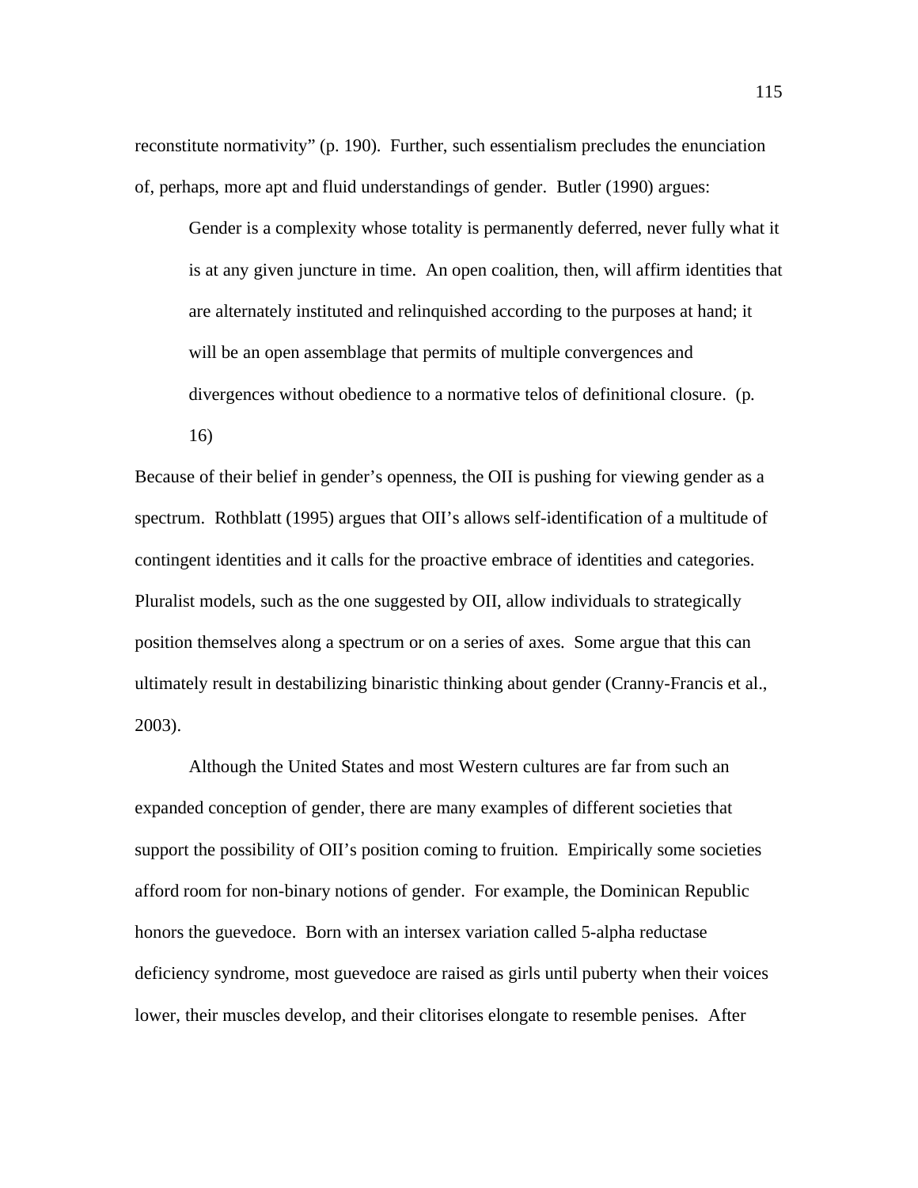reconstitute normativity" (p. 190). Further, such essentialism precludes the enunciation of, perhaps, more apt and fluid understandings of gender. Butler (1990) argues:

> Gender is a complexity whose totality is permanently deferred, never fully what it is at any given juncture in time. An open coalition, then, will affirm identities that are alternately instituted and relinquished according to the purposes at hand; it will be an open assemblage that permits of multiple convergences and divergences without obedience to a normative telos of definitional closure. (p. 16)

Because of their belief in gender's openness, the OII is pushing for viewing gender as a spectrum. Rothblatt (1995) argues that OII's allows self-identification of a multitude of contingent identities and it calls for the proactive embrace of identities and categories. Pluralist models, such as the one suggested by OII, allow individuals to strategically position themselves along a spectrum or on a series of axes. Some argue that this can ultimately result in destabilizing binaristic thinking about gender (Cranny-Francis et al., 2003).

Although the United States and most Western cultures are far from such an expanded conception of gender, there are many examples of different societies that support the possibility of OII's position coming to fruition. Empirically some societies afford room for non-binary notions of gender. For example, the Dominican Republic honors the guevedoce. Born with an intersex variation called 5-alpha reductase deficiency syndrome, most guevedoce are raised as girls until puberty when their voices lower, their muscles develop, and their clitorises elongate to resemble penises. After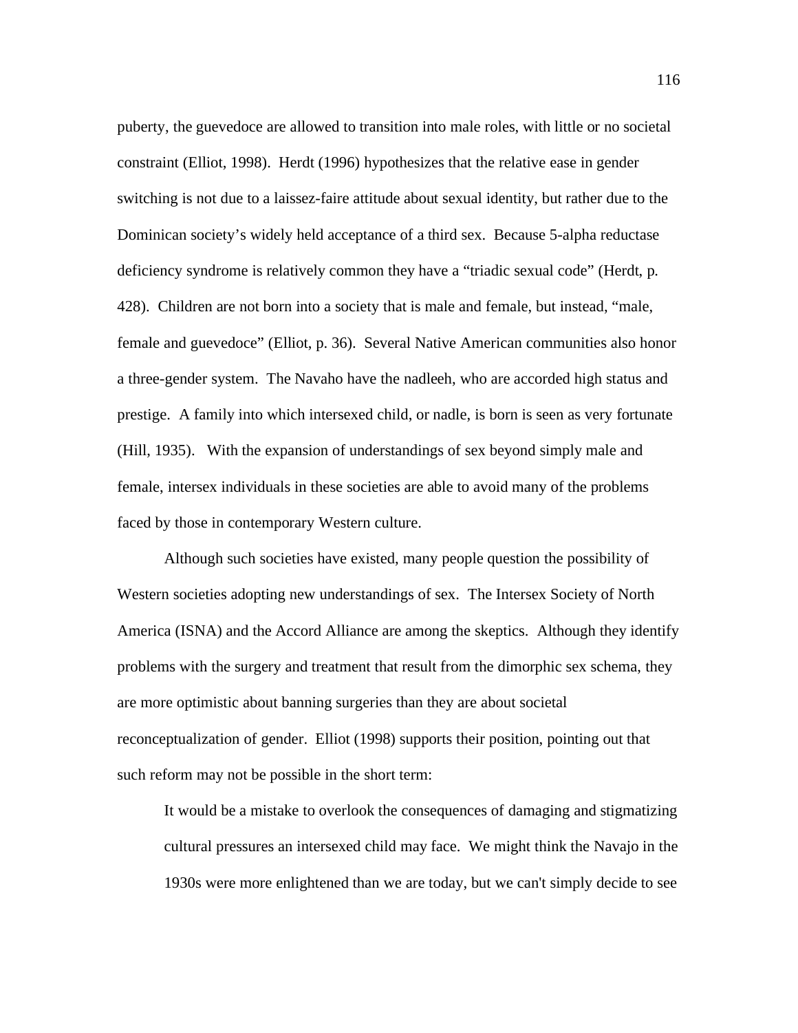puberty, the guevedoce are allowed to transition into male roles, with little or no societal constraint (Elliot, 1998). Herdt (1996) hypothesizes that the relative ease in gender switching is not due to a laissez-faire attitude about sexual identity, but rather due to the Dominican society's widely held acceptance of a third sex. Because 5-alpha reductase deficiency syndrome is relatively common they have a "triadic sexual code" (Herdt, p. 428). Children are not born into a society that is male and female, but instead, "male, female and guevedoce" (Elliot, p. 36). Several Native American communities also honor a three-gender system. The Navaho have the nadleeh, who are accorded high status and prestige. A family into which intersexed child, or nadle, is born is seen as very fortunate (Hill, 1935). With the expansion of understandings of sex beyond simply male and female, intersex individuals in these societies are able to avoid many of the problems faced by those in contemporary Western culture.

Although such societies have existed, many people question the possibility of Western societies adopting new understandings of sex. The Intersex Society of North America (ISNA) and the Accord Alliance are among the skeptics. Although they identify problems with the surgery and treatment that result from the dimorphic sex schema, they are more optimistic about banning surgeries than they are about societal reconceptualization of gender. Elliot (1998) supports their position, pointing out that such reform may not be possible in the short term:

> It would be a mistake to overlook the consequences of damaging and stigmatizing cultural pressures an intersexed child may face. We might think the Navajo in the 1930s were more enlightened than we are today, but we can't simply decide to see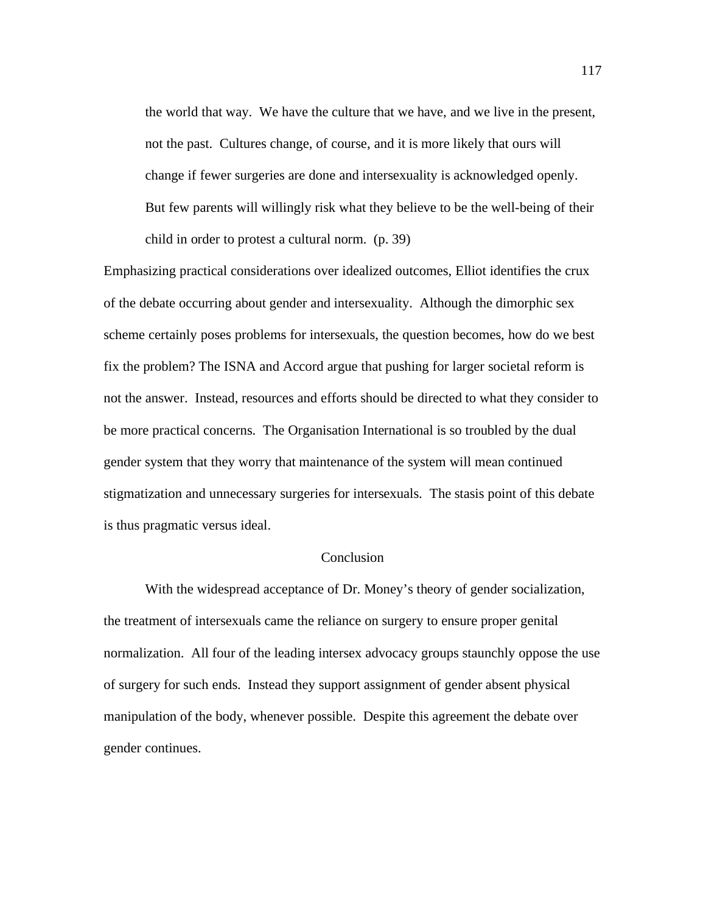> the world that way. We have the culture that we have, and we live in the present, not the past. Cultures change, of course, and it is more likely that ours will change if fewer surgeries are done and intersexuality is acknowledged openly. But few parents will willingly risk what they believe to be the well-being of their child in order to protest a cultural norm. (p. 39)

Emphasizing practical considerations over idealized outcomes, Elliot identifies the crux of the debate occurring about gender and intersexuality. Although the dimorphic sex scheme certainly poses problems for intersexuals, the question becomes, how do we best fix the problem? The ISNA and Accord argue that pushing for larger societal reform is not the answer. Instead, resources and efforts should be directed to what they consider to be more practical concerns. The Organisation International is so troubled by the dual gender system that they worry that maintenance of the system will mean continued stigmatization and unnecessary surgeries for intersexuals. The stasis point of this debate is thus pragmatic versus ideal.

## Conclusion

With the widespread acceptance of Dr. Money's theory of gender socialization, the treatment of intersexuals came the reliance on surgery to ensure proper genital normalization. All four of the leading intersex advocacy groups staunchly oppose the use of surgery for such ends. Instead they support assignment of gender absent physical manipulation of the body, whenever possible. Despite this agreement the debate over gender continues.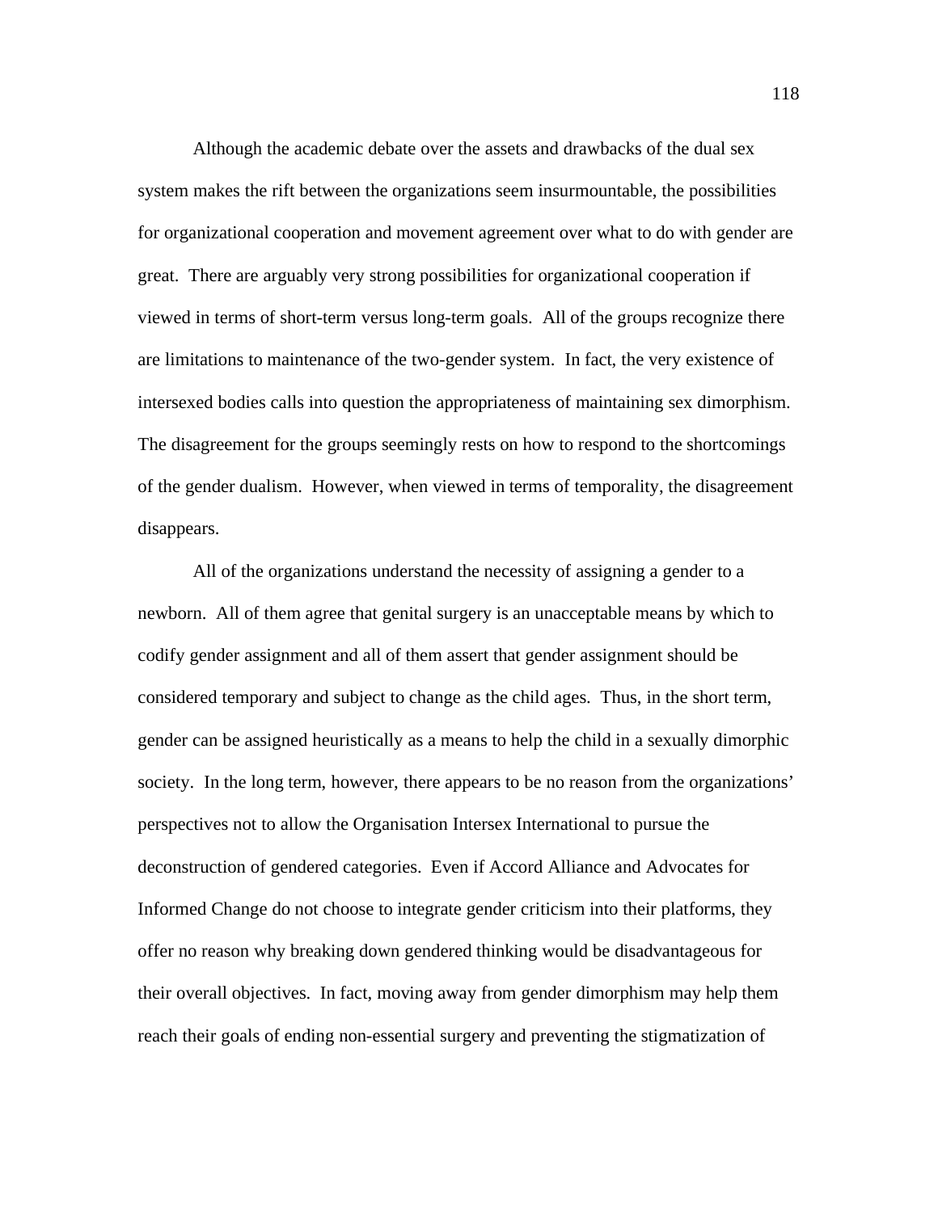Although the academic debate over the assets and drawbacks of the dual sex system makes the rift between the organizations seem insurmountable, the possibilities for organizational cooperation and movement agreement over what to do with gender are great. There are arguably very strong possibilities for organizational cooperation if viewed in terms of short-term versus long-term goals. All of the groups recognize there are limitations to maintenance of the two-gender system. In fact, the very existence of intersexed bodies calls into question the appropriateness of maintaining sex dimorphism. The disagreement for the groups seemingly rests on how to respond to the shortcomings of the gender dualism. However, when viewed in terms of temporality, the disagreement disappears.

All of the organizations understand the necessity of assigning a gender to a newborn. All of them agree that genital surgery is an unacceptable means by which to codify gender assignment and all of them assert that gender assignment should be considered temporary and subject to change as the child ages. Thus, in the short term, gender can be assigned heuristically as a means to help the child in a sexually dimorphic society. In the long term, however, there appears to be no reason from the organizations' perspectives not to allow the Organisation Intersex International to pursue the deconstruction of gendered categories. Even if Accord Alliance and Advocates for Informed Change do not choose to integrate gender criticism into their platforms, they offer no reason why breaking down gendered thinking would be disadvantageous for their overall objectives. In fact, moving away from gender dimorphism may help them reach their goals of ending non-essential surgery and preventing the stigmatization of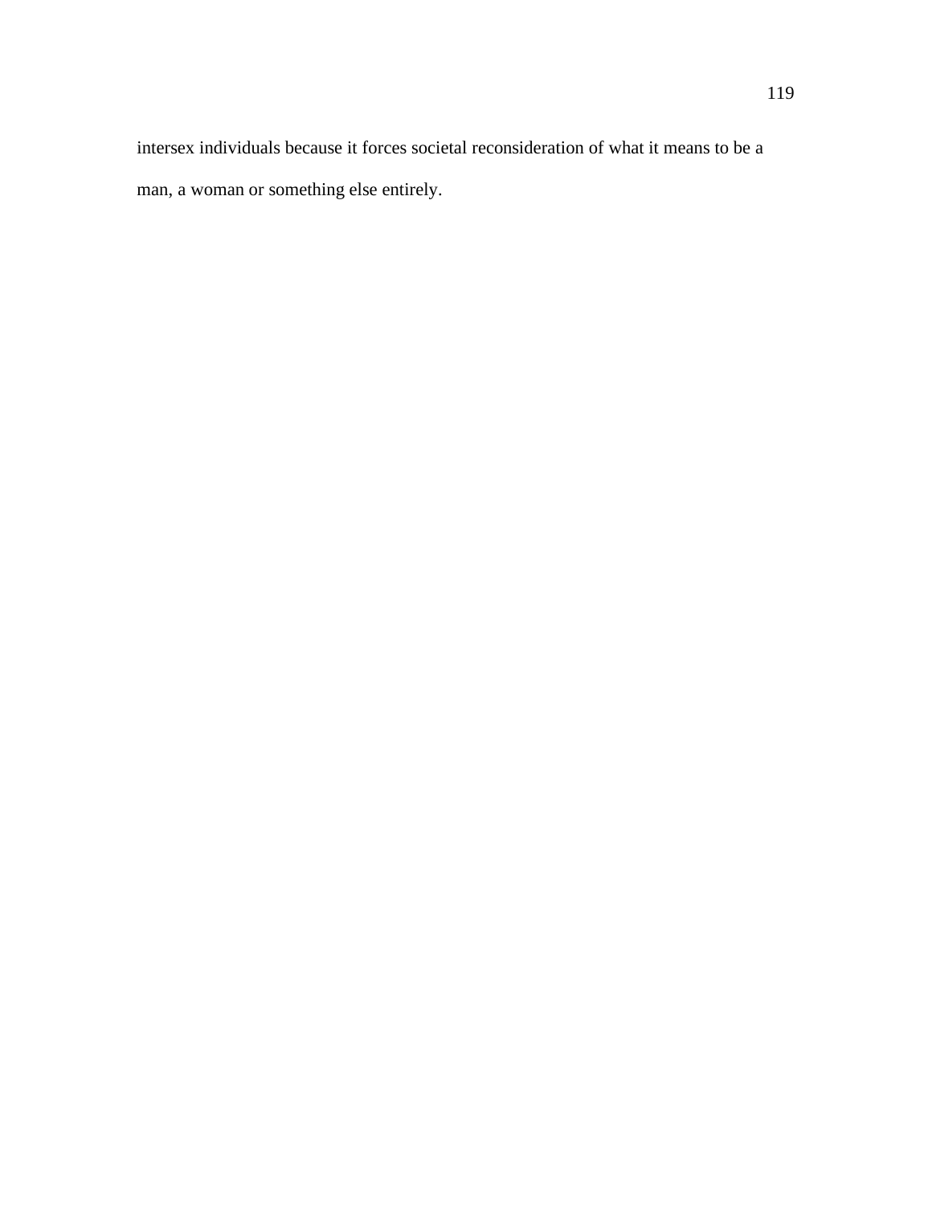intersex individuals because it forces societal reconsideration of what it means to be a man, a woman or something else entirely.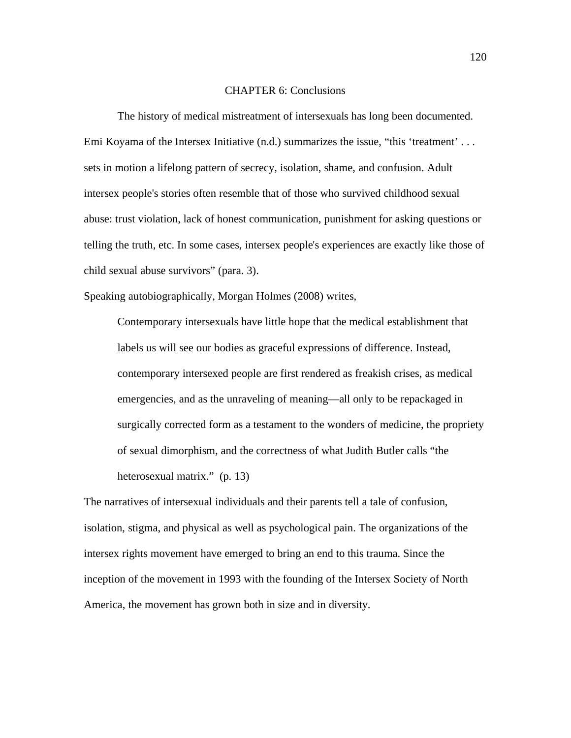# CHAPTER 6: Conclusions

The history of medical mistreatment of intersexuals has long been documented. Emi Koyama of the Intersex Initiative (n.d.) summarizes the issue, "this 'treatment' . . . sets in motion a lifelong pattern of secrecy, isolation, shame, and confusion. Adult intersex people's stories often resemble that of those who survived childhood sexual abuse: trust violation, lack of honest communication, punishment for asking questions or telling the truth, etc. In some cases, intersex people's experiences are exactly like those of child sexual abuse survivors" (para. 3).

Speaking autobiographically, Morgan Holmes (2008) writes,

> Contemporary intersexuals have little hope that the medical establishment that labels us will see our bodies as graceful expressions of difference. Instead, contemporary intersexed people are first rendered as freakish crises, as medical emergencies, and as the unraveling of meaning—all only to be repackaged in surgically corrected form as a testament to the wonders of medicine, the propriety of sexual dimorphism, and the correctness of what Judith Butler calls "the heterosexual matrix." (p. 13)

The narratives of intersexual individuals and their parents tell a tale of confusion, isolation, stigma, and physical as well as psychological pain. The organizations of the intersex rights movement have emerged to bring an end to this trauma. Since the inception of the movement in 1993 with the founding of the Intersex Society of North America, the movement has grown both in size and in diversity.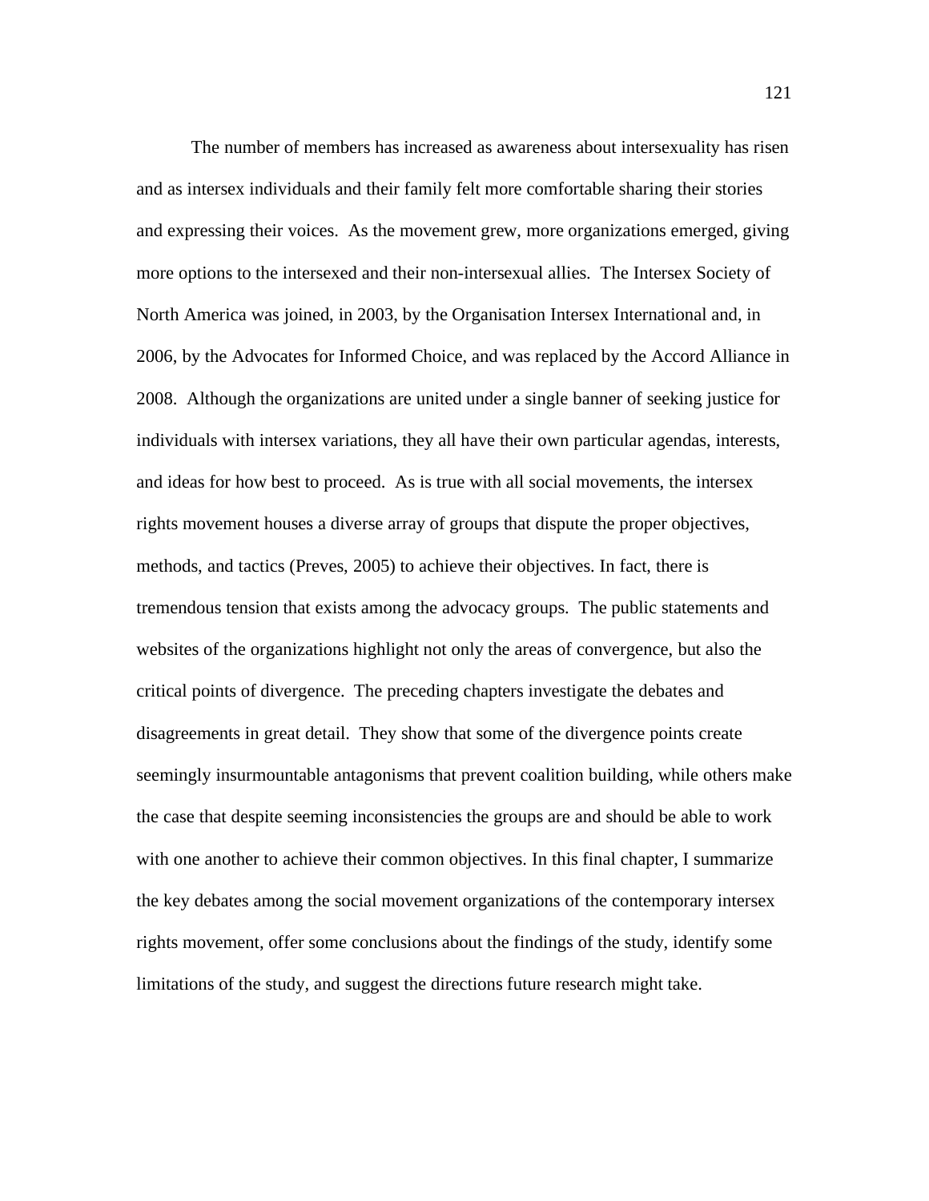The number of members has increased as awareness about intersexuality has risen and as intersex individuals and their family felt more comfortable sharing their stories and expressing their voices. As the movement grew, more organizations emerged, giving more options to the intersexed and their non-intersexual allies. The Intersex Society of North America was joined, in 2003, by the Organisation Intersex International and, in 2006, by the Advocates for Informed Choice, and was replaced by the Accord Alliance in 2008. Although the organizations are united under a single banner of seeking justice for individuals with intersex variations, they all have their own particular agendas, interests, and ideas for how best to proceed. As is true with all social movements, the intersex rights movement houses a diverse array of groups that dispute the proper objectives, methods, and tactics (Preves, 2005) to achieve their objectives. In fact, there is tremendous tension that exists among the advocacy groups. The public statements and websites of the organizations highlight not only the areas of convergence, but also the critical points of divergence. The preceding chapters investigate the debates and disagreements in great detail. They show that some of the divergence points create seemingly insurmountable antagonisms that prevent coalition building, while others make the case that despite seeming inconsistencies the groups are and should be able to work with one another to achieve their common objectives. In this final chapter, I summarize the key debates among the social movement organizations of the contemporary intersex rights movement, offer some conclusions about the findings of the study, identify some limitations of the study, and suggest the directions future research might take.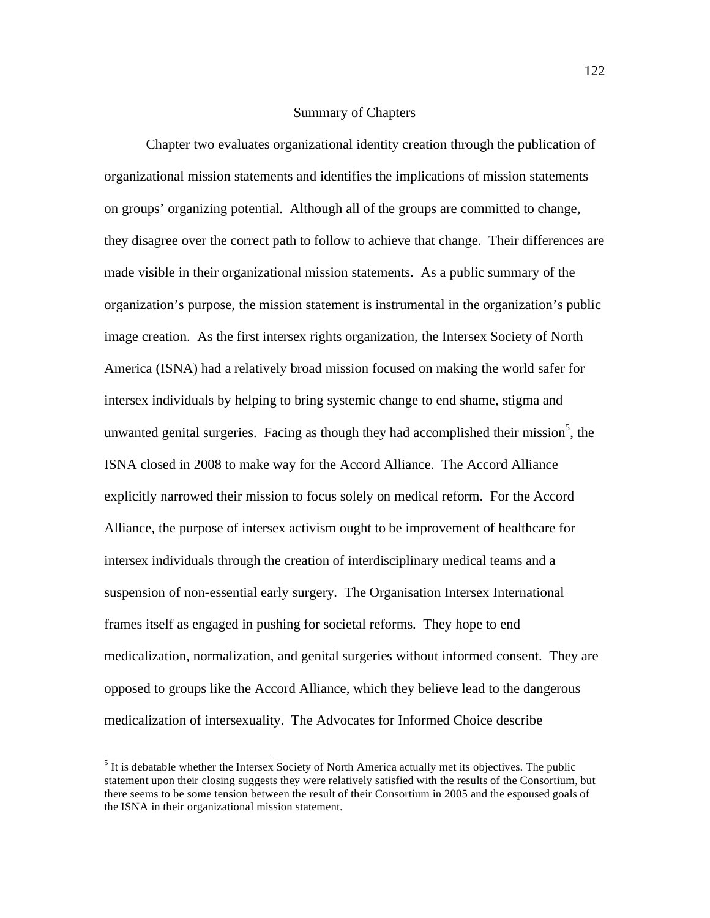## Summary of Chapters

Chapter two evaluates organizational identity creation through the publication of organizational mission statements and identifies the implications of mission statements on groups' organizing potential. Although all of the groups are committed to change, they disagree over the correct path to follow to achieve that change. Their differences are made visible in their organizational mission statements. As a public summary of the organization's purpose, the mission statement is instrumental in the organization's public image creation. As the first intersex rights organization, the Intersex Society of North America (ISNA) had a relatively broad mission focused on making the world safer for intersex individuals by helping to bring systemic change to end shame, stigma and unwanted genital surgeries. Facing as though they had accomplished their mission[5], the ISNA closed in 2008 to make way for the Accord Alliance. The Accord Alliance explicitly narrowed their mission to focus solely on medical reform. For the Accord Alliance, the purpose of intersex activism ought to be improvement of healthcare for intersex individuals through the creation of interdisciplinary medical teams and a suspension of non-essential early surgery. The Organisation Intersex International frames itself as engaged in pushing for societal reforms. They hope to end medicalization, normalization, and genital surgeries without informed consent. They are opposed to groups like the Accord Alliance, which they believe lead to the dangerous medicalization of intersexuality. The Advocates for Informed Choice describe

---

[5] It is debatable whether the Intersex Society of North America actually met its objectives. The public statement upon their closing suggests they were relatively satisfied with the results of the Consortium, but there seems to be some tension between the result of their Consortium in 2005 and the espoused goals of the ISNA in their organizational mission statement.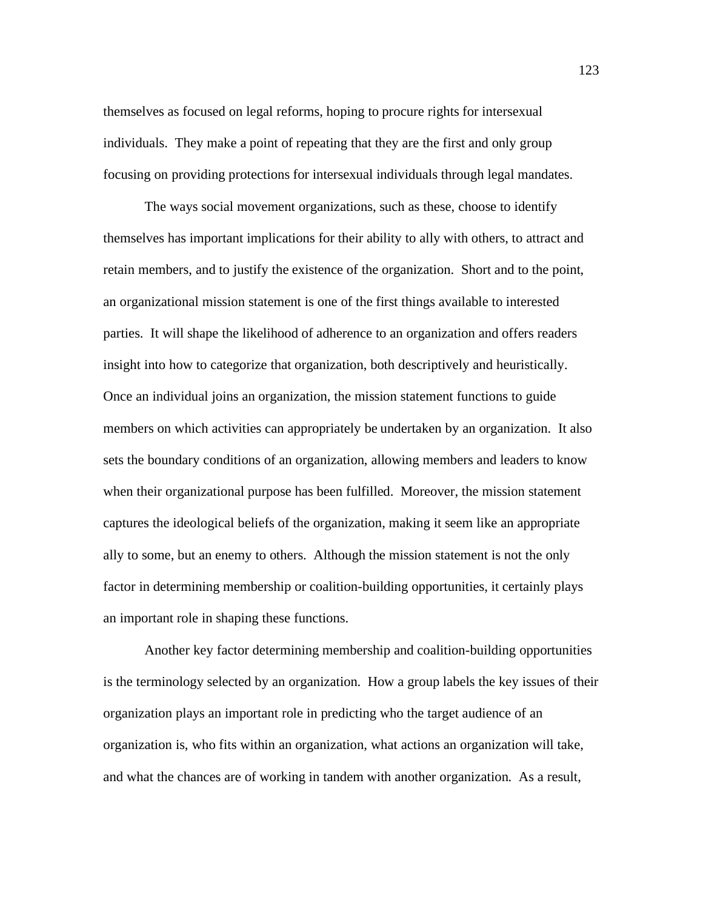themselves as focused on legal reforms, hoping to procure rights for intersexual individuals. They make a point of repeating that they are the first and only group focusing on providing protections for intersexual individuals through legal mandates.

The ways social movement organizations, such as these, choose to identify themselves has important implications for their ability to ally with others, to attract and retain members, and to justify the existence of the organization. Short and to the point, an organizational mission statement is one of the first things available to interested parties. It will shape the likelihood of adherence to an organization and offers readers insight into how to categorize that organization, both descriptively and heuristically. Once an individual joins an organization, the mission statement functions to guide members on which activities can appropriately be undertaken by an organization. It also sets the boundary conditions of an organization, allowing members and leaders to know when their organizational purpose has been fulfilled. Moreover, the mission statement captures the ideological beliefs of the organization, making it seem like an appropriate ally to some, but an enemy to others. Although the mission statement is not the only factor in determining membership or coalition-building opportunities, it certainly plays an important role in shaping these functions.

Another key factor determining membership and coalition-building opportunities is the terminology selected by an organization. How a group labels the key issues of their organization plays an important role in predicting who the target audience of an organization is, who fits within an organization, what actions an organization will take, and what the chances are of working in tandem with another organization. As a result,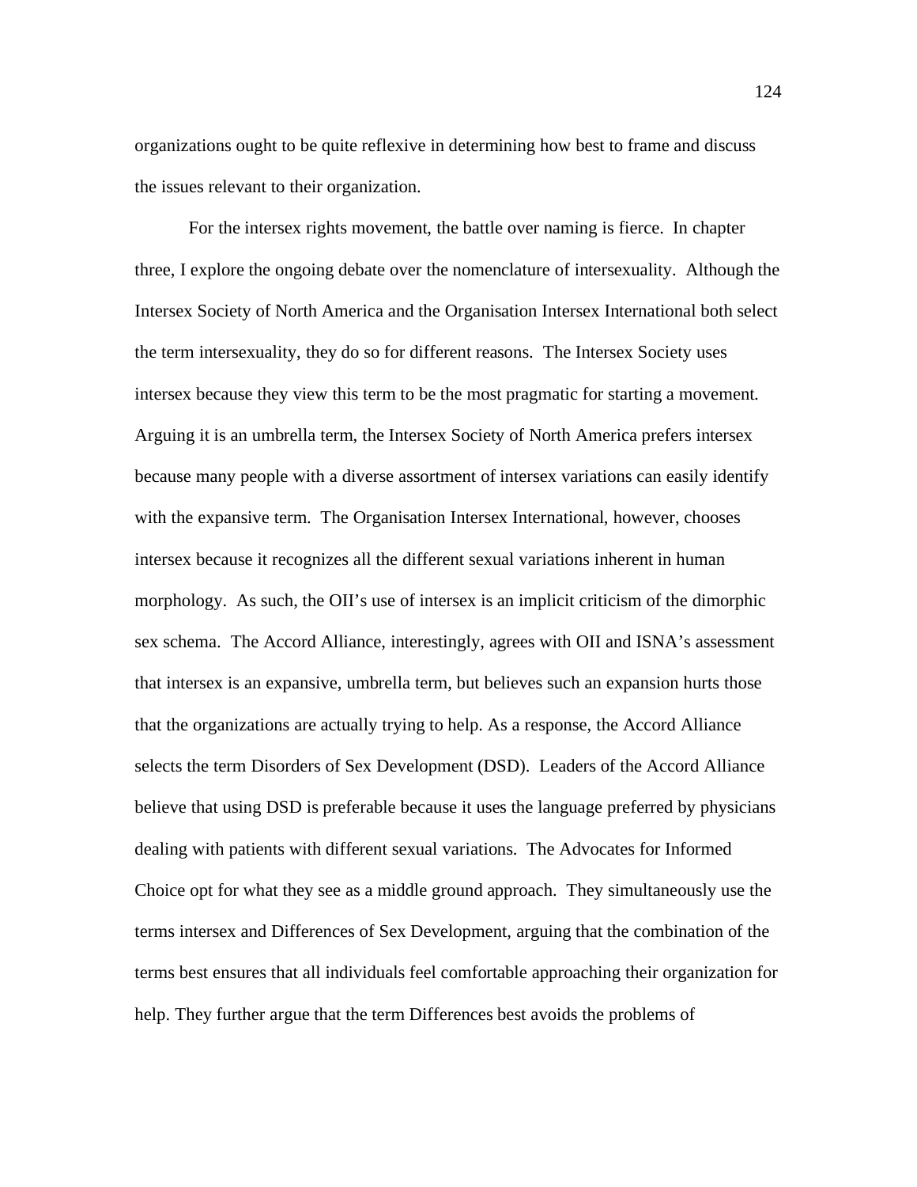organizations ought to be quite reflexive in determining how best to frame and discuss the issues relevant to their organization.

For the intersex rights movement, the battle over naming is fierce. In chapter three, I explore the ongoing debate over the nomenclature of intersexuality. Although the Intersex Society of North America and the Organisation Intersex International both select the term intersexuality, they do so for different reasons. The Intersex Society uses intersex because they view this term to be the most pragmatic for starting a movement. Arguing it is an umbrella term, the Intersex Society of North America prefers intersex because many people with a diverse assortment of intersex variations can easily identify with the expansive term. The Organisation Intersex International, however, chooses intersex because it recognizes all the different sexual variations inherent in human morphology. As such, the OII's use of intersex is an implicit criticism of the dimorphic sex schema. The Accord Alliance, interestingly, agrees with OII and ISNA's assessment that intersex is an expansive, umbrella term, but believes such an expansion hurts those that the organizations are actually trying to help. As a response, the Accord Alliance selects the term Disorders of Sex Development (DSD). Leaders of the Accord Alliance believe that using DSD is preferable because it uses the language preferred by physicians dealing with patients with different sexual variations. The Advocates for Informed Choice opt for what they see as a middle ground approach. They simultaneously use the terms intersex and Differences of Sex Development, arguing that the combination of the terms best ensures that all individuals feel comfortable approaching their organization for help. They further argue that the term Differences best avoids the problems of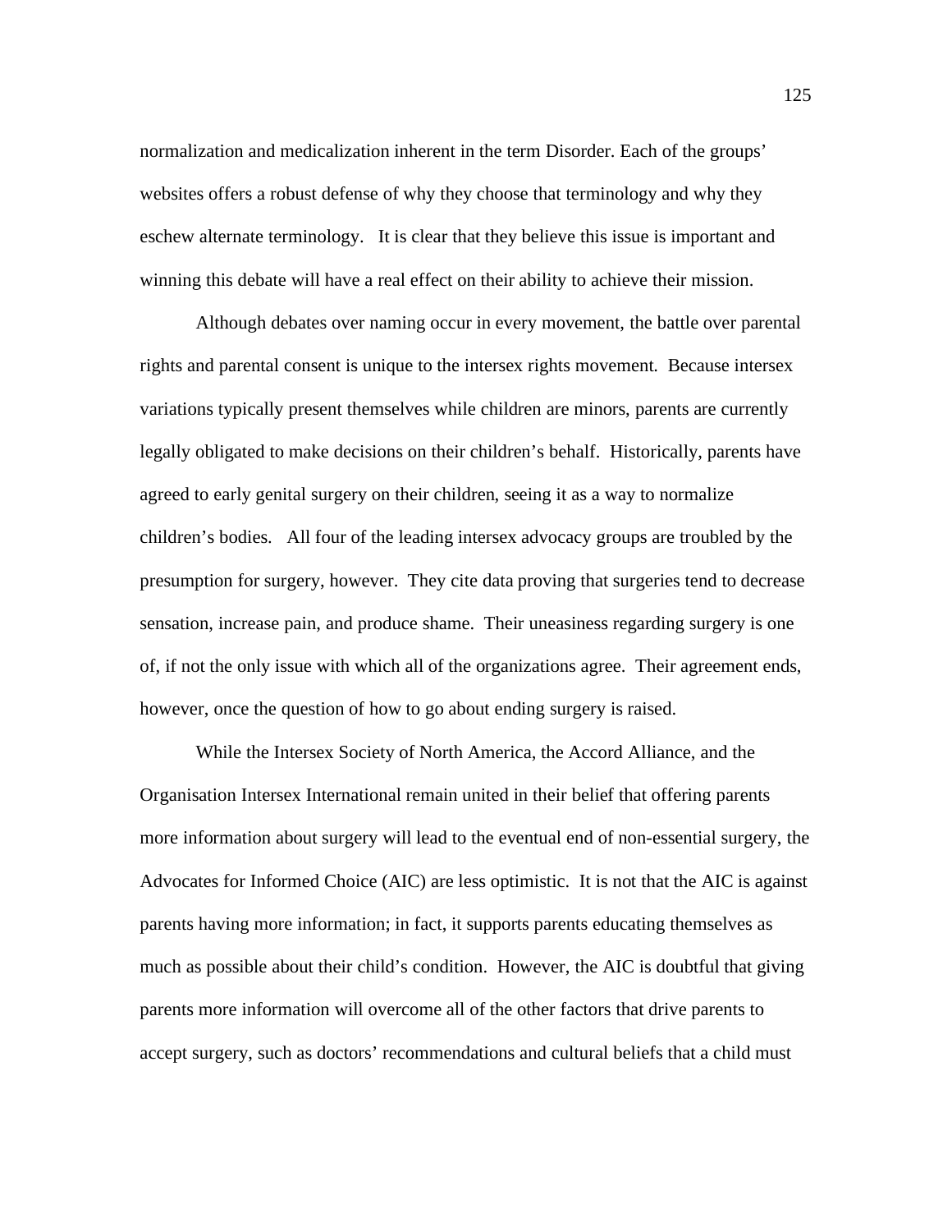normalization and medicalization inherent in the term Disorder. Each of the groups' websites offers a robust defense of why they choose that terminology and why they eschew alternate terminology. It is clear that they believe this issue is important and winning this debate will have a real effect on their ability to achieve their mission.

Although debates over naming occur in every movement, the battle over parental rights and parental consent is unique to the intersex rights movement. Because intersex variations typically present themselves while children are minors, parents are currently legally obligated to make decisions on their children's behalf. Historically, parents have agreed to early genital surgery on their children, seeing it as a way to normalize children's bodies. All four of the leading intersex advocacy groups are troubled by the presumption for surgery, however. They cite data proving that surgeries tend to decrease sensation, increase pain, and produce shame. Their uneasiness regarding surgery is one of, if not the only issue with which all of the organizations agree. Their agreement ends, however, once the question of how to go about ending surgery is raised.

While the Intersex Society of North America, the Accord Alliance, and the Organisation Intersex International remain united in their belief that offering parents more information about surgery will lead to the eventual end of non-essential surgery, the Advocates for Informed Choice (AIC) are less optimistic. It is not that the AIC is against parents having more information; in fact, it supports parents educating themselves as much as possible about their child's condition. However, the AIC is doubtful that giving parents more information will overcome all of the other factors that drive parents to accept surgery, such as doctors' recommendations and cultural beliefs that a child must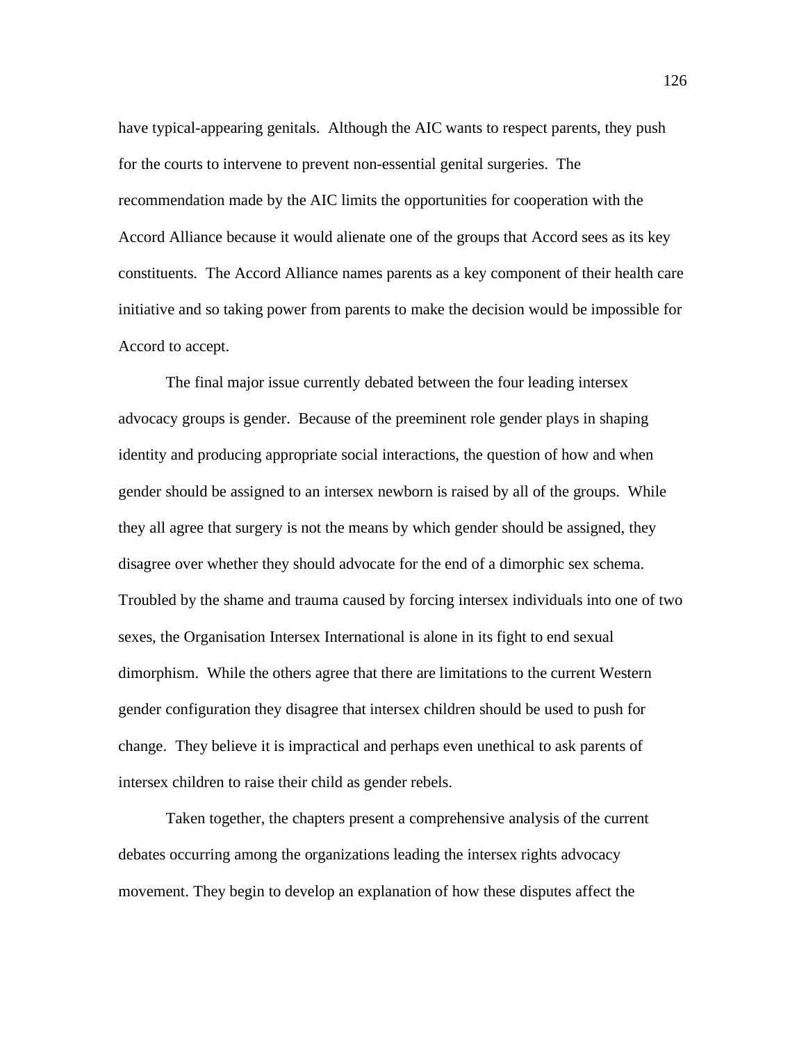have typical-appearing genitals. Although the AIC wants to respect parents, they push for the courts to intervene to prevent non-essential genital surgeries. The recommendation made by the AIC limits the opportunities for cooperation with the Accord Alliance because it would alienate one of the groups that Accord sees as its key constituents. The Accord Alliance names parents as a key component of their health care initiative and so taking power from parents to make the decision would be impossible for Accord to accept.

The final major issue currently debated between the four leading intersex advocacy groups is gender. Because of the preeminent role gender plays in shaping identity and producing appropriate social interactions, the question of how and when gender should be assigned to an intersex newborn is raised by all of the groups. While they all agree that surgery is not the means by which gender should be assigned, they disagree over whether they should advocate for the end of a dimorphic sex schema. Troubled by the shame and trauma caused by forcing intersex individuals into one of two sexes, the Organisation Intersex International is alone in its fight to end sexual dimorphism. While the others agree that there are limitations to the current Western gender configuration they disagree that intersex children should be used to push for change. They believe it is impractical and perhaps even unethical to ask parents of intersex children to raise their child as gender rebels.

Taken together, the chapters present a comprehensive analysis of the current debates occurring among the organizations leading the intersex rights advocacy movement. They begin to develop an explanation of how these disputes affect the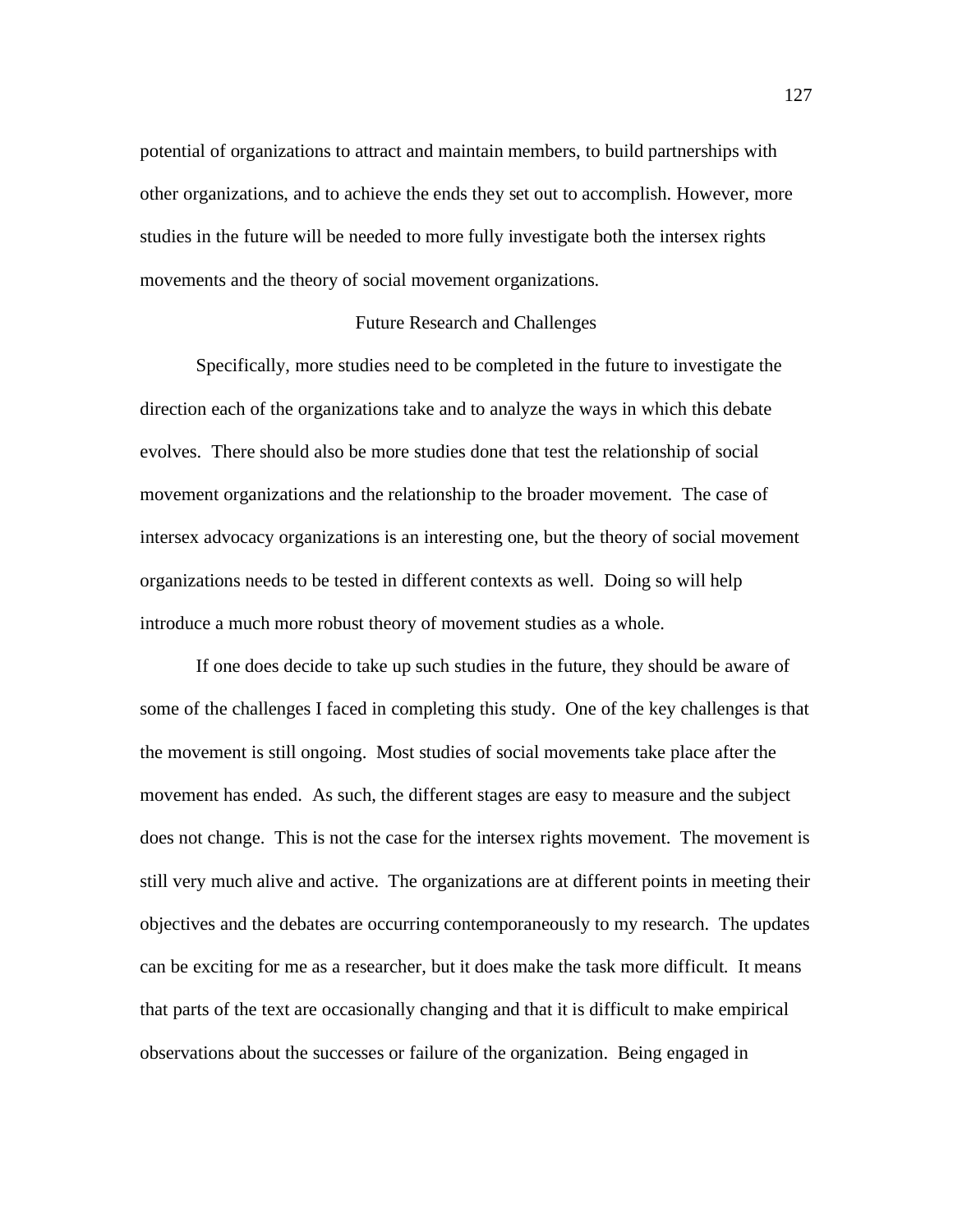potential of organizations to attract and maintain members, to build partnerships with other organizations, and to achieve the ends they set out to accomplish. However, more studies in the future will be needed to more fully investigate both the intersex rights movements and the theory of social movement organizations.

## Future Research and Challenges

Specifically, more studies need to be completed in the future to investigate the direction each of the organizations take and to analyze the ways in which this debate evolves. There should also be more studies done that test the relationship of social movement organizations and the relationship to the broader movement. The case of intersex advocacy organizations is an interesting one, but the theory of social movement organizations needs to be tested in different contexts as well. Doing so will help introduce a much more robust theory of movement studies as a whole.

If one does decide to take up such studies in the future, they should be aware of some of the challenges I faced in completing this study. One of the key challenges is that the movement is still ongoing. Most studies of social movements take place after the movement has ended. As such, the different stages are easy to measure and the subject does not change. This is not the case for the intersex rights movement. The movement is still very much alive and active. The organizations are at different points in meeting their objectives and the debates are occurring contemporaneously to my research. The updates can be exciting for me as a researcher, but it does make the task more difficult. It means that parts of the text are occasionally changing and that it is difficult to make empirical observations about the successes or failure of the organization. Being engaged in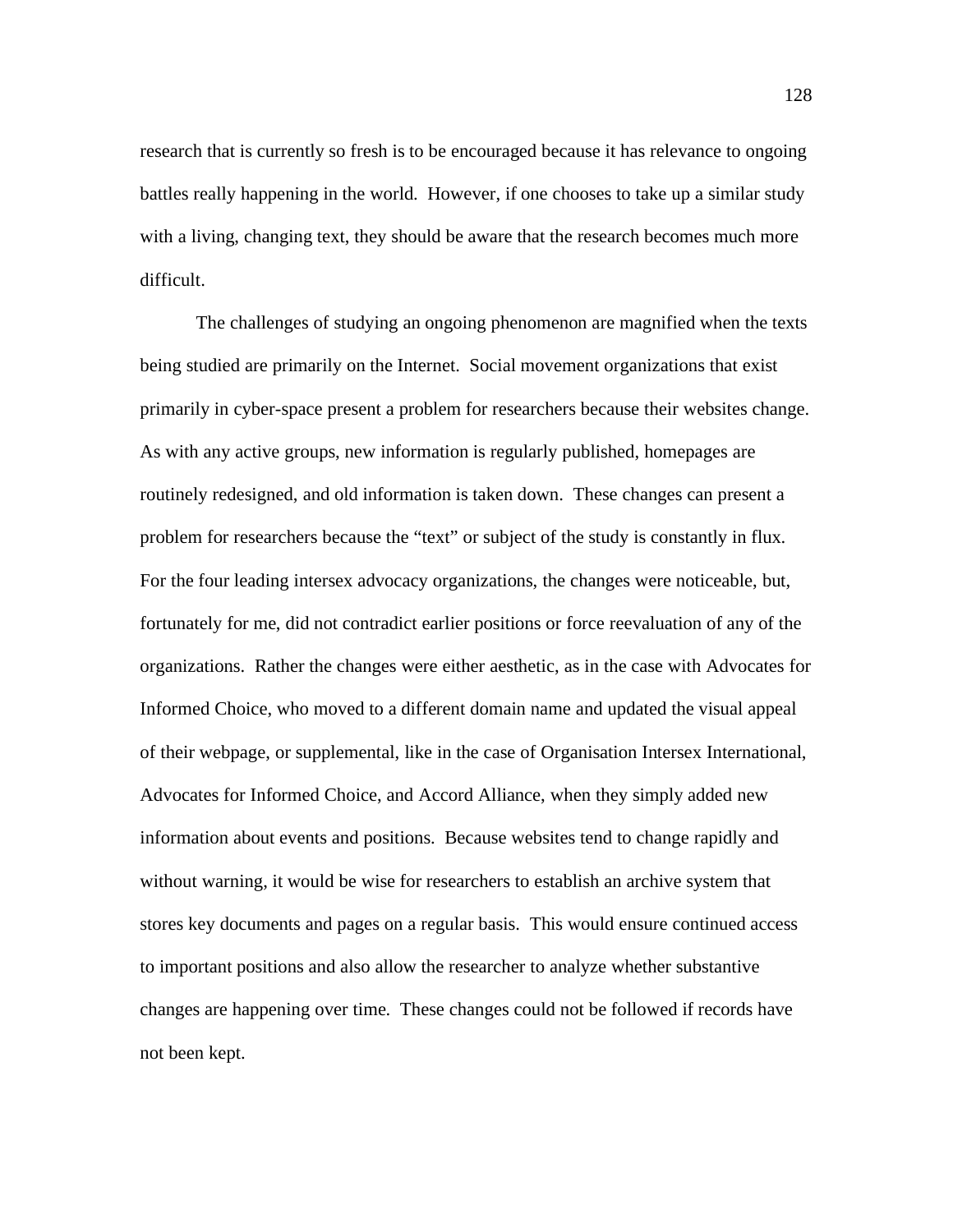research that is currently so fresh is to be encouraged because it has relevance to ongoing battles really happening in the world. However, if one chooses to take up a similar study with a living, changing text, they should be aware that the research becomes much more difficult.

The challenges of studying an ongoing phenomenon are magnified when the texts being studied are primarily on the Internet. Social movement organizations that exist primarily in cyber-space present a problem for researchers because their websites change. As with any active groups, new information is regularly published, homepages are routinely redesigned, and old information is taken down. These changes can present a problem for researchers because the "text" or subject of the study is constantly in flux. For the four leading intersex advocacy organizations, the changes were noticeable, but, fortunately for me, did not contradict earlier positions or force reevaluation of any of the organizations. Rather the changes were either aesthetic, as in the case with Advocates for Informed Choice, who moved to a different domain name and updated the visual appeal of their webpage, or supplemental, like in the case of Organisation Intersex International, Advocates for Informed Choice, and Accord Alliance, when they simply added new information about events and positions. Because websites tend to change rapidly and without warning, it would be wise for researchers to establish an archive system that stores key documents and pages on a regular basis. This would ensure continued access to important positions and also allow the researcher to analyze whether substantive changes are happening over time. These changes could not be followed if records have not been kept.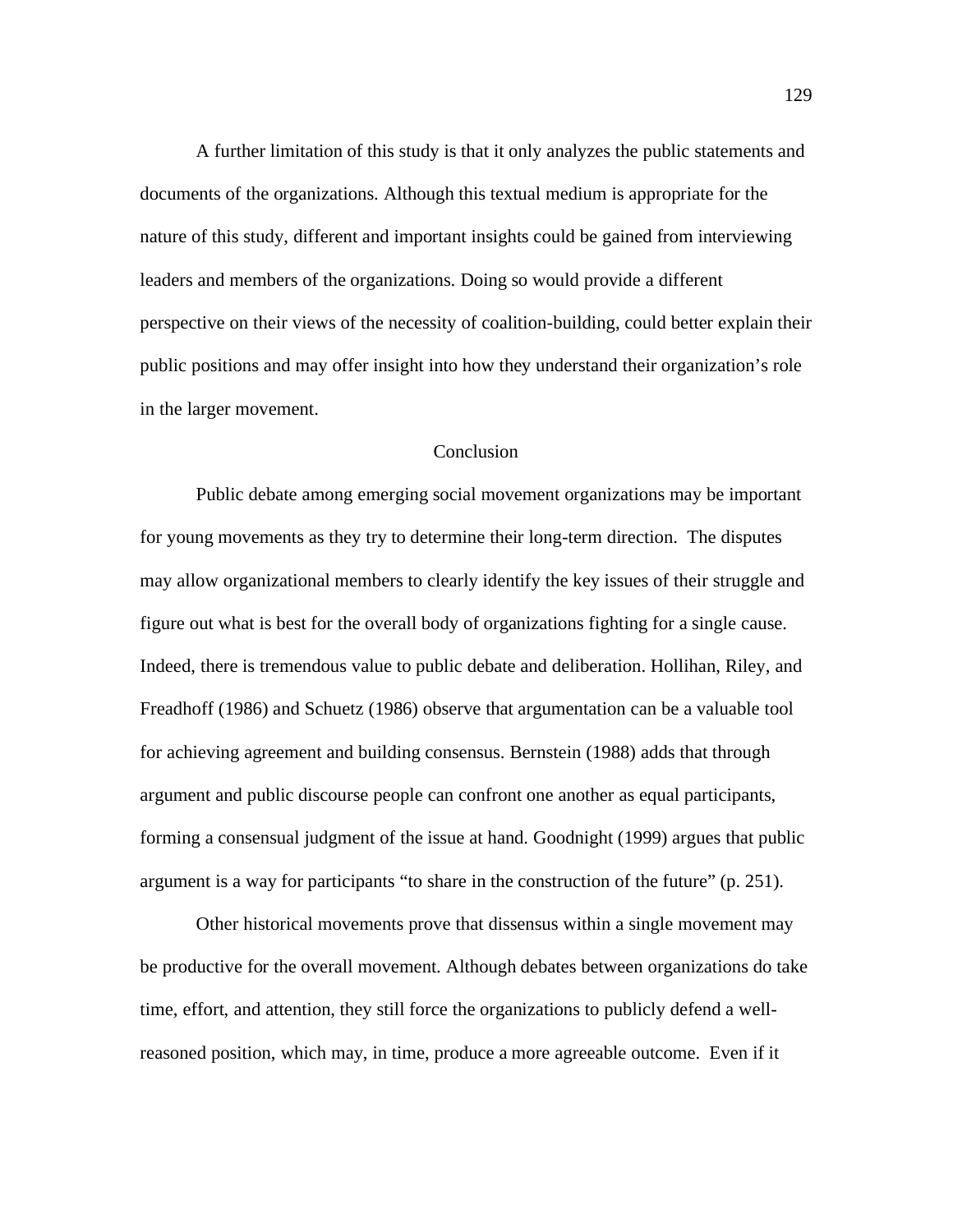A further limitation of this study is that it only analyzes the public statements and documents of the organizations. Although this textual medium is appropriate for the nature of this study, different and important insights could be gained from interviewing leaders and members of the organizations. Doing so would provide a different perspective on their views of the necessity of coalition-building, could better explain their public positions and may offer insight into how they understand their organization's role in the larger movement.

## Conclusion

Public debate among emerging social movement organizations may be important for young movements as they try to determine their long-term direction. The disputes may allow organizational members to clearly identify the key issues of their struggle and figure out what is best for the overall body of organizations fighting for a single cause. Indeed, there is tremendous value to public debate and deliberation. Hollihan, Riley, and Freadhoff (1986) and Schuetz (1986) observe that argumentation can be a valuable tool for achieving agreement and building consensus. Bernstein (1988) adds that through argument and public discourse people can confront one another as equal participants, forming a consensual judgment of the issue at hand. Goodnight (1999) argues that public argument is a way for participants "to share in the construction of the future" (p. 251).

Other historical movements prove that dissensus within a single movement may be productive for the overall movement. Although debates between organizations do take time, effort, and attention, they still force the organizations to publicly defend a well-reasoned position, which may, in time, produce a more agreeable outcome. Even if it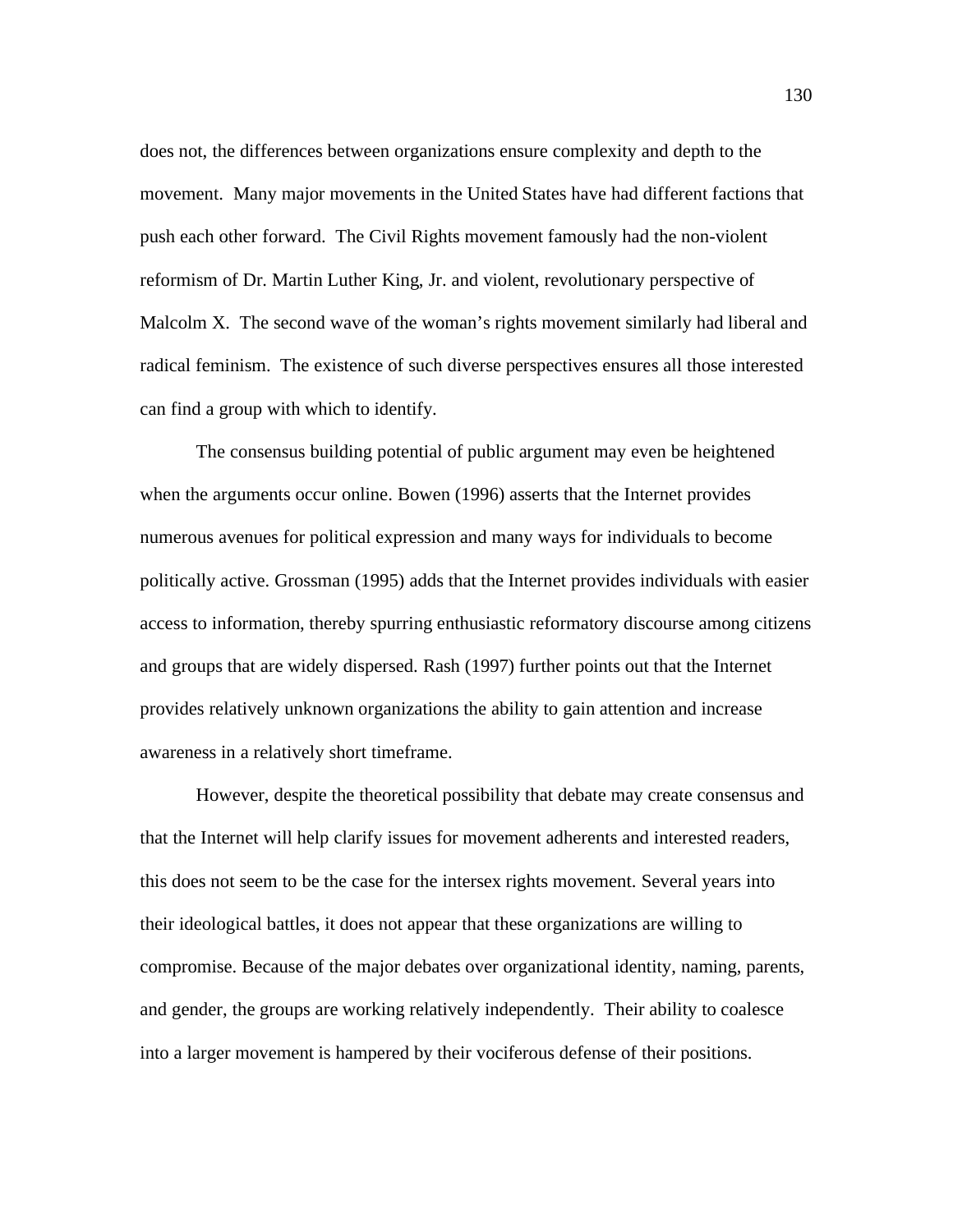does not, the differences between organizations ensure complexity and depth to the movement. Many major movements in the United States have had different factions that push each other forward. The Civil Rights movement famously had the non-violent reformism of Dr. Martin Luther King, Jr. and violent, revolutionary perspective of Malcolm X. The second wave of the woman's rights movement similarly had liberal and radical feminism. The existence of such diverse perspectives ensures all those interested can find a group with which to identify.

The consensus building potential of public argument may even be heightened when the arguments occur online. Bowen (1996) asserts that the Internet provides numerous avenues for political expression and many ways for individuals to become politically active. Grossman (1995) adds that the Internet provides individuals with easier access to information, thereby spurring enthusiastic reformatory discourse among citizens and groups that are widely dispersed. Rash (1997) further points out that the Internet provides relatively unknown organizations the ability to gain attention and increase awareness in a relatively short timeframe.

However, despite the theoretical possibility that debate may create consensus and that the Internet will help clarify issues for movement adherents and interested readers, this does not seem to be the case for the intersex rights movement. Several years into their ideological battles, it does not appear that these organizations are willing to compromise. Because of the major debates over organizational identity, naming, parents, and gender, the groups are working relatively independently. Their ability to coalesce into a larger movement is hampered by their vociferous defense of their positions.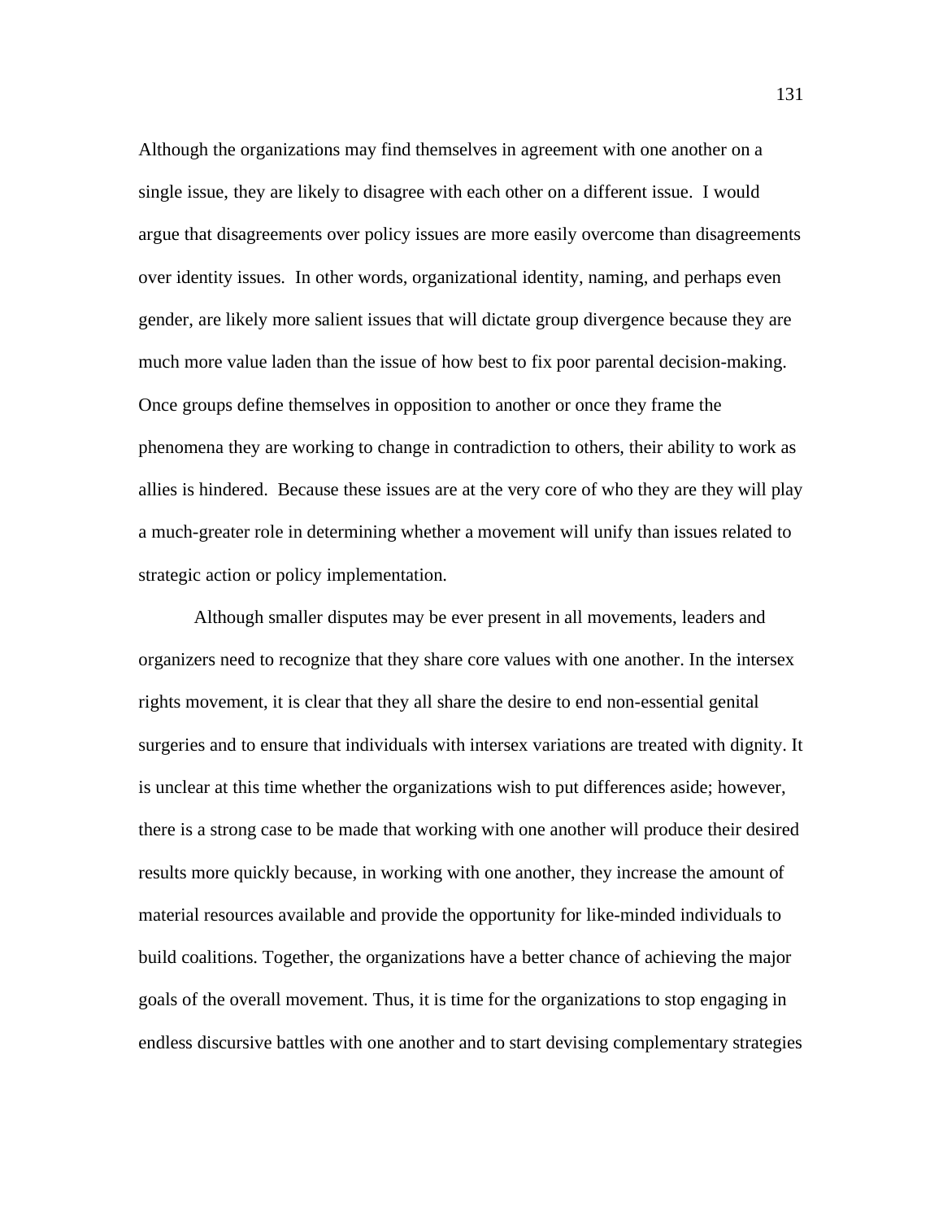Although the organizations may find themselves in agreement with one another on a single issue, they are likely to disagree with each other on a different issue. I would argue that disagreements over policy issues are more easily overcome than disagreements over identity issues. In other words, organizational identity, naming, and perhaps even gender, are likely more salient issues that will dictate group divergence because they are much more value laden than the issue of how best to fix poor parental decision-making. Once groups define themselves in opposition to another or once they frame the phenomena they are working to change in contradiction to others, their ability to work as allies is hindered. Because these issues are at the very core of who they are they will play a much-greater role in determining whether a movement will unify than issues related to strategic action or policy implementation.

Although smaller disputes may be ever present in all movements, leaders and organizers need to recognize that they share core values with one another. In the intersex rights movement, it is clear that they all share the desire to end non-essential genital surgeries and to ensure that individuals with intersex variations are treated with dignity. It is unclear at this time whether the organizations wish to put differences aside; however, there is a strong case to be made that working with one another will produce their desired results more quickly because, in working with one another, they increase the amount of material resources available and provide the opportunity for like-minded individuals to build coalitions. Together, the organizations have a better chance of achieving the major goals of the overall movement. Thus, it is time for the organizations to stop engaging in endless discursive battles with one another and to start devising complementary strategies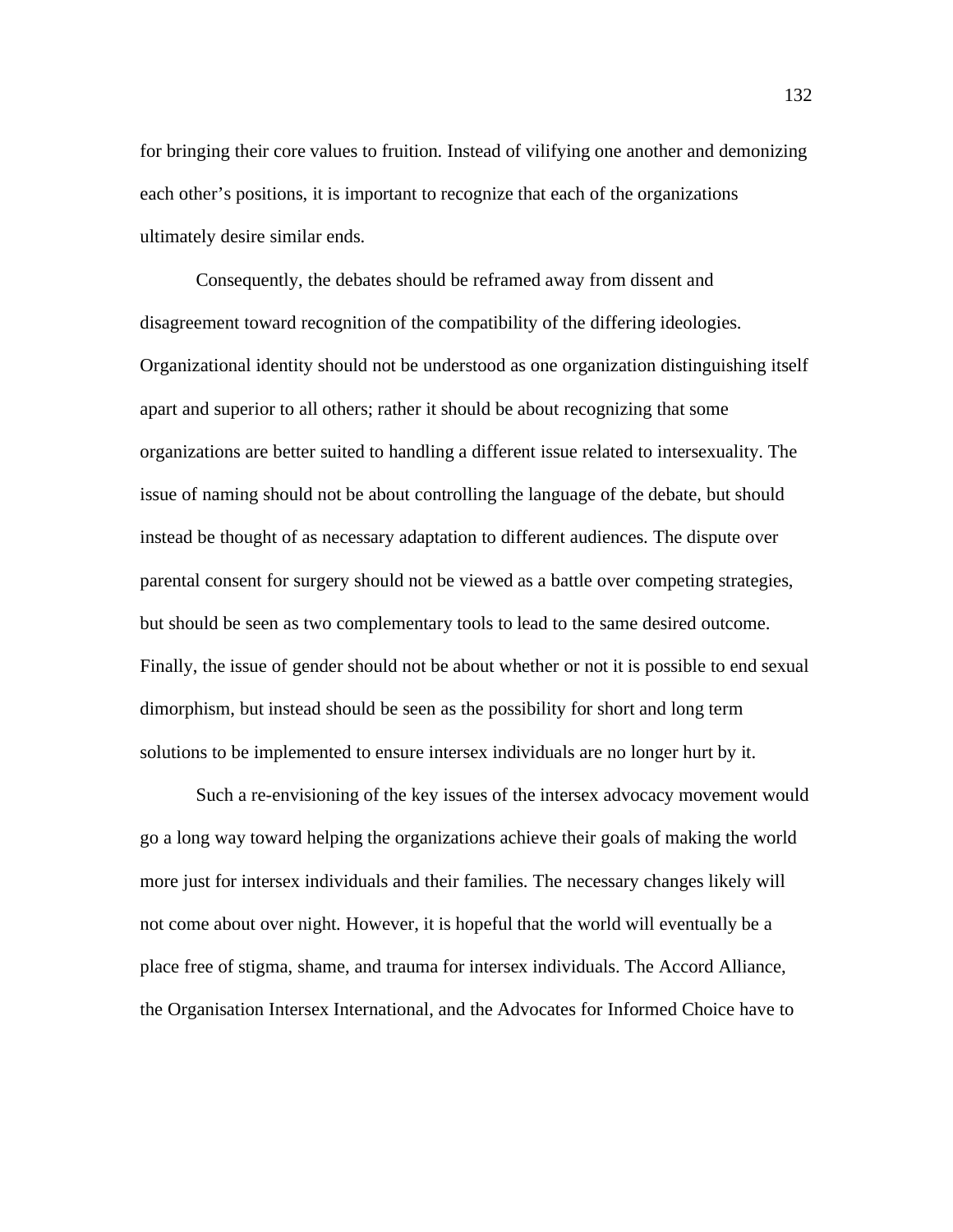for bringing their core values to fruition. Instead of vilifying one another and demonizing each other's positions, it is important to recognize that each of the organizations ultimately desire similar ends.

Consequently, the debates should be reframed away from dissent and disagreement toward recognition of the compatibility of the differing ideologies. Organizational identity should not be understood as one organization distinguishing itself apart and superior to all others; rather it should be about recognizing that some organizations are better suited to handling a different issue related to intersexuality. The issue of naming should not be about controlling the language of the debate, but should instead be thought of as necessary adaptation to different audiences. The dispute over parental consent for surgery should not be viewed as a battle over competing strategies, but should be seen as two complementary tools to lead to the same desired outcome. Finally, the issue of gender should not be about whether or not it is possible to end sexual dimorphism, but instead should be seen as the possibility for short and long term solutions to be implemented to ensure intersex individuals are no longer hurt by it.

Such a re-envisioning of the key issues of the intersex advocacy movement would go a long way toward helping the organizations achieve their goals of making the world more just for intersex individuals and their families. The necessary changes likely will not come about over night. However, it is hopeful that the world will eventually be a place free of stigma, shame, and trauma for intersex individuals. The Accord Alliance, the Organisation Intersex International, and the Advocates for Informed Choice have to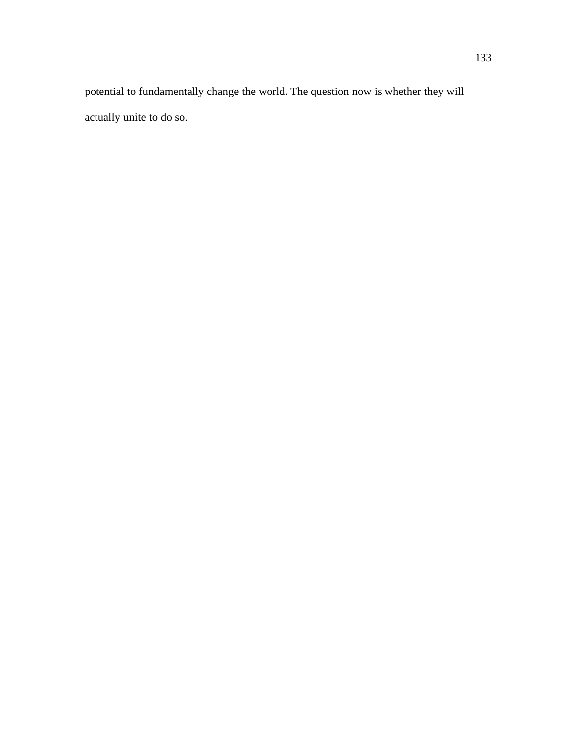potential to fundamentally change the world. The question now is whether they will actually unite to do so.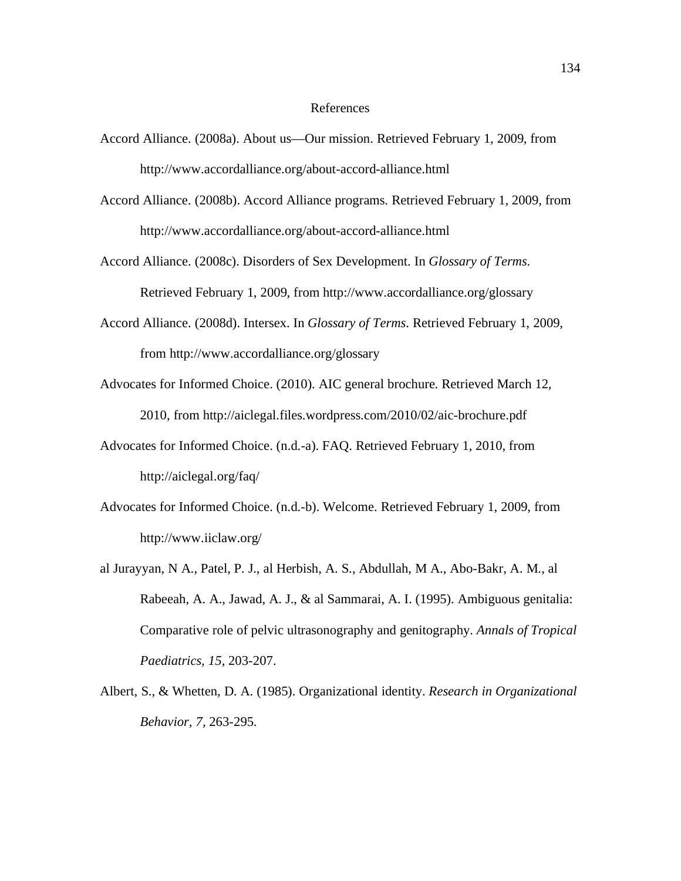# References

Accord Alliance. (2008a). About us—Our mission. Retrieved February 1, 2009, from http://www.accordalliance.org/about-accord-alliance.html

Accord Alliance. (2008b). Accord Alliance programs. Retrieved February 1, 2009, from http://www.accordalliance.org/about-accord-alliance.html

Accord Alliance. (2008c). Disorders of Sex Development. In *Glossary of Terms*. Retrieved February 1, 2009, from http://www.accordalliance.org/glossary

Accord Alliance. (2008d). Intersex. In *Glossary of Terms*. Retrieved February 1, 2009, from http://www.accordalliance.org/glossary

Advocates for Informed Choice. (2010). AIC general brochure. Retrieved March 12, 2010, from http://aiclegal.files.wordpress.com/2010/02/aic-brochure.pdf

Advocates for Informed Choice. (n.d.-a). FAQ. Retrieved February 1, 2010, from http://aiclegal.org/faq/

Advocates for Informed Choice. (n.d.-b). Welcome. Retrieved February 1, 2009, from http://www.iiclaw.org/

al Jurayyan, N A., Patel, P. J., al Herbish, A. S., Abdullah, M A., Abo-Bakr, A. M., al Rabeeah, A. A., Jawad, A. J., & al Sammarai, A. I. (1995). Ambiguous genitalia: Comparative role of pelvic ultrasonography and genitography. *Annals of Tropical Paediatrics, 15,* 203-207.

Albert, S., & Whetten, D. A. (1985). Organizational identity. *Research in Organizational Behavior, 7,* 263-295.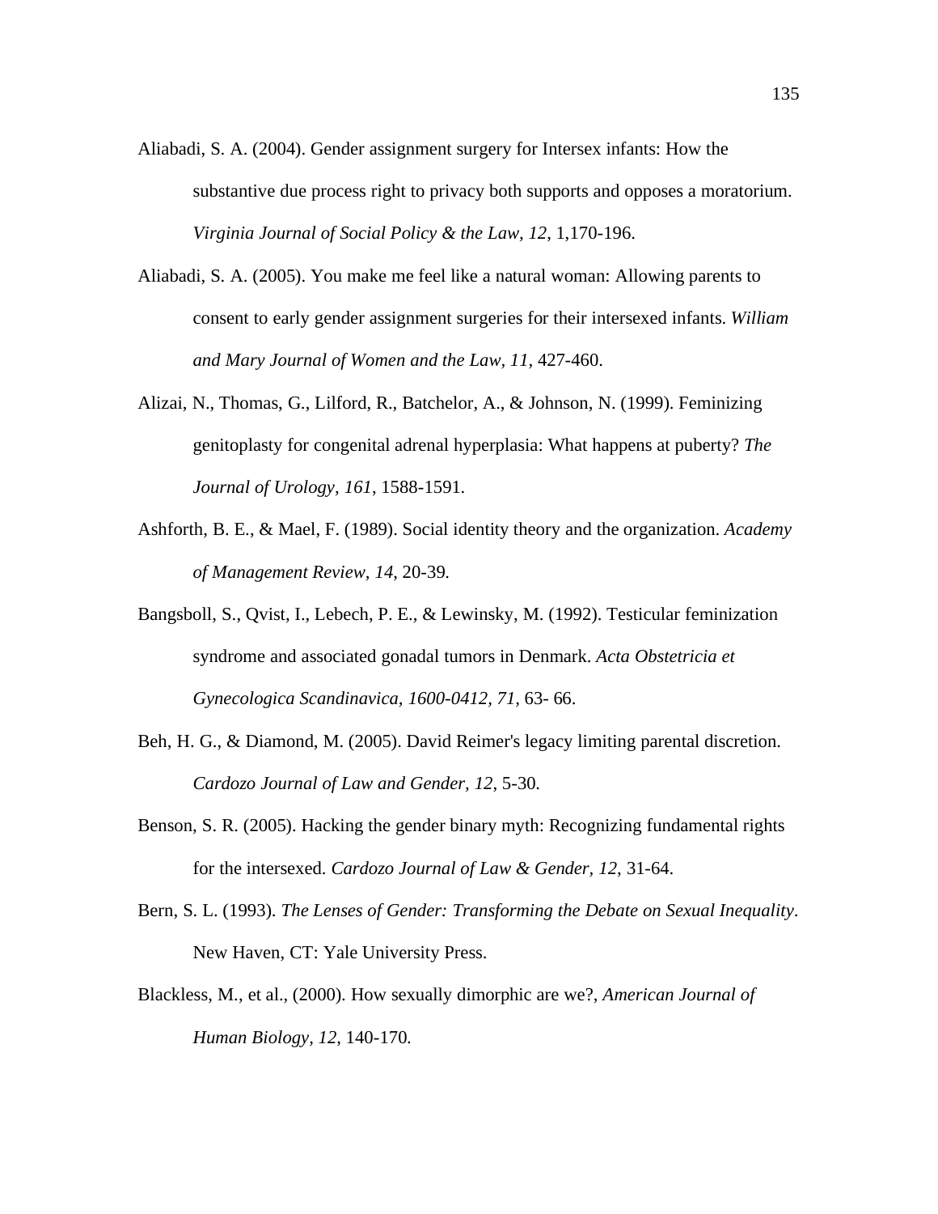Aliabadi, S. A. (2004). Gender assignment surgery for Intersex infants: How the substantive due process right to privacy both supports and opposes a moratorium. *Virginia Journal of Social Policy & the Law, 12*, 1,170-196.

Aliabadi, S. A. (2005). You make me feel like a natural woman: Allowing parents to consent to early gender assignment surgeries for their intersexed infants. *William and Mary Journal of Women and the Law, 11*, 427-460.

Alizai, N., Thomas, G., Lilford, R., Batchelor, A., & Johnson, N. (1999). Feminizing genitoplasty for congenital adrenal hyperplasia: What happens at puberty? *The Journal of Urology, 161*, 1588-1591.

Ashforth, B. E., & Mael, F. (1989). Social identity theory and the organization. *Academy of Management Review, 14*, 20-39.

Bangsboll, S., Qvist, I., Lebech, P. E., & Lewinsky, M. (1992). Testicular feminization syndrome and associated gonadal tumors in Denmark. *Acta Obstetricia et Gynecologica Scandinavica, 1600-0412, 71*, 63- 66.

Beh, H. G., & Diamond, M. (2005). David Reimer's legacy limiting parental discretion. *Cardozo Journal of Law and Gender, 12*, 5-30.

Benson, S. R. (2005). Hacking the gender binary myth: Recognizing fundamental rights for the intersexed. *Cardozo Journal of Law & Gender, 12*, 31-64.

Bern, S. L. (1993). *The Lenses of Gender: Transforming the Debate on Sexual Inequality*. New Haven, CT: Yale University Press.

Blackless, M., et al., (2000). How sexually dimorphic are we?, *American Journal of Human Biology, 12*, 140-170.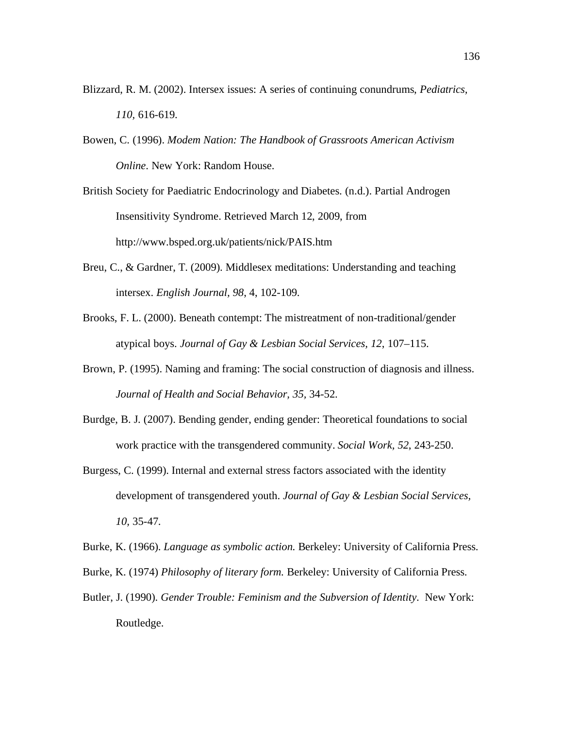Blizzard, R. M. (2002). Intersex issues: A series of continuing conundrums, *Pediatrics, 110,* 616-619.

Bowen, C. (1996). *Modem Nation: The Handbook of Grassroots American Activism Online*. New York: Random House.

British Society for Paediatric Endocrinology and Diabetes. (n.d.). Partial Androgen Insensitivity Syndrome. Retrieved March 12, 2009, from http://www.bsped.org.uk/patients/nick/PAIS.htm

Breu, C., & Gardner, T. (2009). Middlesex meditations: Understanding and teaching intersex. *English Journal, 98,* 4, 102-109.

Brooks, F. L. (2000). Beneath contempt: The mistreatment of non-traditional/gender atypical boys. *Journal of Gay & Lesbian Social Services, 12*, 107–115.

Brown, P. (1995). Naming and framing: The social construction of diagnosis and illness. *Journal of Health and Social Behavior, 35,* 34-52.

Burdge, B. J. (2007). Bending gender, ending gender: Theoretical foundations to social work practice with the transgendered community. *Social Work, 52*, 243-250.

Burgess, C. (1999). Internal and external stress factors associated with the identity development of transgendered youth. *Journal of Gay & Lesbian Social Services, 10,* 35-47.

Burke, K. (1966). *Language as symbolic action.* Berkeley: University of California Press.

Burke, K. (1974) *Philosophy of literary form.* Berkeley: University of California Press.

Butler, J. (1990). *Gender Trouble: Feminism and the Subversion of Identity*. New York: Routledge.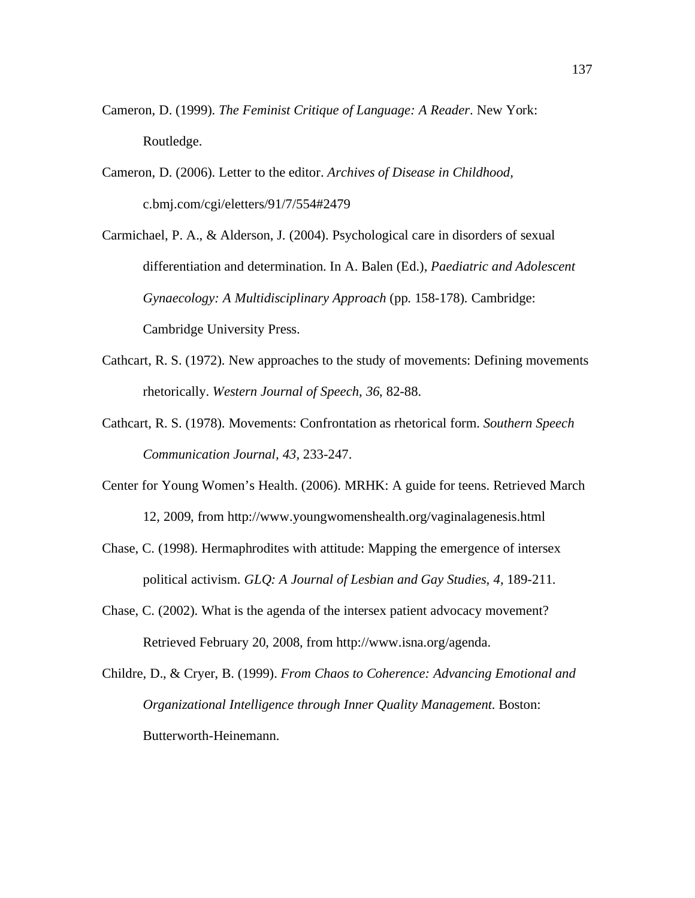Cameron, D. (1999). *The Feminist Critique of Language: A Reader*. New York: Routledge.

Cameron, D. (2006). Letter to the editor. *Archives of Disease in Childhood*, c.bmj.com/cgi/eletters/91/7/554#2479

Carmichael, P. A., & Alderson, J. (2004). Psychological care in disorders of sexual differentiation and determination. In A. Balen (Ed.), *Paediatric and Adolescent Gynaecology: A Multidisciplinary Approach* (pp. 158-178). Cambridge: Cambridge University Press.

Cathcart, R. S. (1972). New approaches to the study of movements: Defining movements rhetorically. *Western Journal of Speech, 36*, 82-88.

Cathcart, R. S. (1978). Movements: Confrontation as rhetorical form. *Southern Speech Communication Journal, 43*, 233-247.

Center for Young Women's Health. (2006). MRHK: A guide for teens. Retrieved March 12, 2009, from http://www.youngwomenshealth.org/vaginalagenesis.html

Chase, C. (1998). Hermaphrodites with attitude: Mapping the emergence of intersex political activism. *GLQ: A Journal of Lesbian and Gay Studies, 4*, 189-211.

Chase, C. (2002). What is the agenda of the intersex patient advocacy movement? Retrieved February 20, 2008, from http://www.isna.org/agenda.

Childre, D., & Cryer, B. (1999). *From Chaos to Coherence: Advancing Emotional and Organizational Intelligence through Inner Quality Management*. Boston: Butterworth-Heinemann.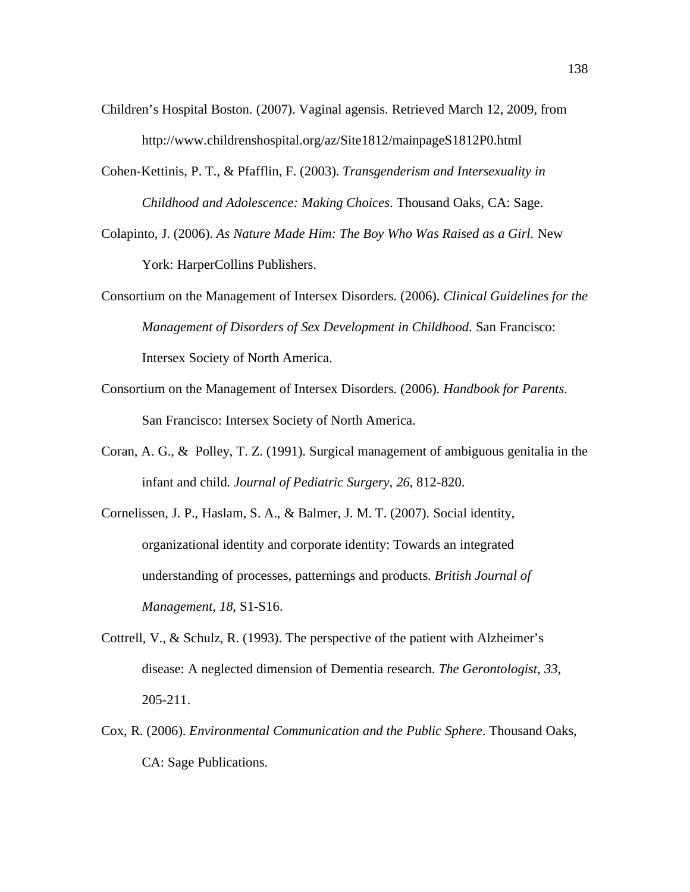Children's Hospital Boston. (2007). Vaginal agensis. Retrieved March 12, 2009, from http://www.childrenshospital.org/az/Site1812/mainpageS1812P0.html

Cohen-Kettinis, P. T., & Pfafflin, F. (2003). *Transgenderism and Intersexuality in Childhood and Adolescence: Making Choices*. Thousand Oaks, CA: Sage.

Colapinto, J. (2006). *As Nature Made Him: The Boy Who Was Raised as a Girl.* New York: HarperCollins Publishers.

Consortium on the Management of Intersex Disorders. (2006). *Clinical Guidelines for the Management of Disorders of Sex Development in Childhood*. San Francisco: Intersex Society of North America.

Consortium on the Management of Intersex Disorders. (2006). *Handbook for Parents*. San Francisco: Intersex Society of North America.

Coran, A. G., & Polley, T. Z. (1991). Surgical management of ambiguous genitalia in the infant and child. *Journal of Pediatric Surgery*, *26*, 812-820.

Cornelissen, J. P., Haslam, S. A., & Balmer, J. M. T. (2007). Social identity, organizational identity and corporate identity: Towards an integrated understanding of processes, patternings and products. *British Journal of Management, 18*, S1-S16.

Cottrell, V., & Schulz, R. (1993). The perspective of the patient with Alzheimer's disease: A neglected dimension of Dementia research. *The Gerontologist*, *33*, 205-211.

Cox, R. (2006). *Environmental Communication and the Public Sphere*. Thousand Oaks, CA: Sage Publications.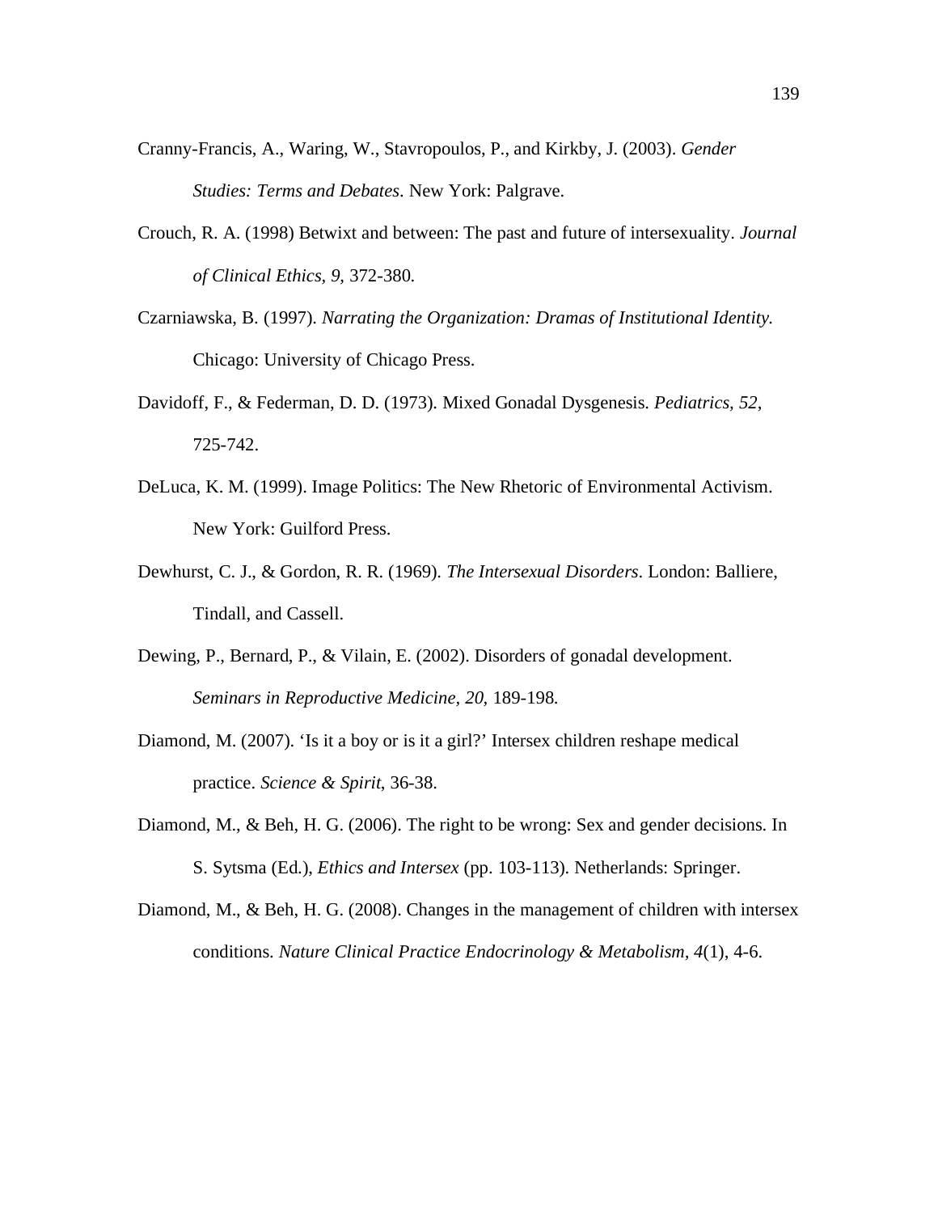Cranny-Francis, A., Waring, W., Stavropoulos, P., and Kirkby, J. (2003). *Gender Studies: Terms and Debates*. New York: Palgrave.

Crouch, R. A. (1998) Betwixt and between: The past and future of intersexuality. *Journal of Clinical Ethics, 9*, 372-380.

Czarniawska, B. (1997). *Narrating the Organization: Dramas of Institutional Identity.* Chicago: University of Chicago Press.

Davidoff, F., & Federman, D. D. (1973). Mixed Gonadal Dysgenesis. *Pediatrics, 52*, 725-742.

DeLuca, K. M. (1999). Image Politics: The New Rhetoric of Environmental Activism. New York: Guilford Press.

Dewhurst, C. J., & Gordon, R. R. (1969). *The Intersexual Disorders*. London: Balliere, Tindall, and Cassell.

Dewing, P., Bernard, P., & Vilain, E. (2002). Disorders of gonadal development. *Seminars in Reproductive Medicine, 20*, 189-198.

Diamond, M. (2007). 'Is it a boy or is it a girl?' Intersex children reshape medical practice. *Science & Spirit*, 36-38.

Diamond, M., & Beh, H. G. (2006). The right to be wrong: Sex and gender decisions. In S. Sytsma (Ed.), *Ethics and Intersex* (pp. 103-113). Netherlands: Springer.

Diamond, M., & Beh, H. G. (2008). Changes in the management of children with intersex conditions. *Nature Clinical Practice Endocrinology & Metabolism, 4*(1), 4-6.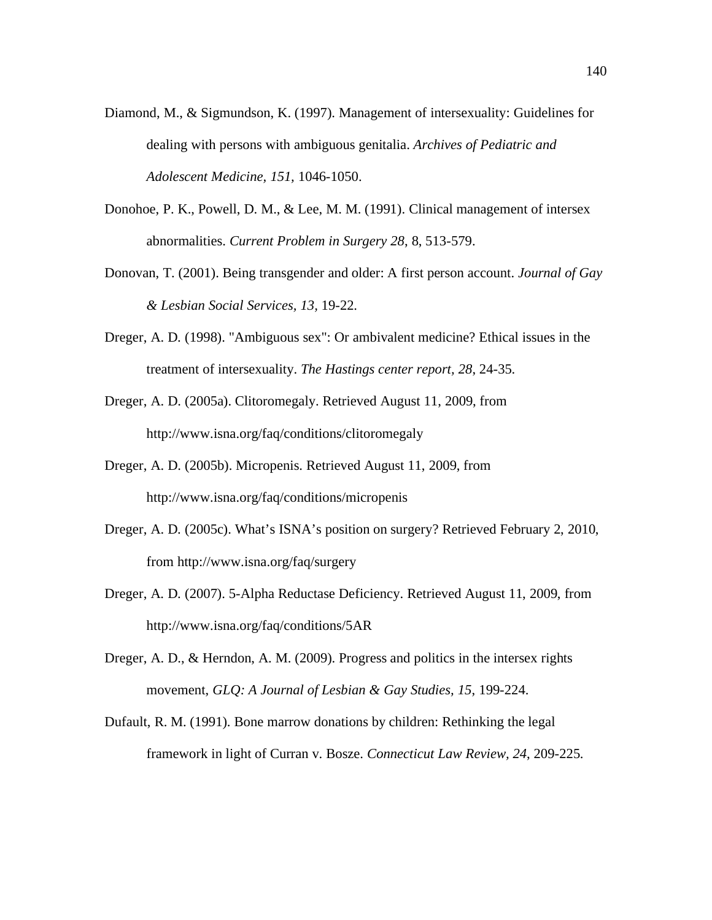Diamond, M., & Sigmundson, K. (1997). Management of intersexuality: Guidelines for dealing with persons with ambiguous genitalia. *Archives of Pediatric and Adolescent Medicine, 151,* 1046-1050.

Donohoe, P. K., Powell, D. M., & Lee, M. M. (1991). Clinical management of intersex abnormalities. *Current Problem in Surgery 28*, 8, 513-579.

Donovan, T. (2001). Being transgender and older: A first person account. *Journal of Gay & Lesbian Social Services, 13,* 19-22.

Dreger, A. D. (1998). "Ambiguous sex": Or ambivalent medicine? Ethical issues in the treatment of intersexuality. *The Hastings center report, 28*, 24-35.

Dreger, A. D. (2005a). Clitoromegaly. Retrieved August 11, 2009, from http://www.isna.org/faq/conditions/clitoromegaly

Dreger, A. D. (2005b). Micropenis. Retrieved August 11, 2009, from http://www.isna.org/faq/conditions/micropenis

Dreger, A. D. (2005c). What's ISNA's position on surgery? Retrieved February 2, 2010, from http://www.isna.org/faq/surgery

Dreger, A. D. (2007). 5-Alpha Reductase Deficiency. Retrieved August 11, 2009, from http://www.isna.org/faq/conditions/5AR

Dreger, A. D., & Herndon, A. M. (2009). Progress and politics in the intersex rights movement, *GLQ: A Journal of Lesbian & Gay Studies, 15*, 199-224.

Dufault, R. M. (1991). Bone marrow donations by children: Rethinking the legal framework in light of Curran v. Bosze. *Connecticut Law Review, 24*, 209-225.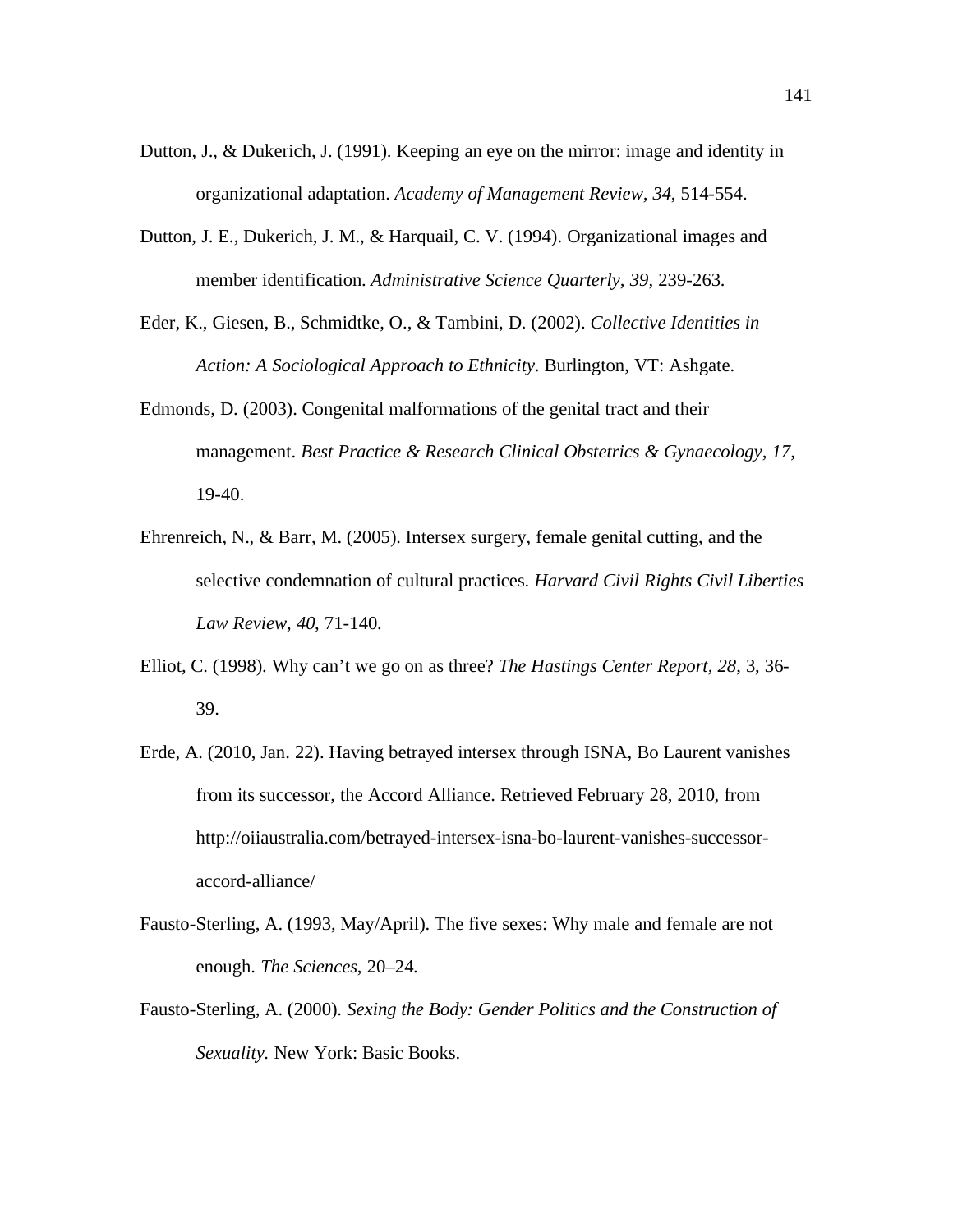Dutton, J., & Dukerich, J. (1991). Keeping an eye on the mirror: image and identity in organizational adaptation. *Academy of Management Review, 34*, 514-554.

Dutton, J. E., Dukerich, J. M., & Harquail, C. V. (1994). Organizational images and member identification. *Administrative Science Quarterly, 39*, 239-263.

Eder, K., Giesen, B., Schmidtke, O., & Tambini, D. (2002). *Collective Identities in Action: A Sociological Approach to Ethnicity*. Burlington, VT: Ashgate.

Edmonds, D. (2003). Congenital malformations of the genital tract and their management. *Best Practice & Research Clinical Obstetrics & Gynaecology, 17,* 19-40.

Ehrenreich, N., & Barr, M. (2005). Intersex surgery, female genital cutting, and the selective condemnation of cultural practices. *Harvard Civil Rights Civil Liberties Law Review, 40*, 71-140.

Elliot, C. (1998). Why can't we go on as three? *The Hastings Center Report, 28*, 3, 36-39.

Erde, A. (2010, Jan. 22). Having betrayed intersex through ISNA, Bo Laurent vanishes from its successor, the Accord Alliance. Retrieved February 28, 2010, from http://oiiaustralia.com/betrayed-intersex-isna-bo-laurent-vanishes-successor-accord-alliance/

Fausto-Sterling, A. (1993, May/April). The five sexes: Why male and female are not enough. *The Sciences*, 20–24.

Fausto-Sterling, A. (2000). *Sexing the Body: Gender Politics and the Construction of Sexuality.* New York: Basic Books.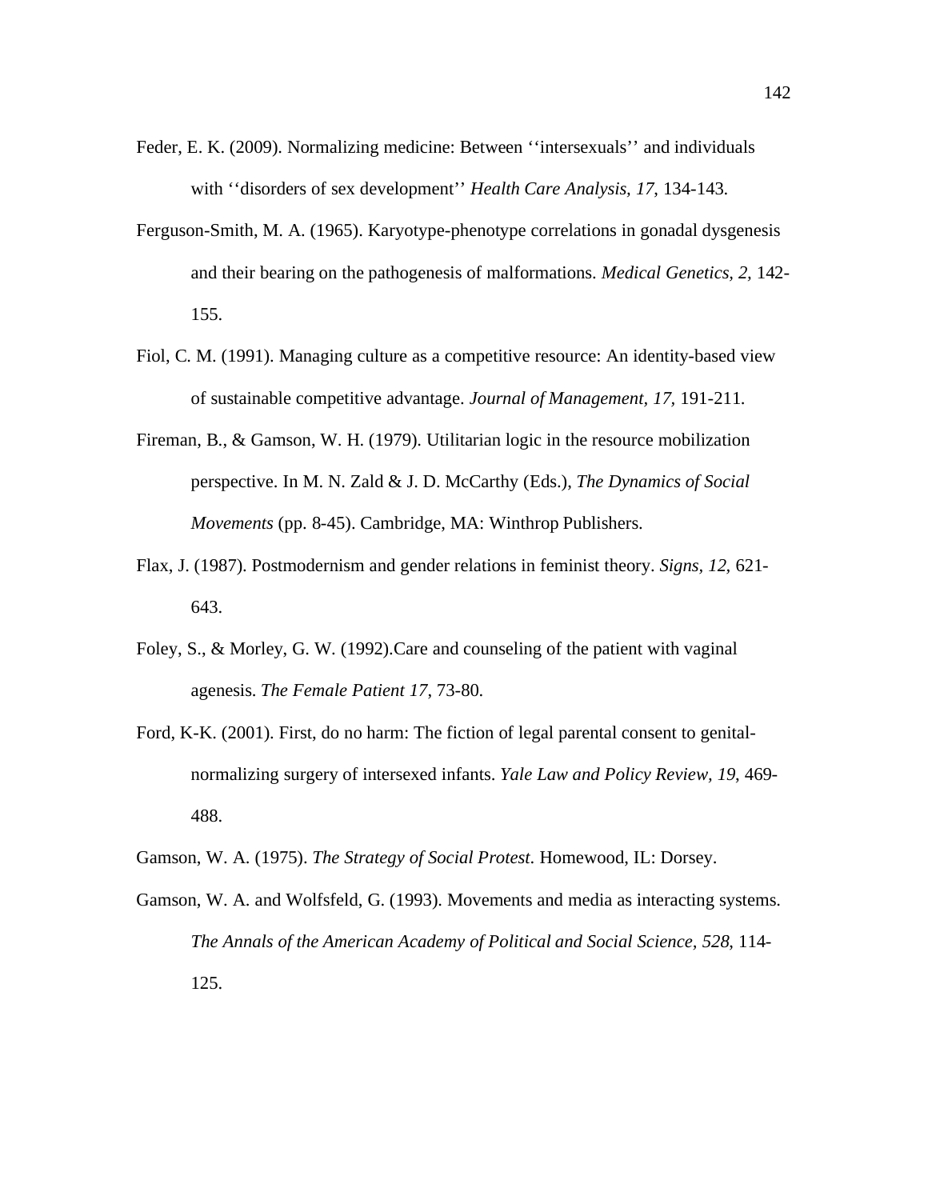Feder, E. K. (2009). Normalizing medicine: Between ‘‘intersexuals’’ and individuals with ‘‘disorders of sex development’’ *Health Care Analysis, 17*, 134-143.

Ferguson-Smith, M. A. (1965). Karyotype-phenotype correlations in gonadal dysgenesis and their bearing on the pathogenesis of malformations. *Medical Genetics, 2,* 142-155.

Fiol, C. M. (1991). Managing culture as a competitive resource: An identity-based view of sustainable competitive advantage. *Journal of Management, 17*, 191-211.

Fireman, B., & Gamson, W. H. (1979). Utilitarian logic in the resource mobilization perspective. In M. N. Zald & J. D. McCarthy (Eds.), *The Dynamics of Social Movements* (pp. 8-45). Cambridge, MA: Winthrop Publishers.

Flax, J. (1987). Postmodernism and gender relations in feminist theory. *Signs, 12,* 621-643.

Foley, S., & Morley, G. W. (1992).Care and counseling of the patient with vaginal agenesis. *The Female Patient 17*, 73-80.

Ford, K-K. (2001). First, do no harm: The fiction of legal parental consent to genital-normalizing surgery of intersexed infants. *Yale Law and Policy Review, 19*, 469-488.

Gamson, W. A. (1975). *The Strategy of Social Protest*. Homewood, IL: Dorsey.

Gamson, W. A. and Wolfsfeld, G. (1993). Movements and media as interacting systems. *The Annals of the American Academy of Political and Social Science, 528*, 114-125.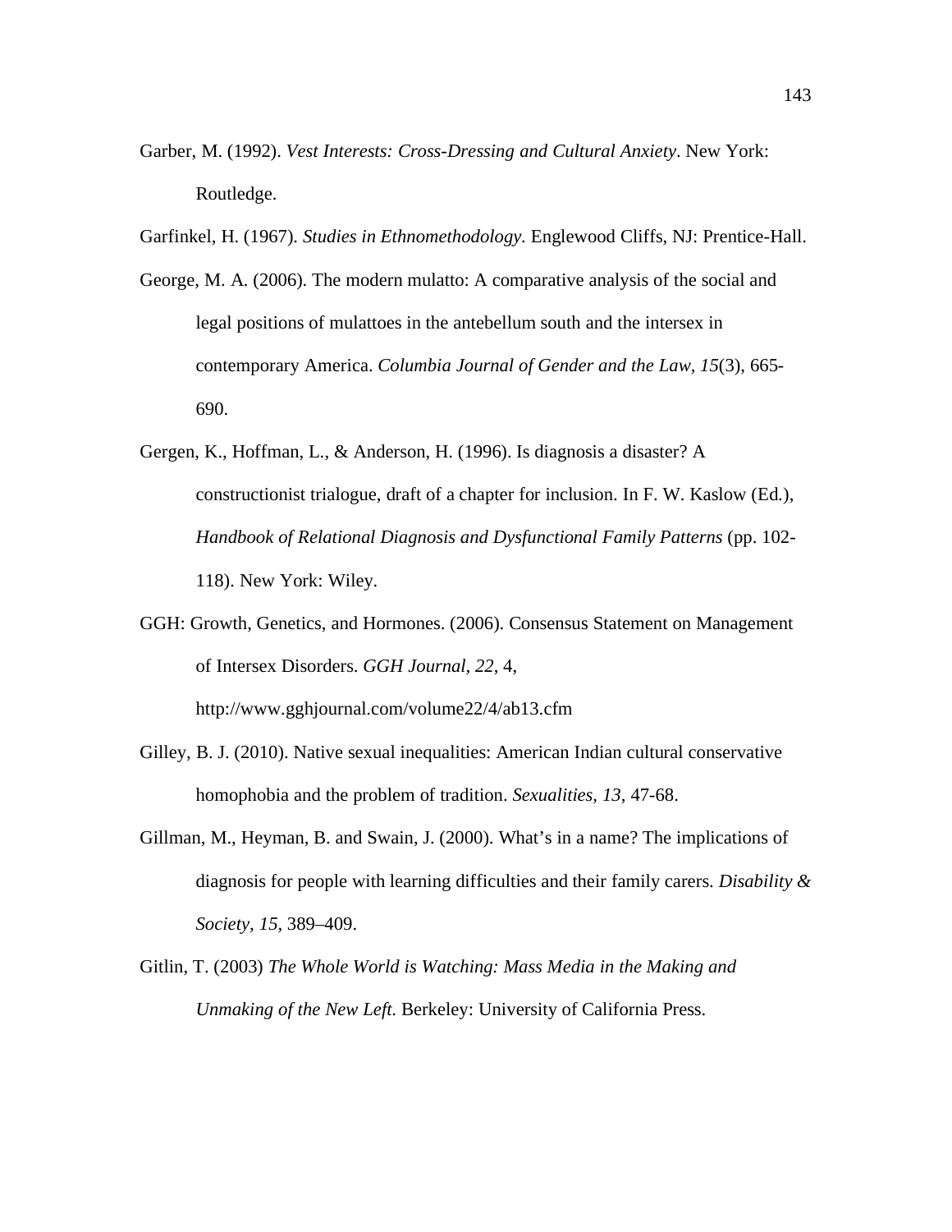Garber, M. (1992). *Vest Interests: Cross-Dressing and Cultural Anxiety*. New York: Routledge.

Garfinkel, H. (1967). *Studies in Ethnomethodology*. Englewood Cliffs, NJ: Prentice-Hall.

George, M. A. (2006). The modern mulatto: A comparative analysis of the social and legal positions of mulattoes in the antebellum south and the intersex in contemporary America. *Columbia Journal of Gender and the Law, 15*(3), 665-690.

Gergen, K., Hoffman, L., & Anderson, H. (1996). Is diagnosis a disaster? A constructionist trialogue, draft of a chapter for inclusion. In F. W. Kaslow (Ed.), *Handbook of Relational Diagnosis and Dysfunctional Family Patterns* (pp. 102-118). New York: Wiley.

GGH: Growth, Genetics, and Hormones. (2006). Consensus Statement on Management of Intersex Disorders. *GGH Journal*, *22*, 4, http://www.gghjournal.com/volume22/4/ab13.cfm

Gilley, B. J. (2010). Native sexual inequalities: American Indian cultural conservative homophobia and the problem of tradition. *Sexualities, 13*, 47-68.

Gillman, M., Heyman, B. and Swain, J. (2000). What's in a name? The implications of diagnosis for people with learning difficulties and their family carers. *Disability & Society, 15*, 389–409.

Gitlin, T. (2003) *The Whole World is Watching: Mass Media in the Making and Unmaking of the New Left.* Berkeley: University of California Press.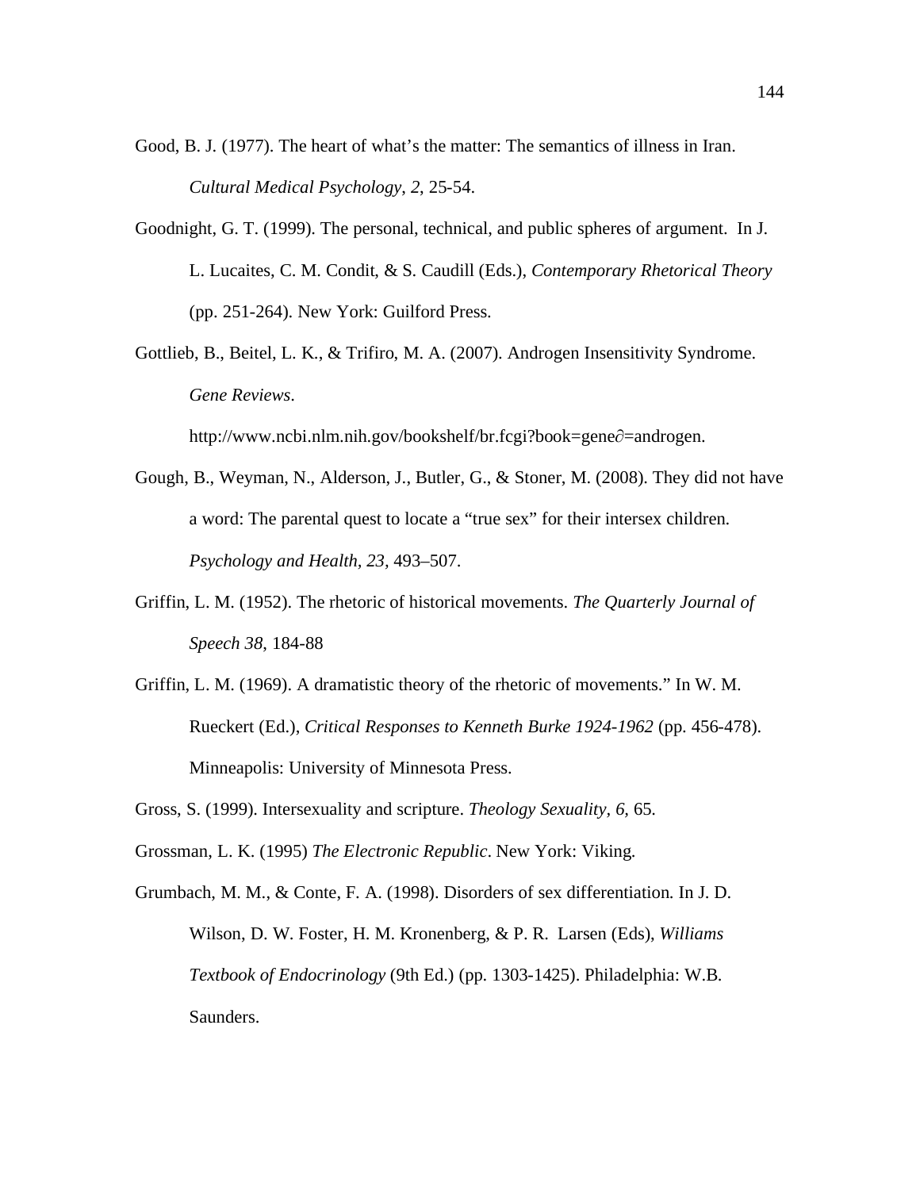Good, B. J. (1977). The heart of what's the matter: The semantics of illness in Iran. *Cultural Medical Psychology*, *2*, 25-54.

Goodnight, G. T. (1999). The personal, technical, and public spheres of argument. In J. L. Lucaites, C. M. Condit, & S. Caudill (Eds.), *Contemporary Rhetorical Theory* (pp. 251-264). New York: Guilford Press.

Gottlieb, B., Beitel, L. K., & Trifiro, M. A. (2007). Androgen Insensitivity Syndrome. *Gene Reviews*. http://www.ncbi.nlm.nih.gov/bookshelf/br.fcgi?book=gene∂=androgen.

Gough, B., Weyman, N., Alderson, J., Butler, G., & Stoner, M. (2008). They did not have a word: The parental quest to locate a "true sex" for their intersex children. *Psychology and Health, 23*, 493–507.

Griffin, L. M. (1952). The rhetoric of historical movements. *The Quarterly Journal of Speech 38*, 184-88

Griffin, L. M. (1969). A dramatistic theory of the rhetoric of movements." In W. M. Rueckert (Ed.), *Critical Responses to Kenneth Burke 1924-1962* (pp. 456-478). Minneapolis: University of Minnesota Press.

Gross, S. (1999). Intersexuality and scripture. *Theology Sexuality, 6*, 65.

Grossman, L. K. (1995) *The Electronic Republic*. New York: Viking.

Grumbach, M. M., & Conte, F. A. (1998). Disorders of sex differentiation. In J. D. Wilson, D. W. Foster, H. M. Kronenberg, & P. R. Larsen (Eds), *Williams Textbook of Endocrinology* (9th Ed.) (pp. 1303-1425). Philadelphia: W.B. Saunders.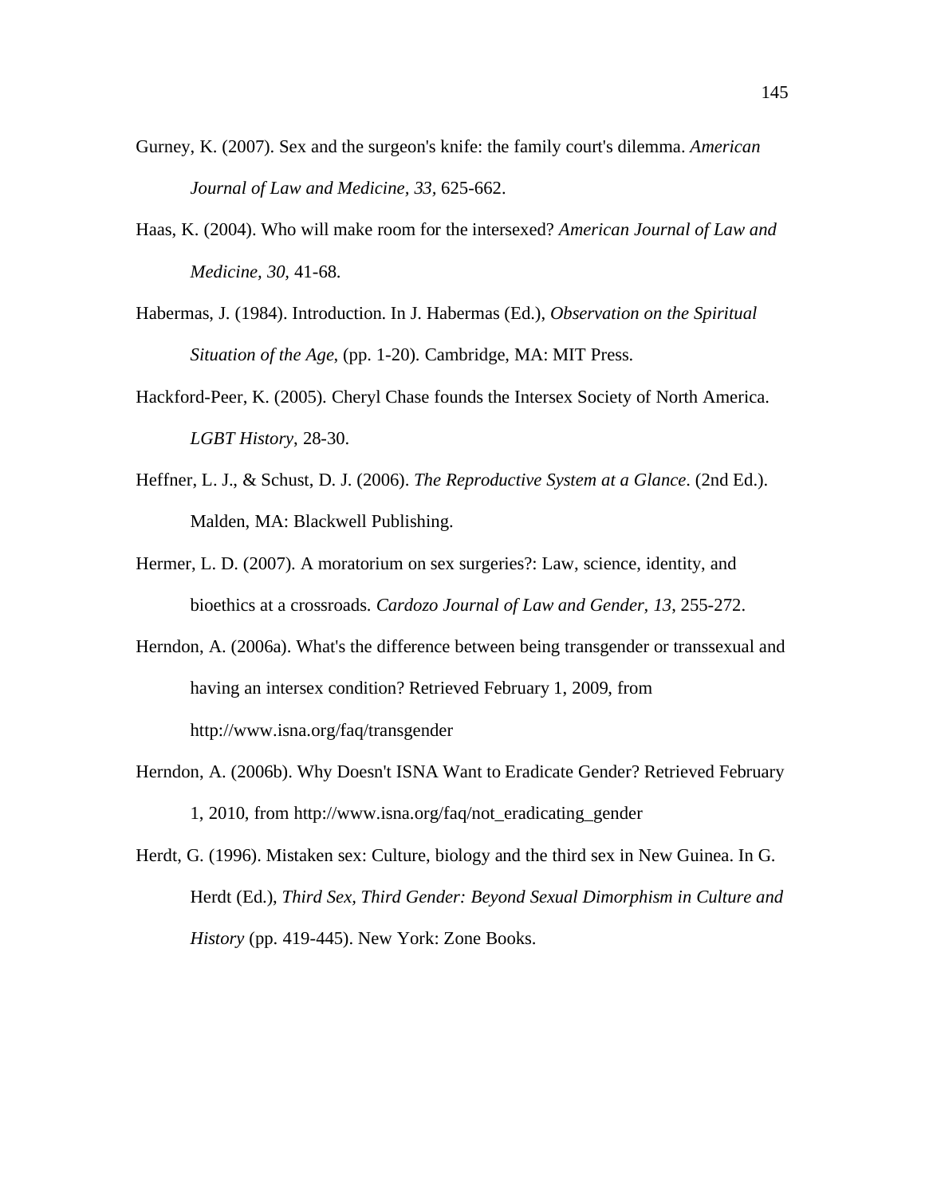Gurney, K. (2007). Sex and the surgeon's knife: the family court's dilemma. *American Journal of Law and Medicine, 33*, 625-662.

Haas, K. (2004). Who will make room for the intersexed? *American Journal of Law and Medicine, 30*, 41-68.

Habermas, J. (1984). Introduction. In J. Habermas (Ed.), *Observation on the Spiritual Situation of the Age*, (pp. 1-20). Cambridge, MA: MIT Press.

Hackford-Peer, K. (2005). Cheryl Chase founds the Intersex Society of North America. *LGBT History*, 28-30.

Heffner, L. J., & Schust, D. J. (2006). *The Reproductive System at a Glance*. (2nd Ed.). Malden, MA: Blackwell Publishing.

Hermer, L. D. (2007). A moratorium on sex surgeries?: Law, science, identity, and bioethics at a crossroads. *Cardozo Journal of Law and Gender, 13*, 255-272.

Herndon, A. (2006a). What's the difference between being transgender or transsexual and having an intersex condition? Retrieved February 1, 2009, from http://www.isna.org/faq/transgender

Herndon, A. (2006b). Why Doesn't ISNA Want to Eradicate Gender? Retrieved February 1, 2010, from http://www.isna.org/faq/not_eradicating_gender

Herdt, G. (1996). Mistaken sex: Culture, biology and the third sex in New Guinea. In G. Herdt (Ed.), *Third Sex, Third Gender: Beyond Sexual Dimorphism in Culture and History* (pp. 419-445). New York: Zone Books.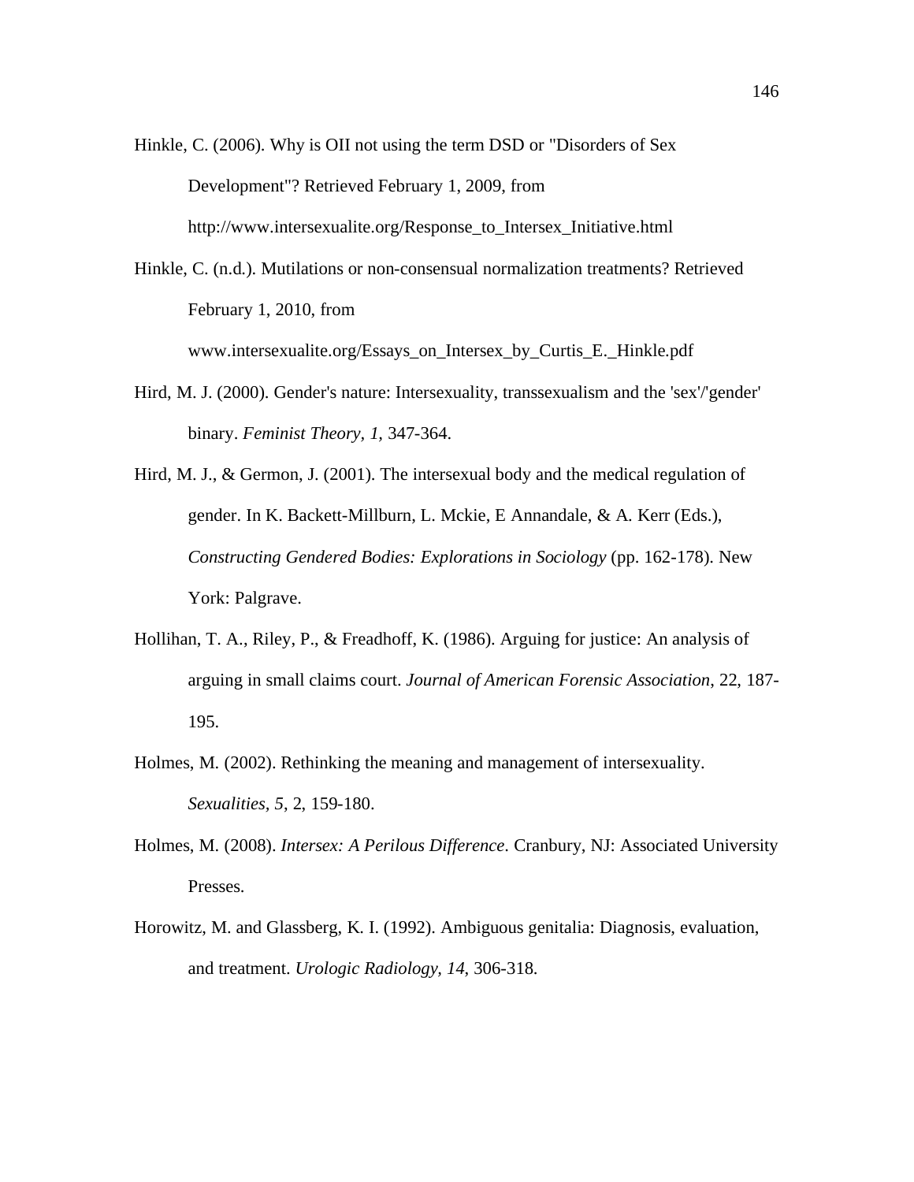Hinkle, C. (2006). Why is OII not using the term DSD or "Disorders of Sex Development"? Retrieved February 1, 2009, from http://www.intersexualite.org/Response_to_Intersex_Initiative.html

Hinkle, C. (n.d.). Mutilations or non-consensual normalization treatments? Retrieved February 1, 2010, from www.intersexualite.org/Essays_on_Intersex_by_Curtis_E._Hinkle.pdf

Hird, M. J. (2000). Gender's nature: Intersexuality, transsexualism and the 'sex'/'gender' binary. *Feminist Theory, 1,* 347-364.

Hird, M. J., & Germon, J. (2001). The intersexual body and the medical regulation of gender. In K. Backett-Millburn, L. Mckie, E Annandale, & A. Kerr (Eds.), *Constructing Gendered Bodies: Explorations in Sociology* (pp. 162-178). New York: Palgrave.

Hollihan, T. A., Riley, P., & Freadhoff, K. (1986). Arguing for justice: An analysis of arguing in small claims court. *Journal of American Forensic Association*, 22, 187-195.

Holmes, M. (2002). Rethinking the meaning and management of intersexuality. *Sexualities, 5*, 2, 159-180.

Holmes, M. (2008). *Intersex: A Perilous Difference*. Cranbury, NJ: Associated University Presses.

Horowitz, M. and Glassberg, K. I. (1992). Ambiguous genitalia: Diagnosis, evaluation, and treatment. *Urologic Radiology, 14*, 306-318.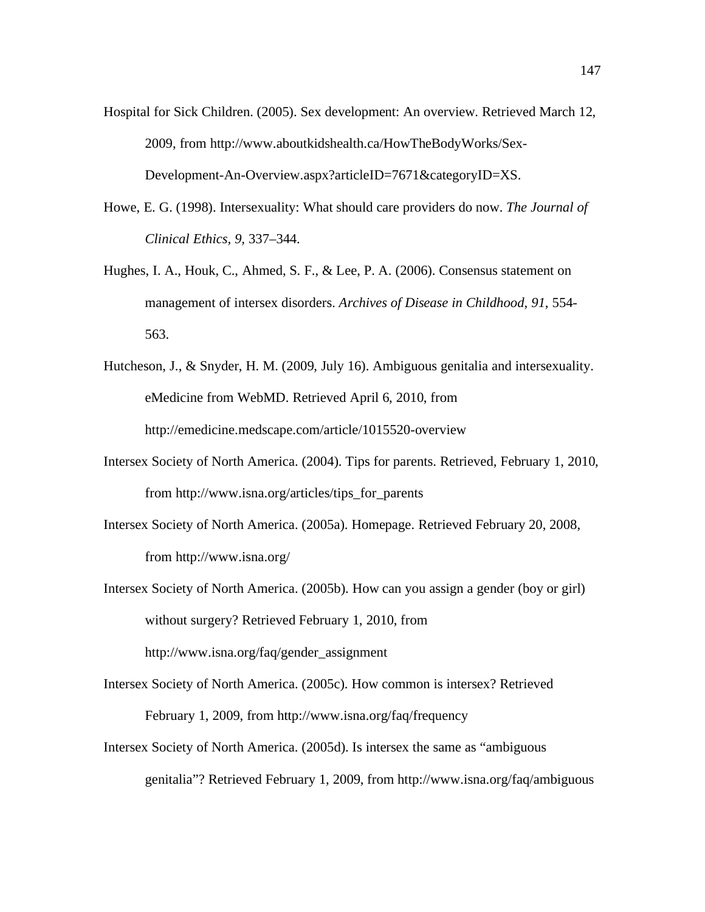Hospital for Sick Children. (2005). Sex development: An overview. Retrieved March 12, 2009, from http://www.aboutkidshealth.ca/HowTheBodyWorks/Sex-Development-An-Overview.aspx?articleID=7671&categoryID=XS.

Howe, E. G. (1998). Intersexuality: What should care providers do now. *The Journal of Clinical Ethics, 9,* 337–344.

Hughes, I. A., Houk, C., Ahmed, S. F., & Lee, P. A. (2006). Consensus statement on management of intersex disorders. *Archives of Disease in Childhood, 91,* 554-563.

Hutcheson, J., & Snyder, H. M. (2009, July 16). Ambiguous genitalia and intersexuality. eMedicine from WebMD. Retrieved April 6, 2010, from http://emedicine.medscape.com/article/1015520-overview

Intersex Society of North America. (2004). Tips for parents. Retrieved, February 1, 2010, from http://www.isna.org/articles/tips_for_parents

Intersex Society of North America. (2005a). Homepage. Retrieved February 20, 2008, from http://www.isna.org/

Intersex Society of North America. (2005b). How can you assign a gender (boy or girl) without surgery? Retrieved February 1, 2010, from http://www.isna.org/faq/gender_assignment

Intersex Society of North America. (2005c). How common is intersex? Retrieved February 1, 2009, from http://www.isna.org/faq/frequency

Intersex Society of North America. (2005d). Is intersex the same as “ambiguous genitalia”? Retrieved February 1, 2009, from http://www.isna.org/faq/ambiguous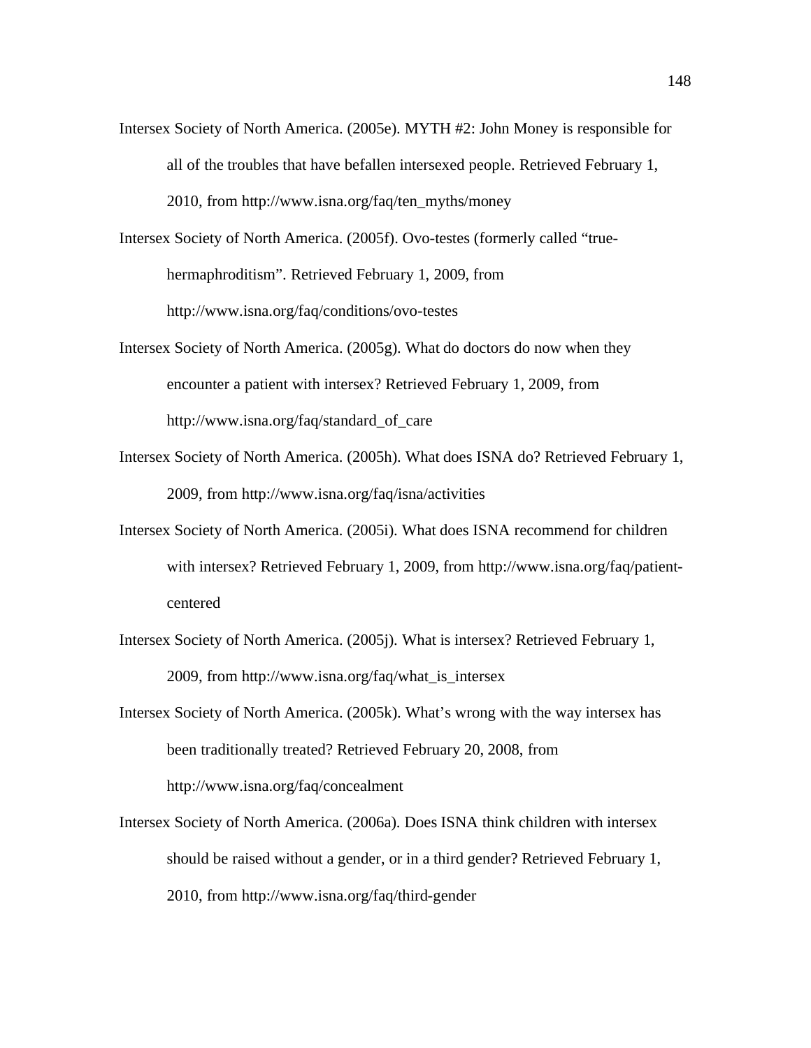Intersex Society of North America. (2005e). MYTH #2: John Money is responsible for all of the troubles that have befallen intersexed people. Retrieved February 1, 2010, from http://www.isna.org/faq/ten_myths/money

Intersex Society of North America. (2005f). Ovo-testes (formerly called "true-hermaphroditism". Retrieved February 1, 2009, from http://www.isna.org/faq/conditions/ovo-testes

Intersex Society of North America. (2005g). What do doctors do now when they encounter a patient with intersex? Retrieved February 1, 2009, from http://www.isna.org/faq/standard_of_care

Intersex Society of North America. (2005h). What does ISNA do? Retrieved February 1, 2009, from http://www.isna.org/faq/isna/activities

Intersex Society of North America. (2005i). What does ISNA recommend for children with intersex? Retrieved February 1, 2009, from http://www.isna.org/faq/patient-centered

Intersex Society of North America. (2005j). What is intersex? Retrieved February 1, 2009, from http://www.isna.org/faq/what_is_intersex

Intersex Society of North America. (2005k). What's wrong with the way intersex has been traditionally treated? Retrieved February 20, 2008, from http://www.isna.org/faq/concealment

Intersex Society of North America. (2006a). Does ISNA think children with intersex should be raised without a gender, or in a third gender? Retrieved February 1, 2010, from http://www.isna.org/faq/third-gender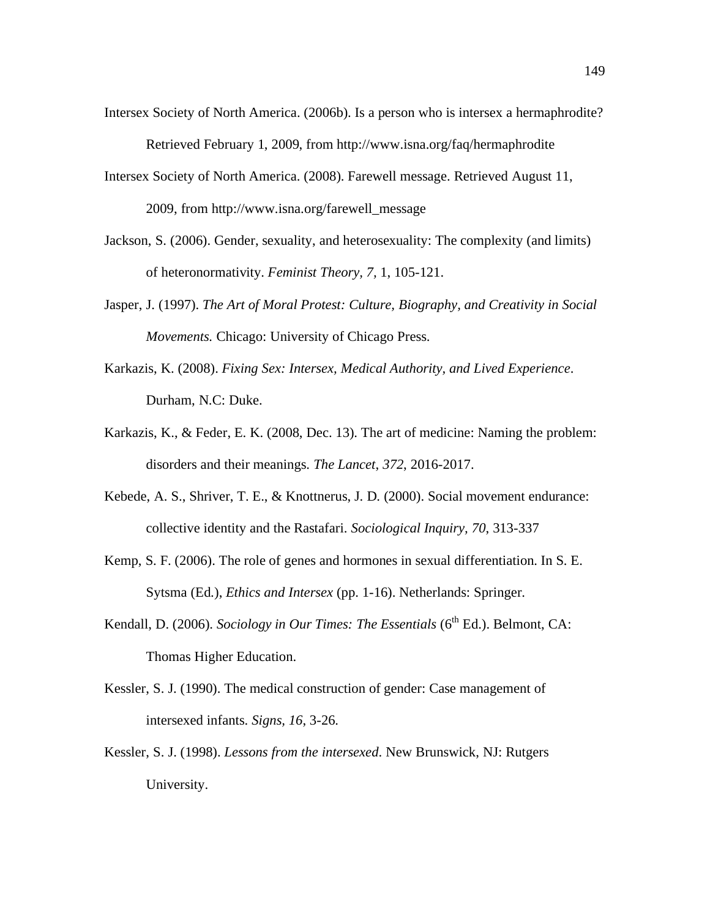Intersex Society of North America. (2006b). Is a person who is intersex a hermaphrodite? Retrieved February 1, 2009, from http://www.isna.org/faq/hermaphrodite

Intersex Society of North America. (2008). Farewell message. Retrieved August 11, 2009, from http://www.isna.org/farewell_message

Jackson, S. (2006). Gender, sexuality, and heterosexuality: The complexity (and limits) of heteronormativity. *Feminist Theory, 7,* 1, 105-121.

Jasper, J. (1997). *The Art of Moral Protest: Culture, Biography, and Creativity in Social Movements.* Chicago: University of Chicago Press.

Karkazis, K. (2008). *Fixing Sex: Intersex, Medical Authority, and Lived Experience*. Durham, N.C: Duke.

Karkazis, K., & Feder, E. K. (2008, Dec. 13). The art of medicine: Naming the problem: disorders and their meanings. *The Lancet, 372*, 2016-2017.

Kebede, A. S., Shriver, T. E., & Knottnerus, J. D. (2000). Social movement endurance: collective identity and the Rastafari. *Sociological Inquiry, 70*, 313-337

Kemp, S. F. (2006). The role of genes and hormones in sexual differentiation. In S. E. Sytsma (Ed.), *Ethics and Intersex* (pp. 1-16). Netherlands: Springer.

Kendall, D. (2006). *Sociology in Our Times: The Essentials* (6th Ed.). Belmont, CA: Thomas Higher Education.

Kessler, S. J. (1990). The medical construction of gender: Case management of intersexed infants. *Signs, 16*, 3-26.

Kessler, S. J. (1998). *Lessons from the intersexed*. New Brunswick, NJ: Rutgers University.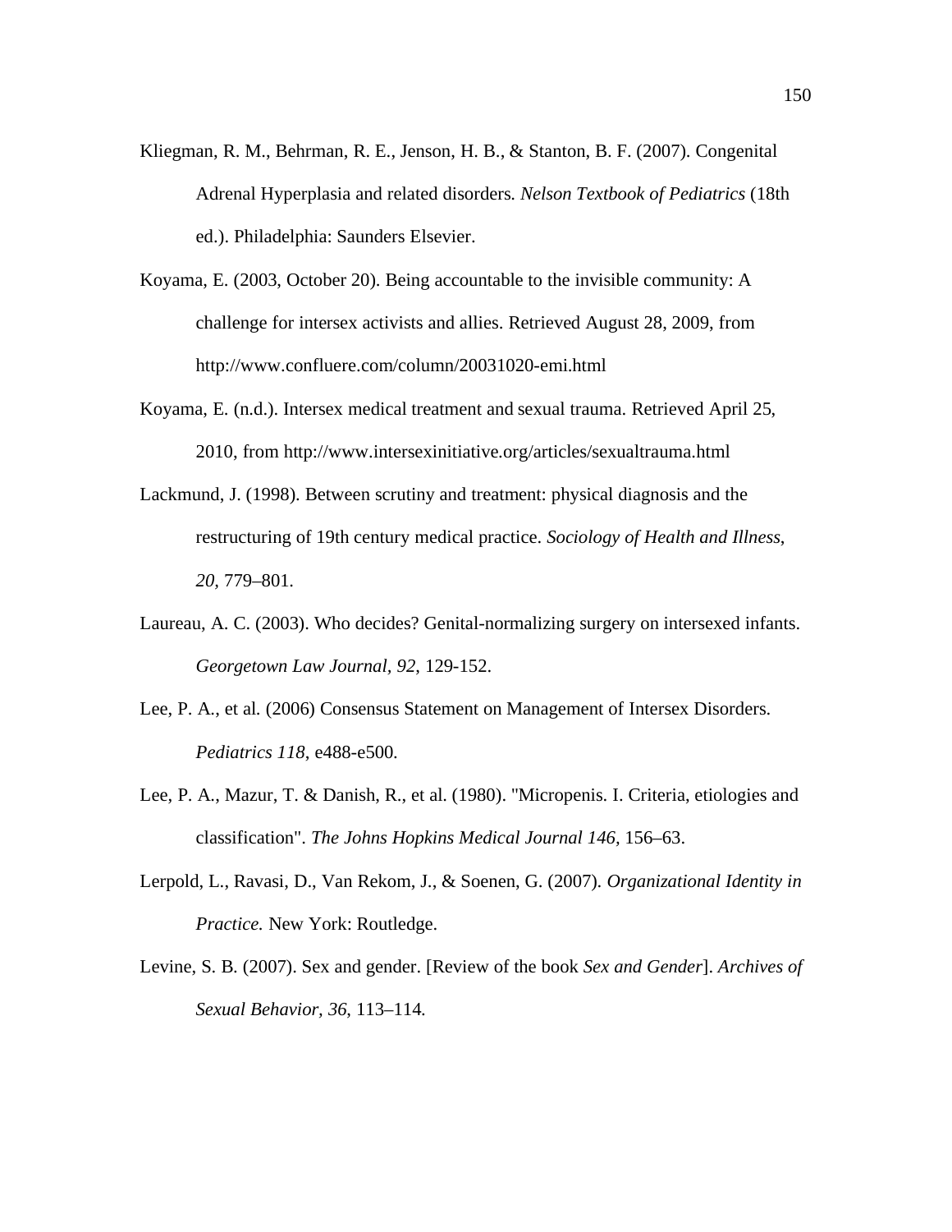Kliegman, R. M., Behrman, R. E., Jenson, H. B., & Stanton, B. F. (2007). Congenital Adrenal Hyperplasia and related disorders. *Nelson Textbook of Pediatrics* (18th ed.). Philadelphia: Saunders Elsevier.

Koyama, E. (2003, October 20). Being accountable to the invisible community: A challenge for intersex activists and allies. Retrieved August 28, 2009, from http://www.confluere.com/column/20031020-emi.html

Koyama, E. (n.d.). Intersex medical treatment and sexual trauma. Retrieved April 25, 2010, from http://www.intersexinitiative.org/articles/sexualtrauma.html

Lackmund, J. (1998). Between scrutiny and treatment: physical diagnosis and the restructuring of 19th century medical practice. *Sociology of Health and Illness*, *20,* 779–801.

Laureau, A. C. (2003). Who decides? Genital-normalizing surgery on intersexed infants. *Georgetown Law Journal, 92*, 129-152.

Lee, P. A., et al. (2006) Consensus Statement on Management of Intersex Disorders. *Pediatrics 118*, e488-e500.

Lee, P. A., Mazur, T. & Danish, R., et al. (1980). "Micropenis. I. Criteria, etiologies and classification". *The Johns Hopkins Medical Journal 146*, 156–63.

Lerpold, L., Ravasi, D., Van Rekom, J., & Soenen, G. (2007). *Organizational Identity in Practice.* New York: Routledge.

Levine, S. B. (2007). Sex and gender. [Review of the book *Sex and Gender*]. *Archives of Sexual Behavior, 36*, 113–114.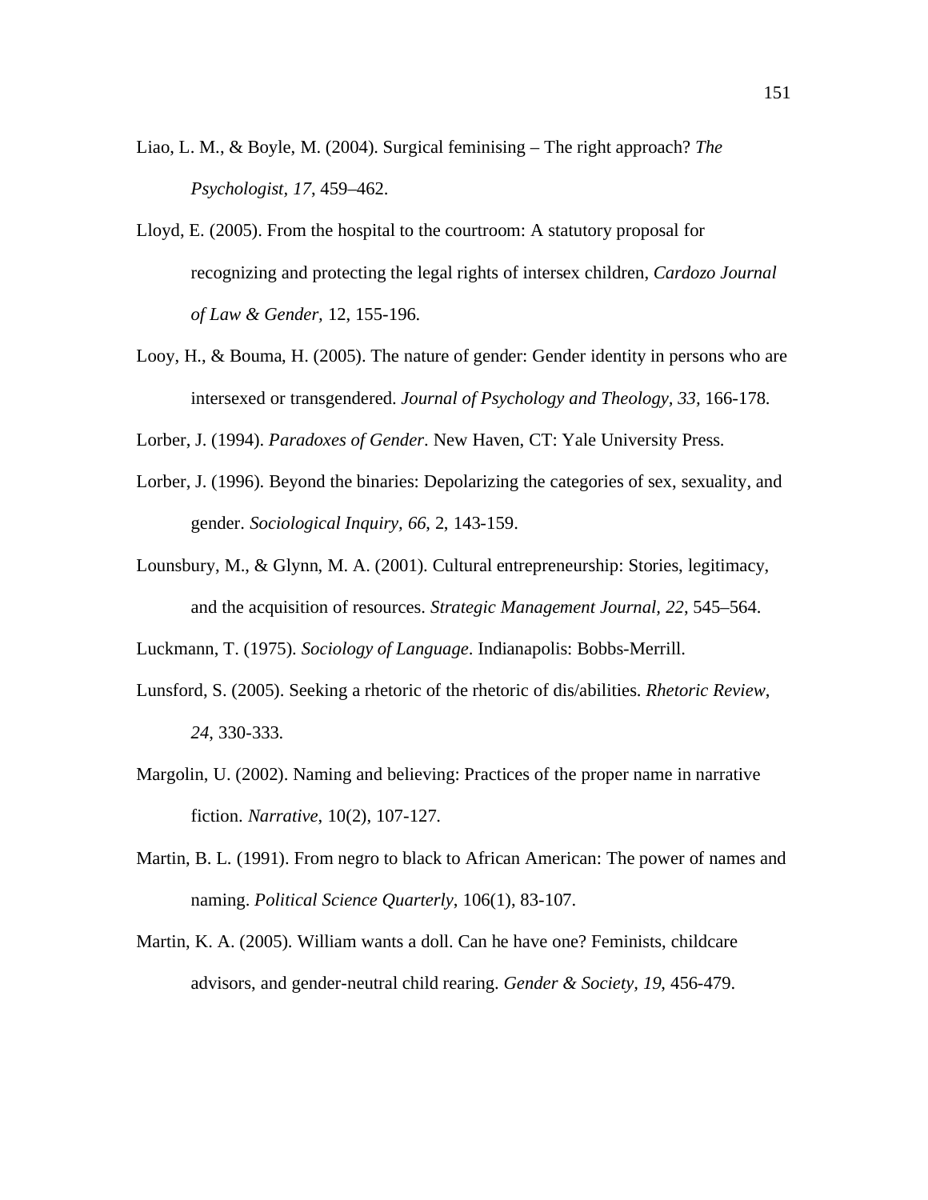Liao, L. M., & Boyle, M. (2004). Surgical feminising – The right approach? *The Psychologist, 17*, 459–462.

Lloyd, E. (2005). From the hospital to the courtroom: A statutory proposal for recognizing and protecting the legal rights of intersex children, *Cardozo Journal of Law & Gender,* 12, 155-196.

Looy, H., & Bouma, H. (2005). The nature of gender: Gender identity in persons who are intersexed or transgendered. *Journal of Psychology and Theology, 33,* 166-178.

Lorber, J. (1994). *Paradoxes of Gender*. New Haven, CT: Yale University Press.

Lorber, J. (1996). Beyond the binaries: Depolarizing the categories of sex, sexuality, and gender. *Sociological Inquiry, 66*, 2, 143-159.

Lounsbury, M., & Glynn, M. A. (2001). Cultural entrepreneurship: Stories, legitimacy, and the acquisition of resources. *Strategic Management Journal, 22*, 545–564.

Luckmann, T. (1975). *Sociology of Language*. Indianapolis: Bobbs-Merrill.

Lunsford, S. (2005). Seeking a rhetoric of the rhetoric of dis/abilities. *Rhetoric Review*, *24*, 330-333.

Margolin, U. (2002). Naming and believing: Practices of the proper name in narrative fiction. *Narrative*, 10(2), 107-127.

Martin, B. L. (1991). From negro to black to African American: The power of names and naming. *Political Science Quarterly*, 106(1), 83-107.

Martin, K. A. (2005). William wants a doll. Can he have one? Feminists, childcare advisors, and gender-neutral child rearing. *Gender & Society, 19*, 456-479.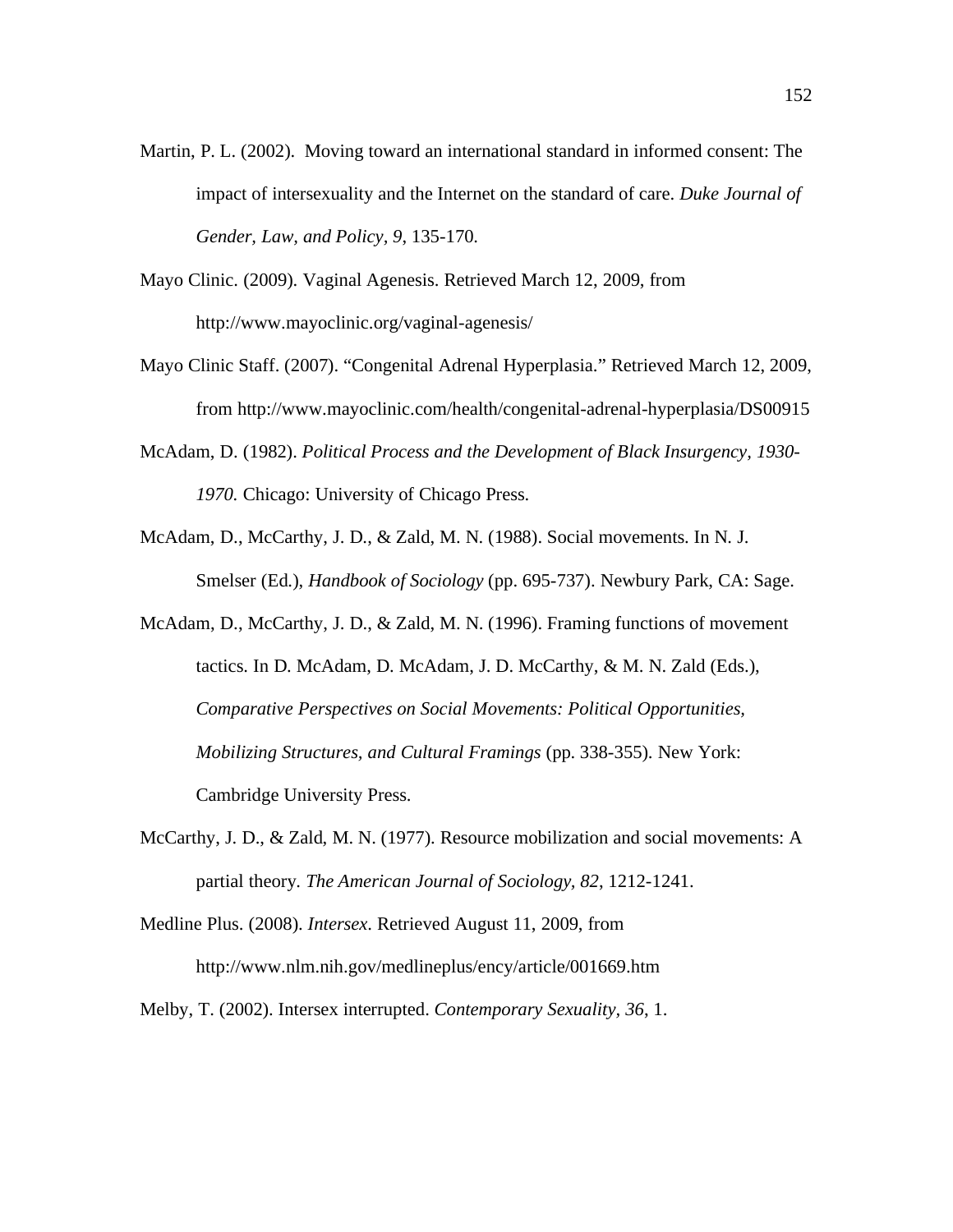Martin, P. L. (2002). Moving toward an international standard in informed consent: The impact of intersexuality and the Internet on the standard of care. *Duke Journal of Gender, Law, and Policy, 9*, 135-170.

Mayo Clinic. (2009). Vaginal Agenesis. Retrieved March 12, 2009, from http://www.mayoclinic.org/vaginal-agenesis/

Mayo Clinic Staff. (2007). "Congenital Adrenal Hyperplasia." Retrieved March 12, 2009, from http://www.mayoclinic.com/health/congenital-adrenal-hyperplasia/DS00915

McAdam, D. (1982). *Political Process and the Development of Black Insurgency, 1930-1970.* Chicago: University of Chicago Press.

McAdam, D., McCarthy, J. D., & Zald, M. N. (1988). Social movements. In N. J. Smelser (Ed.), *Handbook of Sociology* (pp. 695-737). Newbury Park, CA: Sage.

McAdam, D., McCarthy, J. D., & Zald, M. N. (1996). Framing functions of movement tactics. In D. McAdam, D. McAdam, J. D. McCarthy, & M. N. Zald (Eds.), *Comparative Perspectives on Social Movements: Political Opportunities, Mobilizing Structures, and Cultural Framings* (pp. 338-355). New York: Cambridge University Press.

McCarthy, J. D., & Zald, M. N. (1977). Resource mobilization and social movements: A partial theory. *The American Journal of Sociology, 82*, 1212-1241.

Medline Plus. (2008). *Intersex*. Retrieved August 11, 2009, from http://www.nlm.nih.gov/medlineplus/ency/article/001669.htm

Melby, T. (2002). Intersex interrupted. *Contemporary Sexuality, 36*, 1.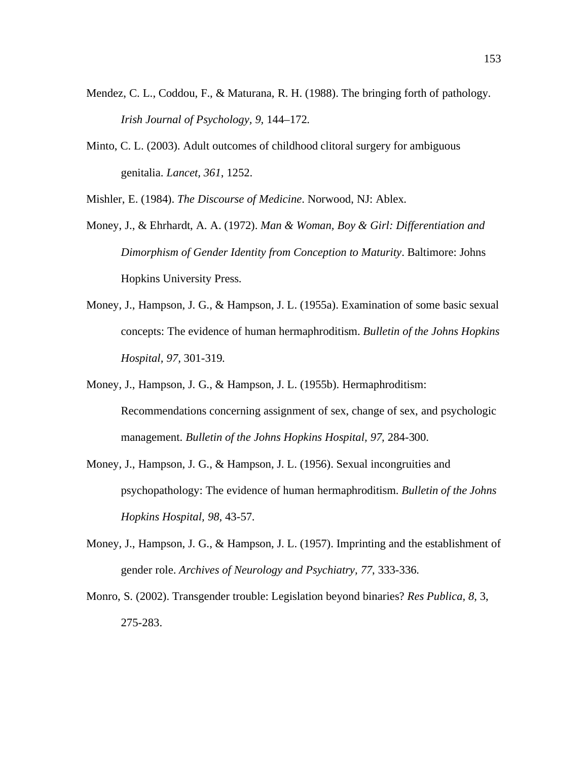Mendez, C. L., Coddou, F., & Maturana, R. H. (1988). The bringing forth of pathology. *Irish Journal of Psychology, 9*, 144–172.

Minto, C. L. (2003). Adult outcomes of childhood clitoral surgery for ambiguous genitalia. *Lancet, 361*, 1252.

Mishler, E. (1984). *The Discourse of Medicine*. Norwood, NJ: Ablex.

Money, J., & Ehrhardt, A. A. (1972). *Man & Woman, Boy & Girl: Differentiation and Dimorphism of Gender Identity from Conception to Maturity*. Baltimore: Johns Hopkins University Press.

Money, J., Hampson, J. G., & Hampson, J. L. (1955a). Examination of some basic sexual concepts: The evidence of human hermaphroditism. *Bulletin of the Johns Hopkins Hospital, 97*, 301-319.

Money, J., Hampson, J. G., & Hampson, J. L. (1955b). Hermaphroditism: Recommendations concerning assignment of sex, change of sex, and psychologic management. *Bulletin of the Johns Hopkins Hospital, 97*, 284-300.

Money, J., Hampson, J. G., & Hampson, J. L. (1956). Sexual incongruities and psychopathology: The evidence of human hermaphroditism. *Bulletin of the Johns Hopkins Hospital, 98*, 43-57.

Money, J., Hampson, J. G., & Hampson, J. L. (1957). Imprinting and the establishment of gender role. *Archives of Neurology and Psychiatry, 77*, 333-336.

Monro, S. (2002). Transgender trouble: Legislation beyond binaries? *Res Publica, 8*, 3, 275-283.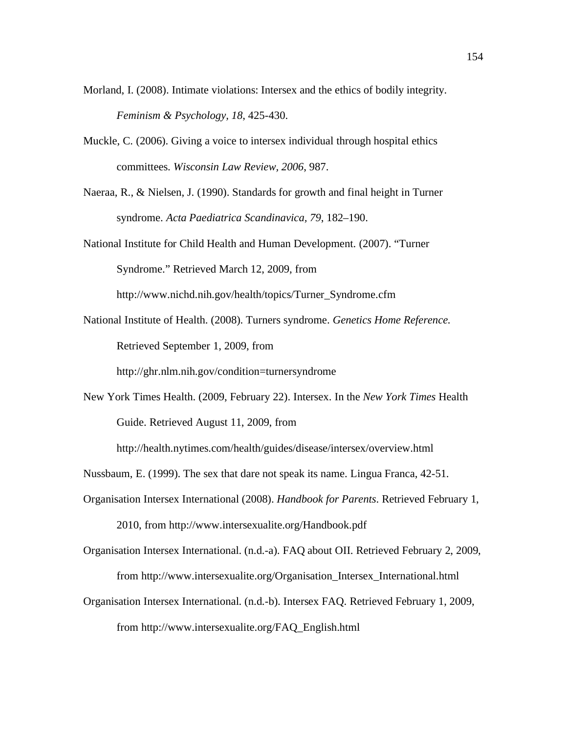Morland, I. (2008). Intimate violations: Intersex and the ethics of bodily integrity. *Feminism & Psychology, 18*, 425-430.

Muckle, C. (2006). Giving a voice to intersex individual through hospital ethics committees. *Wisconsin Law Review, 2006*, 987.

Naeraa, R., & Nielsen, J. (1990). Standards for growth and final height in Turner syndrome. *Acta Paediatrica Scandinavica, 79*, 182–190.

National Institute for Child Health and Human Development. (2007). "Turner Syndrome." Retrieved March 12, 2009, from http://www.nichd.nih.gov/health/topics/Turner_Syndrome.cfm

National Institute of Health. (2008). Turners syndrome. *Genetics Home Reference.* Retrieved September 1, 2009, from http://ghr.nlm.nih.gov/condition=turnersyndrome

New York Times Health. (2009, February 22). Intersex. In the *New York Times* Health Guide. Retrieved August 11, 2009, from http://health.nytimes.com/health/guides/disease/intersex/overview.html

Nussbaum, E. (1999). The sex that dare not speak its name. Lingua Franca, 42-51.

Organisation Intersex International (2008). *Handbook for Parents*. Retrieved February 1, 2010, from http://www.intersexualite.org/Handbook.pdf

Organisation Intersex International. (n.d.-a). FAQ about OII. Retrieved February 2, 2009, from http://www.intersexualite.org/Organisation_Intersex_International.html

Organisation Intersex International. (n.d.-b). Intersex FAQ. Retrieved February 1, 2009, from http://www.intersexualite.org/FAQ_English.html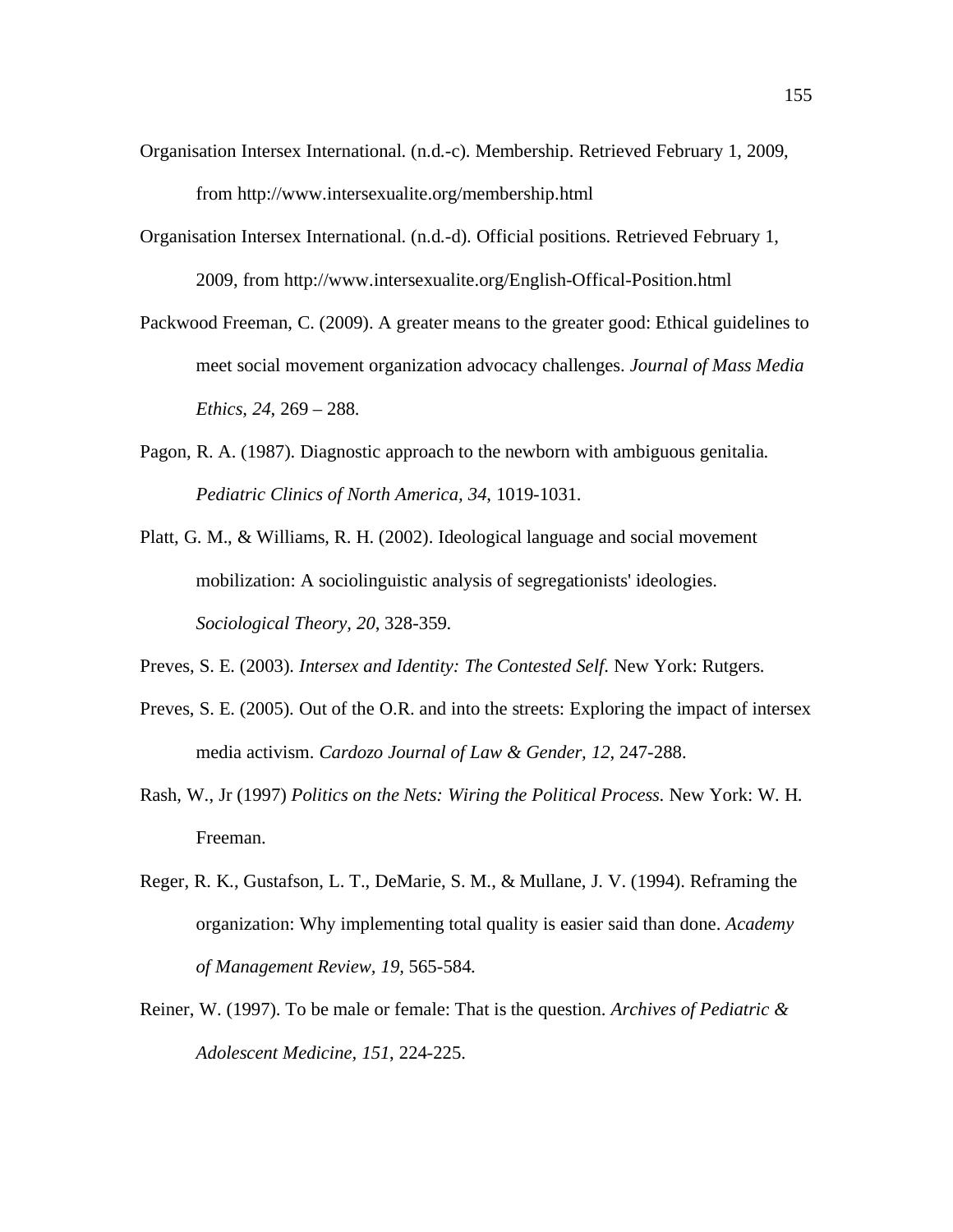Organisation Intersex International. (n.d.-c). Membership. Retrieved February 1, 2009, from http://www.intersexualite.org/membership.html

Organisation Intersex International. (n.d.-d). Official positions. Retrieved February 1, 2009, from http://www.intersexualite.org/English-Offical-Position.html

Packwood Freeman, C. (2009). A greater means to the greater good: Ethical guidelines to meet social movement organization advocacy challenges. *Journal of Mass Media Ethics, 24*, 269 – 288.

Pagon, R. A. (1987). Diagnostic approach to the newborn with ambiguous genitalia. *Pediatric Clinics of North America, 34*, 1019-1031.

Platt, G. M., & Williams, R. H. (2002). Ideological language and social movement mobilization: A sociolinguistic analysis of segregationists' ideologies. *Sociological Theory, 20*, 328-359.

Preves, S. E. (2003). *Intersex and Identity: The Contested Self*. New York: Rutgers.

Preves, S. E. (2005). Out of the O.R. and into the streets: Exploring the impact of intersex media activism. *Cardozo Journal of Law & Gender, 12*, 247-288.

Rash, W., Jr (1997) *Politics on the Nets: Wiring the Political Process*. New York: W. H. Freeman.

Reger, R. K., Gustafson, L. T., DeMarie, S. M., & Mullane, J. V. (1994). Reframing the organization: Why implementing total quality is easier said than done. *Academy of Management Review, 19*, 565-584.

Reiner, W. (1997). To be male or female: That is the question. *Archives of Pediatric & Adolescent Medicine, 151*, 224-225.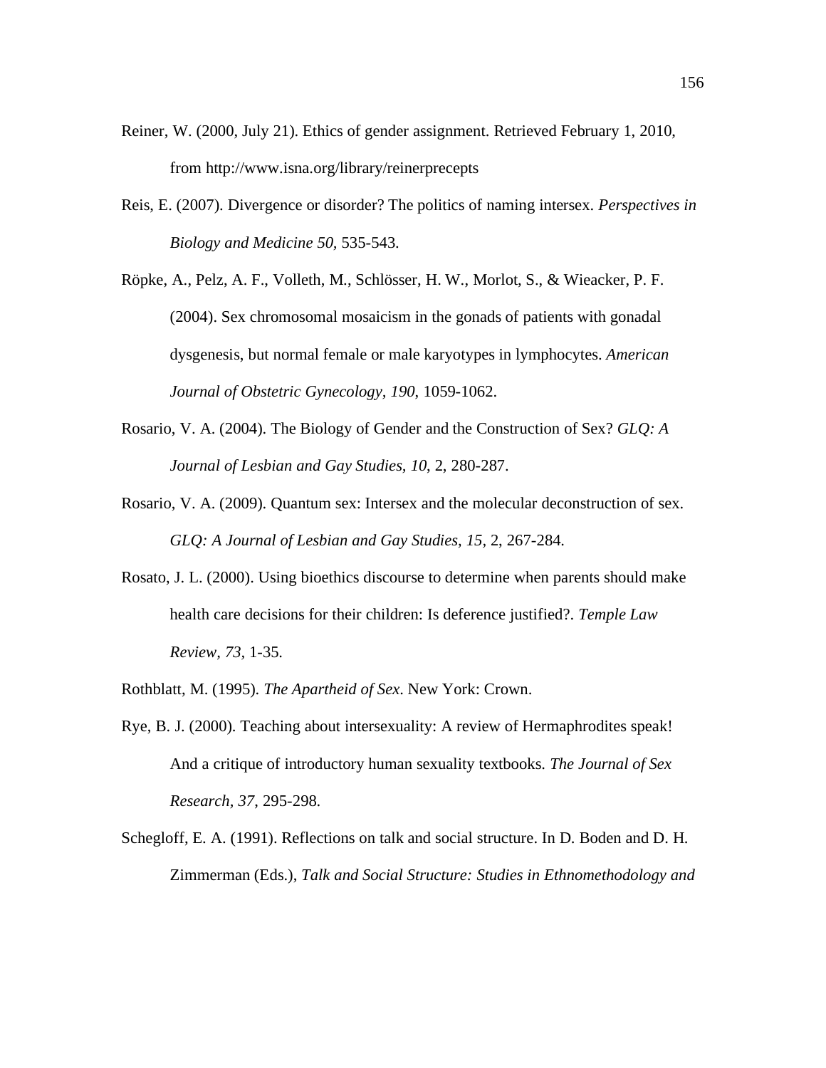Reiner, W. (2000, July 21). Ethics of gender assignment. Retrieved February 1, 2010, from http://www.isna.org/library/reinerprecepts

Reis, E. (2007). Divergence or disorder? The politics of naming intersex. *Perspectives in Biology and Medicine 50,* 535-543.

Röpke, A., Pelz, A. F., Volleth, M., Schlösser, H. W., Morlot, S., & Wieacker, P. F. (2004). Sex chromosomal mosaicism in the gonads of patients with gonadal dysgenesis, but normal female or male karyotypes in lymphocytes. *American Journal of Obstetric Gynecology, 190,* 1059-1062.

Rosario, V. A. (2004). The Biology of Gender and the Construction of Sex? *GLQ: A Journal of Lesbian and Gay Studies, 10*, 2, 280-287.

Rosario, V. A. (2009). Quantum sex: Intersex and the molecular deconstruction of sex. *GLQ: A Journal of Lesbian and Gay Studies, 15*, 2, 267-284.

Rosato, J. L. (2000). Using bioethics discourse to determine when parents should make health care decisions for their children: Is deference justified?. *Temple Law Review, 73,* 1-35.

Rothblatt, M. (1995). *The Apartheid of Sex*. New York: Crown.

Rye, B. J. (2000). Teaching about intersexuality: A review of Hermaphrodites speak! And a critique of introductory human sexuality textbooks. *The Journal of Sex Research, 37,* 295-298.

Schegloff, E. A. (1991). Reflections on talk and social structure. In D. Boden and D. H. Zimmerman (Eds.), *Talk and Social Structure: Studies in Ethnomethodology and*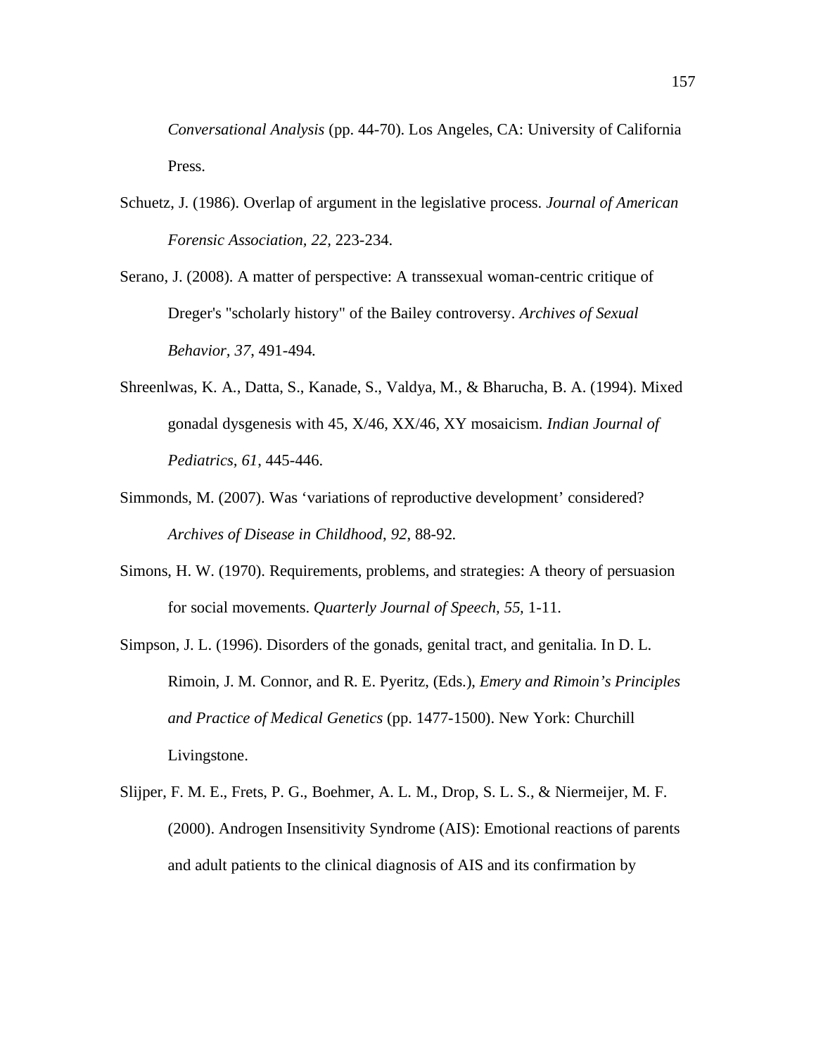*Conversational Analysis* (pp. 44-70). Los Angeles, CA: University of California Press.

Schuetz, J. (1986). Overlap of argument in the legislative process. *Journal of American Forensic Association, 22*, 223-234.

Serano, J. (2008). A matter of perspective: A transsexual woman-centric critique of Dreger's "scholarly history" of the Bailey controversy. *Archives of Sexual Behavior, 37*, 491-494.

Shreenlwas, K. A., Datta, S., Kanade, S., Valdya, M., & Bharucha, B. A. (1994). Mixed gonadal dysgenesis with 45, X/46, XX/46, XY mosaicism. *Indian Journal of Pediatrics, 61*, 445-446.

Simmonds, M. (2007). Was 'variations of reproductive development' considered? *Archives of Disease in Childhood, 92*, 88-92.

Simons, H. W. (1970). Requirements, problems, and strategies: A theory of persuasion for social movements. *Quarterly Journal of Speech, 55*, 1-11.

Simpson, J. L. (1996). Disorders of the gonads, genital tract, and genitalia. In D. L. Rimoin, J. M. Connor, and R. E. Pyeritz, (Eds.), *Emery and Rimoin's Principles and Practice of Medical Genetics* (pp. 1477-1500). New York: Churchill Livingstone.

Slijper, F. M. E., Frets, P. G., Boehmer, A. L. M., Drop, S. L. S., & Niermeijer, M. F. (2000). Androgen Insensitivity Syndrome (AIS): Emotional reactions of parents and adult patients to the clinical diagnosis of AIS and its confirmation by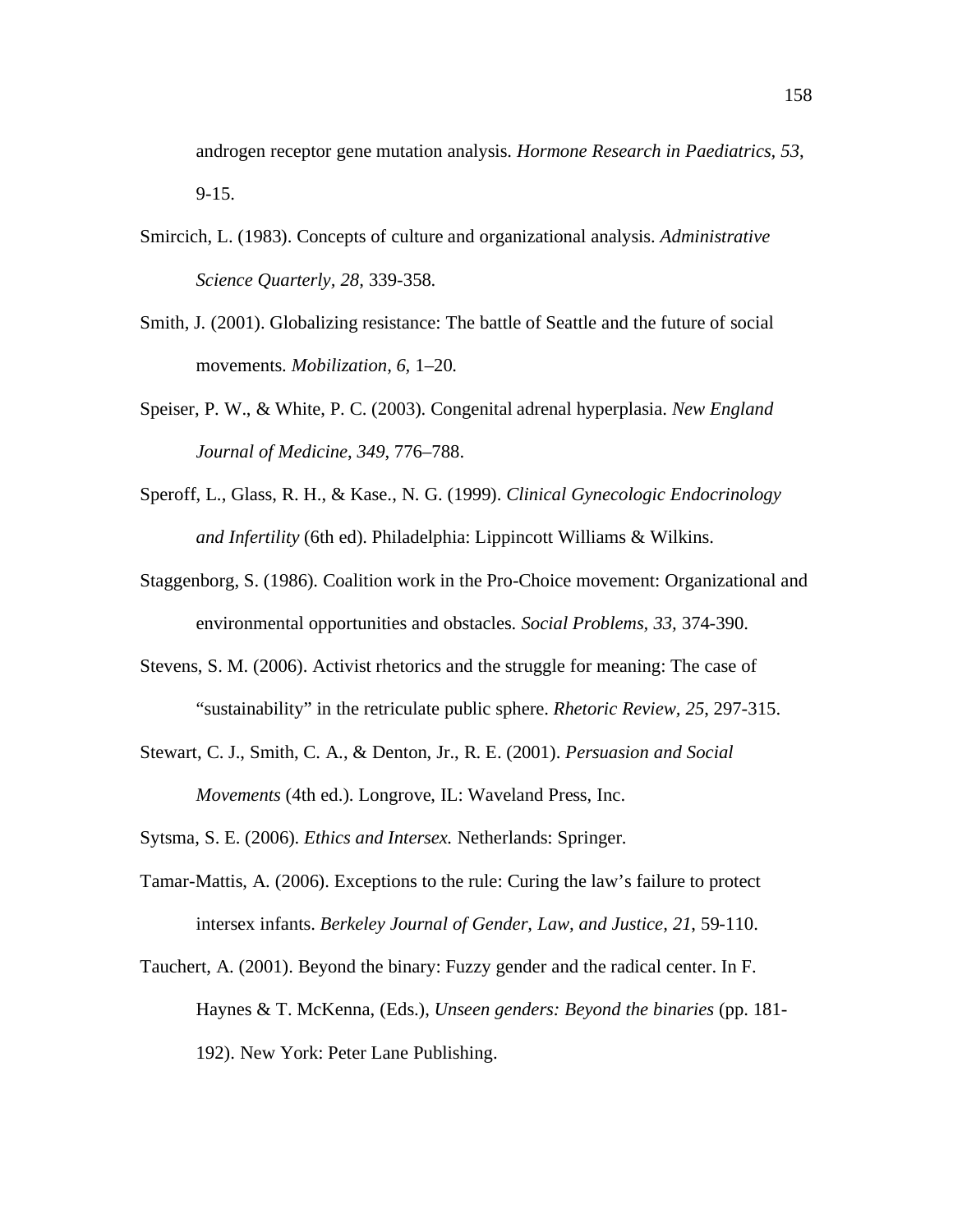androgen receptor gene mutation analysis. *Hormone Research in Paediatrics*, *53*, 9-15.

Smircich, L. (1983). Concepts of culture and organizational analysis. *Administrative Science Quarterly, 28,* 339-358.

Smith, J. (2001). Globalizing resistance: The battle of Seattle and the future of social movements. *Mobilization, 6*, 1–20.

Speiser, P. W., & White, P. C. (2003). Congenital adrenal hyperplasia. *New England Journal of Medicine*, *349*, 776–788.

Speroff, L., Glass, R. H., & Kase., N. G. (1999). *Clinical Gynecologic Endocrinology and Infertility* (6th ed). Philadelphia: Lippincott Williams & Wilkins.

Staggenborg, S. (1986). Coalition work in the Pro-Choice movement: Organizational and environmental opportunities and obstacles. *Social Problems*, *33*, 374-390.

Stevens, S. M. (2006). Activist rhetorics and the struggle for meaning: The case of "sustainability" in the retriculate public sphere. *Rhetoric Review, 25*, 297-315.

Stewart, C. J., Smith, C. A., & Denton, Jr., R. E. (2001). *Persuasion and Social Movements* (4th ed.). Longrove, IL: Waveland Press, Inc.

Sytsma, S. E. (2006). *Ethics and Intersex.* Netherlands: Springer.

Tamar-Mattis, A. (2006). Exceptions to the rule: Curing the law's failure to protect intersex infants. *Berkeley Journal of Gender, Law, and Justice, 21*, 59-110.

Tauchert, A. (2001). Beyond the binary: Fuzzy gender and the radical center. In F. Haynes & T. McKenna, (Eds.), *Unseen genders: Beyond the binaries* (pp. 181-192). New York: Peter Lane Publishing.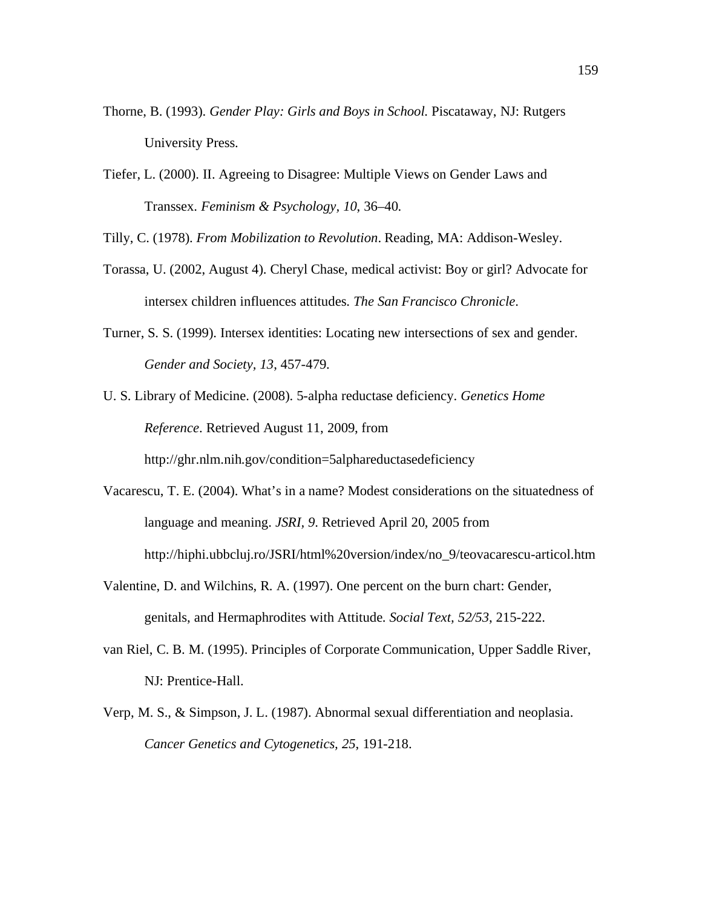Thorne, B. (1993). *Gender Play: Girls and Boys in School.* Piscataway, NJ: Rutgers University Press.

Tiefer, L. (2000). II. Agreeing to Disagree: Multiple Views on Gender Laws and Transsex. *Feminism & Psychology, 10*, 36–40.

Tilly, C. (1978). *From Mobilization to Revolution*. Reading, MA: Addison-Wesley.

Torassa, U. (2002, August 4). Cheryl Chase, medical activist: Boy or girl? Advocate for intersex children influences attitudes. *The San Francisco Chronicle*.

Turner, S. S. (1999). Intersex identities: Locating new intersections of sex and gender. *Gender and Society, 13*, 457-479.

U. S. Library of Medicine. (2008). 5-alpha reductase deficiency. *Genetics Home Reference*. Retrieved August 11, 2009, from http://ghr.nlm.nih.gov/condition=5alphareductasedeficiency

Vacarescu, T. E. (2004). What's in a name? Modest considerations on the situatedness of language and meaning. *JSRI, 9*. Retrieved April 20, 2005 from http://hiphi.ubbcluj.ro/JSRI/html%20version/index/no_9/teovacarescu-articol.htm

Valentine, D. and Wilchins, R. A. (1997). One percent on the burn chart: Gender, genitals, and Hermaphrodites with Attitude. *Social Text, 52/53*, 215-222.

van Riel, C. B. M. (1995). Principles of Corporate Communication, Upper Saddle River, NJ: Prentice-Hall.

Verp, M. S., & Simpson, J. L. (1987). Abnormal sexual differentiation and neoplasia. *Cancer Genetics and Cytogenetics, 25*, 191-218.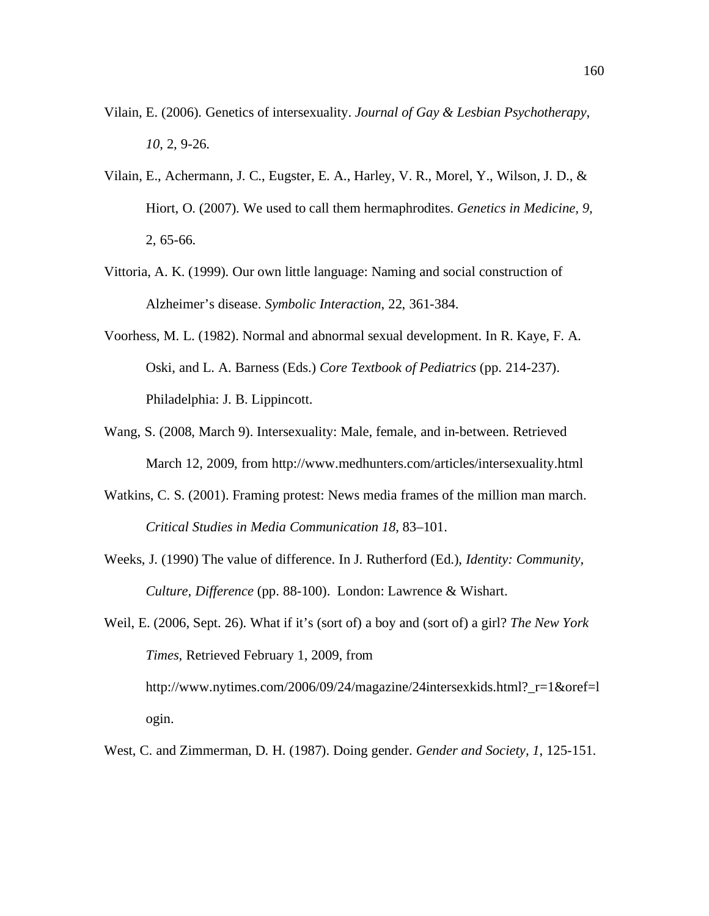Vilain, E. (2006). Genetics of intersexuality. *Journal of Gay & Lesbian Psychotherapy*, *10*, 2, 9-26.

Vilain, E., Achermann, J. C., Eugster, E. A., Harley, V. R., Morel, Y., Wilson, J. D., & Hiort, O. (2007). We used to call them hermaphrodites. *Genetics in Medicine*, *9*, 2, 65-66.

Vittoria, A. K. (1999). Our own little language: Naming and social construction of Alzheimer's disease. *Symbolic Interaction*, 22, 361-384.

Voorhess, M. L. (1982). Normal and abnormal sexual development. In R. Kaye, F. A. Oski, and L. A. Barness (Eds.) *Core Textbook of Pediatrics* (pp. 214-237). Philadelphia: J. B. Lippincott.

Wang, S. (2008, March 9). Intersexuality: Male, female, and in-between. Retrieved March 12, 2009, from http://www.medhunters.com/articles/intersexuality.html

Watkins, C. S. (2001). Framing protest: News media frames of the million man march. *Critical Studies in Media Communication 18*, 83–101.

Weeks, J. (1990) The value of difference. In J. Rutherford (Ed.), *Identity: Community, Culture, Difference* (pp. 88-100). London: Lawrence & Wishart.

Weil, E. (2006, Sept. 26). What if it's (sort of) a boy and (sort of) a girl? *The New York Times*, Retrieved February 1, 2009, from http://www.nytimes.com/2006/09/24/magazine/24intersexkids.html?_r=1&oref=login.

West, C. and Zimmerman, D. H. (1987). Doing gender. *Gender and Society, 1*, 125-151.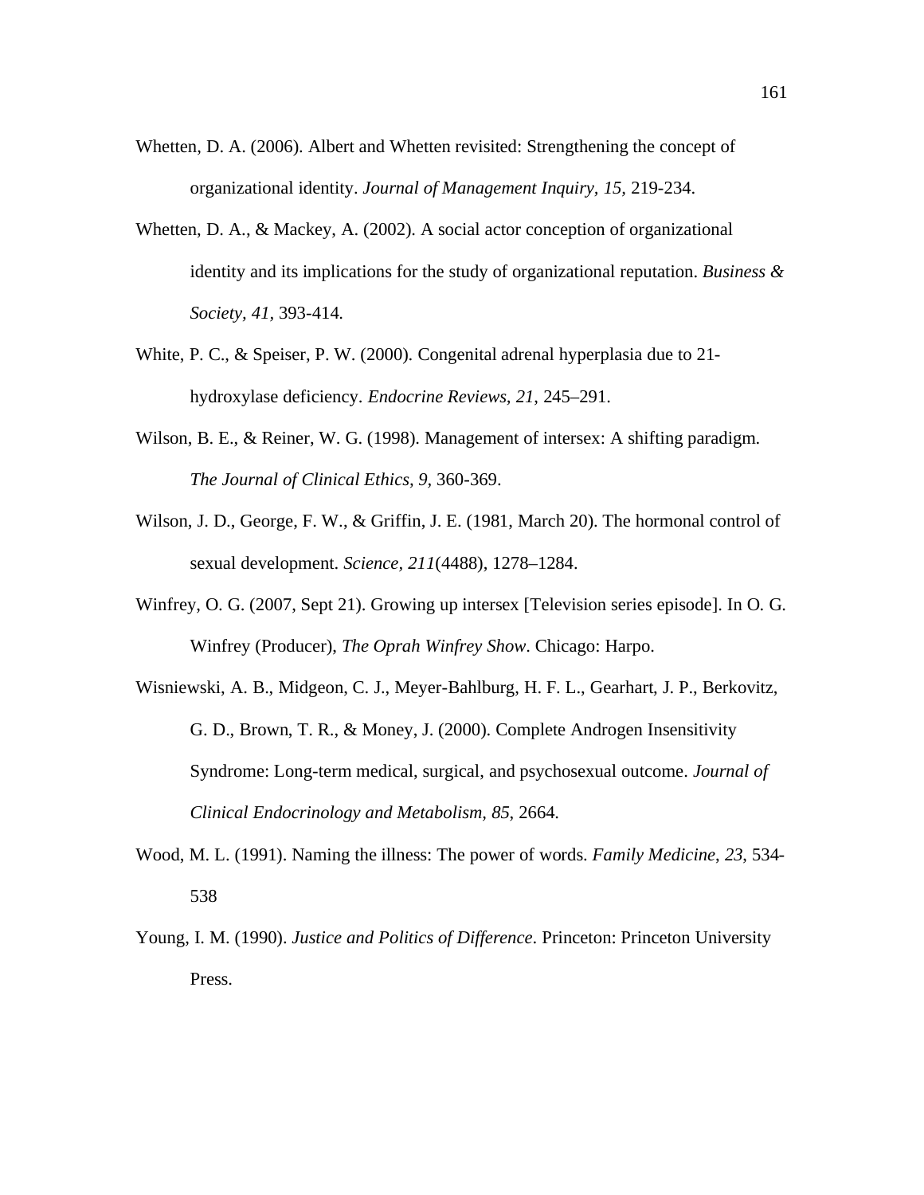Whetten, D. A. (2006). Albert and Whetten revisited: Strengthening the concept of organizational identity. *Journal of Management Inquiry, 15*, 219-234.

Whetten, D. A., & Mackey, A. (2002). A social actor conception of organizational identity and its implications for the study of organizational reputation. *Business & Society, 41*, 393-414.

White, P. C., & Speiser, P. W. (2000). Congenital adrenal hyperplasia due to 21-hydroxylase deficiency. *Endocrine Reviews, 21*, 245–291.

Wilson, B. E., & Reiner, W. G. (1998). Management of intersex: A shifting paradigm. *The Journal of Clinical Ethics, 9*, 360-369.

Wilson, J. D., George, F. W., & Griffin, J. E. (1981, March 20). The hormonal control of sexual development. *Science, 211*(4488), 1278–1284.

Winfrey, O. G. (2007, Sept 21). Growing up intersex [Television series episode]. In O. G. Winfrey (Producer), *The Oprah Winfrey Show*. Chicago: Harpo.

Wisniewski, A. B., Midgeon, C. J., Meyer-Bahlburg, H. F. L., Gearhart, J. P., Berkovitz, G. D., Brown, T. R., & Money, J. (2000). Complete Androgen Insensitivity Syndrome: Long-term medical, surgical, and psychosexual outcome. *Journal of Clinical Endocrinology and Metabolism, 85*, 2664.

Wood, M. L. (1991). Naming the illness: The power of words. *Family Medicine*, *23*, 534-538

Young, I. M. (1990). *Justice and Politics of Difference*. Princeton: Princeton University Press.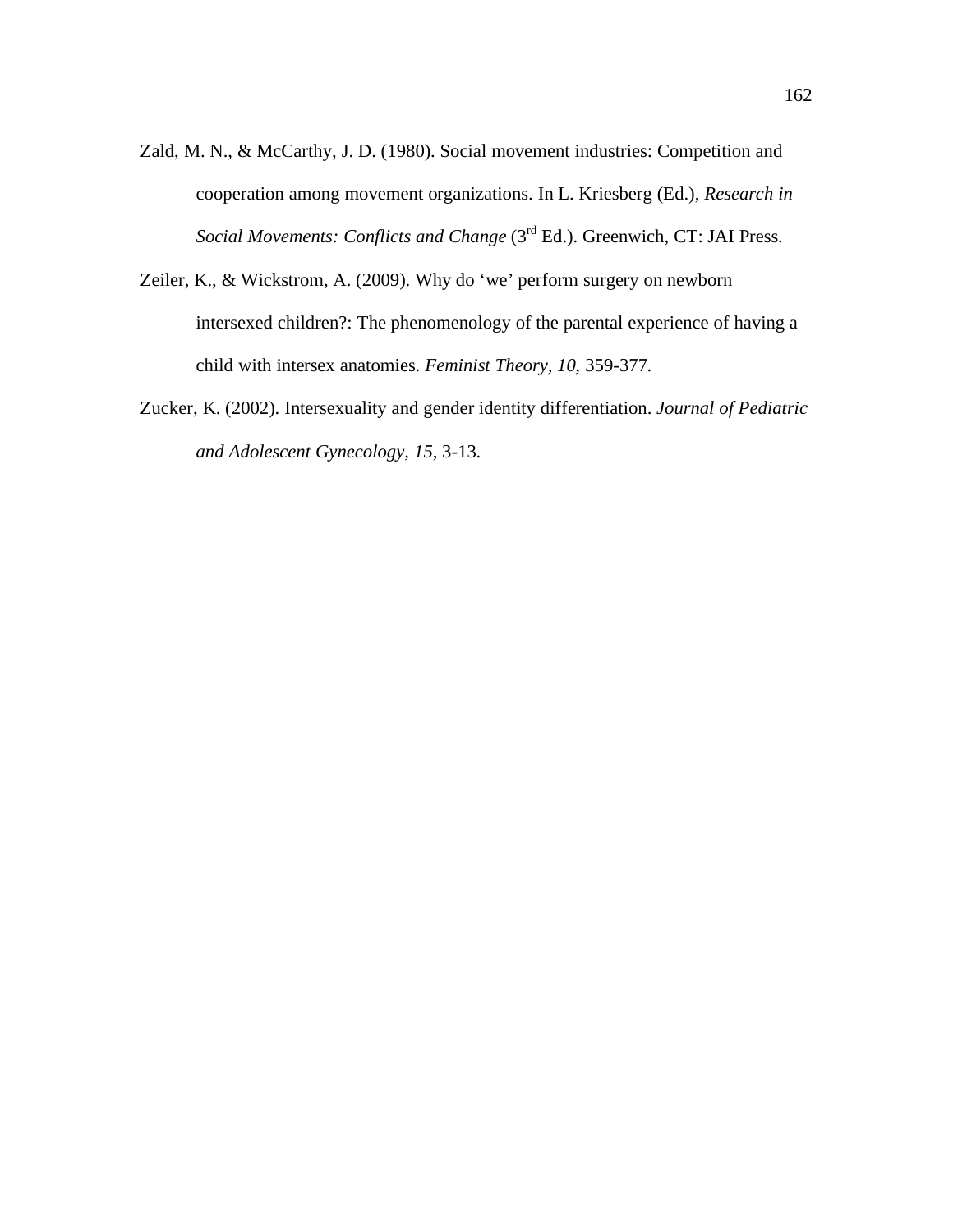Zald, M. N., & McCarthy, J. D. (1980). Social movement industries: Competition and cooperation among movement organizations. In L. Kriesberg (Ed.), *Research in Social Movements: Conflicts and Change* (3rd Ed.). Greenwich, CT: JAI Press.

Zeiler, K., & Wickstrom, A. (2009). Why do 'we' perform surgery on newborn intersexed children?: The phenomenology of the parental experience of having a child with intersex anatomies. *Feminist Theory, 10*, 359-377.

Zucker, K. (2002). Intersexuality and gender identity differentiation. *Journal of Pediatric and Adolescent Gynecology, 15*, 3-13.